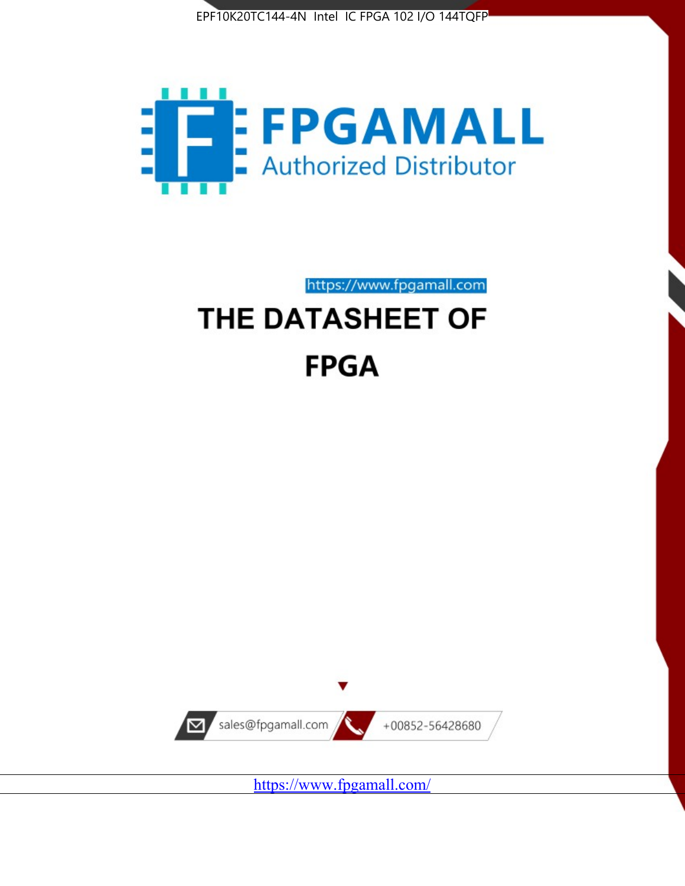EPF10K20TC144-4N Intel IC FPGA 102 I/O 144TQFP

FPGAMALL

Authorized Distributor

https://www.fpgamall.com

# THE DATASHEET OF

# FPGA

sales@fpgamall.com

+00852-56428680

https://www.fpgamall.com/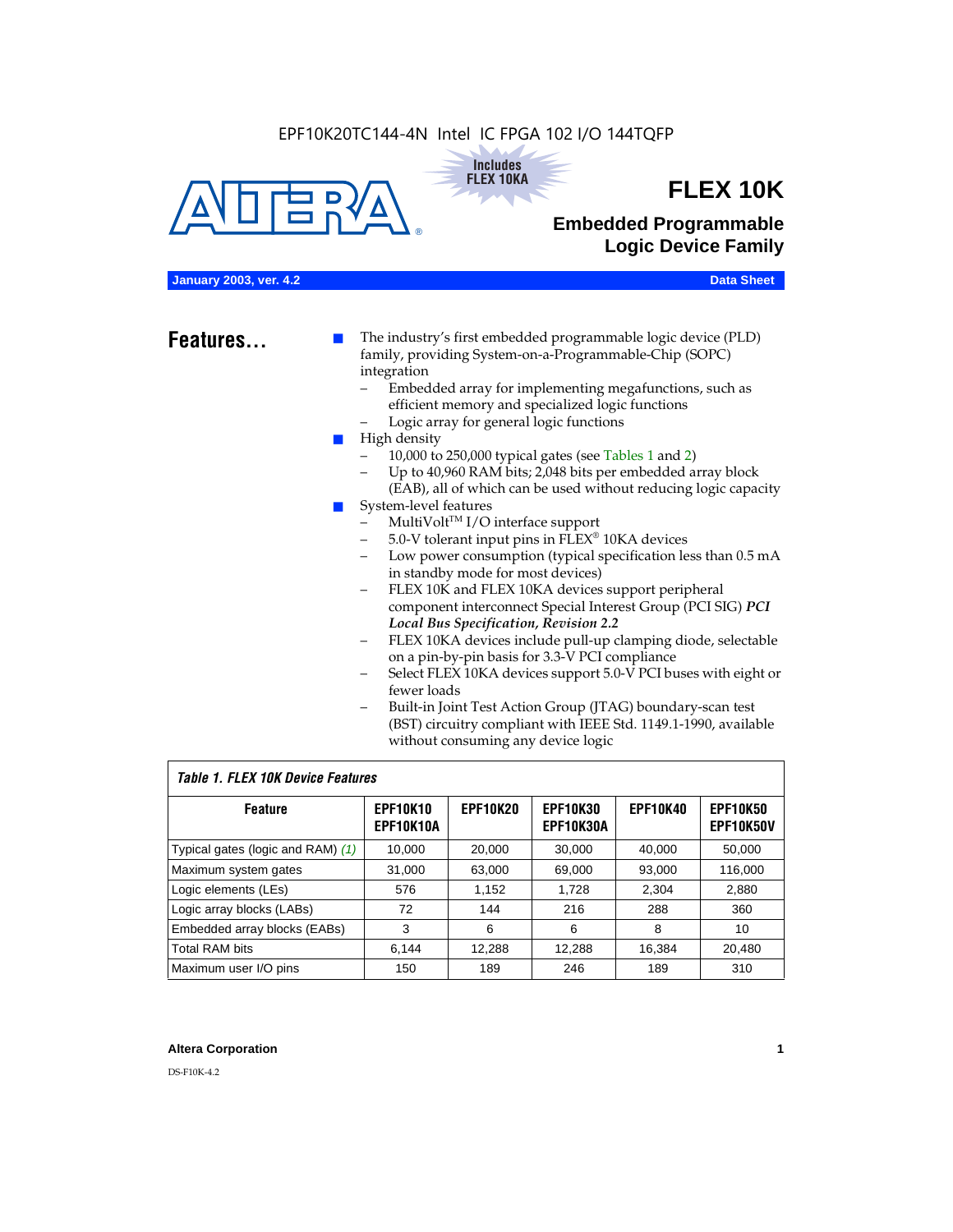EPF10K20TC144-4N Intel IC FPGA 102 I/O 144TQFP

Includes FLEX 10KA

# FLEX 10K

## Embedded Programmable Logic Device Family

**January 2003, ver. 4.2** **Data Sheet**

## Features...

- The industry's first embedded programmable logic device (PLD) family, providing System-on-a-Programmable-Chip (SOPC) integration
  - Embedded array for implementing megafunctions, such as efficient memory and specialized logic functions
  - Logic array for general logic functions
- High density
  - 10,000 to 250,000 typical gates (see Tables 1 and 2)
  - Up to 40,960 RAM bits; 2,048 bits per embedded array block (EAB), all of which can be used without reducing logic capacity
- System-level features
  - MultiVolt™ I/O interface support
  - 5.0-V tolerant input pins in FLEX® 10KA devices
  - Low power consumption (typical specification less than 0.5 mA in standby mode for most devices)
  - FLEX 10K and FLEX 10KA devices support peripheral component interconnect Special Interest Group (PCI SIG) ***PCI Local Bus Specification, Revision 2.2***
  - FLEX 10KA devices include pull-up clamping diode, selectable on a pin-by-pin basis for 3.3-V PCI compliance
  - Select FLEX 10KA devices support 5.0-V PCI buses with eight or fewer loads
  - Built-in Joint Test Action Group (JTAG) boundary-scan test (BST) circuitry compliant with IEEE Std. 1149.1-1990, available without consuming any device logic

*Table 1. FLEX 10K Device Features*

| Feature | EPF10K10 EPF10K10A | EPF10K20 | EPF10K30 EPF10K30A | EPF10K40 | EPF10K50 EPF10K50V |
|---|---|---|---|---|---|
| Typical gates (logic and RAM) *(1)* | 10,000 | 20,000 | 30,000 | 40,000 | 50,000 |
| Maximum system gates | 31,000 | 63,000 | 69,000 | 93,000 | 116,000 |
| Logic elements (LEs) | 576 | 1,152 | 1,728 | 2,304 | 2,880 |
| Logic array blocks (LABs) | 72 | 144 | 216 | 288 | 360 |
| Embedded array blocks (EABs) | 3 | 6 | 6 | 8 | 10 |
| Total RAM bits | 6,144 | 12,288 | 12,288 | 16,384 | 20,480 |
| Maximum user I/O pins | 150 | 189 | 246 | 189 | 310 |

**Altera Corporation**

DS-F10K-4.2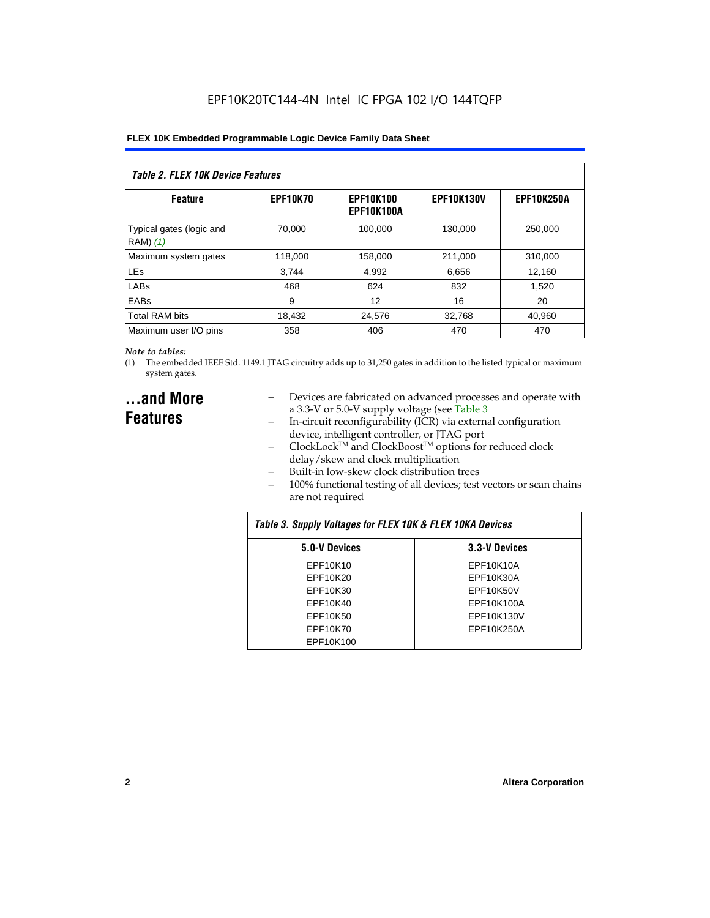*Table 2. FLEX 10K Device Features*

| Feature | EPF10K70 | EPF10K100 EPF10K100A | EPF10K130V | EPF10K250A |
|---|---|---|---|---|
| Typical gates (logic and RAM) *(1)* | 70,000 | 100,000 | 130,000 | 250,000 |
| Maximum system gates | 118,000 | 158,000 | 211,000 | 310,000 |
| LEs | 3,744 | 4,992 | 6,656 | 12,160 |
| LABs | 468 | 624 | 832 | 1,520 |
| EABs | 9 | 12 | 16 | 20 |
| Total RAM bits | 18,432 | 24,576 | 32,768 | 40,960 |
| Maximum user I/O pins | 358 | 406 | 470 | 470 |

*Note to tables:*

(1) The embedded IEEE Std. 1149.1 JTAG circuitry adds up to 31,250 gates in addition to the listed typical or maximum system gates.

## ...and More Features

- Devices are fabricated on advanced processes and operate with a 3.3-V or 5.0-V supply voltage (see Table 3
- In-circuit reconfigurability (ICR) via external configuration device, intelligent controller, or JTAG port
- ClockLock™ and ClockBoost™ options for reduced clock delay/skew and clock multiplication
- Built-in low-skew clock distribution trees
- 100% functional testing of all devices; test vectors or scan chains are not required

*Table 3. Supply Voltages for FLEX 10K & FLEX 10KA Devices*

| 5.0-V Devices | 3.3-V Devices |
|---|---|
| EPF10K10 | EPF10K10A |
| EPF10K20 | EPF10K30A |
| EPF10K30 | EPF10K50V |
| EPF10K40 | EPF10K100A |
| EPF10K50 | EPF10K130V |
| EPF10K70 | EPF10K250A |
| EPF10K100 | |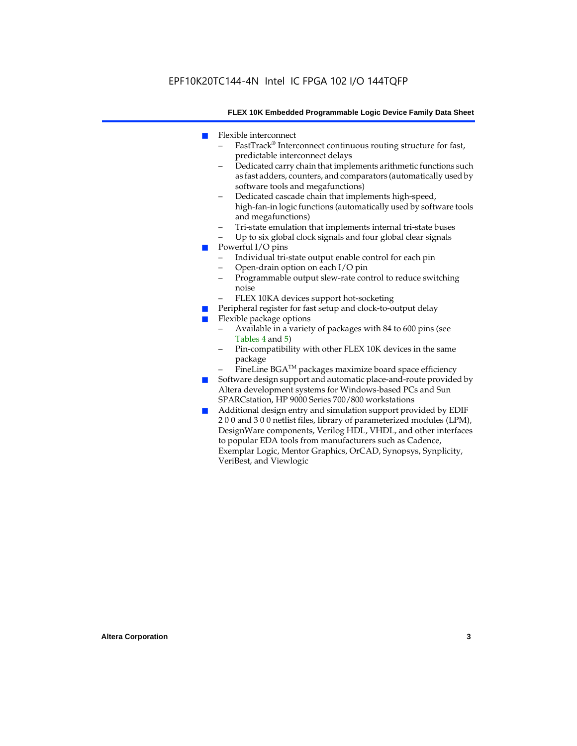- Flexible interconnect
  - FastTrack® Interconnect continuous routing structure for fast, predictable interconnect delays
  - Dedicated carry chain that implements arithmetic functions such as fast adders, counters, and comparators (automatically used by software tools and megafunctions)
  - Dedicated cascade chain that implements high-speed, high-fan-in logic functions (automatically used by software tools and megafunctions)
  - Tri-state emulation that implements internal tri-state buses
  - Up to six global clock signals and four global clear signals
- Powerful I/O pins
  - Individual tri-state output enable control for each pin
  - Open-drain option on each I/O pin
  - Programmable output slew-rate control to reduce switching noise
  - FLEX 10KA devices support hot-socketing
- Peripheral register for fast setup and clock-to-output delay
- Flexible package options
  - Available in a variety of packages with 84 to 600 pins (see Tables 4 and 5)
  - Pin-compatibility with other FLEX 10K devices in the same package
  - FineLine BGA™ packages maximize board space efficiency
- Software design support and automatic place-and-route provided by Altera development systems for Windows-based PCs and Sun SPARCstation, HP 9000 Series 700/800 workstations
- Additional design entry and simulation support provided by EDIF 2 0 0 and 3 0 0 netlist files, library of parameterized modules (LPM), DesignWare components, Verilog HDL, VHDL, and other interfaces to popular EDA tools from manufacturers such as Cadence, Exemplar Logic, Mentor Graphics, OrCAD, Synopsys, Synplicity, VeriBest, and Viewlogic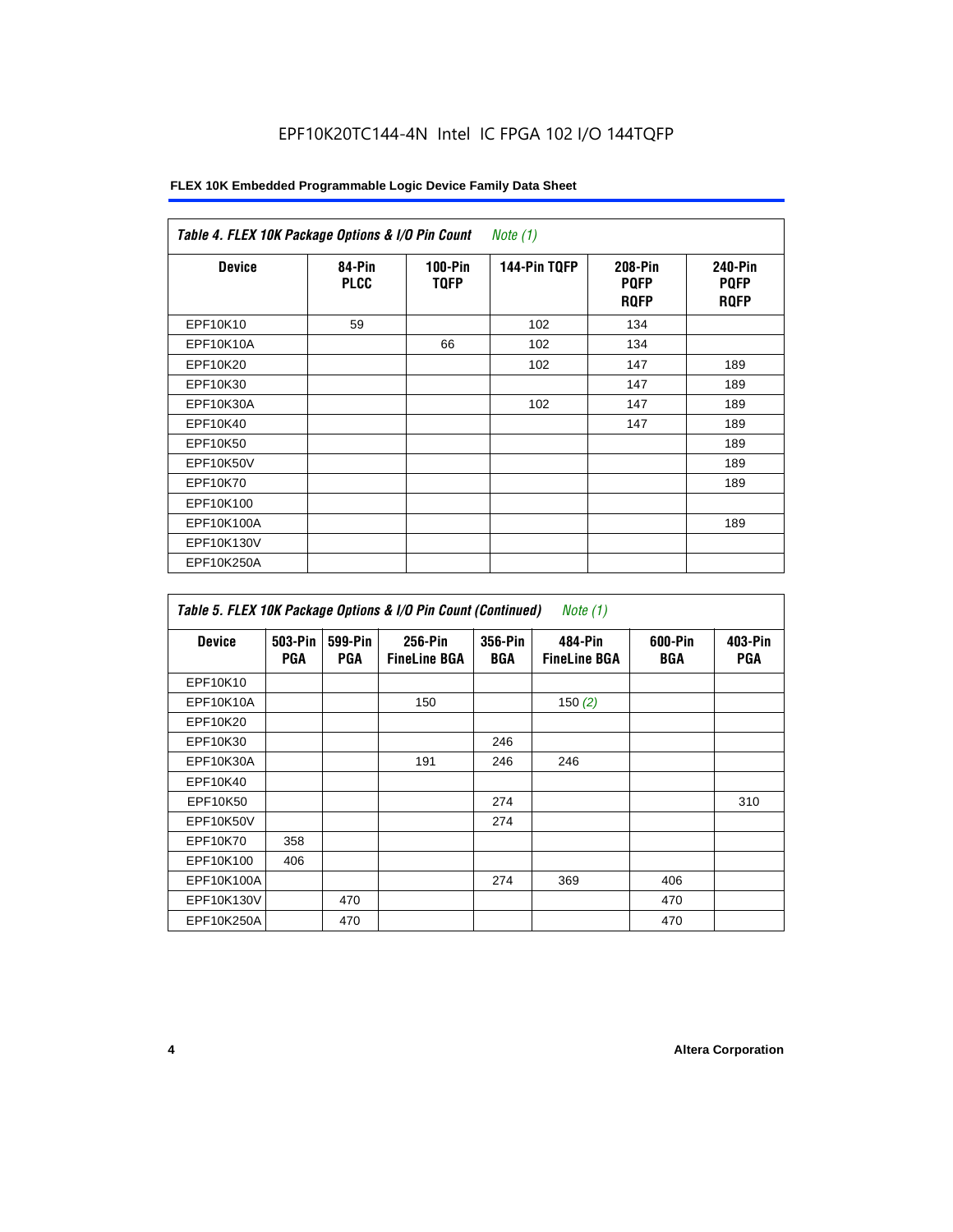EPF10K20TC144-4N Intel IC FPGA 102 I/O 144TQFP

**Table 4. FLEX 10K Package Options & I/O Pin Count** *Note (1)*

| Device | 84-Pin PLCC | 100-Pin TQFP | 144-Pin TQFP | 208-Pin PQFP RQFP | 240-Pin PQFP RQFP |
|---|---|---|---|---|---|
| EPF10K10 | 59 | | 102 | 134 | |
| EPF10K10A | | 66 | 102 | 134 | |
| EPF10K20 | | | 102 | 147 | 189 |
| EPF10K30 | | | | 147 | 189 |
| EPF10K30A | | | 102 | 147 | 189 |
| EPF10K40 | | | | 147 | 189 |
| EPF10K50 | | | | | 189 |
| EPF10K50V | | | | | 189 |
| EPF10K70 | | | | | 189 |
| EPF10K100 | | | | | |
| EPF10K100A | | | | | 189 |
| EPF10K130V | | | | | |
| EPF10K250A | | | | | |

**Table 5. FLEX 10K Package Options & I/O Pin Count (Continued)** *Note (1)*

| Device | 503-Pin PGA | 599-Pin PGA | 256-Pin FineLine BGA | 356-Pin BGA | 484-Pin FineLine BGA | 600-Pin BGA | 403-Pin PGA |
|---|---|---|---|---|---|---|---|
| EPF10K10 | | | | | | | |
| EPF10K10A | | | 150 | | 150 *(2)* | | |
| EPF10K20 | | | | | | | |
| EPF10K30 | | | | 246 | | | |
| EPF10K30A | | | 191 | 246 | 246 | | |
| EPF10K40 | | | | | | | |
| EPF10K50 | | | | 274 | | | 310 |
| EPF10K50V | | | | 274 | | | |
| EPF10K70 | 358 | | | | | | |
| EPF10K100 | 406 | | | | | | |
| EPF10K100A | | | | 274 | 369 | 406 | |
| EPF10K130V | | 470 | | | | 470 | |
| EPF10K250A | | 470 | | | | 470 | |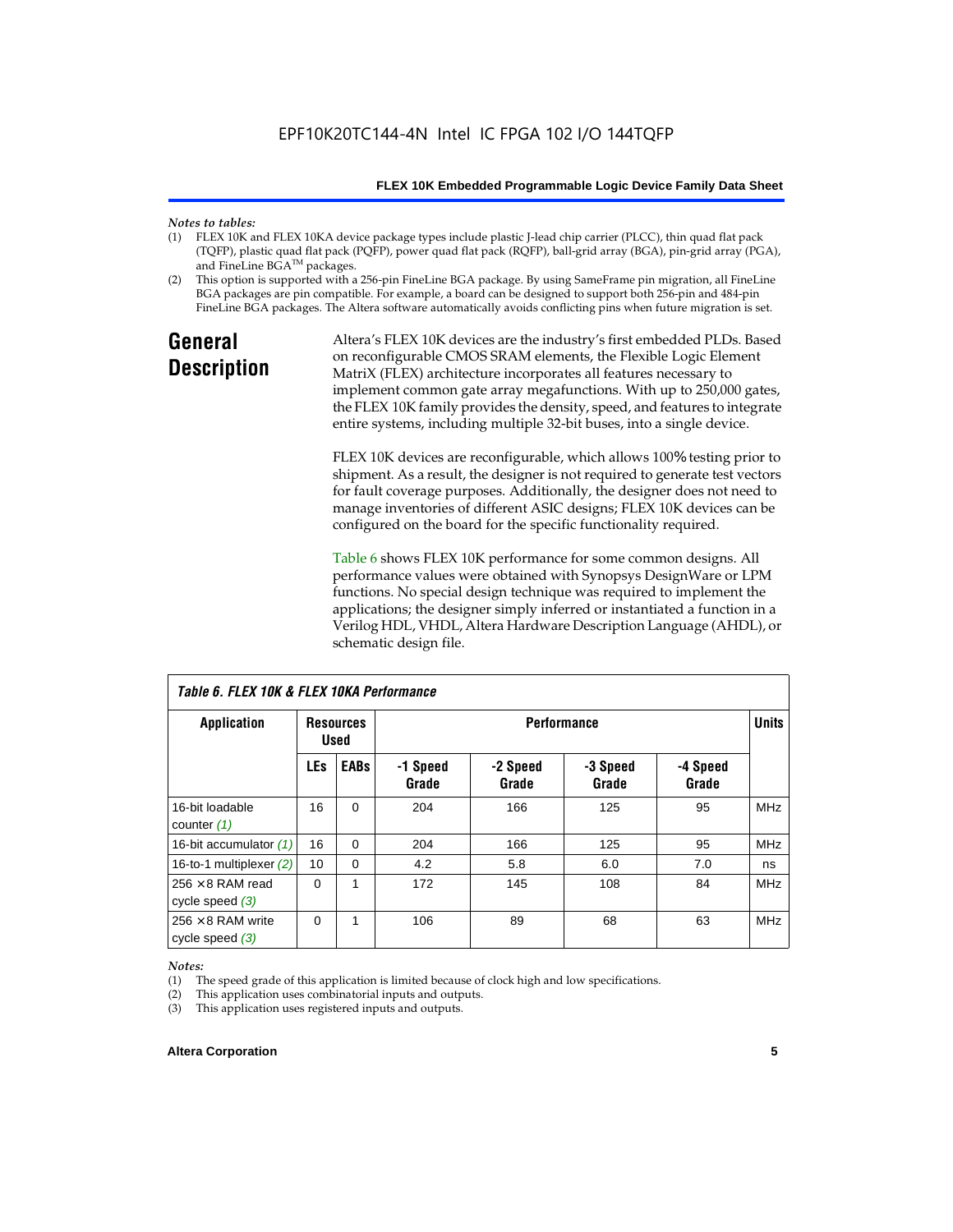*Notes to tables:*

(1) FLEX 10K and FLEX 10KA device package types include plastic J-lead chip carrier (PLCC), thin quad flat pack (TQFP), plastic quad flat pack (PQFP), power quad flat pack (RQFP), ball-grid array (BGA), pin-grid array (PGA), and FineLine BGA™ packages.

(2) This option is supported with a 256-pin FineLine BGA package. By using SameFrame pin migration, all FineLine BGA packages are pin compatible. For example, a board can be designed to support both 256-pin and 484-pin FineLine BGA packages. The Altera software automatically avoids conflicting pins when future migration is set.

## General Description

Altera's FLEX 10K devices are the industry's first embedded PLDs. Based on reconfigurable CMOS SRAM elements, the Flexible Logic Element MatriX (FLEX) architecture incorporates all features necessary to implement common gate array megafunctions. With up to 250,000 gates, the FLEX 10K family provides the density, speed, and features to integrate entire systems, including multiple 32-bit buses, into a single device.

FLEX 10K devices are reconfigurable, which allows 100% testing prior to shipment. As a result, the designer is not required to generate test vectors for fault coverage purposes. Additionally, the designer does not need to manage inventories of different ASIC designs; FLEX 10K devices can be configured on the board for the specific functionality required.

Table 6 shows FLEX 10K performance for some common designs. All performance values were obtained with Synopsys DesignWare or LPM functions. No special design technique was required to implement the applications; the designer simply inferred or instantiated a function in a Verilog HDL, VHDL, Altera Hardware Description Language (AHDL), or schematic design file.

*Table 6. FLEX 10K & FLEX 10KA Performance*

| Application | Resources Used | | Performance | | | | Units |
|---|---|---|---|---|---|---|---|
| | LEs | EABs | -1 Speed Grade | -2 Speed Grade | -3 Speed Grade | -4 Speed Grade | |
| 16-bit loadable counter *(1)* | 16 | 0 | 204 | 166 | 125 | 95 | MHz |
| 16-bit accumulator *(1)* | 16 | 0 | 204 | 166 | 125 | 95 | MHz |
| 16-to-1 multiplexer *(2)* | 10 | 0 | 4.2 | 5.8 | 6.0 | 7.0 | ns |
| 256 × 8 RAM read cycle speed *(3)* | 0 | 1 | 172 | 145 | 108 | 84 | MHz |
| 256 × 8 RAM write cycle speed *(3)* | 0 | 1 | 106 | 89 | 68 | 63 | MHz |

*Notes:*

(1) The speed grade of this application is limited because of clock high and low specifications.

(2) This application uses combinatorial inputs and outputs.

(3) This application uses registered inputs and outputs.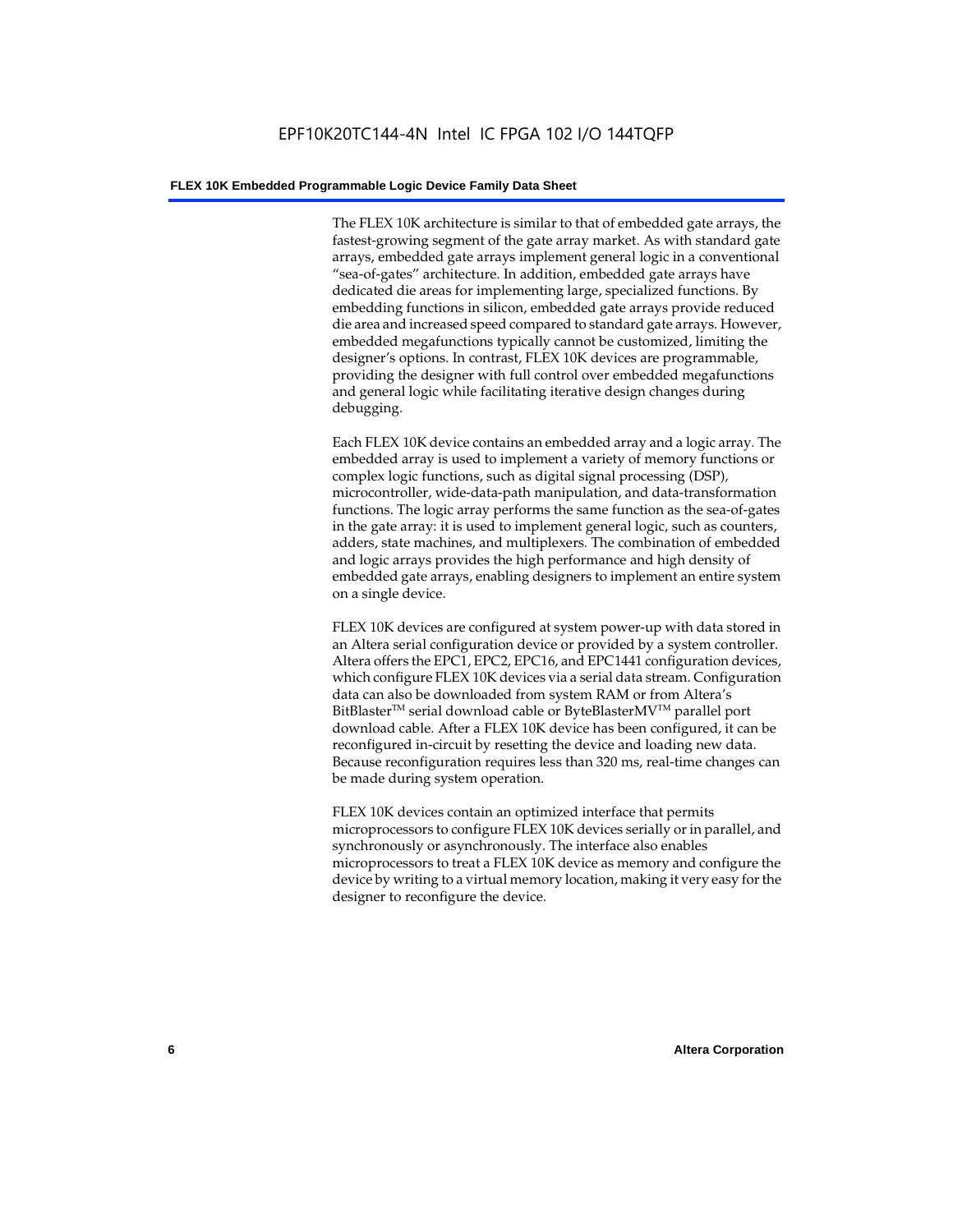The FLEX 10K architecture is similar to that of embedded gate arrays, the fastest-growing segment of the gate array market. As with standard gate arrays, embedded gate arrays implement general logic in a conventional "sea-of-gates" architecture. In addition, embedded gate arrays have dedicated die areas for implementing large, specialized functions. By embedding functions in silicon, embedded gate arrays provide reduced die area and increased speed compared to standard gate arrays. However, embedded megafunctions typically cannot be customized, limiting the designer's options. In contrast, FLEX 10K devices are programmable, providing the designer with full control over embedded megafunctions and general logic while facilitating iterative design changes during debugging.

Each FLEX 10K device contains an embedded array and a logic array. The embedded array is used to implement a variety of memory functions or complex logic functions, such as digital signal processing (DSP), microcontroller, wide-data-path manipulation, and data-transformation functions. The logic array performs the same function as the sea-of-gates in the gate array: it is used to implement general logic, such as counters, adders, state machines, and multiplexers. The combination of embedded and logic arrays provides the high performance and high density of embedded gate arrays, enabling designers to implement an entire system on a single device.

FLEX 10K devices are configured at system power-up with data stored in an Altera serial configuration device or provided by a system controller. Altera offers the EPC1, EPC2, EPC16, and EPC1441 configuration devices, which configure FLEX 10K devices via a serial data stream. Configuration data can also be downloaded from system RAM or from Altera's BitBlaster™ serial download cable or ByteBlasterMV™ parallel port download cable. After a FLEX 10K device has been configured, it can be reconfigured in-circuit by resetting the device and loading new data. Because reconfiguration requires less than 320 ms, real-time changes can be made during system operation.

FLEX 10K devices contain an optimized interface that permits microprocessors to configure FLEX 10K devices serially or in parallel, and synchronously or asynchronously. The interface also enables microprocessors to treat a FLEX 10K device as memory and configure the device by writing to a virtual memory location, making it very easy for the designer to reconfigure the device.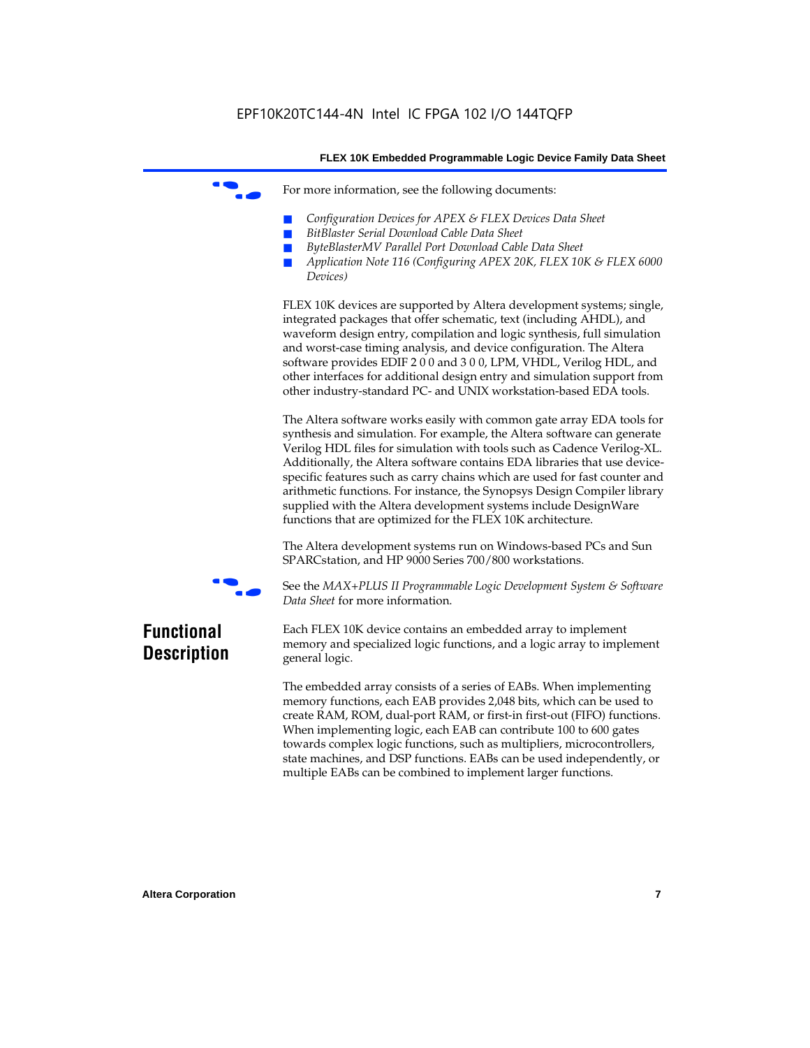For more information, see the following documents:

- *Configuration Devices for APEX & FLEX Devices Data Sheet*
- *BitBlaster Serial Download Cable Data Sheet*
- *ByteBlasterMV Parallel Port Download Cable Data Sheet*
- *Application Note 116 (Configuring APEX 20K, FLEX 10K & FLEX 6000 Devices)*

FLEX 10K devices are supported by Altera development systems; single, integrated packages that offer schematic, text (including AHDL), and waveform design entry, compilation and logic synthesis, full simulation and worst-case timing analysis, and device configuration. The Altera software provides EDIF 2 0 0 and 3 0 0, LPM, VHDL, Verilog HDL, and other interfaces for additional design entry and simulation support from other industry-standard PC- and UNIX workstation-based EDA tools.

The Altera software works easily with common gate array EDA tools for synthesis and simulation. For example, the Altera software can generate Verilog HDL files for simulation with tools such as Cadence Verilog-XL. Additionally, the Altera software contains EDA libraries that use device-specific features such as carry chains which are used for fast counter and arithmetic functions. For instance, the Synopsys Design Compiler library supplied with the Altera development systems include DesignWare functions that are optimized for the FLEX 10K architecture.

The Altera development systems run on Windows-based PCs and Sun SPARCstation, and HP 9000 Series 700/800 workstations.

See the *MAX+PLUS II Programmable Logic Development System & Software Data Sheet* for more information.

## Functional Description

Each FLEX 10K device contains an embedded array to implement memory and specialized logic functions, and a logic array to implement general logic.

The embedded array consists of a series of EABs. When implementing memory functions, each EAB provides 2,048 bits, which can be used to create RAM, ROM, dual-port RAM, or first-in first-out (FIFO) functions. When implementing logic, each EAB can contribute 100 to 600 gates towards complex logic functions, such as multipliers, microcontrollers, state machines, and DSP functions. EABs can be used independently, or multiple EABs can be combined to implement larger functions.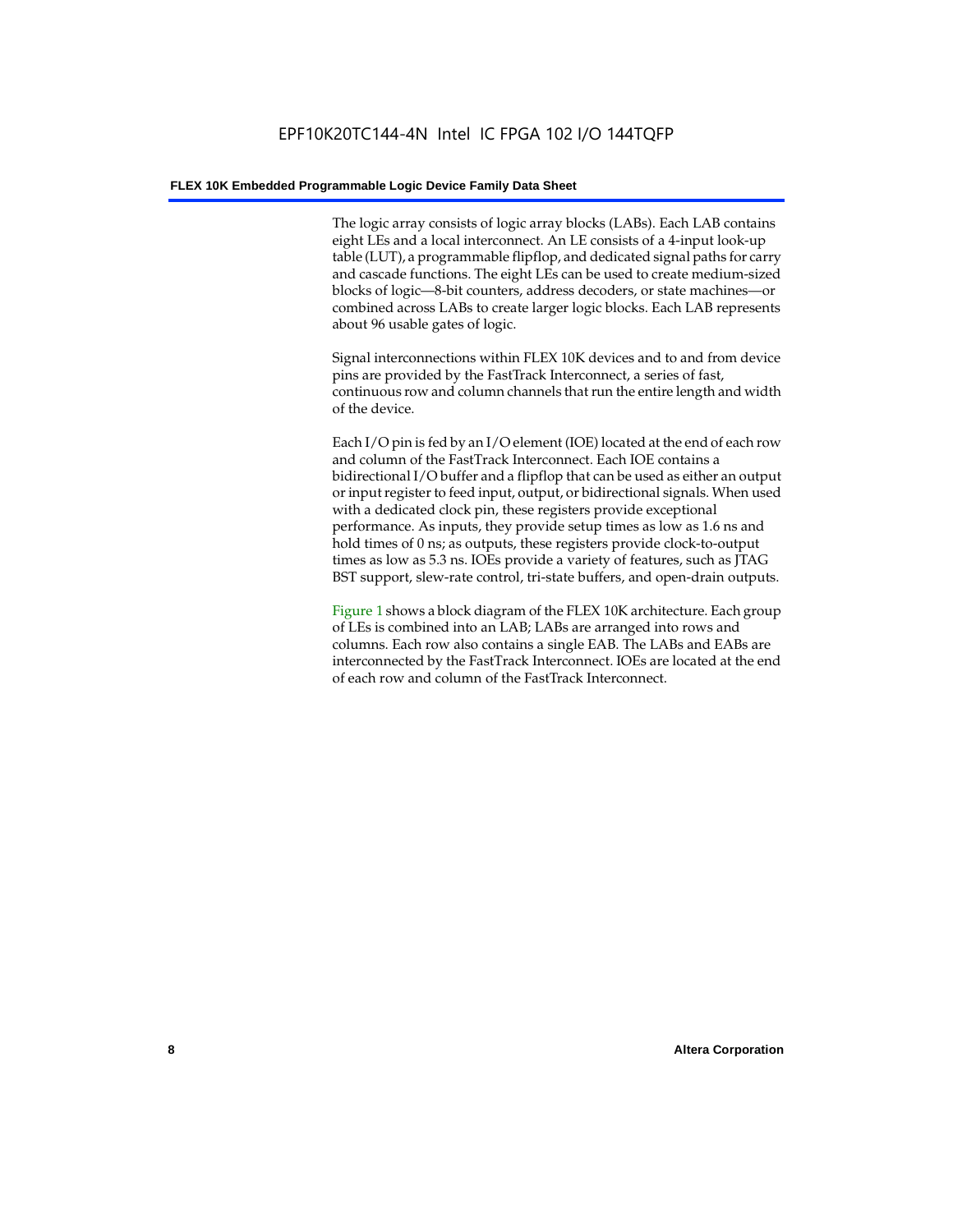The logic array consists of logic array blocks (LABs). Each LAB contains eight LEs and a local interconnect. An LE consists of a 4-input look-up table (LUT), a programmable flipflop, and dedicated signal paths for carry and cascade functions. The eight LEs can be used to create medium-sized blocks of logic—8-bit counters, address decoders, or state machines—or combined across LABs to create larger logic blocks. Each LAB represents about 96 usable gates of logic.

Signal interconnections within FLEX 10K devices and to and from device pins are provided by the FastTrack Interconnect, a series of fast, continuous row and column channels that run the entire length and width of the device.

Each I/O pin is fed by an I/O element (IOE) located at the end of each row and column of the FastTrack Interconnect. Each IOE contains a bidirectional I/O buffer and a flipflop that can be used as either an output or input register to feed input, output, or bidirectional signals. When used with a dedicated clock pin, these registers provide exceptional performance. As inputs, they provide setup times as low as 1.6 ns and hold times of 0 ns; as outputs, these registers provide clock-to-output times as low as 5.3 ns. IOEs provide a variety of features, such as JTAG BST support, slew-rate control, tri-state buffers, and open-drain outputs.

Figure 1 shows a block diagram of the FLEX 10K architecture. Each group of LEs is combined into an LAB; LABs are arranged into rows and columns. Each row also contains a single EAB. The LABs and EABs are interconnected by the FastTrack Interconnect. IOEs are located at the end of each row and column of the FastTrack Interconnect.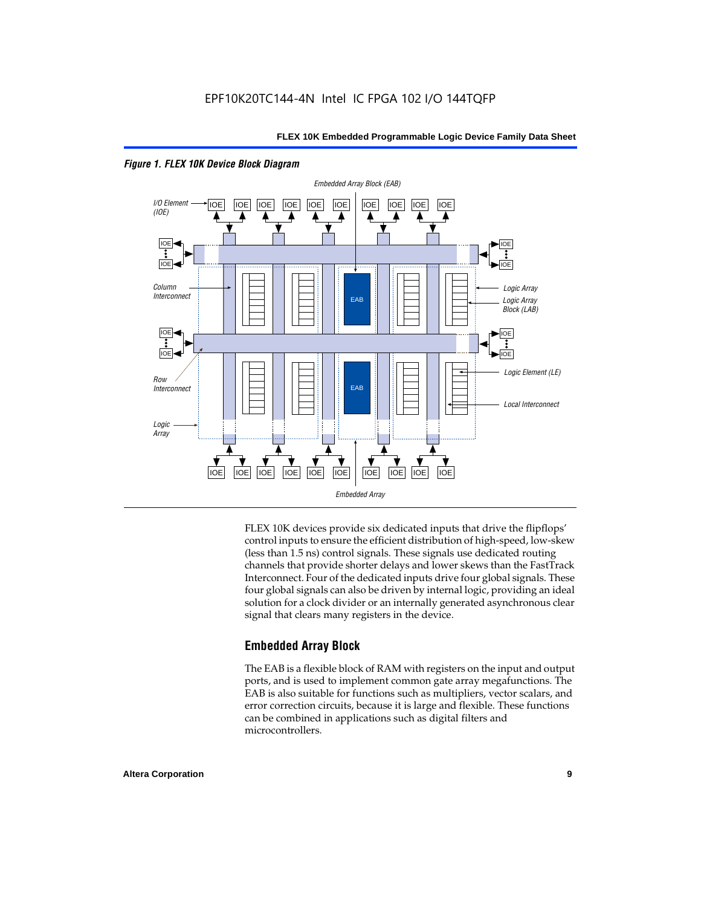*Figure 1. FLEX 10K Device Block Diagram*

FLEX 10K devices provide six dedicated inputs that drive the flipflops' control inputs to ensure the efficient distribution of high-speed, low-skew (less than 1.5 ns) control signals. These signals use dedicated routing channels that provide shorter delays and lower skews than the FastTrack Interconnect. Four of the dedicated inputs drive four global signals. These four global signals can also be driven by internal logic, providing an ideal solution for a clock divider or an internally generated asynchronous clear signal that clears many registers in the device.

## Embedded Array Block

The EAB is a flexible block of RAM with registers on the input and output ports, and is used to implement common gate array megafunctions. The EAB is also suitable for functions such as multipliers, vector scalars, and error correction circuits, because it is large and flexible. These functions can be combined in applications such as digital filters and microcontrollers.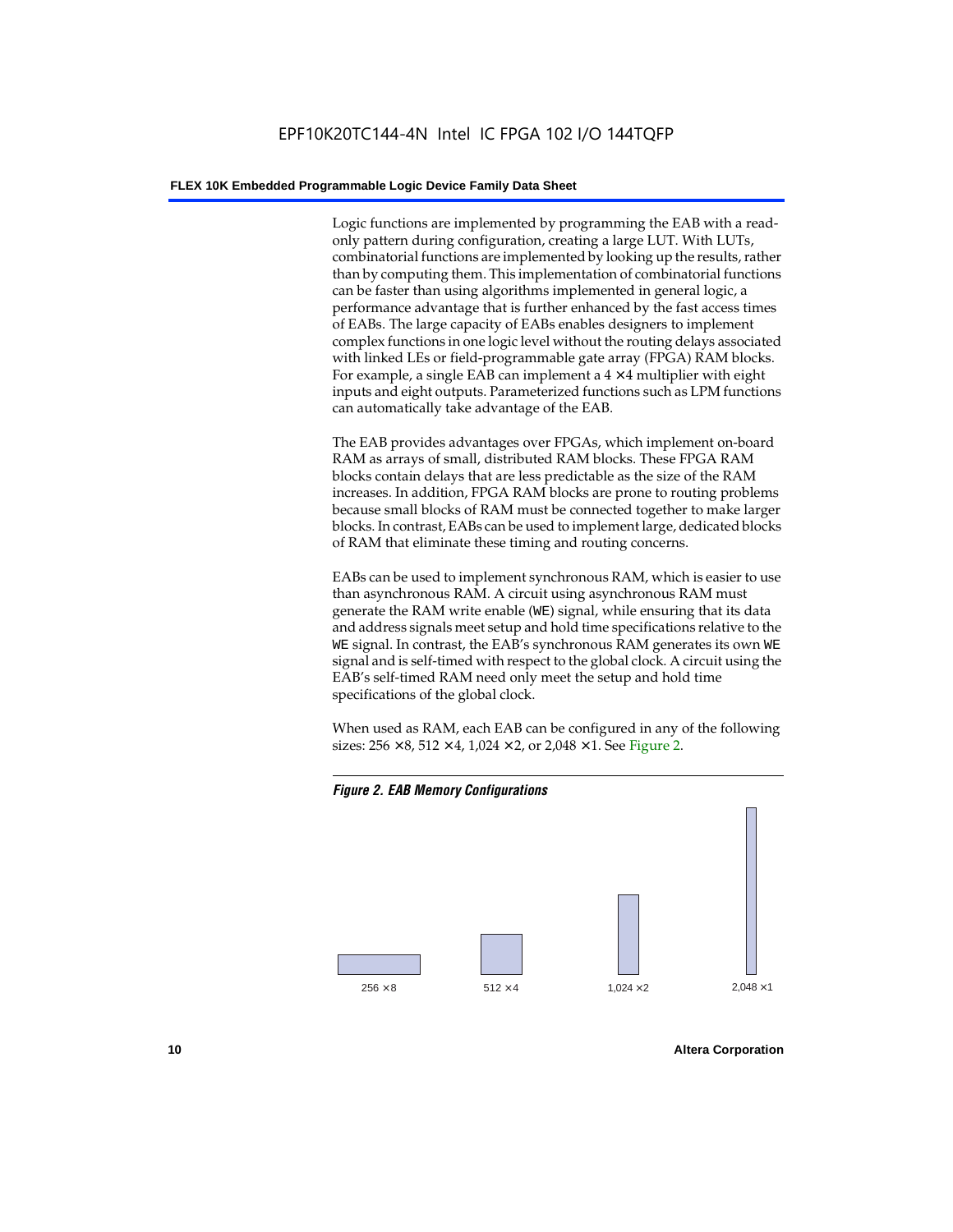Logic functions are implemented by programming the EAB with a read-only pattern during configuration, creating a large LUT. With LUTs, combinatorial functions are implemented by looking up the results, rather than by computing them. This implementation of combinatorial functions can be faster than using algorithms implemented in general logic, a performance advantage that is further enhanced by the fast access times of EABs. The large capacity of EABs enables designers to implement complex functions in one logic level without the routing delays associated with linked LEs or field-programmable gate array (FPGA) RAM blocks. For example, a single EAB can implement a 4 × 4 multiplier with eight inputs and eight outputs. Parameterized functions such as LPM functions can automatically take advantage of the EAB.

The EAB provides advantages over FPGAs, which implement on-board RAM as arrays of small, distributed RAM blocks. These FPGA RAM blocks contain delays that are less predictable as the size of the RAM increases. In addition, FPGA RAM blocks are prone to routing problems because small blocks of RAM must be connected together to make larger blocks. In contrast, EABs can be used to implement large, dedicated blocks of RAM that eliminate these timing and routing concerns.

EABs can be used to implement synchronous RAM, which is easier to use than asynchronous RAM. A circuit using asynchronous RAM must generate the RAM write enable (`WE`) signal, while ensuring that its data and address signals meet setup and hold time specifications relative to the `WE` signal. In contrast, the EAB's synchronous RAM generates its own `WE` signal and is self-timed with respect to the global clock. A circuit using the EAB's self-timed RAM need only meet the setup and hold time specifications of the global clock.

When used as RAM, each EAB can be configured in any of the following sizes: 256 × 8, 512 × 4, 1,024 × 2, or 2,048 × 1. See Figure 2.

*Figure 2. EAB Memory Configurations*

256 × 8 512 × 4 1,024 × 2 2,048 × 1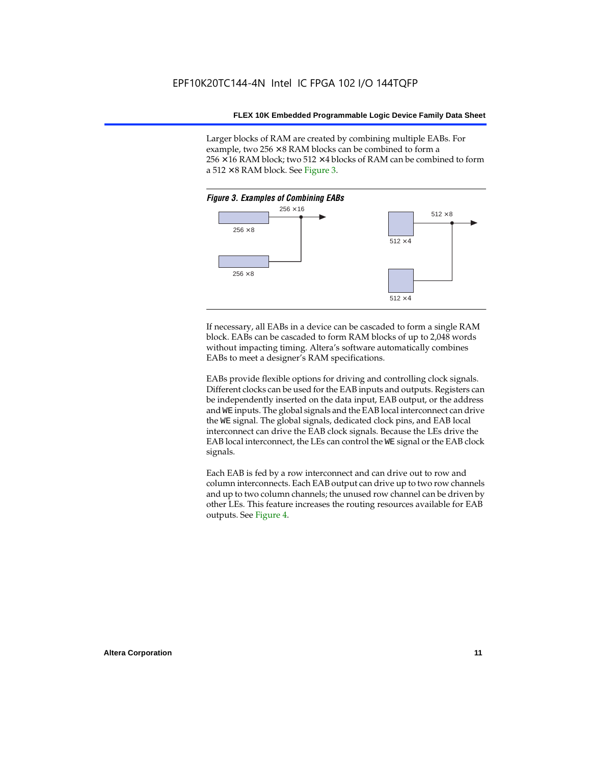Larger blocks of RAM are created by combining multiple EABs. For example, two 256 × 8 RAM blocks can be combined to form a 256 × 16 RAM block; two 512 × 4 blocks of RAM can be combined to form a 512 × 8 RAM block. See Figure 3.

*Figure 3. Examples of Combining EABs*

If necessary, all EABs in a device can be cascaded to form a single RAM block. EABs can be cascaded to form RAM blocks of up to 2,048 words without impacting timing. Altera's software automatically combines EABs to meet a designer's RAM specifications.

EABs provide flexible options for driving and controlling clock signals. Different clocks can be used for the EAB inputs and outputs. Registers can be independently inserted on the data input, EAB output, or the address and `WE` inputs. The global signals and the EAB local interconnect can drive the `WE` signal. The global signals, dedicated clock pins, and EAB local interconnect can drive the EAB clock signals. Because the LEs drive the EAB local interconnect, the LEs can control the `WE` signal or the EAB clock signals.

Each EAB is fed by a row interconnect and can drive out to row and column interconnects. Each EAB output can drive up to two row channels and up to two column channels; the unused row channel can be driven by other LEs. This feature increases the routing resources available for EAB outputs. See Figure 4.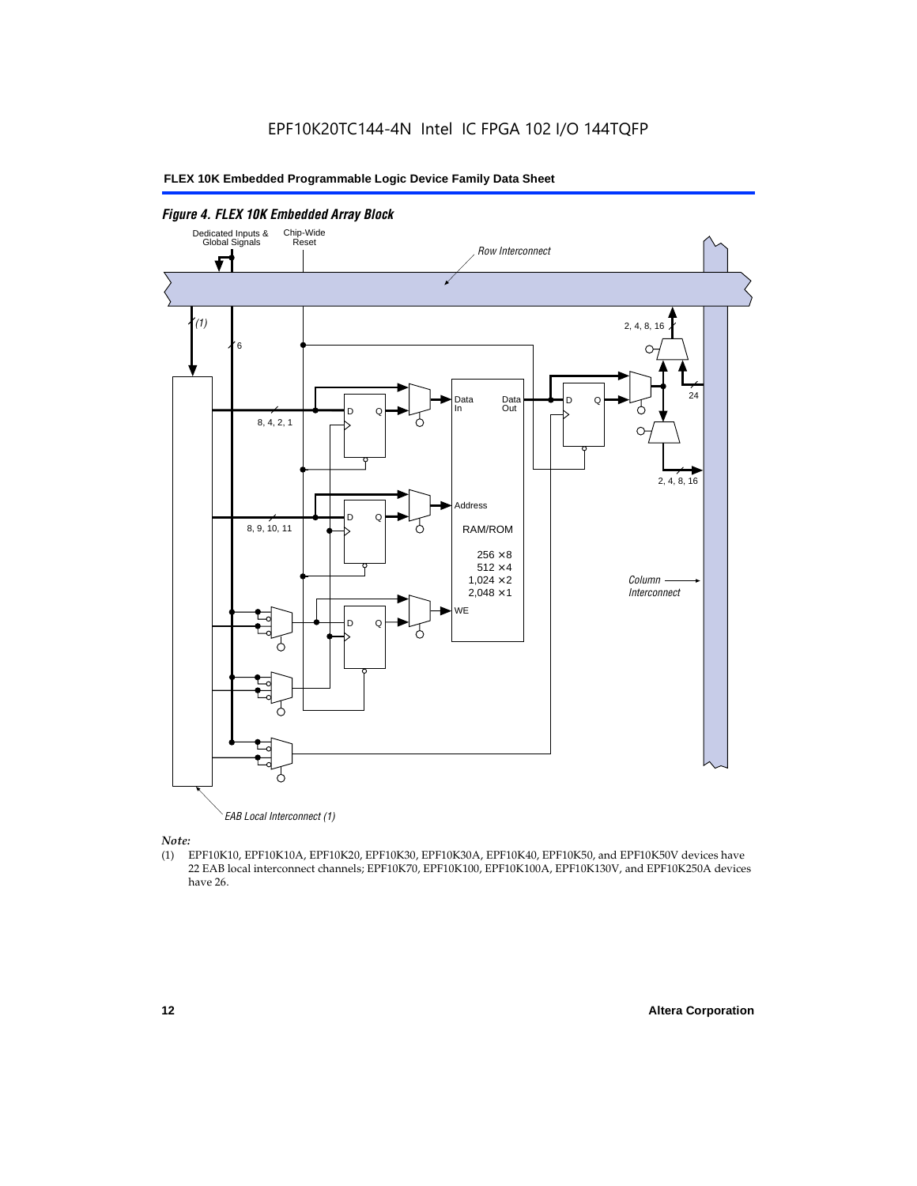*Figure 4. FLEX 10K Embedded Array Block*

*Note:*

(1) EPF10K10, EPF10K10A, EPF10K20, EPF10K30, EPF10K30A, EPF10K40, EPF10K50, and EPF10K50V devices have 22 EAB local interconnect channels; EPF10K70, EPF10K100, EPF10K100A, EPF10K130V, and EPF10K250A devices have 26.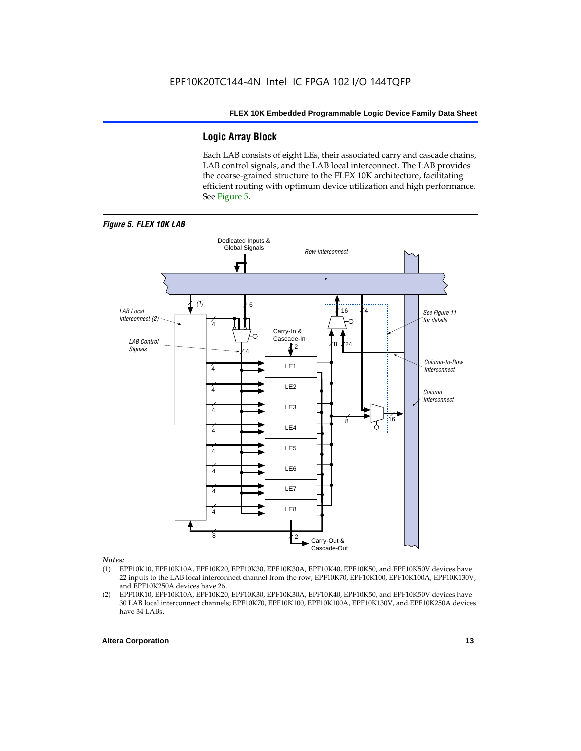## Logic Array Block

Each LAB consists of eight LEs, their associated carry and cascade chains, LAB control signals, and the LAB local interconnect. The LAB provides the coarse-grained structure to the FLEX 10K architecture, facilitating efficient routing with optimum device utilization and high performance. See Figure 5.

*Figure 5. FLEX 10K LAB*

*Notes:*

(1) EPF10K10, EPF10K10A, EPF10K20, EPF10K30, EPF10K30A, EPF10K40, EPF10K50, and EPF10K50V devices have 22 inputs to the LAB local interconnect channel from the row; EPF10K70, EPF10K100, EPF10K100A, EPF10K130V, and EPF10K250A devices have 26.

(2) EPF10K10, EPF10K10A, EPF10K20, EPF10K30, EPF10K30A, EPF10K40, EPF10K50, and EPF10K50V devices have 30 LAB local interconnect channels; EPF10K70, EPF10K100, EPF10K100A, EPF10K130V, and EPF10K250A devices have 34 LABs.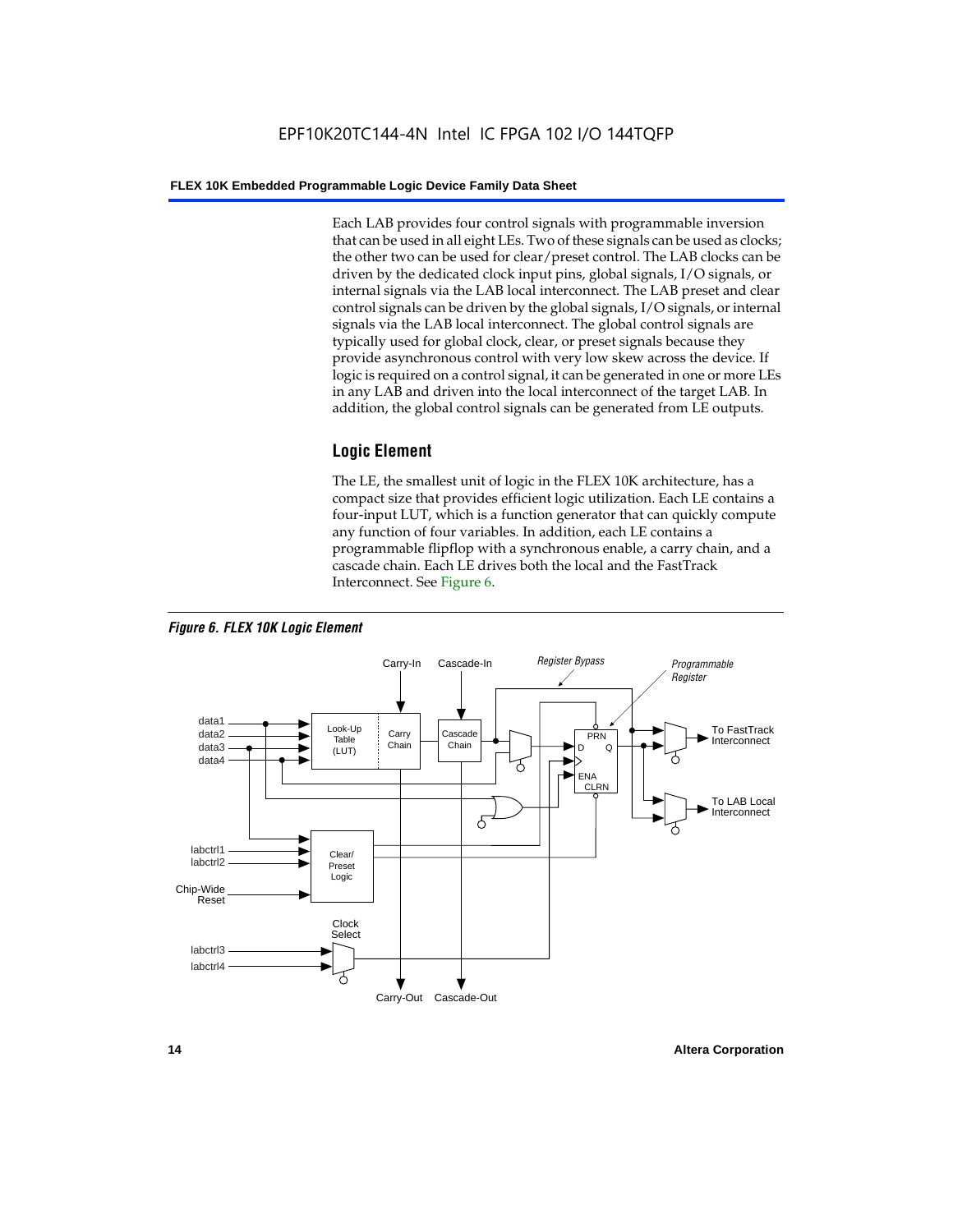Each LAB provides four control signals with programmable inversion that can be used in all eight LEs. Two of these signals can be used as clocks; the other two can be used for clear/preset control. The LAB clocks can be driven by the dedicated clock input pins, global signals, I/O signals, or internal signals via the LAB local interconnect. The LAB preset and clear control signals can be driven by the global signals, I/O signals, or internal signals via the LAB local interconnect. The global control signals are typically used for global clock, clear, or preset signals because they provide asynchronous control with very low skew across the device. If logic is required on a control signal, it can be generated in one or more LEs in any LAB and driven into the local interconnect of the target LAB. In addition, the global control signals can be generated from LE outputs.

## Logic Element

The LE, the smallest unit of logic in the FLEX 10K architecture, has a compact size that provides efficient logic utilization. Each LE contains a four-input LUT, which is a function generator that can quickly compute any function of four variables. In addition, each LE contains a programmable flipflop with a synchronous enable, a carry chain, and a cascade chain. Each LE drives both the local and the FastTrack Interconnect. See Figure 6.

***Figure 6. FLEX 10K Logic Element***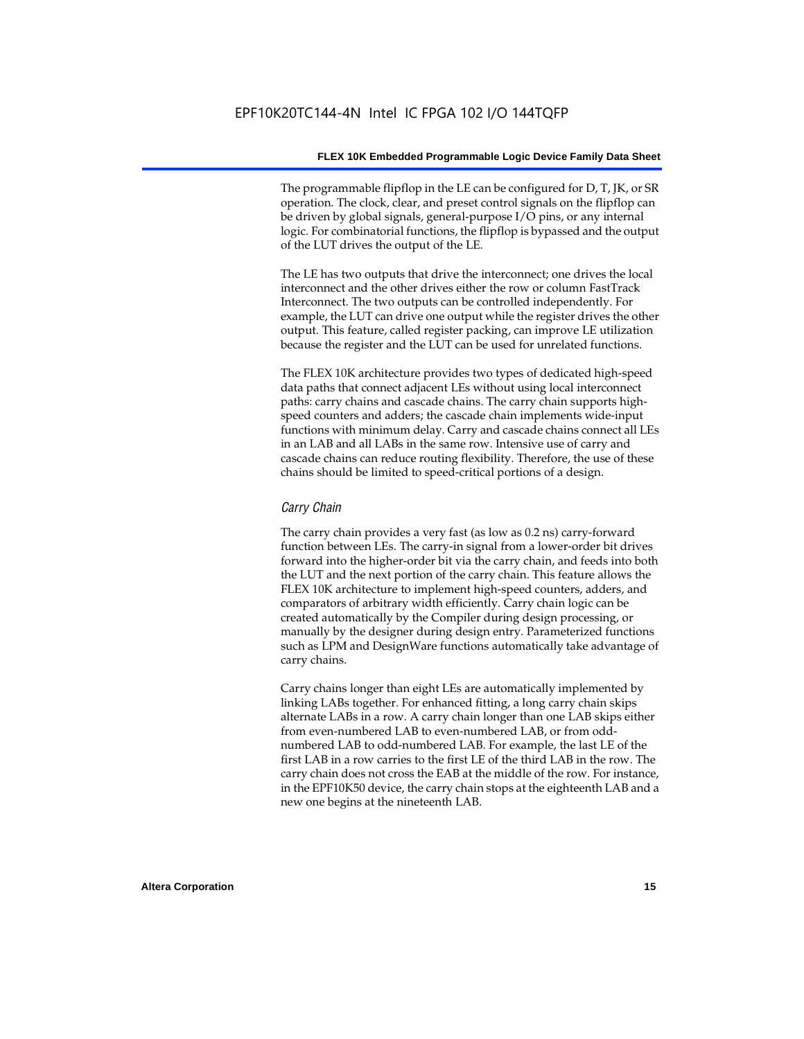The programmable flipflop in the LE can be configured for D, T, JK, or SR operation. The clock, clear, and preset control signals on the flipflop can be driven by global signals, general-purpose I/O pins, or any internal logic. For combinatorial functions, the flipflop is bypassed and the output of the LUT drives the output of the LE.

The LE has two outputs that drive the interconnect; one drives the local interconnect and the other drives either the row or column FastTrack Interconnect. The two outputs can be controlled independently. For example, the LUT can drive one output while the register drives the other output. This feature, called register packing, can improve LE utilization because the register and the LUT can be used for unrelated functions.

The FLEX 10K architecture provides two types of dedicated high-speed data paths that connect adjacent LEs without using local interconnect paths: carry chains and cascade chains. The carry chain supports high-speed counters and adders; the cascade chain implements wide-input functions with minimum delay. Carry and cascade chains connect all LEs in an LAB and all LABs in the same row. Intensive use of carry and cascade chains can reduce routing flexibility. Therefore, the use of these chains should be limited to speed-critical portions of a design.

### *Carry Chain*

The carry chain provides a very fast (as low as 0.2 ns) carry-forward function between LEs. The carry-in signal from a lower-order bit drives forward into the higher-order bit via the carry chain, and feeds into both the LUT and the next portion of the carry chain. This feature allows the FLEX 10K architecture to implement high-speed counters, adders, and comparators of arbitrary width efficiently. Carry chain logic can be created automatically by the Compiler during design processing, or manually by the designer during design entry. Parameterized functions such as LPM and DesignWare functions automatically take advantage of carry chains.

Carry chains longer than eight LEs are automatically implemented by linking LABs together. For enhanced fitting, a long carry chain skips alternate LABs in a row. A carry chain longer than one LAB skips either from even-numbered LAB to even-numbered LAB, or from odd-numbered LAB to odd-numbered LAB. For example, the last LE of the first LAB in a row carries to the first LE of the third LAB in the row. The carry chain does not cross the EAB at the middle of the row. For instance, in the EPF10K50 device, the carry chain stops at the eighteenth LAB and a new one begins at the nineteenth LAB.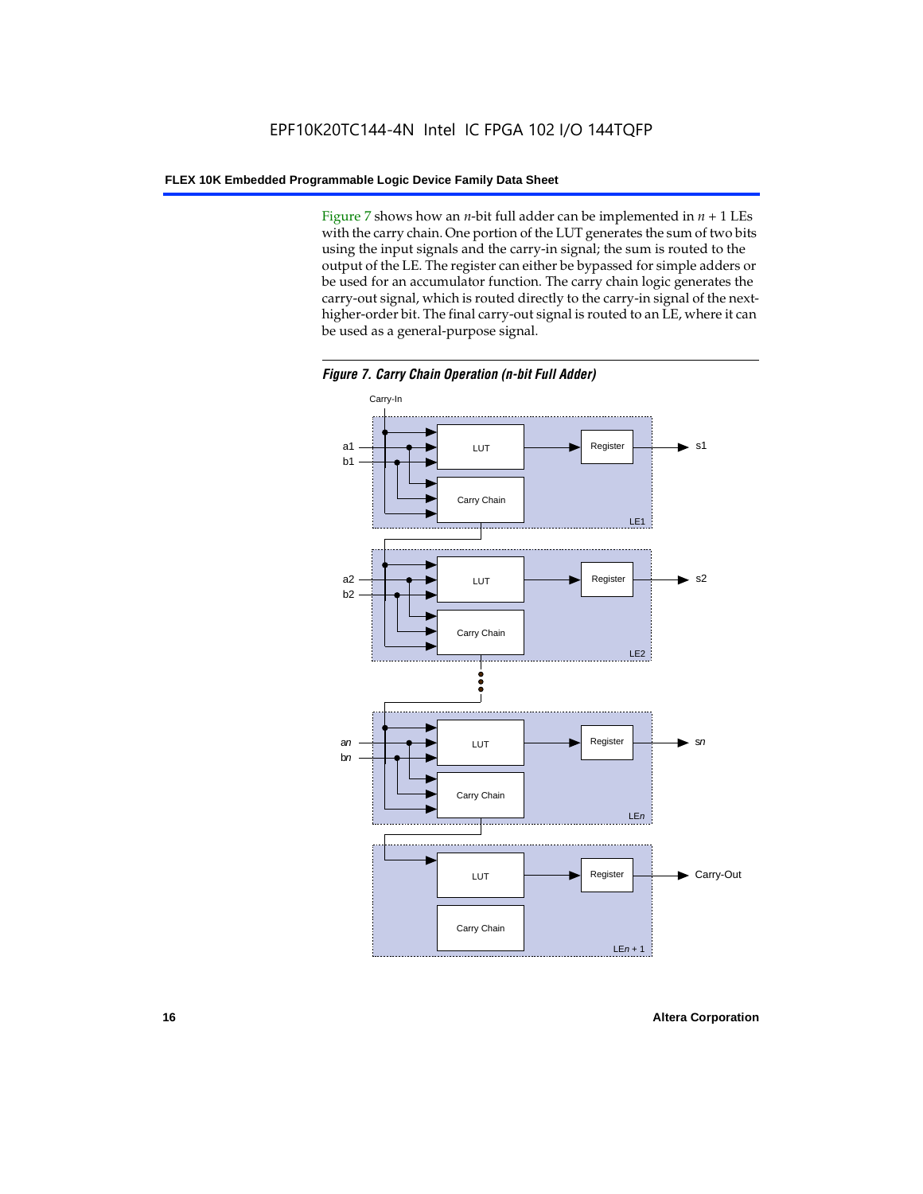Figure 7 shows how an $n$-bit full adder can be implemented in $n + 1$ LEs with the carry chain. One portion of the LUT generates the sum of two bits using the input signals and the carry-in signal; the sum is routed to the output of the LE. The register can either be bypassed for simple adders or be used for an accumulator function. The carry chain logic generates the carry-out signal, which is routed directly to the carry-in signal of the next-higher-order bit. The final carry-out signal is routed to an LE, where it can be used as a general-purpose signal.

***Figure 7. Carry Chain Operation (n-bit Full Adder)***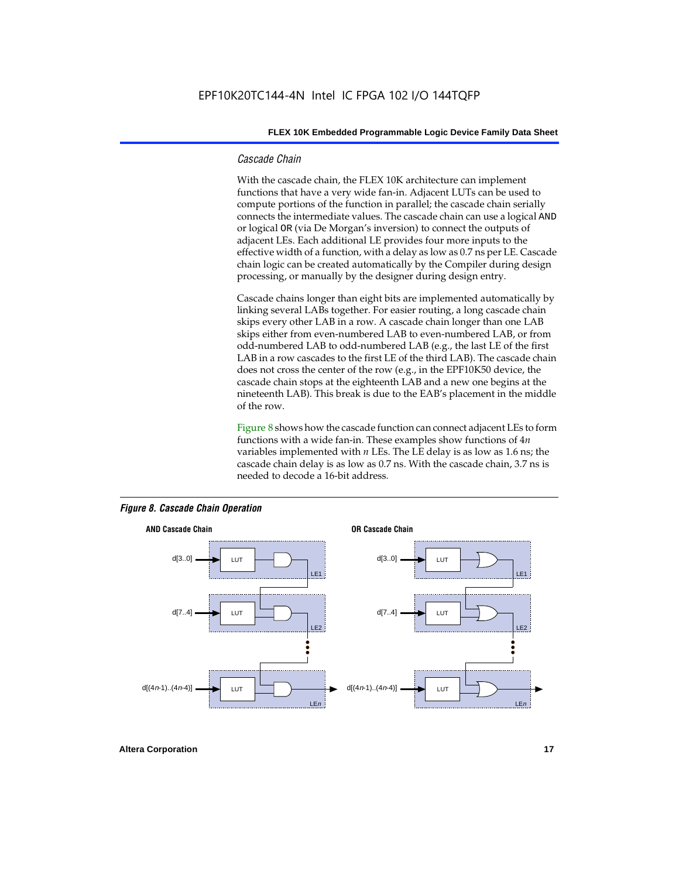### *Cascade Chain*

With the cascade chain, the FLEX 10K architecture can implement functions that have a very wide fan-in. Adjacent LUTs can be used to compute portions of the function in parallel; the cascade chain serially connects the intermediate values. The cascade chain can use a logical AND or logical OR (via De Morgan's inversion) to connect the outputs of adjacent LEs. Each additional LE provides four more inputs to the effective width of a function, with a delay as low as 0.7 ns per LE. Cascade chain logic can be created automatically by the Compiler during design processing, or manually by the designer during design entry.

Cascade chains longer than eight bits are implemented automatically by linking several LABs together. For easier routing, a long cascade chain skips every other LAB in a row. A cascade chain longer than one LAB skips either from even-numbered LAB to even-numbered LAB, or from odd-numbered LAB to odd-numbered LAB (e.g., the last LE of the first LAB in a row cascades to the first LE of the third LAB). The cascade chain does not cross the center of the row (e.g., in the EPF10K50 device, the cascade chain stops at the eighteenth LAB and a new one begins at the nineteenth LAB). This break is due to the EAB's placement in the middle of the row.

Figure 8 shows how the cascade function can connect adjacent LEs to form functions with a wide fan-in. These examples show functions of $4n$ variables implemented with $n$ LEs. The LE delay is as low as 1.6 ns; the cascade chain delay is as low as 0.7 ns. With the cascade chain, 3.7 ns is needed to decode a 16-bit address.

***Figure 8. Cascade Chain Operation***

**AND Cascade Chain**

d[3..0] → LUT → LE1
d[7..4] → LUT → LE2
d[(4$n$-1)..(4$n$-4)] → LUT → LE$n$

**OR Cascade Chain**

d[3..0] → LUT → LE1
d[7..4] → LUT → LE2
d[(4$n$-1)..(4$n$-4)] → LUT → LE$n$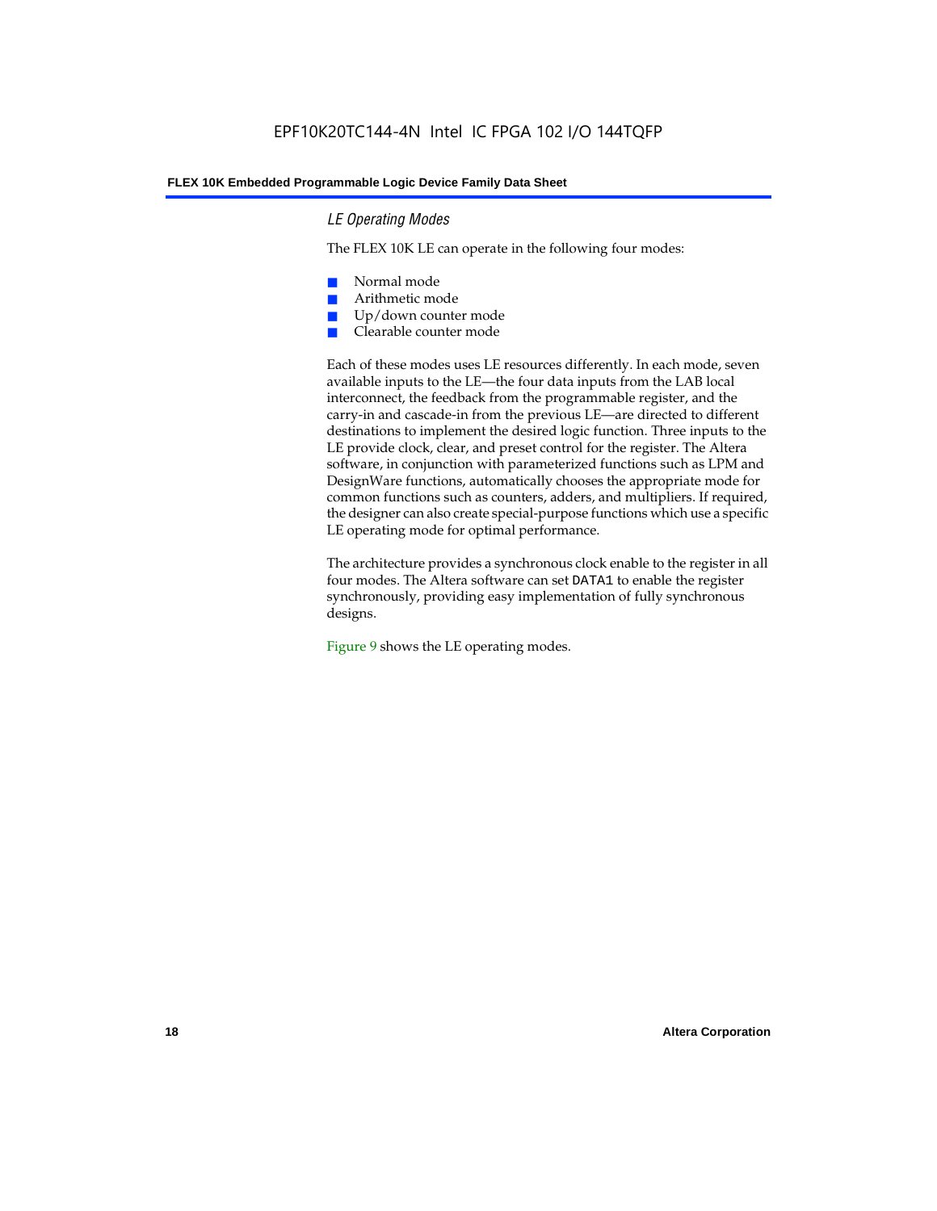### *LE Operating Modes*

The FLEX 10K LE can operate in the following four modes:

- Normal mode
- Arithmetic mode
- Up/down counter mode
- Clearable counter mode

Each of these modes uses LE resources differently. In each mode, seven available inputs to the LE—the four data inputs from the LAB local interconnect, the feedback from the programmable register, and the carry-in and cascade-in from the previous LE—are directed to different destinations to implement the desired logic function. Three inputs to the LE provide clock, clear, and preset control for the register. The Altera software, in conjunction with parameterized functions such as LPM and DesignWare functions, automatically chooses the appropriate mode for common functions such as counters, adders, and multipliers. If required, the designer can also create special-purpose functions which use a specific LE operating mode for optimal performance.

The architecture provides a synchronous clock enable to the register in all four modes. The Altera software can set `DATA1` to enable the register synchronously, providing easy implementation of fully synchronous designs.

Figure 9 shows the LE operating modes.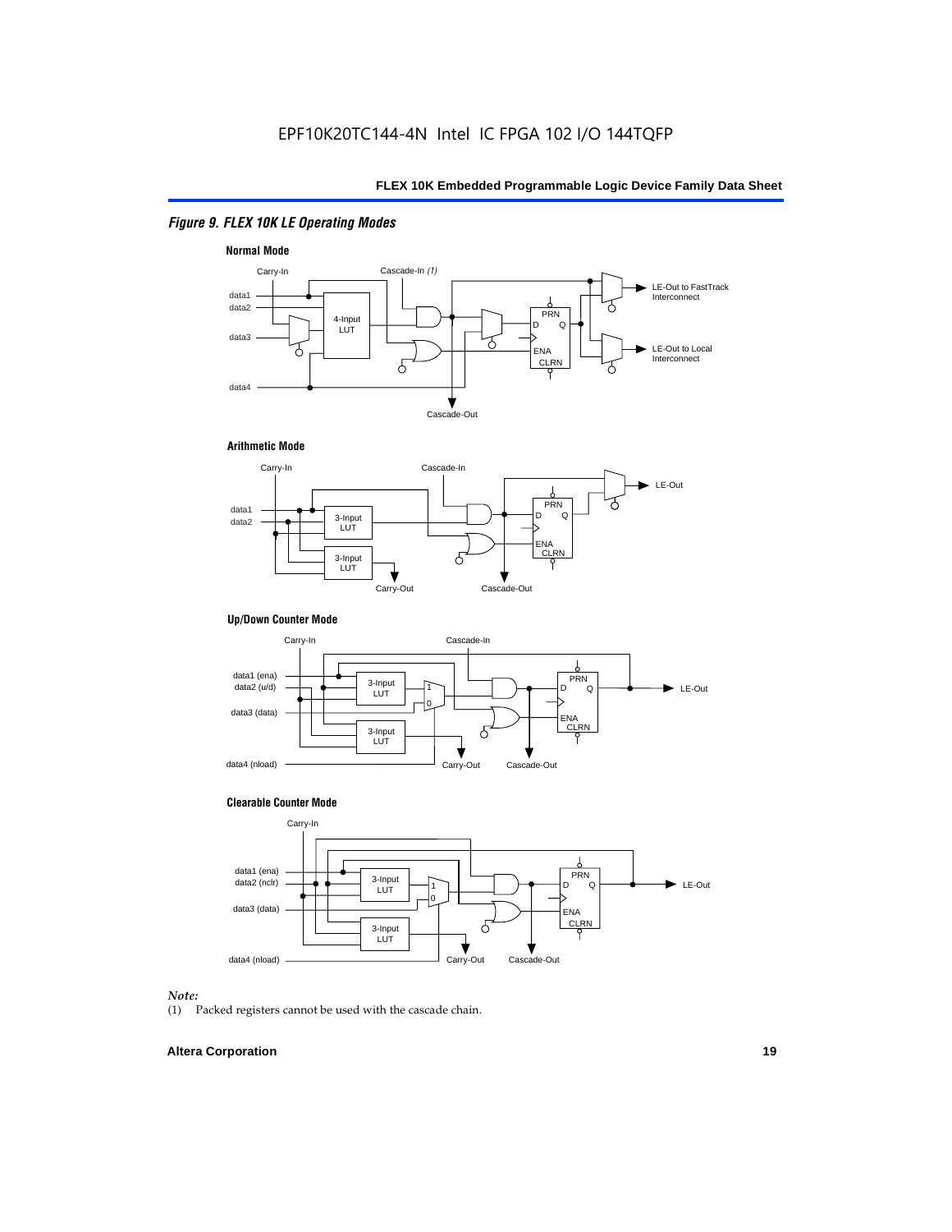*Figure 9. FLEX 10K LE Operating Modes*

**Normal Mode**

Carry-In, Cascade-In *(1)*, data1, data2, data3, data4, 4-Input LUT, PRN, D, Q, ENA, CLRN, LE-Out to FastTrack Interconnect, LE-Out to Local Interconnect, Cascade-Out

**Arithmetic Mode**

Carry-In, Cascade-In, data1, data2, 3-Input LUT, 3-Input LUT, PRN, D, Q, ENA, CLRN, LE-Out, Carry-Out, Cascade-Out

**Up/Down Counter Mode**

Carry-In, Cascade-In, data1 (ena), data2 (u/d), data3 (data), data4 (nload), 3-Input LUT, 3-Input LUT, 1, 0, PRN, D, Q, ENA, CLRN, LE-Out, Carry-Out, Cascade-Out

**Clearable Counter Mode**

Carry-In, data1 (ena), data2 (nclr), data3 (data), data4 (nload), 3-Input LUT, 3-Input LUT, 1, 0, PRN, D, Q, ENA, CLRN, LE-Out, Carry-Out, Cascade-Out

*Note:*

(1) Packed registers cannot be used with the cascade chain.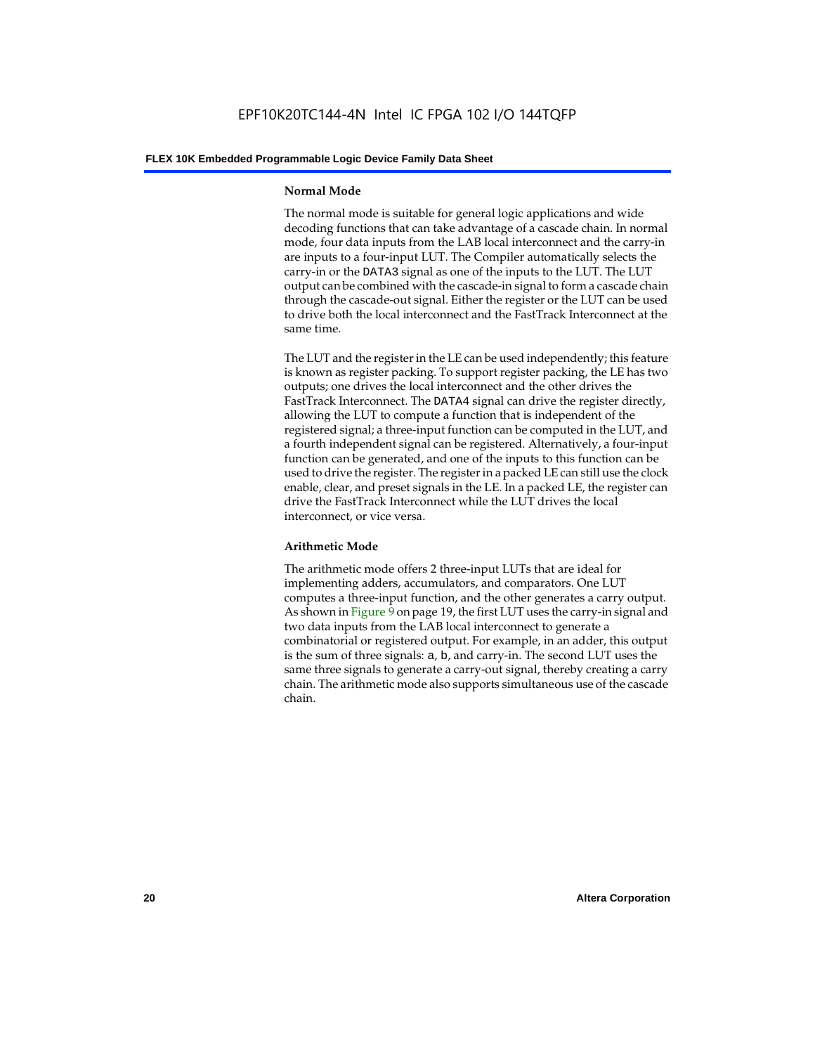### Normal Mode

The normal mode is suitable for general logic applications and wide decoding functions that can take advantage of a cascade chain. In normal mode, four data inputs from the LAB local interconnect and the carry-in are inputs to a four-input LUT. The Compiler automatically selects the carry-in or the DATA3 signal as one of the inputs to the LUT. The LUT output can be combined with the cascade-in signal to form a cascade chain through the cascade-out signal. Either the register or the LUT can be used to drive both the local interconnect and the FastTrack Interconnect at the same time.

The LUT and the register in the LE can be used independently; this feature is known as register packing. To support register packing, the LE has two outputs; one drives the local interconnect and the other drives the FastTrack Interconnect. The DATA4 signal can drive the register directly, allowing the LUT to compute a function that is independent of the registered signal; a three-input function can be computed in the LUT, and a fourth independent signal can be registered. Alternatively, a four-input function can be generated, and one of the inputs to this function can be used to drive the register. The register in a packed LE can still use the clock enable, clear, and preset signals in the LE. In a packed LE, the register can drive the FastTrack Interconnect while the LUT drives the local interconnect, or vice versa.

### Arithmetic Mode

The arithmetic mode offers 2 three-input LUTs that are ideal for implementing adders, accumulators, and comparators. One LUT computes a three-input function, and the other generates a carry output. As shown in Figure 9 on page 19, the first LUT uses the carry-in signal and two data inputs from the LAB local interconnect to generate a combinatorial or registered output. For example, in an adder, this output is the sum of three signals: a, b, and carry-in. The second LUT uses the same three signals to generate a carry-out signal, thereby creating a carry chain. The arithmetic mode also supports simultaneous use of the cascade chain.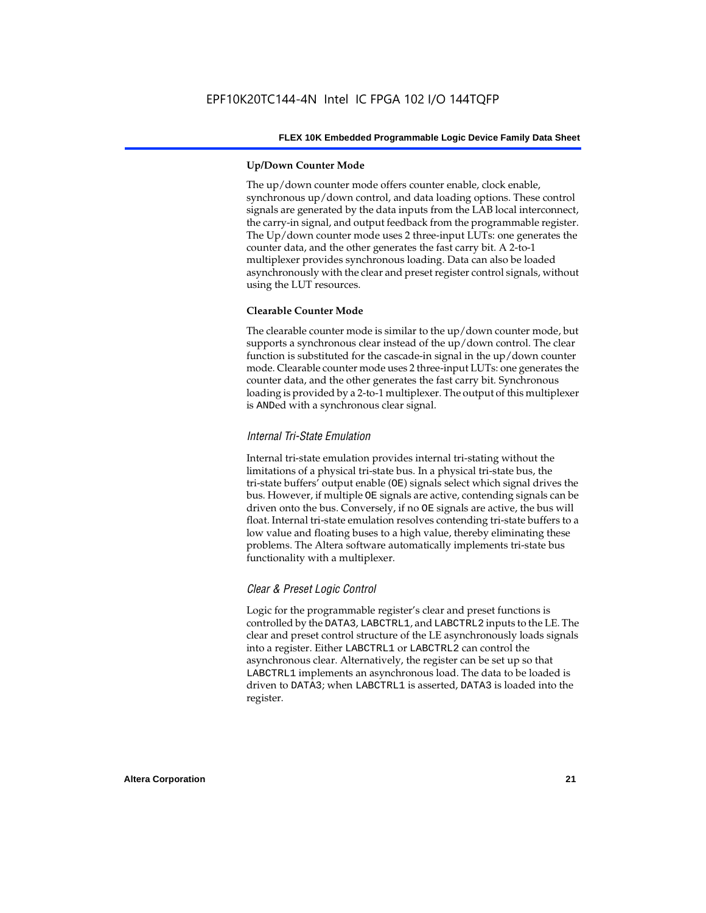#### Up/Down Counter Mode

The up/down counter mode offers counter enable, clock enable, synchronous up/down control, and data loading options. These control signals are generated by the data inputs from the LAB local interconnect, the carry-in signal, and output feedback from the programmable register. The Up/down counter mode uses 2 three-input LUTs: one generates the counter data, and the other generates the fast carry bit. A 2-to-1 multiplexer provides synchronous loading. Data can also be loaded asynchronously with the clear and preset register control signals, without using the LUT resources.

#### Clearable Counter Mode

The clearable counter mode is similar to the up/down counter mode, but supports a synchronous clear instead of the up/down control. The clear function is substituted for the cascade-in signal in the up/down counter mode. Clearable counter mode uses 2 three-input LUTs: one generates the counter data, and the other generates the fast carry bit. Synchronous loading is provided by a 2-to-1 multiplexer. The output of this multiplexer is ANDed with a synchronous clear signal.

### *Internal Tri-State Emulation*

Internal tri-state emulation provides internal tri-stating without the limitations of a physical tri-state bus. In a physical tri-state bus, the tri-state buffers' output enable (OE) signals select which signal drives the bus. However, if multiple OE signals are active, contending signals can be driven onto the bus. Conversely, if no OE signals are active, the bus will float. Internal tri-state emulation resolves contending tri-state buffers to a low value and floating buses to a high value, thereby eliminating these problems. The Altera software automatically implements tri-state bus functionality with a multiplexer.

### *Clear & Preset Logic Control*

Logic for the programmable register's clear and preset functions is controlled by the DATA3, LABCTRL1, and LABCTRL2 inputs to the LE. The clear and preset control structure of the LE asynchronously loads signals into a register. Either LABCTRL1 or LABCTRL2 can control the asynchronous clear. Alternatively, the register can be set up so that LABCTRL1 implements an asynchronous load. The data to be loaded is driven to DATA3; when LABCTRL1 is asserted, DATA3 is loaded into the register.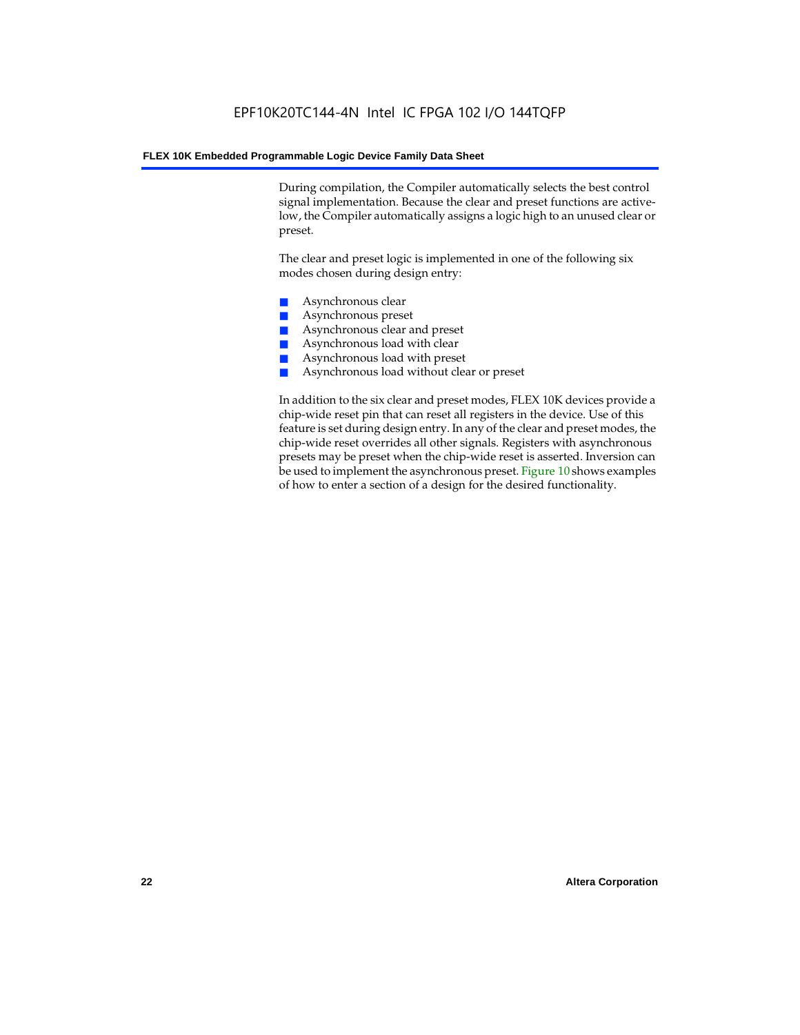During compilation, the Compiler automatically selects the best control signal implementation. Because the clear and preset functions are active-low, the Compiler automatically assigns a logic high to an unused clear or preset.

The clear and preset logic is implemented in one of the following six modes chosen during design entry:

- Asynchronous clear
- Asynchronous preset
- Asynchronous clear and preset
- Asynchronous load with clear
- Asynchronous load with preset
- Asynchronous load without clear or preset

In addition to the six clear and preset modes, FLEX 10K devices provide a chip-wide reset pin that can reset all registers in the device. Use of this feature is set during design entry. In any of the clear and preset modes, the chip-wide reset overrides all other signals. Registers with asynchronous presets may be preset when the chip-wide reset is asserted. Inversion can be used to implement the asynchronous preset. Figure 10 shows examples of how to enter a section of a design for the desired functionality.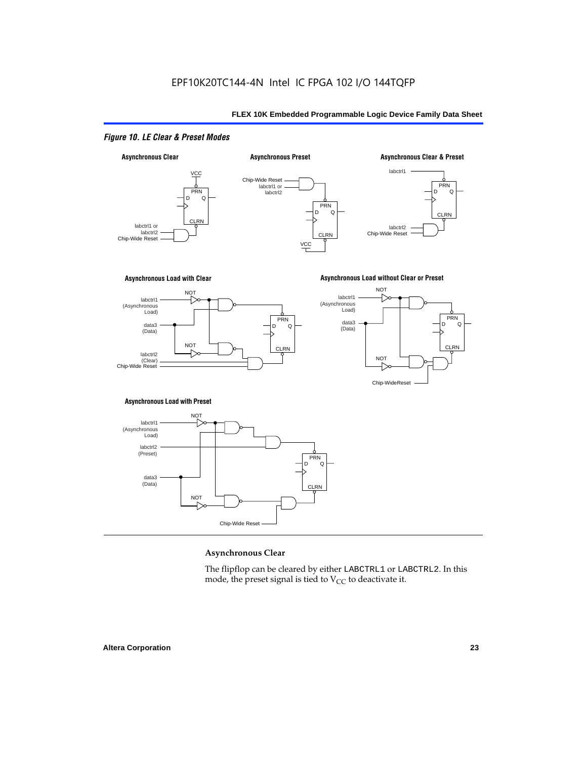*Figure 10. LE Clear & Preset Modes*

### Asynchronous Clear

The flipflop can be cleared by either LABCTRL1 or LABCTRL2. In this mode, the preset signal is tied to $V_{CC}$ to deactivate it.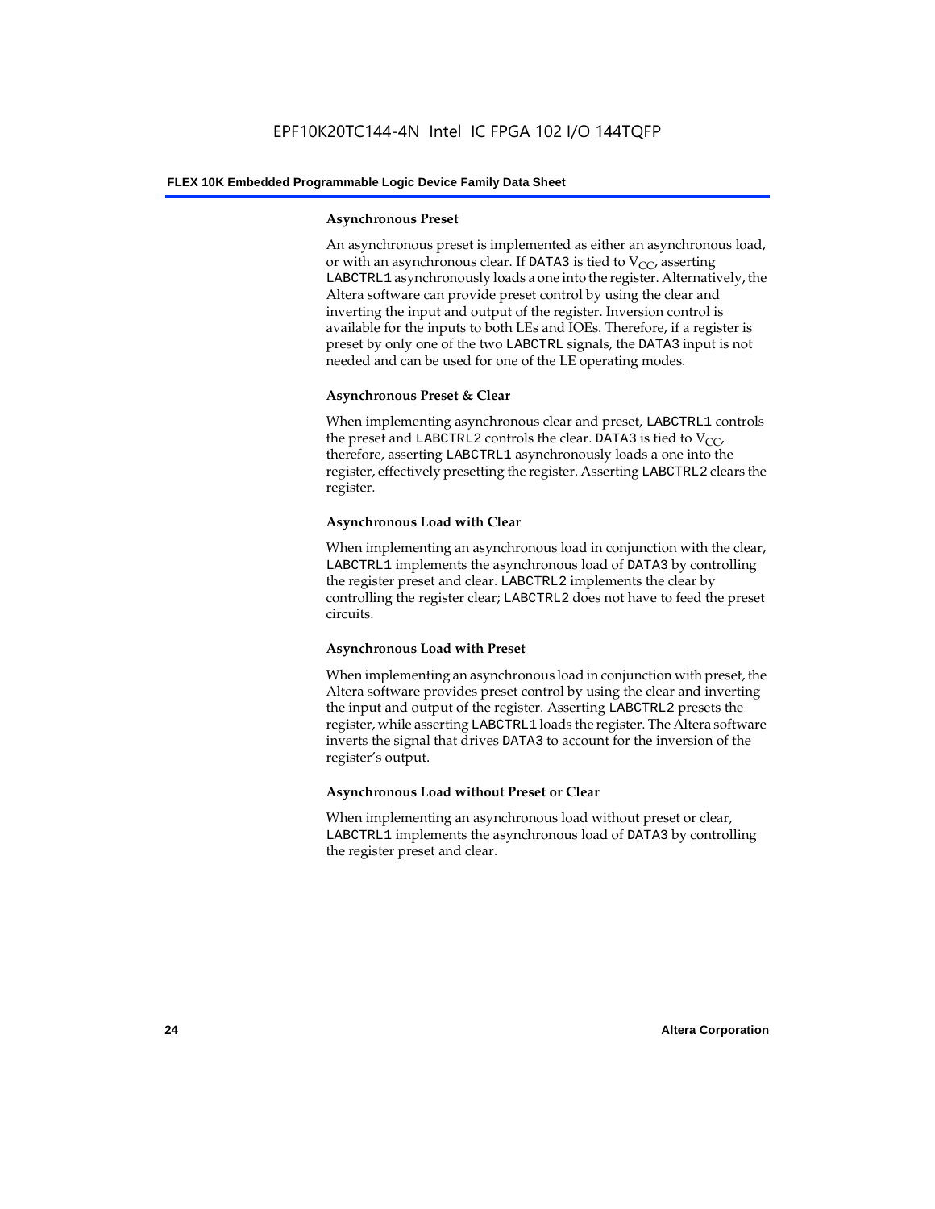#### Asynchronous Preset

An asynchronous preset is implemented as either an asynchronous load, or with an asynchronous clear. If DATA3 is tied to $V_{CC}$, asserting LABCTRL1 asynchronously loads a one into the register. Alternatively, the Altera software can provide preset control by using the clear and inverting the input and output of the register. Inversion control is available for the inputs to both LEs and IOEs. Therefore, if a register is preset by only one of the two LABCTRL signals, the DATA3 input is not needed and can be used for one of the LE operating modes.

#### Asynchronous Preset & Clear

When implementing asynchronous clear and preset, LABCTRL1 controls the preset and LABCTRL2 controls the clear. DATA3 is tied to $V_{CC}$, therefore, asserting LABCTRL1 asynchronously loads a one into the register, effectively presetting the register. Asserting LABCTRL2 clears the register.

#### Asynchronous Load with Clear

When implementing an asynchronous load in conjunction with the clear, LABCTRL1 implements the asynchronous load of DATA3 by controlling the register preset and clear. LABCTRL2 implements the clear by controlling the register clear; LABCTRL2 does not have to feed the preset circuits.

#### Asynchronous Load with Preset

When implementing an asynchronous load in conjunction with preset, the Altera software provides preset control by using the clear and inverting the input and output of the register. Asserting LABCTRL2 presets the register, while asserting LABCTRL1 loads the register. The Altera software inverts the signal that drives DATA3 to account for the inversion of the register's output.

#### Asynchronous Load without Preset or Clear

When implementing an asynchronous load without preset or clear, LABCTRL1 implements the asynchronous load of DATA3 by controlling the register preset and clear.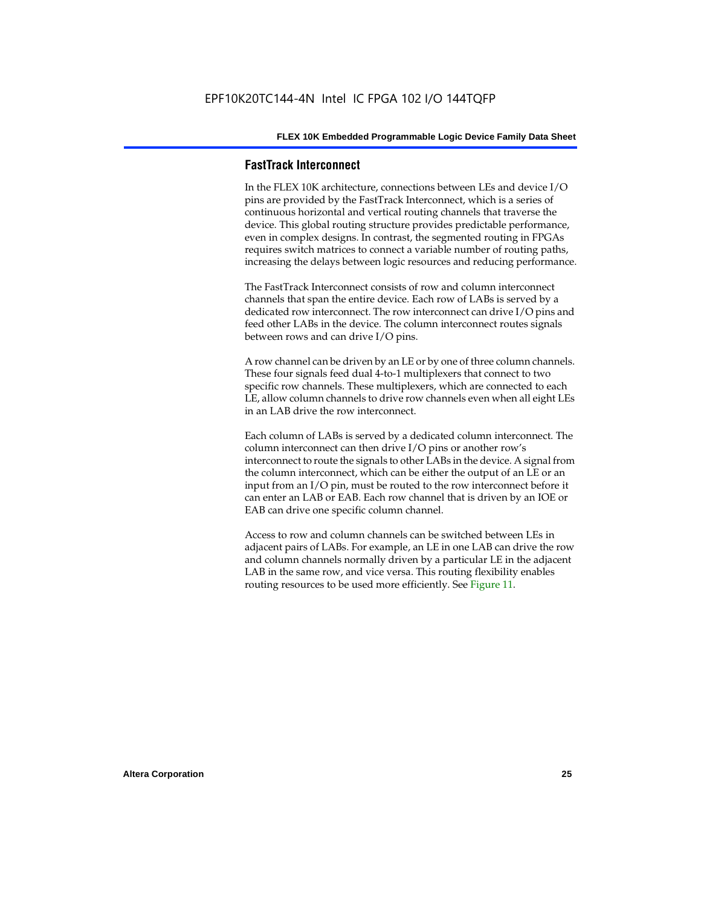## FastTrack Interconnect

In the FLEX 10K architecture, connections between LEs and device I/O pins are provided by the FastTrack Interconnect, which is a series of continuous horizontal and vertical routing channels that traverse the device. This global routing structure provides predictable performance, even in complex designs. In contrast, the segmented routing in FPGAs requires switch matrices to connect a variable number of routing paths, increasing the delays between logic resources and reducing performance.

The FastTrack Interconnect consists of row and column interconnect channels that span the entire device. Each row of LABs is served by a dedicated row interconnect. The row interconnect can drive I/O pins and feed other LABs in the device. The column interconnect routes signals between rows and can drive I/O pins.

A row channel can be driven by an LE or by one of three column channels. These four signals feed dual 4-to-1 multiplexers that connect to two specific row channels. These multiplexers, which are connected to each LE, allow column channels to drive row channels even when all eight LEs in an LAB drive the row interconnect.

Each column of LABs is served by a dedicated column interconnect. The column interconnect can then drive I/O pins or another row's interconnect to route the signals to other LABs in the device. A signal from the column interconnect, which can be either the output of an LE or an input from an I/O pin, must be routed to the row interconnect before it can enter an LAB or EAB. Each row channel that is driven by an IOE or EAB can drive one specific column channel.

Access to row and column channels can be switched between LEs in adjacent pairs of LABs. For example, an LE in one LAB can drive the row and column channels normally driven by a particular LE in the adjacent LAB in the same row, and vice versa. This routing flexibility enables routing resources to be used more efficiently. See Figure 11.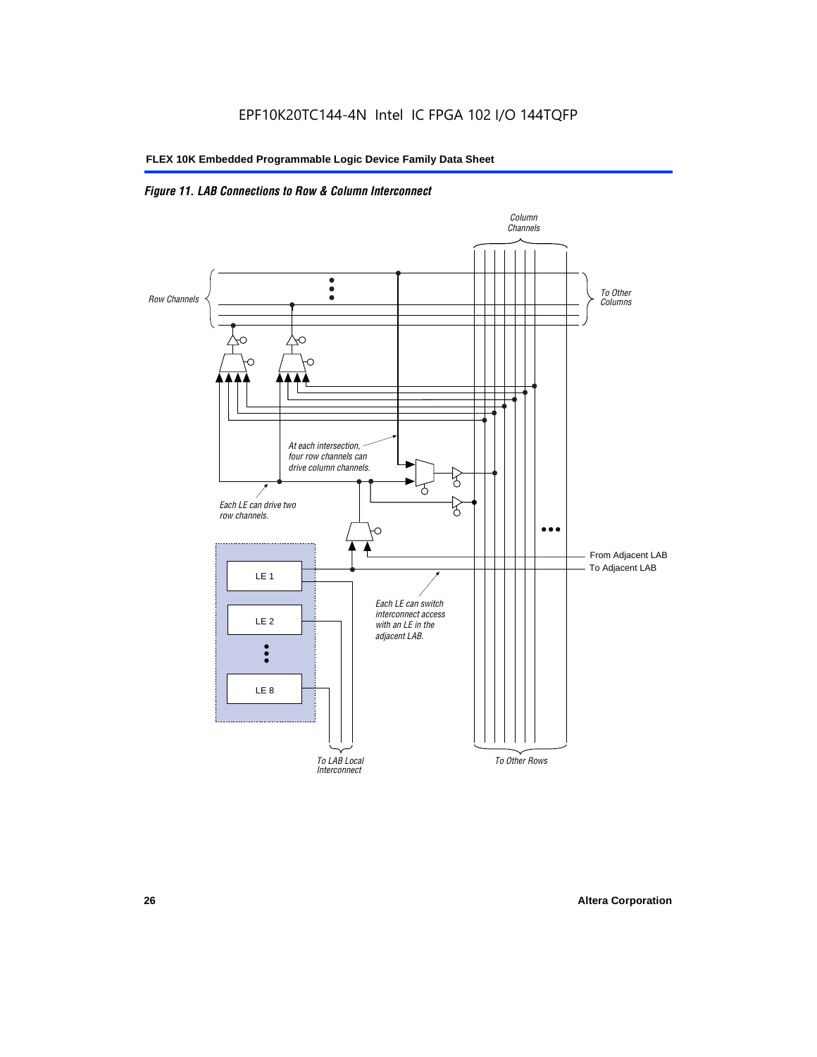*Figure 11. LAB Connections to Row & Column Interconnect*

Column Channels

Row Channels

To Other Columns

At each intersection, four row channels can drive column channels.

Each LE can drive two row channels.

From Adjacent LAB

To Adjacent LAB

LE 1

LE 2

LE 8

Each LE can switch interconnect access with an LE in the adjacent LAB.

To LAB Local Interconnect

To Other Rows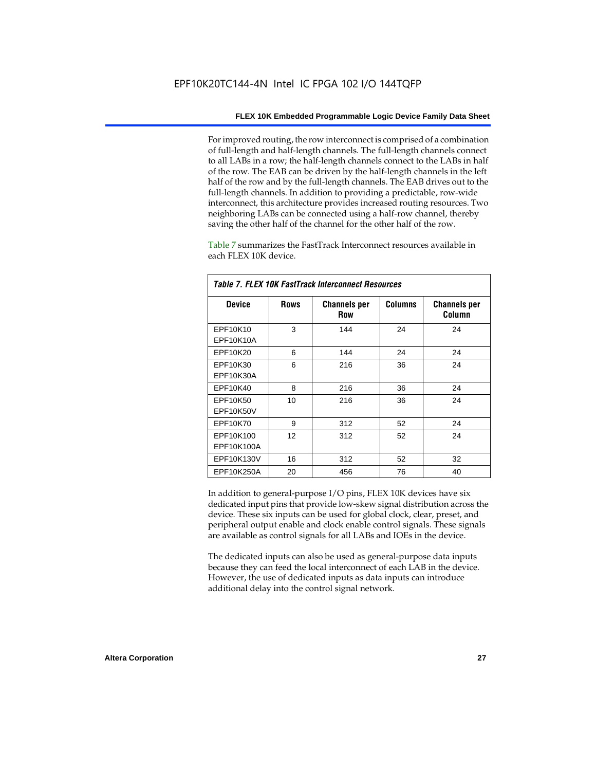For improved routing, the row interconnect is comprised of a combination of full-length and half-length channels. The full-length channels connect to all LABs in a row; the half-length channels connect to the LABs in half of the row. The EAB can be driven by the half-length channels in the left half of the row and by the full-length channels. The EAB drives out to the full-length channels. In addition to providing a predictable, row-wide interconnect, this architecture provides increased routing resources. Two neighboring LABs can be connected using a half-row channel, thereby saving the other half of the channel for the other half of the row.

Table 7 summarizes the FastTrack Interconnect resources available in each FLEX 10K device.

*Table 7. FLEX 10K FastTrack Interconnect Resources*

| Device | Rows | Channels per Row | Columns | Channels per Column |
|---|---|---|---|---|
| EPF10K10<br>EPF10K10A | 3 | 144 | 24 | 24 |
| EPF10K20 | 6 | 144 | 24 | 24 |
| EPF10K30<br>EPF10K30A | 6 | 216 | 36 | 24 |
| EPF10K40 | 8 | 216 | 36 | 24 |
| EPF10K50<br>EPF10K50V | 10 | 216 | 36 | 24 |
| EPF10K70 | 9 | 312 | 52 | 24 |
| EPF10K100<br>EPF10K100A | 12 | 312 | 52 | 24 |
| EPF10K130V | 16 | 312 | 52 | 32 |
| EPF10K250A | 20 | 456 | 76 | 40 |

In addition to general-purpose I/O pins, FLEX 10K devices have six dedicated input pins that provide low-skew signal distribution across the device. These six inputs can be used for global clock, clear, preset, and peripheral output enable and clock enable control signals. These signals are available as control signals for all LABs and IOEs in the device.

The dedicated inputs can also be used as general-purpose data inputs because they can feed the local interconnect of each LAB in the device. However, the use of dedicated inputs as data inputs can introduce additional delay into the control signal network.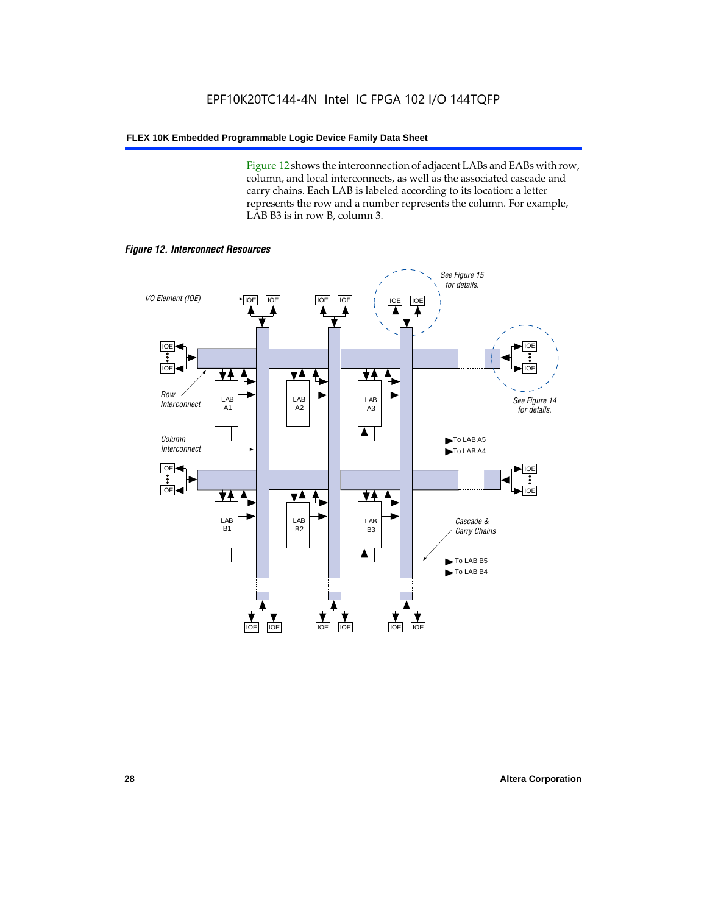Figure 12 shows the interconnection of adjacent LABs and EABs with row, column, and local interconnects, as well as the associated cascade and carry chains. Each LAB is labeled according to its location: a letter represents the row and a number represents the column. For example, LAB B3 is in row B, column 3.

***Figure 12. Interconnect Resources***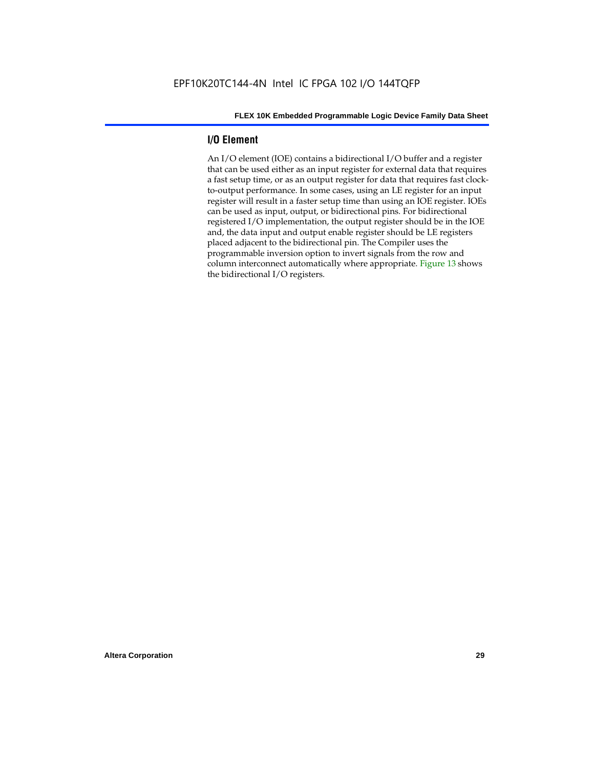## I/O Element

An I/O element (IOE) contains a bidirectional I/O buffer and a register that can be used either as an input register for external data that requires a fast setup time, or as an output register for data that requires fast clock-to-output performance. In some cases, using an LE register for an input register will result in a faster setup time than using an IOE register. IOEs can be used as input, output, or bidirectional pins. For bidirectional registered I/O implementation, the output register should be in the IOE and, the data input and output enable register should be LE registers placed adjacent to the bidirectional pin. The Compiler uses the programmable inversion option to invert signals from the row and column interconnect automatically where appropriate. Figure 13 shows the bidirectional I/O registers.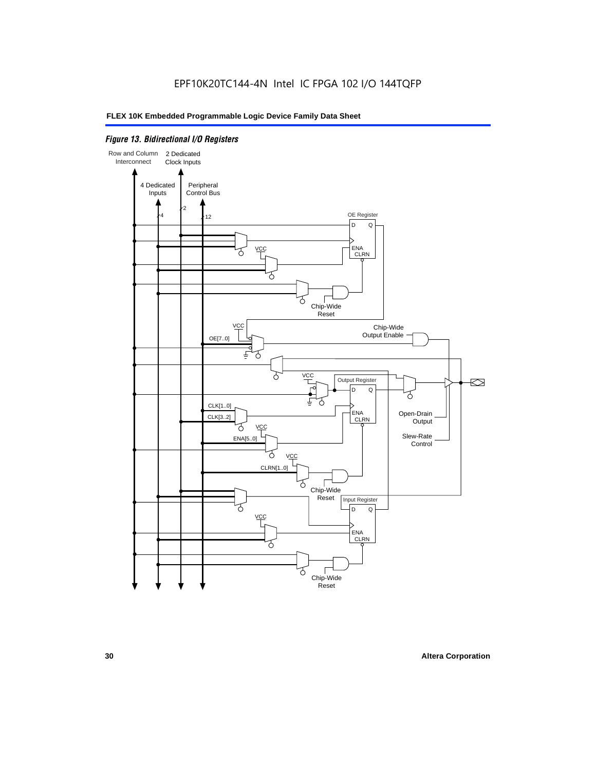EPF10K20TC144-4N Intel IC FPGA 102 I/O 144TQFP

*Figure 13. Bidirectional I/O Registers*

Row and Column Interconnect

2 Dedicated Clock Inputs

4 Dedicated Inputs

Peripheral Control Bus

4

2

12

OE Register

D Q

ENA CLRN

VCC

Chip-Wide Reset

VCC

Chip-Wide Output Enable

OE[7..0]

VCC

Output Register

D Q

CLK[1..0]

CLK[3..2]

ENA CLRN

Open-Drain Output

VCC

ENA[5..0]

Slew-Rate Control

VCC

CLRN[1..0]

Chip-Wide Reset

Input Register

D Q

VCC

ENA CLRN

Chip-Wide Reset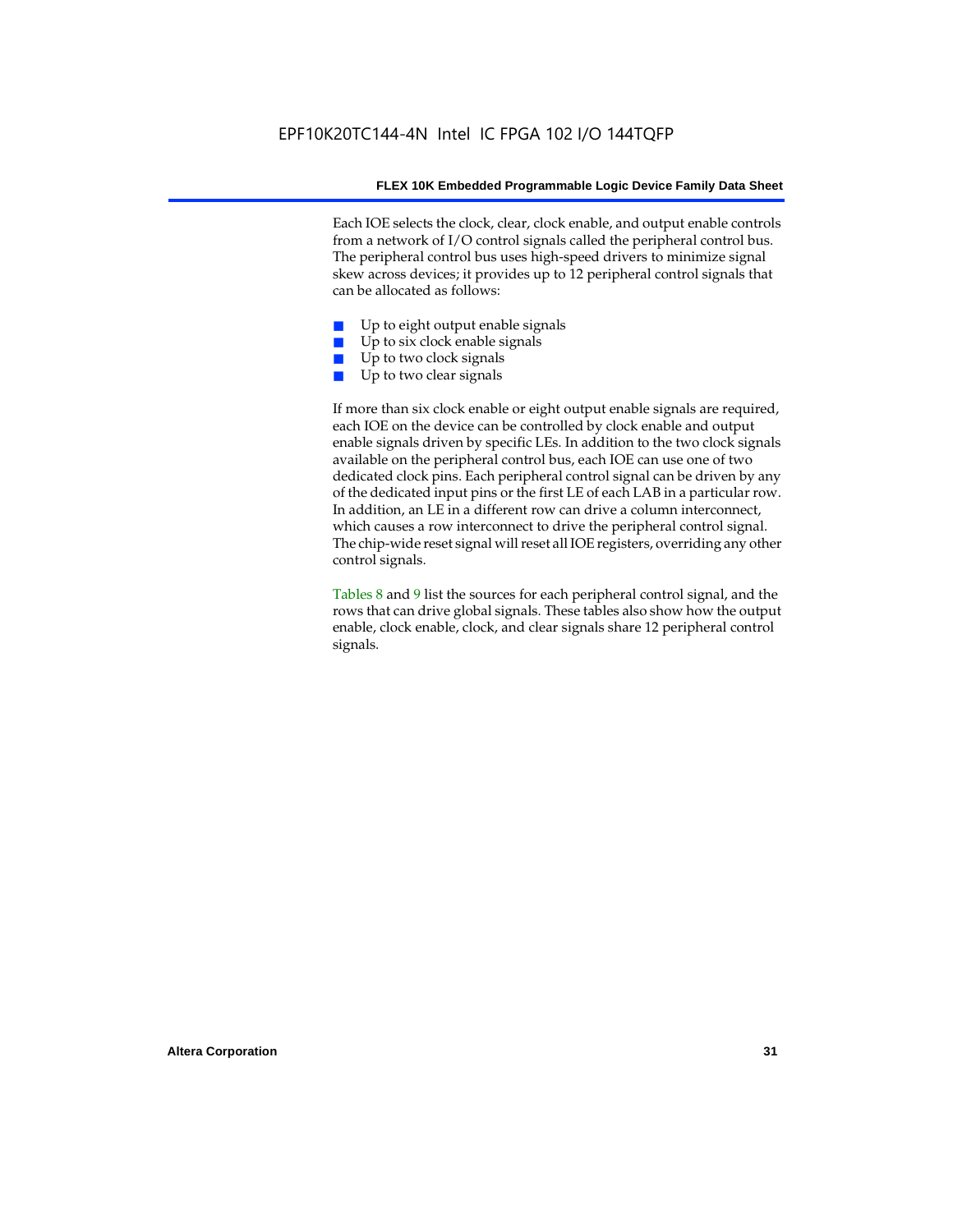Each IOE selects the clock, clear, clock enable, and output enable controls from a network of I/O control signals called the peripheral control bus. The peripheral control bus uses high-speed drivers to minimize signal skew across devices; it provides up to 12 peripheral control signals that can be allocated as follows:

- Up to eight output enable signals
- Up to six clock enable signals
- Up to two clock signals
- Up to two clear signals

If more than six clock enable or eight output enable signals are required, each IOE on the device can be controlled by clock enable and output enable signals driven by specific LEs. In addition to the two clock signals available on the peripheral control bus, each IOE can use one of two dedicated clock pins. Each peripheral control signal can be driven by any of the dedicated input pins or the first LE of each LAB in a particular row. In addition, an LE in a different row can drive a column interconnect, which causes a row interconnect to drive the peripheral control signal. The chip-wide reset signal will reset all IOE registers, overriding any other control signals.

Tables 8 and 9 list the sources for each peripheral control signal, and the rows that can drive global signals. These tables also show how the output enable, clock enable, clock, and clear signals share 12 peripheral control signals.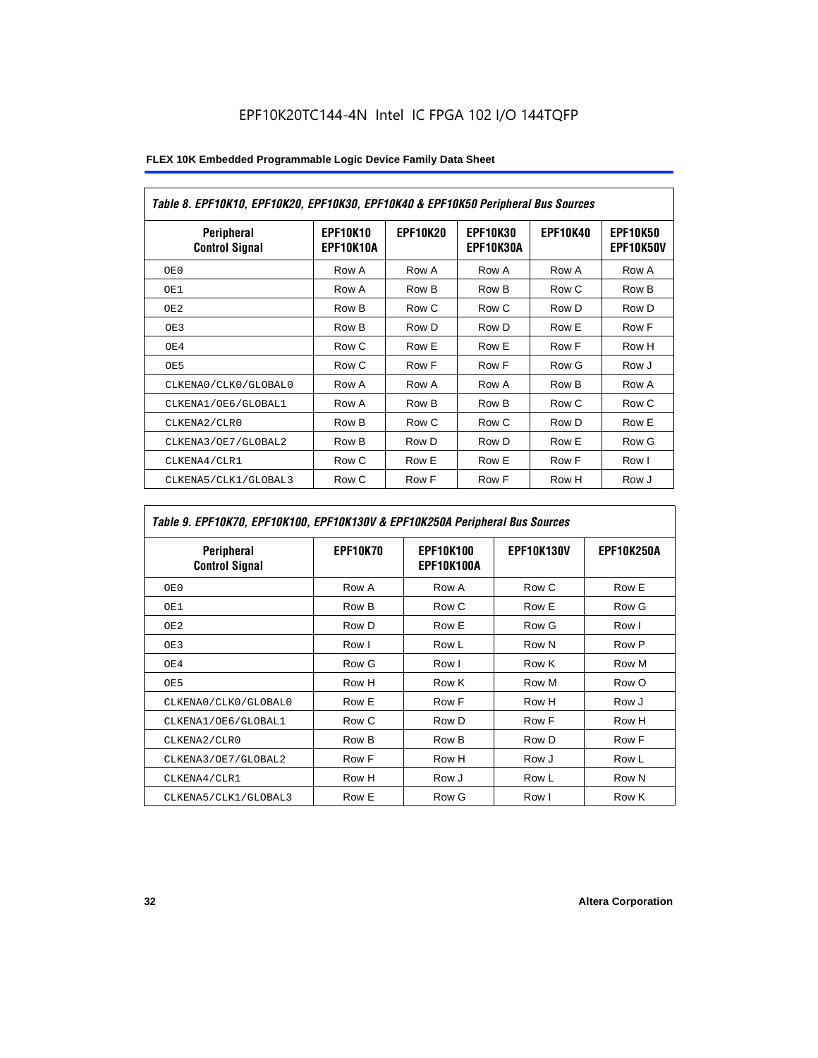*Table 8. EPF10K10, EPF10K20, EPF10K30, EPF10K40 & EPF10K50 Peripheral Bus Sources*

| Peripheral Control Signal | EPF10K10 EPF10K10A | EPF10K20 | EPF10K30 EPF10K30A | EPF10K40 | EPF10K50 EPF10K50V |
|---|---|---|---|---|---|
| OE0 | Row A | Row A | Row A | Row A | Row A |
| OE1 | Row A | Row B | Row B | Row C | Row B |
| OE2 | Row B | Row C | Row C | Row D | Row D |
| OE3 | Row B | Row D | Row D | Row E | Row F |
| OE4 | Row C | Row E | Row E | Row F | Row H |
| OE5 | Row C | Row F | Row F | Row G | Row J |
| CLKENA0/CLK0/GLOBAL0 | Row A | Row A | Row A | Row B | Row A |
| CLKENA1/OE6/GLOBAL1 | Row A | Row B | Row B | Row C | Row C |
| CLKENA2/CLR0 | Row B | Row C | Row C | Row D | Row E |
| CLKENA3/OE7/GLOBAL2 | Row B | Row D | Row D | Row E | Row G |
| CLKENA4/CLR1 | Row C | Row E | Row E | Row F | Row I |
| CLKENA5/CLK1/GLOBAL3 | Row C | Row F | Row F | Row H | Row J |

*Table 9. EPF10K70, EPF10K100, EPF10K130V & EPF10K250A Peripheral Bus Sources*

| Peripheral Control Signal | EPF10K70 | EPF10K100 EPF10K100A | EPF10K130V | EPF10K250A |
|---|---|---|---|---|
| OE0 | Row A | Row A | Row C | Row E |
| OE1 | Row B | Row C | Row E | Row G |
| OE2 | Row D | Row E | Row G | Row I |
| OE3 | Row I | Row L | Row N | Row P |
| OE4 | Row G | Row I | Row K | Row M |
| OE5 | Row H | Row K | Row M | Row O |
| CLKENA0/CLK0/GLOBAL0 | Row E | Row F | Row H | Row J |
| CLKENA1/OE6/GLOBAL1 | Row C | Row D | Row F | Row H |
| CLKENA2/CLR0 | Row B | Row B | Row D | Row F |
| CLKENA3/OE7/GLOBAL2 | Row F | Row H | Row J | Row L |
| CLKENA4/CLR1 | Row H | Row J | Row L | Row N |
| CLKENA5/CLK1/GLOBAL3 | Row E | Row G | Row I | Row K |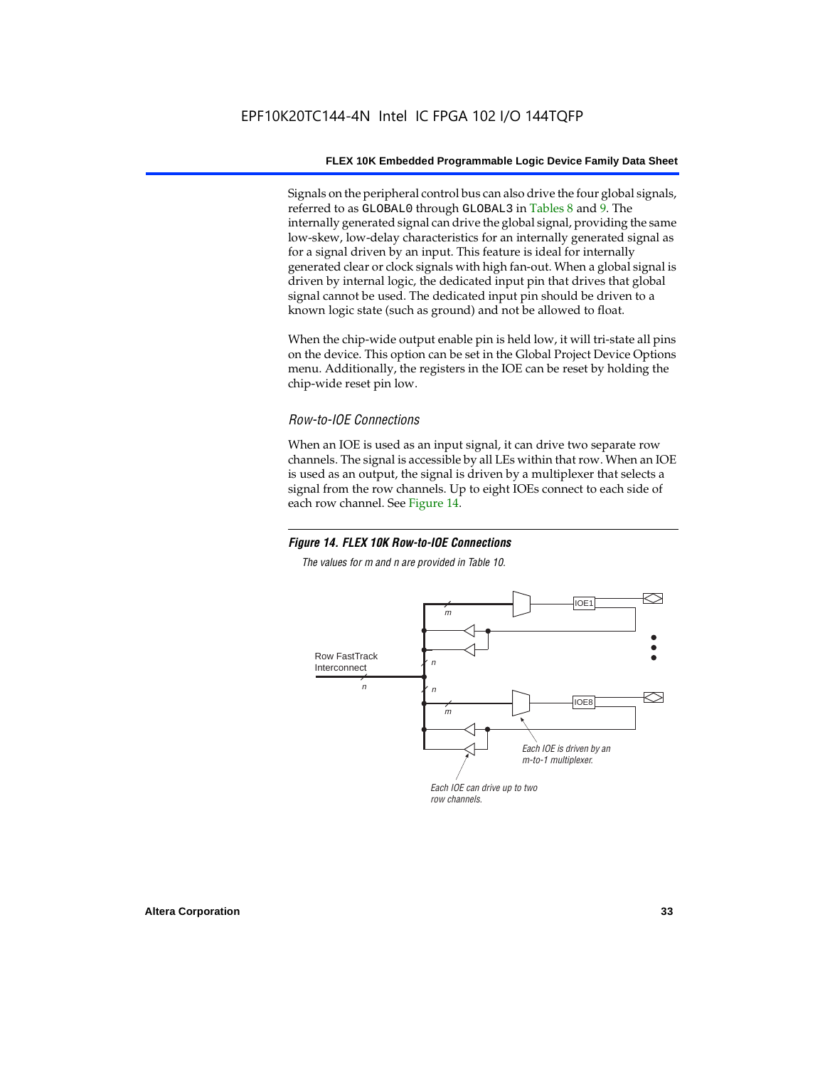Signals on the peripheral control bus can also drive the four global signals, referred to as GLOBAL0 through GLOBAL3 in Tables 8 and 9. The internally generated signal can drive the global signal, providing the same low-skew, low-delay characteristics for an internally generated signal as for a signal driven by an input. This feature is ideal for internally generated clear or clock signals with high fan-out. When a global signal is driven by internal logic, the dedicated input pin that drives that global signal cannot be used. The dedicated input pin should be driven to a known logic state (such as ground) and not be allowed to float.

When the chip-wide output enable pin is held low, it will tri-state all pins on the device. This option can be set in the Global Project Device Options menu. Additionally, the registers in the IOE can be reset by holding the chip-wide reset pin low.

### *Row-to-IOE Connections*

When an IOE is used as an input signal, it can drive two separate row channels. The signal is accessible by all LEs within that row. When an IOE is used as an output, the signal is driven by a multiplexer that selects a signal from the row channels. Up to eight IOEs connect to each side of each row channel. See Figure 14.

***Figure 14. FLEX 10K Row-to-IOE Connections***

*The values for m and n are provided in Table 10.*

Row FastTrack Interconnect

n

n

n

m

m

IOE1

IOE8

Each IOE is driven by an m-to-1 multiplexer.

Each IOE can drive up to two row channels.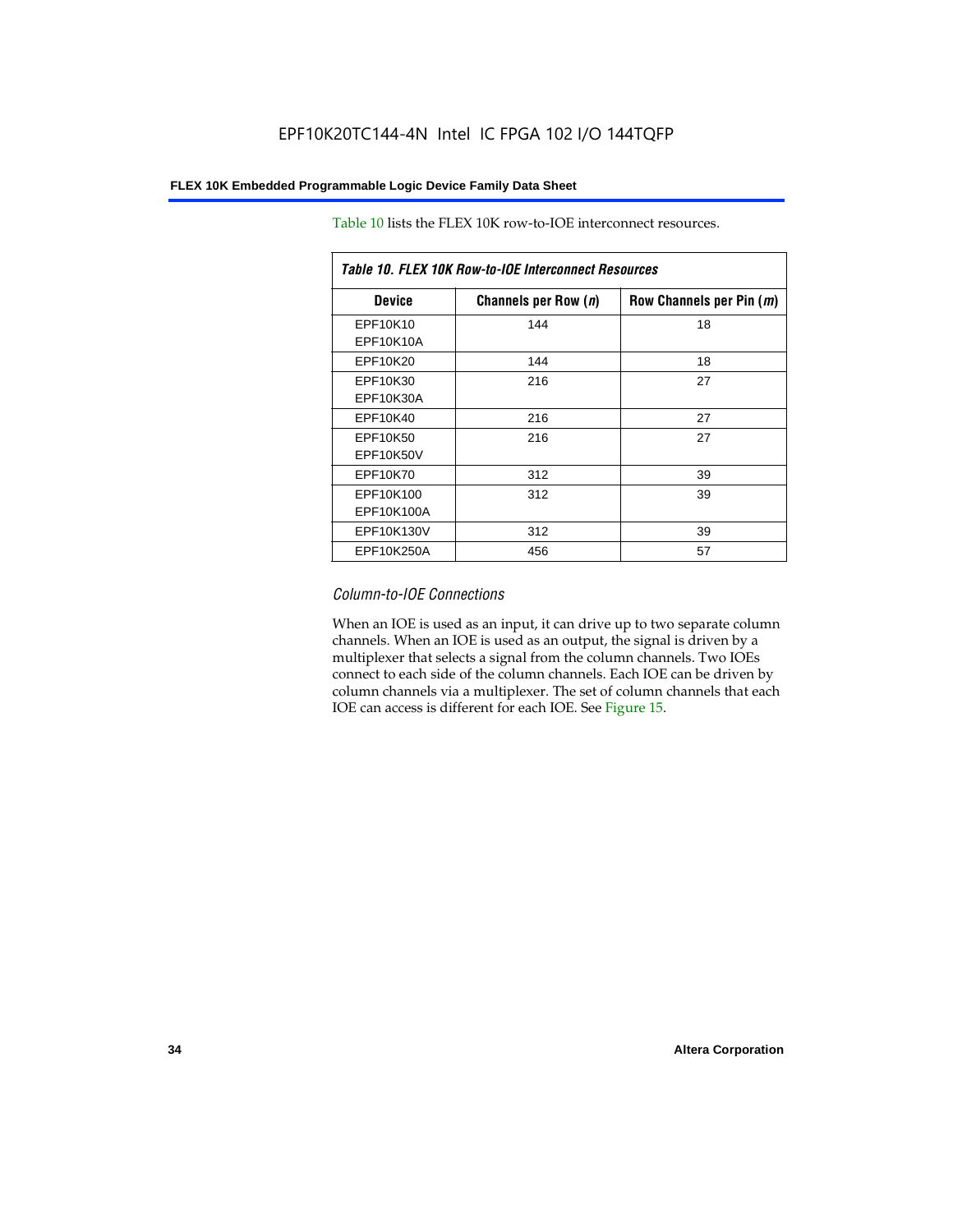Table 10 lists the FLEX 10K row-to-IOE interconnect resources.

*Table 10. FLEX 10K Row-to-IOE Interconnect Resources*

| Device | Channels per Row (*n*) | Row Channels per Pin (*m*) |
|---|---|---|
| EPF10K10<br>EPF10K10A | 144 | 18 |
| EPF10K20 | 144 | 18 |
| EPF10K30<br>EPF10K30A | 216 | 27 |
| EPF10K40 | 216 | 27 |
| EPF10K50<br>EPF10K50V | 216 | 27 |
| EPF10K70 | 312 | 39 |
| EPF10K100<br>EPF10K100A | 312 | 39 |
| EPF10K130V | 312 | 39 |
| EPF10K250A | 456 | 57 |

### *Column-to-IOE Connections*

When an IOE is used as an input, it can drive up to two separate column channels. When an IOE is used as an output, the signal is driven by a multiplexer that selects a signal from the column channels. Two IOEs connect to each side of the column channels. Each IOE can be driven by column channels via a multiplexer. The set of column channels that each IOE can access is different for each IOE. See Figure 15.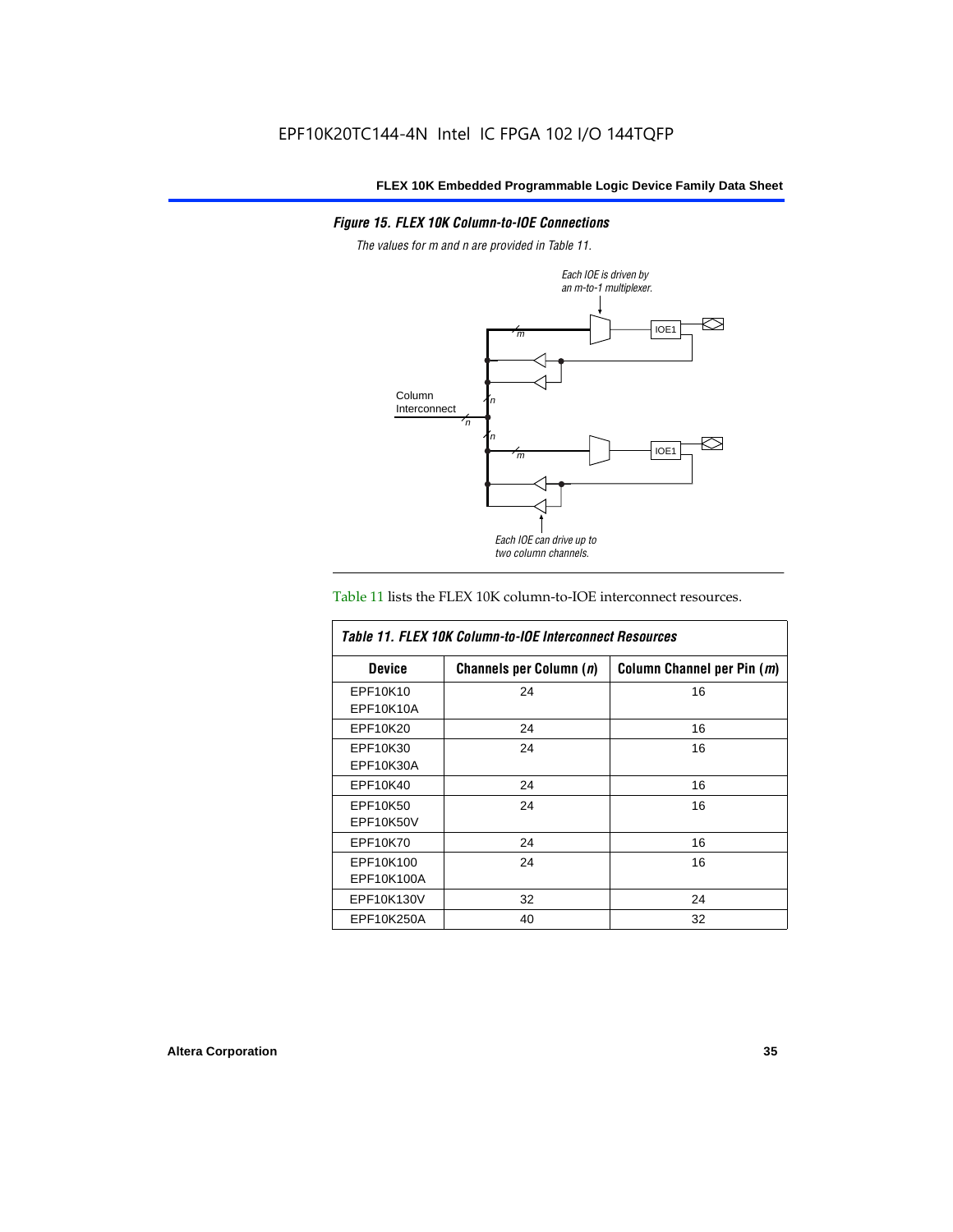*Figure 15. FLEX 10K Column-to-IOE Connections*

*The values for m and n are provided in Table 11.*

Table 11 lists the FLEX 10K column-to-IOE interconnect resources.

| *Table 11. FLEX 10K Column-to-IOE Interconnect Resources* | | |
|---|---|---|
| **Device** | **Channels per Column (*n*)** | **Column Channel per Pin (*m*)** |
| EPF10K10<br>EPF10K10A | 24 | 16 |
| EPF10K20 | 24 | 16 |
| EPF10K30<br>EPF10K30A | 24 | 16 |
| EPF10K40 | 24 | 16 |
| EPF10K50<br>EPF10K50V | 24 | 16 |
| EPF10K70 | 24 | 16 |
| EPF10K100<br>EPF10K100A | 24 | 16 |
| EPF10K130V | 32 | 24 |
| EPF10K250A | 40 | 32 |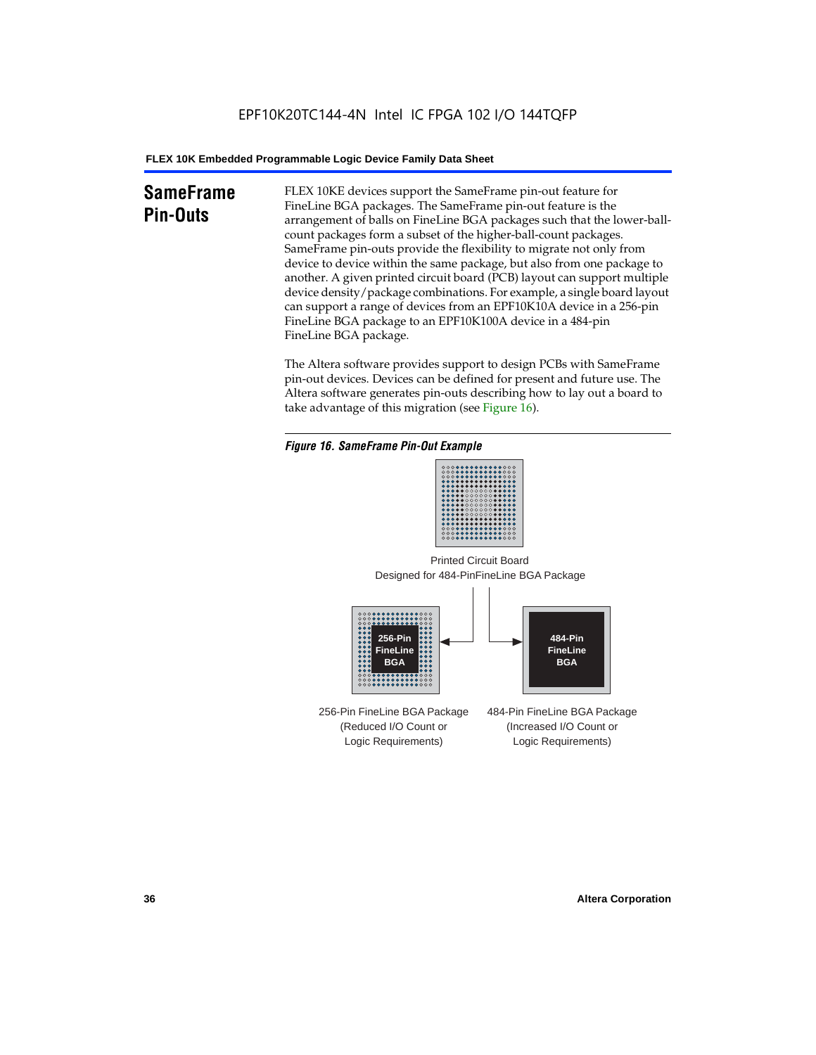## SameFrame Pin-Outs

FLEX 10KE devices support the SameFrame pin-out feature for FineLine BGA packages. The SameFrame pin-out feature is the arrangement of balls on FineLine BGA packages such that the lower-ball-count packages form a subset of the higher-ball-count packages. SameFrame pin-outs provide the flexibility to migrate not only from device to device within the same package, but also from one package to another. A given printed circuit board (PCB) layout can support multiple device density/package combinations. For example, a single board layout can support a range of devices from an EPF10K10A device in a 256-pin FineLine BGA package to an EPF10K100A device in a 484-pin FineLine BGA package.

The Altera software provides support to design PCBs with SameFrame pin-out devices. Devices can be defined for present and future use. The Altera software generates pin-outs describing how to lay out a board to take advantage of this migration (see Figure 16).

*Figure 16. SameFrame Pin-Out Example*

Printed Circuit Board
Designed for 484-PinFineLine BGA Package

256-Pin FineLine BGA

484-Pin FineLine BGA

256-Pin FineLine BGA Package
(Reduced I/O Count or
Logic Requirements)

484-Pin FineLine BGA Package
(Increased I/O Count or
Logic Requirements)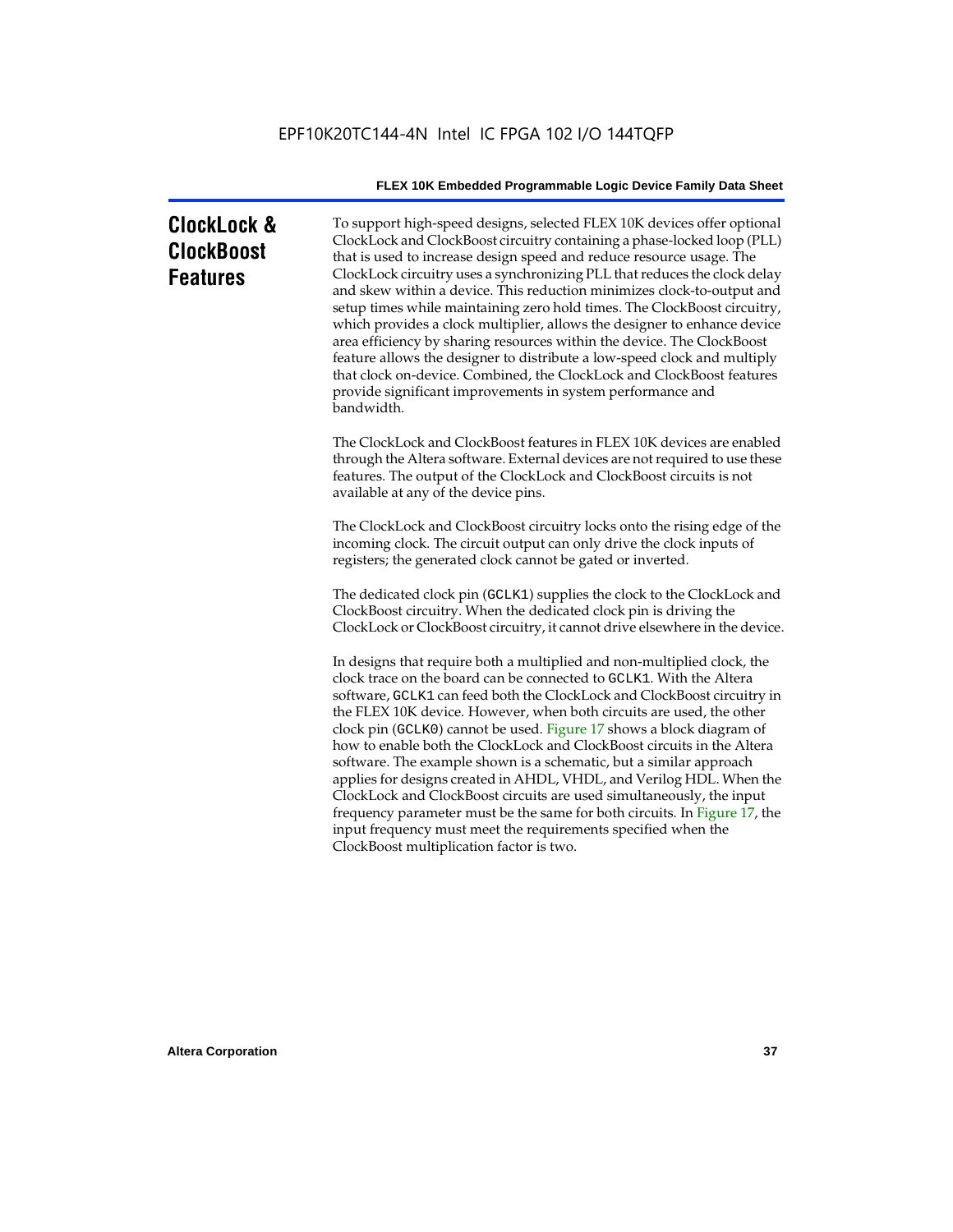# ClockLock & ClockBoost Features

To support high-speed designs, selected FLEX 10K devices offer optional ClockLock and ClockBoost circuitry containing a phase-locked loop (PLL) that is used to increase design speed and reduce resource usage. The ClockLock circuitry uses a synchronizing PLL that reduces the clock delay and skew within a device. This reduction minimizes clock-to-output and setup times while maintaining zero hold times. The ClockBoost circuitry, which provides a clock multiplier, allows the designer to enhance device area efficiency by sharing resources within the device. The ClockBoost feature allows the designer to distribute a low-speed clock and multiply that clock on-device. Combined, the ClockLock and ClockBoost features provide significant improvements in system performance and bandwidth.

The ClockLock and ClockBoost features in FLEX 10K devices are enabled through the Altera software. External devices are not required to use these features. The output of the ClockLock and ClockBoost circuits is not available at any of the device pins.

The ClockLock and ClockBoost circuitry locks onto the rising edge of the incoming clock. The circuit output can only drive the clock inputs of registers; the generated clock cannot be gated or inverted.

The dedicated clock pin (`GCLK1`) supplies the clock to the ClockLock and ClockBoost circuitry. When the dedicated clock pin is driving the ClockLock or ClockBoost circuitry, it cannot drive elsewhere in the device.

In designs that require both a multiplied and non-multiplied clock, the clock trace on the board can be connected to `GCLK1`. With the Altera software, `GCLK1` can feed both the ClockLock and ClockBoost circuitry in the FLEX 10K device. However, when both circuits are used, the other clock pin (`GCLK0`) cannot be used. Figure 17 shows a block diagram of how to enable both the ClockLock and ClockBoost circuits in the Altera software. The example shown is a schematic, but a similar approach applies for designs created in AHDL, VHDL, and Verilog HDL. When the ClockLock and ClockBoost circuits are used simultaneously, the input frequency parameter must be the same for both circuits. In Figure 17, the input frequency must meet the requirements specified when the ClockBoost multiplication factor is two.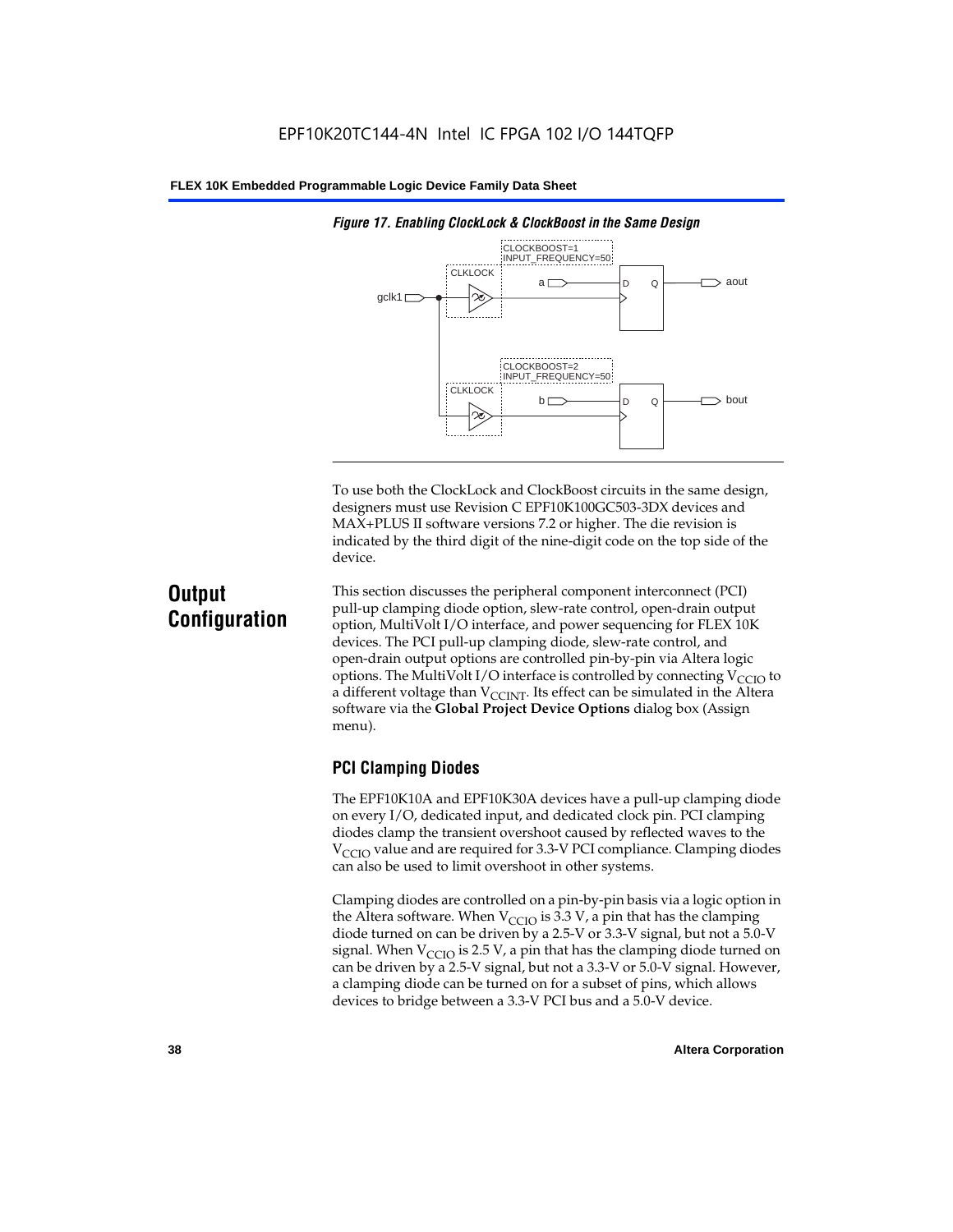*Figure 17. Enabling ClockLock & ClockBoost in the Same Design*

To use both the ClockLock and ClockBoost circuits in the same design, designers must use Revision C EPF10K100GC503-3DX devices and MAX+PLUS II software versions 7.2 or higher. The die revision is indicated by the third digit of the nine-digit code on the top side of the device.

## Output Configuration

This section discusses the peripheral component interconnect (PCI) pull-up clamping diode option, slew-rate control, open-drain output option, MultiVolt I/O interface, and power sequencing for FLEX 10K devices. The PCI pull-up clamping diode, slew-rate control, and open-drain output options are controlled pin-by-pin via Altera logic options. The MultiVolt I/O interface is controlled by connecting $V_{CCIO}$ to a different voltage than $V_{CCINT}$. Its effect can be simulated in the Altera software via the **Global Project Device Options** dialog box (Assign menu).

### PCI Clamping Diodes

The EPF10K10A and EPF10K30A devices have a pull-up clamping diode on every I/O, dedicated input, and dedicated clock pin. PCI clamping diodes clamp the transient overshoot caused by reflected waves to the $V_{CCIO}$ value and are required for 3.3-V PCI compliance. Clamping diodes can also be used to limit overshoot in other systems.

Clamping diodes are controlled on a pin-by-pin basis via a logic option in the Altera software. When $V_{CCIO}$ is 3.3 V, a pin that has the clamping diode turned on can be driven by a 2.5-V or 3.3-V signal, but not a 5.0-V signal. When $V_{CCIO}$ is 2.5 V, a pin that has the clamping diode turned on can be driven by a 2.5-V signal, but not a 3.3-V or 5.0-V signal. However, a clamping diode can be turned on for a subset of pins, which allows devices to bridge between a 3.3-V PCI bus and a 5.0-V device.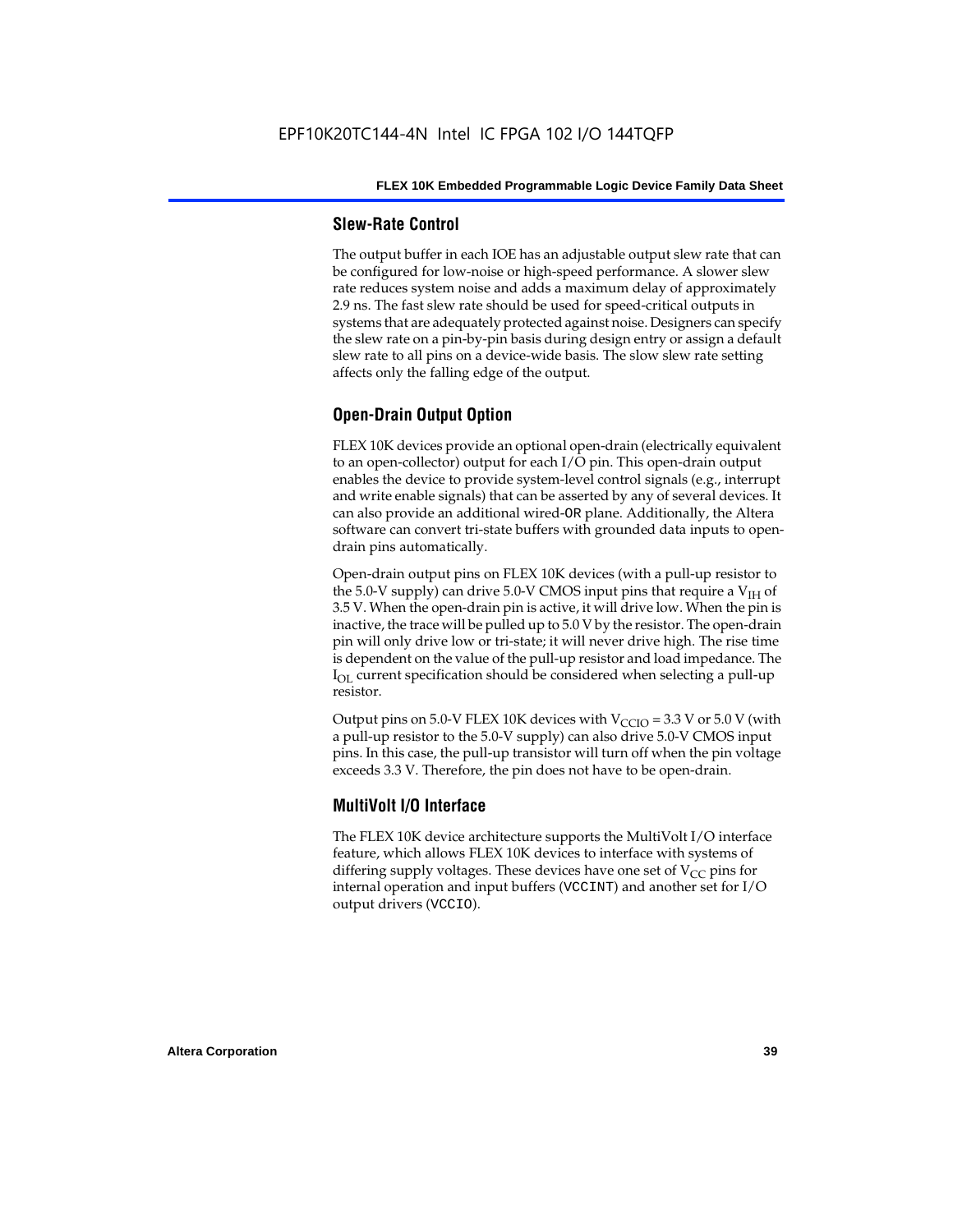### Slew-Rate Control

The output buffer in each IOE has an adjustable output slew rate that can be configured for low-noise or high-speed performance. A slower slew rate reduces system noise and adds a maximum delay of approximately 2.9 ns. The fast slew rate should be used for speed-critical outputs in systems that are adequately protected against noise. Designers can specify the slew rate on a pin-by-pin basis during design entry or assign a default slew rate to all pins on a device-wide basis. The slow slew rate setting affects only the falling edge of the output.

### Open-Drain Output Option

FLEX 10K devices provide an optional open-drain (electrically equivalent to an open-collector) output for each I/O pin. This open-drain output enables the device to provide system-level control signals (e.g., interrupt and write enable signals) that can be asserted by any of several devices. It can also provide an additional wired-`OR` plane. Additionally, the Altera software can convert tri-state buffers with grounded data inputs to open-drain pins automatically.

Open-drain output pins on FLEX 10K devices (with a pull-up resistor to the 5.0-V supply) can drive 5.0-V CMOS input pins that require a $V_{IH}$ of 3.5 V. When the open-drain pin is active, it will drive low. When the pin is inactive, the trace will be pulled up to 5.0 V by the resistor. The open-drain pin will only drive low or tri-state; it will never drive high. The rise time is dependent on the value of the pull-up resistor and load impedance. The $I_{OL}$ current specification should be considered when selecting a pull-up resistor.

Output pins on 5.0-V FLEX 10K devices with $V_{CCIO}$ = 3.3 V or 5.0 V (with a pull-up resistor to the 5.0-V supply) can also drive 5.0-V CMOS input pins. In this case, the pull-up transistor will turn off when the pin voltage exceeds 3.3 V. Therefore, the pin does not have to be open-drain.

### MultiVolt I/O Interface

The FLEX 10K device architecture supports the MultiVolt I/O interface feature, which allows FLEX 10K devices to interface with systems of differing supply voltages. These devices have one set of $V_{CC}$ pins for internal operation and input buffers (`VCCINT`) and another set for I/O output drivers (`VCCIO`).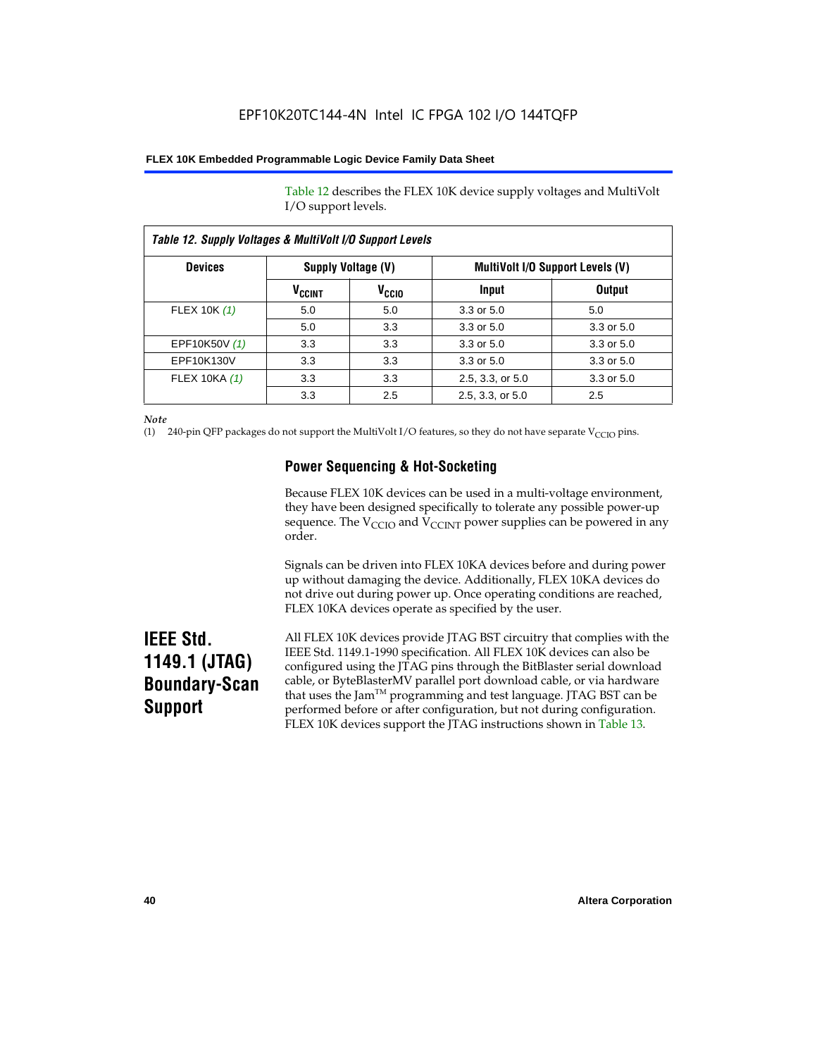Table 12 describes the FLEX 10K device supply voltages and MultiVolt I/O support levels.

*Table 12. Supply Voltages & MultiVolt I/O Support Levels*

| Devices | Supply Voltage (V) | | MultiVolt I/O Support Levels (V) | |
|---|---|---|---|---|
| | $V_{CCINT}$ | $V_{CCIO}$ | Input | Output |
| FLEX 10K *(1)* | 5.0 | 5.0 | 3.3 or 5.0 | 5.0 |
| | 5.0 | 3.3 | 3.3 or 5.0 | 3.3 or 5.0 |
| EPF10K50V *(1)* | 3.3 | 3.3 | 3.3 or 5.0 | 3.3 or 5.0 |
| EPF10K130V | 3.3 | 3.3 | 3.3 or 5.0 | 3.3 or 5.0 |
| FLEX 10KA *(1)* | 3.3 | 3.3 | 2.5, 3.3, or 5.0 | 3.3 or 5.0 |
| | 3.3 | 2.5 | 2.5, 3.3, or 5.0 | 2.5 |

*Note*

(1) 240-pin QFP packages do not support the MultiVolt I/O features, so they do not have separate $V_{CCIO}$ pins.

### Power Sequencing & Hot-Socketing

Because FLEX 10K devices can be used in a multi-voltage environment, they have been designed specifically to tolerate any possible power-up sequence. The $V_{CCIO}$ and $V_{CCINT}$ power supplies can be powered in any order.

Signals can be driven into FLEX 10KA devices before and during power up without damaging the device. Additionally, FLEX 10KA devices do not drive out during power up. Once operating conditions are reached, FLEX 10KA devices operate as specified by the user.

## IEEE Std. 1149.1 (JTAG) Boundary-Scan Support

All FLEX 10K devices provide JTAG BST circuitry that complies with the IEEE Std. 1149.1-1990 specification. All FLEX 10K devices can also be configured using the JTAG pins through the BitBlaster serial download cable, or ByteBlasterMV parallel port download cable, or via hardware that uses the Jam™ programming and test language. JTAG BST can be performed before or after configuration, but not during configuration. FLEX 10K devices support the JTAG instructions shown in Table 13.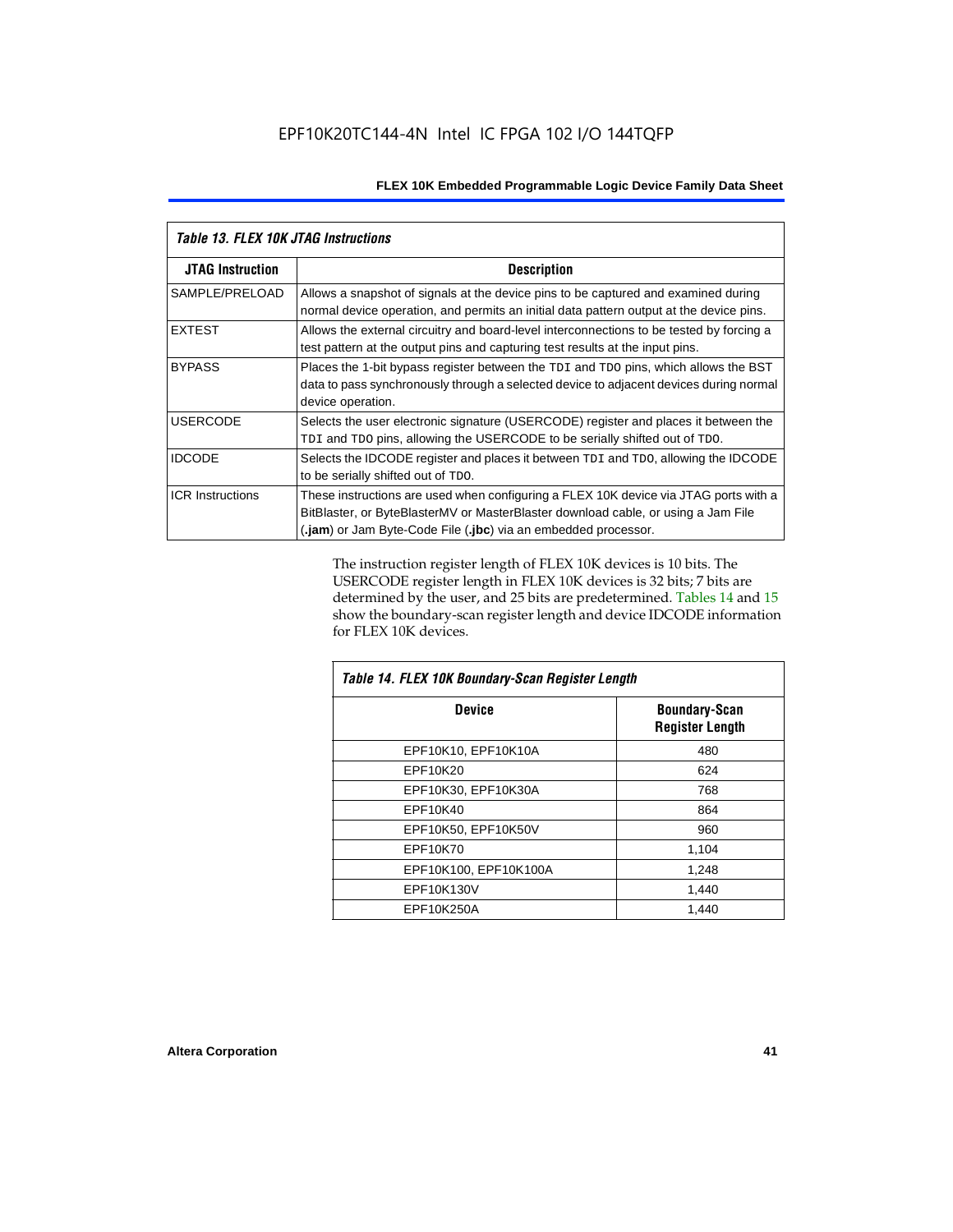*Table 13. FLEX 10K JTAG Instructions*

| JTAG Instruction | Description |
|---|---|
| SAMPLE/PRELOAD | Allows a snapshot of signals at the device pins to be captured and examined during normal device operation, and permits an initial data pattern output at the device pins. |
| EXTEST | Allows the external circuitry and board-level interconnections to be tested by forcing a test pattern at the output pins and capturing test results at the input pins. |
| BYPASS | Places the 1-bit bypass register between the `TDI` and `TDO` pins, which allows the BST data to pass synchronously through a selected device to adjacent devices during normal device operation. |
| USERCODE | Selects the user electronic signature (USERCODE) register and places it between the `TDI` and `TDO` pins, allowing the USERCODE to be serially shifted out of `TDO`. |
| IDCODE | Selects the IDCODE register and places it between `TDI` and `TDO`, allowing the IDCODE to be serially shifted out of `TDO`. |
| ICR Instructions | These instructions are used when configuring a FLEX 10K device via JTAG ports with a BitBlaster, or ByteBlasterMV or MasterBlaster download cable, or using a Jam File (**.jam**) or Jam Byte-Code File (**.jbc**) via an embedded processor. |

The instruction register length of FLEX 10K devices is 10 bits. The USERCODE register length in FLEX 10K devices is 32 bits; 7 bits are determined by the user, and 25 bits are predetermined. Tables 14 and 15 show the boundary-scan register length and device IDCODE information for FLEX 10K devices.

*Table 14. FLEX 10K Boundary-Scan Register Length*

| Device | Boundary-Scan Register Length |
|---|---|
| EPF10K10, EPF10K10A | 480 |
| EPF10K20 | 624 |
| EPF10K30, EPF10K30A | 768 |
| EPF10K40 | 864 |
| EPF10K50, EPF10K50V | 960 |
| EPF10K70 | 1,104 |
| EPF10K100, EPF10K100A | 1,248 |
| EPF10K130V | 1,440 |
| EPF10K250A | 1,440 |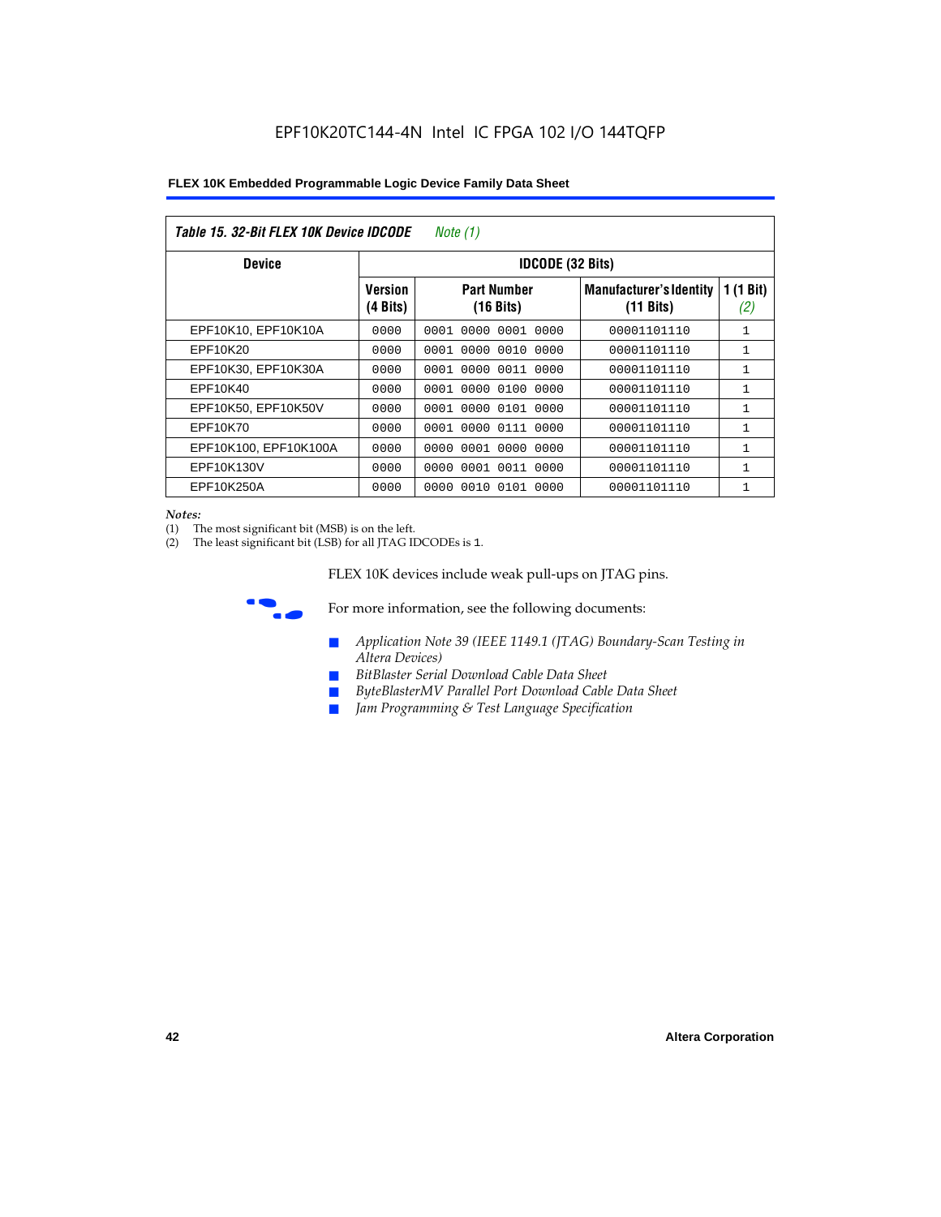Table 15. 32-Bit FLEX 10K Device IDCODE *Note (1)*

| Device | IDCODE (32 Bits) | | | |
|---|---|---|---|---|
| | Version (4 Bits) | Part Number (16 Bits) | Manufacturer's Identity (11 Bits) | 1 (1 Bit) *(2)* |
| EPF10K10, EPF10K10A | 0000 | 0001 0000 0001 0000 | 00001101110 | 1 |
| EPF10K20 | 0000 | 0001 0000 0010 0000 | 00001101110 | 1 |
| EPF10K30, EPF10K30A | 0000 | 0001 0000 0011 0000 | 00001101110 | 1 |
| EPF10K40 | 0000 | 0001 0000 0100 0000 | 00001101110 | 1 |
| EPF10K50, EPF10K50V | 0000 | 0001 0000 0101 0000 | 00001101110 | 1 |
| EPF10K70 | 0000 | 0001 0000 0111 0000 | 00001101110 | 1 |
| EPF10K100, EPF10K100A | 0000 | 0000 0001 0000 0000 | 00001101110 | 1 |
| EPF10K130V | 0000 | 0000 0001 0011 0000 | 00001101110 | 1 |
| EPF10K250A | 0000 | 0000 0010 0101 0000 | 00001101110 | 1 |

*Notes:*
(1) The most significant bit (MSB) is on the left.
(2) The least significant bit (LSB) for all JTAG IDCODEs is 1.

FLEX 10K devices include weak pull-ups on JTAG pins.

For more information, see the following documents:

- *Application Note 39 (IEEE 1149.1 (JTAG) Boundary-Scan Testing in Altera Devices)*
- *BitBlaster Serial Download Cable Data Sheet*
- *ByteBlasterMV Parallel Port Download Cable Data Sheet*
- *Jam Programming & Test Language Specification*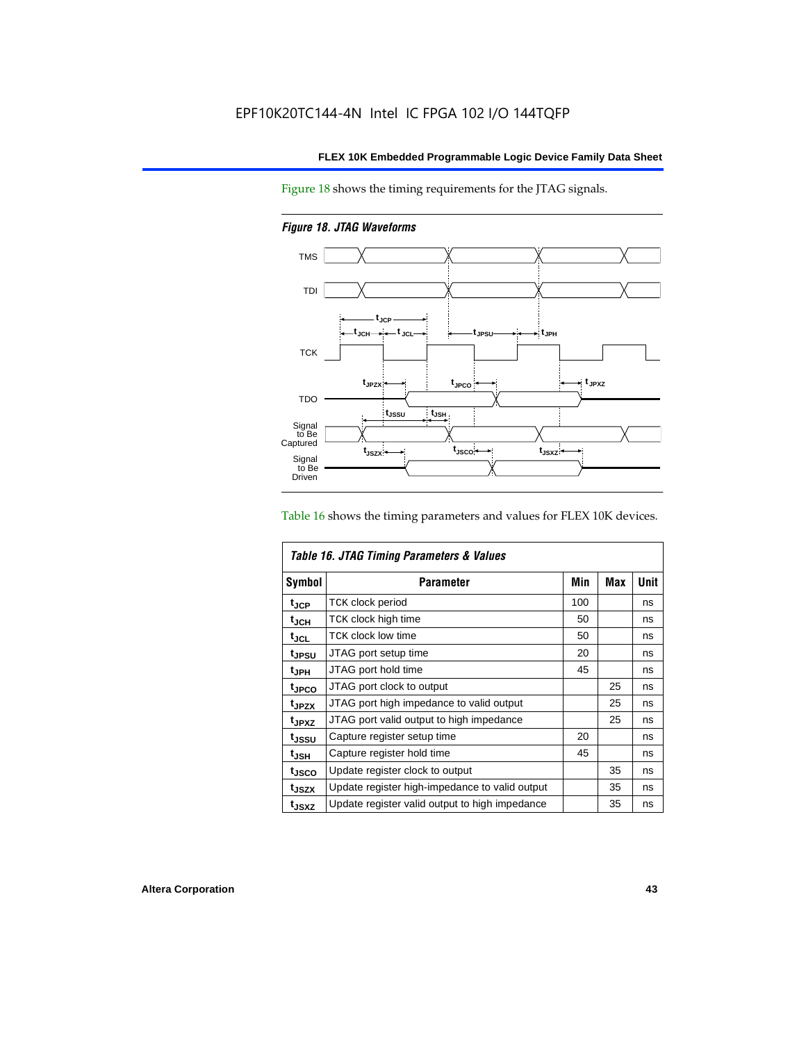EPF10K20TC144-4N Intel IC FPGA 102 I/O 144TQFP

Figure 18 shows the timing requirements for the JTAG signals.

*Figure 18. JTAG Waveforms*

Table 16 shows the timing parameters and values for FLEX 10K devices.

*Table 16. JTAG Timing Parameters & Values*

| Symbol | Parameter | Min | Max | Unit |
|---|---|---|---|---|
| $t_{JCP}$ | TCK clock period | 100 | | ns |
| $t_{JCH}$ | TCK clock high time | 50 | | ns |
| $t_{JCL}$ | TCK clock low time | 50 | | ns |
| $t_{JPSU}$ | JTAG port setup time | 20 | | ns |
| $t_{JPH}$ | JTAG port hold time | 45 | | ns |
| $t_{JPCO}$ | JTAG port clock to output | | 25 | ns |
| $t_{JPZX}$ | JTAG port high impedance to valid output | | 25 | ns |
| $t_{JPXZ}$ | JTAG port valid output to high impedance | | 25 | ns |
| $t_{JSSU}$ | Capture register setup time | 20 | | ns |
| $t_{JSH}$ | Capture register hold time | 45 | | ns |
| $t_{JSCO}$ | Update register clock to output | | 35 | ns |
| $t_{JSZX}$ | Update register high-impedance to valid output | | 35 | ns |
| $t_{JSXZ}$ | Update register valid output to high impedance | | 35 | ns |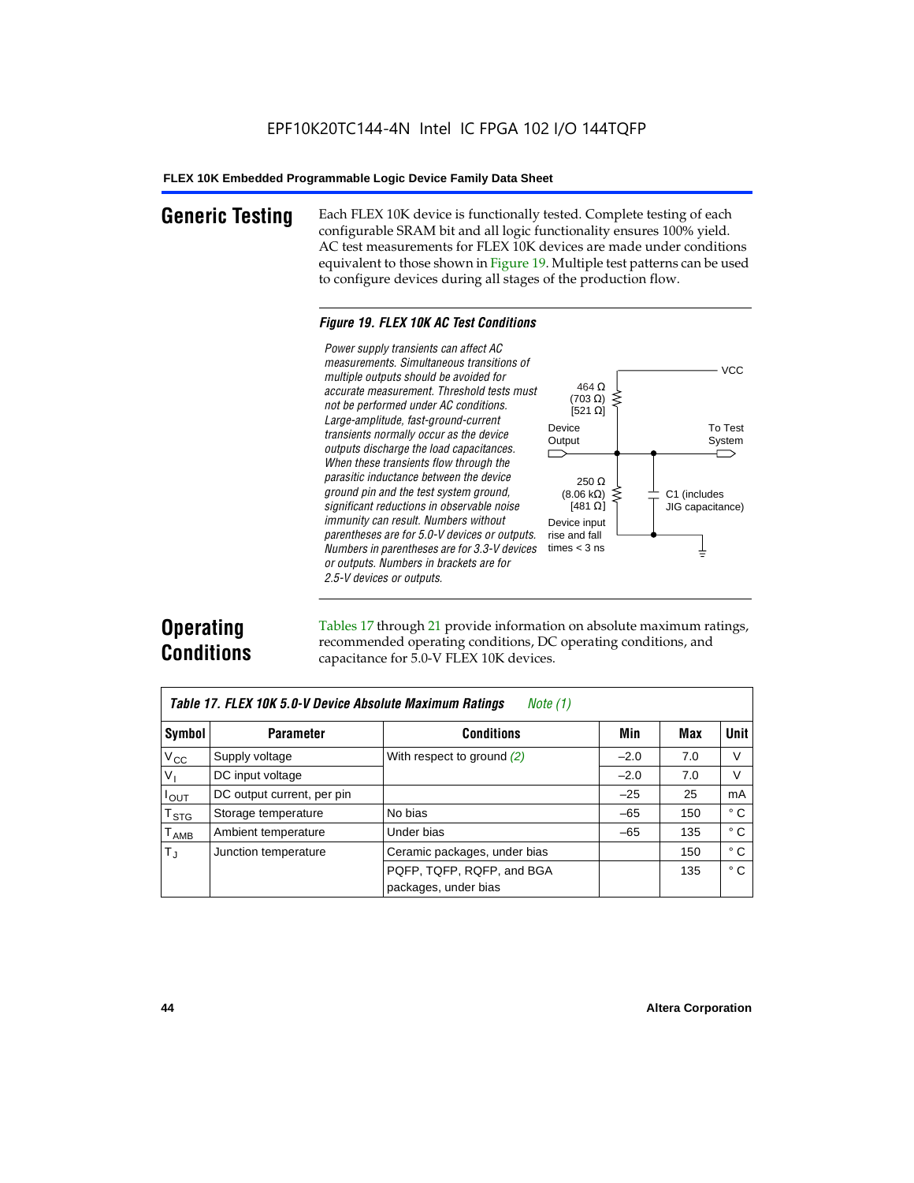EPF10K20TC144-4N Intel IC FPGA 102 I/O 144TQFP

## Generic Testing

Each FLEX 10K device is functionally tested. Complete testing of each configurable SRAM bit and all logic functionality ensures 100% yield. AC test measurements for FLEX 10K devices are made under conditions equivalent to those shown in Figure 19. Multiple test patterns can be used to configure devices during all stages of the production flow.

***Figure 19. FLEX 10K AC Test Conditions***

*Power supply transients can affect AC measurements. Simultaneous transitions of multiple outputs should be avoided for accurate measurement. Threshold tests must not be performed under AC conditions. Large-amplitude, fast-ground-current transients normally occur as the device outputs discharge the load capacitances. When these transients flow through the parasitic inductance between the device ground pin and the test system ground, significant reductions in observable noise immunity can result. Numbers without parentheses are for 5.0-V devices or outputs. Numbers in parentheses are for 3.3-V devices or outputs. Numbers in brackets are for 2.5-V devices or outputs.*

VCC

464 Ω (703 Ω) [521 Ω]

Device Output

To Test System

250 Ω (8.06 kΩ) [481 Ω]

C1 (includes JIG capacitance)

Device input rise and fall times < 3 ns

## Operating Conditions

Tables 17 through 21 provide information on absolute maximum ratings, recommended operating conditions, DC operating conditions, and capacitance for 5.0-V FLEX 10K devices.

***Table 17. FLEX 10K 5.0-V Device Absolute Maximum Ratings*** *Note (1)*

| Symbol | Parameter | Conditions | Min | Max | Unit |
|---|---|---|---|---|---|
| $V_{CC}$ | Supply voltage | With respect to ground *(2)* | –2.0 | 7.0 | V |
| $V_I$ | DC input voltage | | –2.0 | 7.0 | V |
| $I_{OUT}$ | DC output current, per pin | | –25 | 25 | mA |
| $T_{STG}$ | Storage temperature | No bias | –65 | 150 | ° C |
| $T_{AMB}$ | Ambient temperature | Under bias | –65 | 135 | ° C |
| $T_J$ | Junction temperature | Ceramic packages, under bias | | 150 | ° C |
| | | PQFP, TQFP, RQFP, and BGA packages, under bias | | 135 | ° C |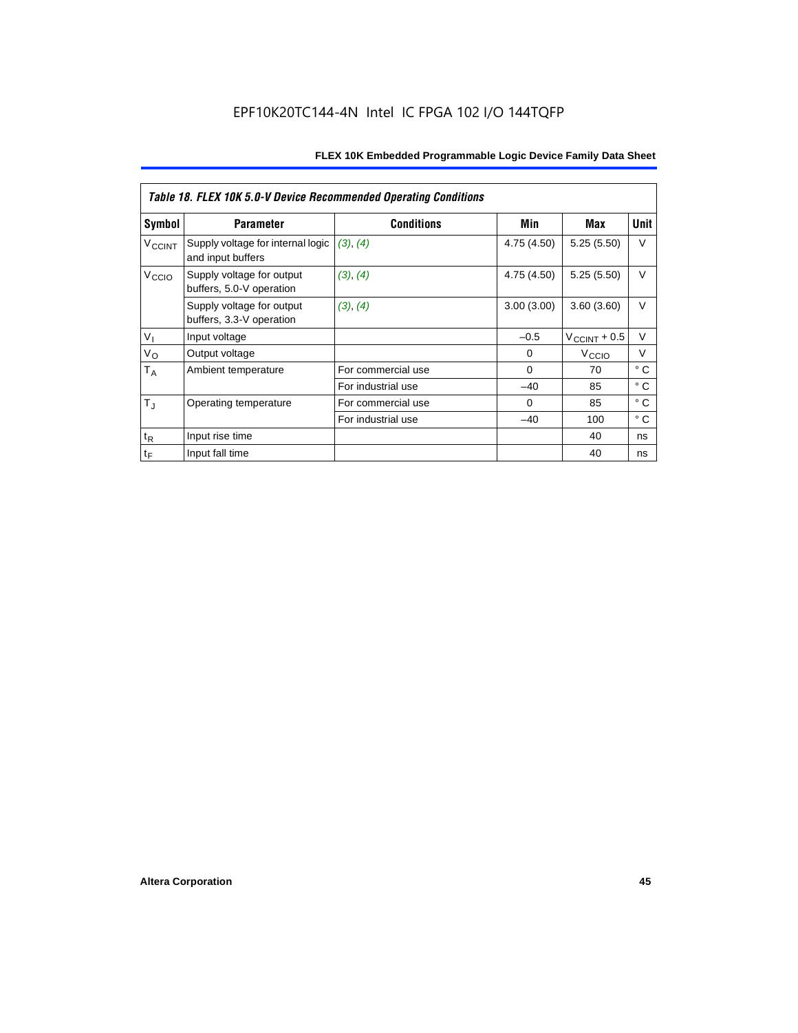| *Table 18. FLEX 10K 5.0-V Device Recommended Operating Conditions* | | | | | |
|---|---|---|---|---|---|
| **Symbol** | **Parameter** | **Conditions** | **Min** | **Max** | **Unit** |
| $V_{CCINT}$ | Supply voltage for internal logic and input buffers | *(3)*, *(4)* | 4.75 (4.50) | 5.25 (5.50) | V |
| $V_{CCIO}$ | Supply voltage for output buffers, 5.0-V operation | *(3)*, *(4)* | 4.75 (4.50) | 5.25 (5.50) | V |
| | Supply voltage for output buffers, 3.3-V operation | *(3)*, *(4)* | 3.00 (3.00) | 3.60 (3.60) | V |
| $V_I$ | Input voltage | | –0.5 | $V_{CCINT}$ + 0.5 | V |
| $V_O$ | Output voltage | | 0 | $V_{CCIO}$ | V |
| $T_A$ | Ambient temperature | For commercial use | 0 | 70 | ° C |
| | | For industrial use | –40 | 85 | ° C |
| $T_J$ | Operating temperature | For commercial use | 0 | 85 | ° C |
| | | For industrial use | –40 | 100 | ° C |
| $t_R$ | Input rise time | | | 40 | ns |
| $t_F$ | Input fall time | | | 40 | ns |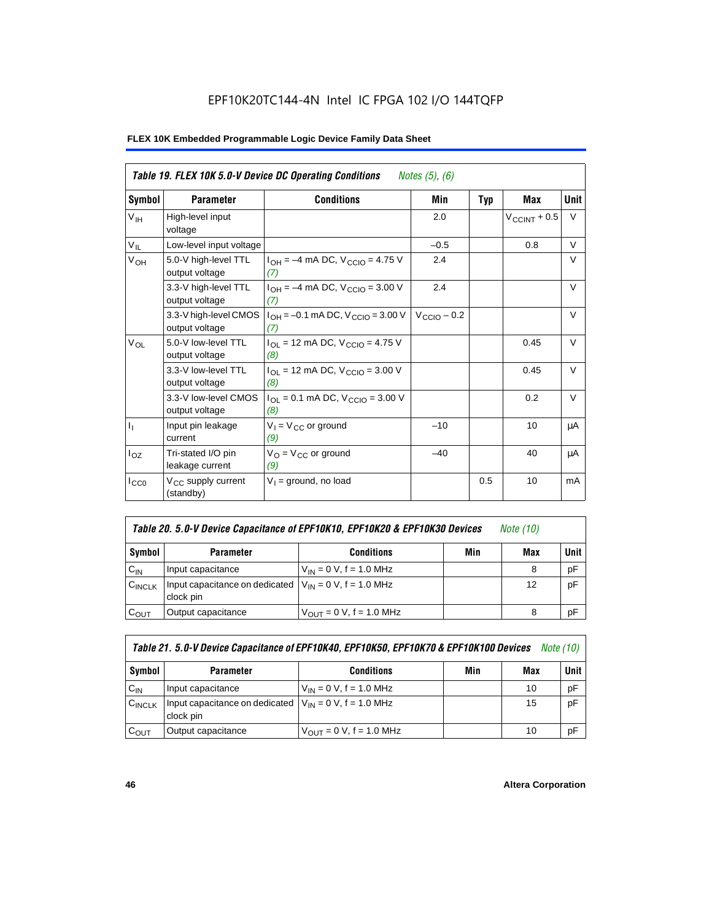EPF10K20TC144-4N Intel IC FPGA 102 I/O 144TQFP

**FLEX 10K Embedded Programmable Logic Device Family Data Sheet**

| *Table 19. FLEX 10K 5.0-V Device DC Operating Conditions* *Notes (5), (6)* | | | | | | |
|---|---|---|---|---|---|---|
| **Symbol** | **Parameter** | **Conditions** | **Min** | **Typ** | **Max** | **Unit** |
| $V_{IH}$ | High-level input voltage | | 2.0 | | $V_{CCINT}$ + 0.5 | V |
| $V_{IL}$ | Low-level input voltage | | –0.5 | | 0.8 | V |
| $V_{OH}$ | 5.0-V high-level TTL output voltage | $I_{OH}$ = –4 mA DC, $V_{CCIO}$ = 4.75 V *(7)* | 2.4 | | | V |
| | 3.3-V high-level TTL output voltage | $I_{OH}$ = –4 mA DC, $V_{CCIO}$ = 3.00 V *(7)* | 2.4 | | | V |
| | 3.3-V high-level CMOS output voltage | $I_{OH}$ = –0.1 mA DC, $V_{CCIO}$ = 3.00 V *(7)* | $V_{CCIO}$ – 0.2 | | | V |
| $V_{OL}$ | 5.0-V low-level TTL output voltage | $I_{OL}$ = 12 mA DC, $V_{CCIO}$ = 4.75 V *(8)* | | | 0.45 | V |
| | 3.3-V low-level TTL output voltage | $I_{OL}$ = 12 mA DC, $V_{CCIO}$ = 3.00 V *(8)* | | | 0.45 | V |
| | 3.3-V low-level CMOS output voltage | $I_{OL}$ = 0.1 mA DC, $V_{CCIO}$ = 3.00 V *(8)* | | | 0.2 | V |
| $I_I$ | Input pin leakage current | $V_I$ = $V_{CC}$ or ground *(9)* | –10 | | 10 | μA |
| $I_{OZ}$ | Tri-stated I/O pin leakage current | $V_O$ = $V_{CC}$ or ground *(9)* | –40 | | 40 | μA |
| $I_{CC0}$ | $V_{CC}$ supply current (standby) | $V_I$ = ground, no load | | 0.5 | 10 | mA |

| *Table 20. 5.0-V Device Capacitance of EPF10K10, EPF10K20 & EPF10K30 Devices* *Note (10)* | | | | | |
|---|---|---|---|---|---|
| **Symbol** | **Parameter** | **Conditions** | **Min** | **Max** | **Unit** |
| $C_{IN}$ | Input capacitance | $V_{IN}$ = 0 V, f = 1.0 MHz | | 8 | pF |
| $C_{INCLK}$ | Input capacitance on dedicated clock pin | $V_{IN}$ = 0 V, f = 1.0 MHz | | 12 | pF |
| $C_{OUT}$ | Output capacitance | $V_{OUT}$ = 0 V, f = 1.0 MHz | | 8 | pF |

| *Table 21. 5.0-V Device Capacitance of EPF10K40, EPF10K50, EPF10K70 & EPF10K100 Devices* *Note (10)* | | | | | |
|---|---|---|---|---|---|
| **Symbol** | **Parameter** | **Conditions** | **Min** | **Max** | **Unit** |
| $C_{IN}$ | Input capacitance | $V_{IN}$ = 0 V, f = 1.0 MHz | | 10 | pF |
| $C_{INCLK}$ | Input capacitance on dedicated clock pin | $V_{IN}$ = 0 V, f = 1.0 MHz | | 15 | pF |
| $C_{OUT}$ | Output capacitance | $V_{OUT}$ = 0 V, f = 1.0 MHz | | 10 | pF |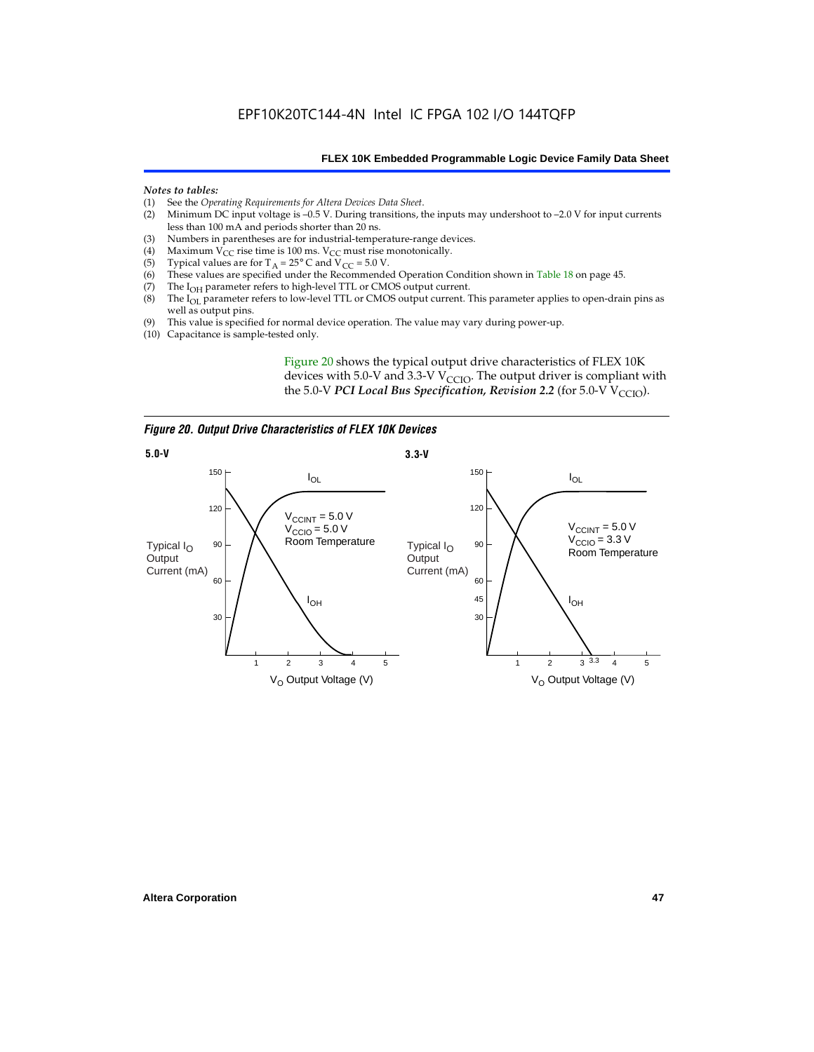*Notes to tables:*

(1) See the *Operating Requirements for Altera Devices Data Sheet*.
(2) Minimum DC input voltage is –0.5 V. During transitions, the inputs may undershoot to –2.0 V for input currents less than 100 mA and periods shorter than 20 ns.
(3) Numbers in parentheses are for industrial-temperature-range devices.
(4) Maximum $V_{CC}$ rise time is 100 ms. $V_{CC}$ must rise monotonically.
(5) Typical values are for $T_A = 25°$ C and $V_{CC} = 5.0$ V.
(6) These values are specified under the Recommended Operation Condition shown in Table 18 on page 45.
(7) The $I_{OH}$ parameter refers to high-level TTL or CMOS output current.
(8) The $I_{OL}$ parameter refers to low-level TTL or CMOS output current. This parameter applies to open-drain pins as well as output pins.
(9) This value is specified for normal device operation. The value may vary during power-up.
(10) Capacitance is sample-tested only.

Figure 20 shows the typical output drive characteristics of FLEX 10K devices with 5.0-V and 3.3-V $V_{CCIO}$. The output driver is compliant with the 5.0-V ***PCI Local Bus Specification, Revision 2.2*** (for 5.0-V $V_{CCIO}$).

***Figure 20. Output Drive Characteristics of FLEX 10K Devices***

**5.0-V**

$I_{OL}$, $I_{OH}$ — Typical $I_O$ Output Current (mA) vs. $V_O$ Output Voltage (V); $V_{CCINT} = 5.0$ V, $V_{CCIO} = 5.0$ V, Room Temperature

**3.3-V**

$I_{OL}$, $I_{OH}$ — Typical $I_O$ Output Current (mA) vs. $V_O$ Output Voltage (V); $V_{CCINT} = 5.0$ V, $V_{CCIO} = 3.3$ V, Room Temperature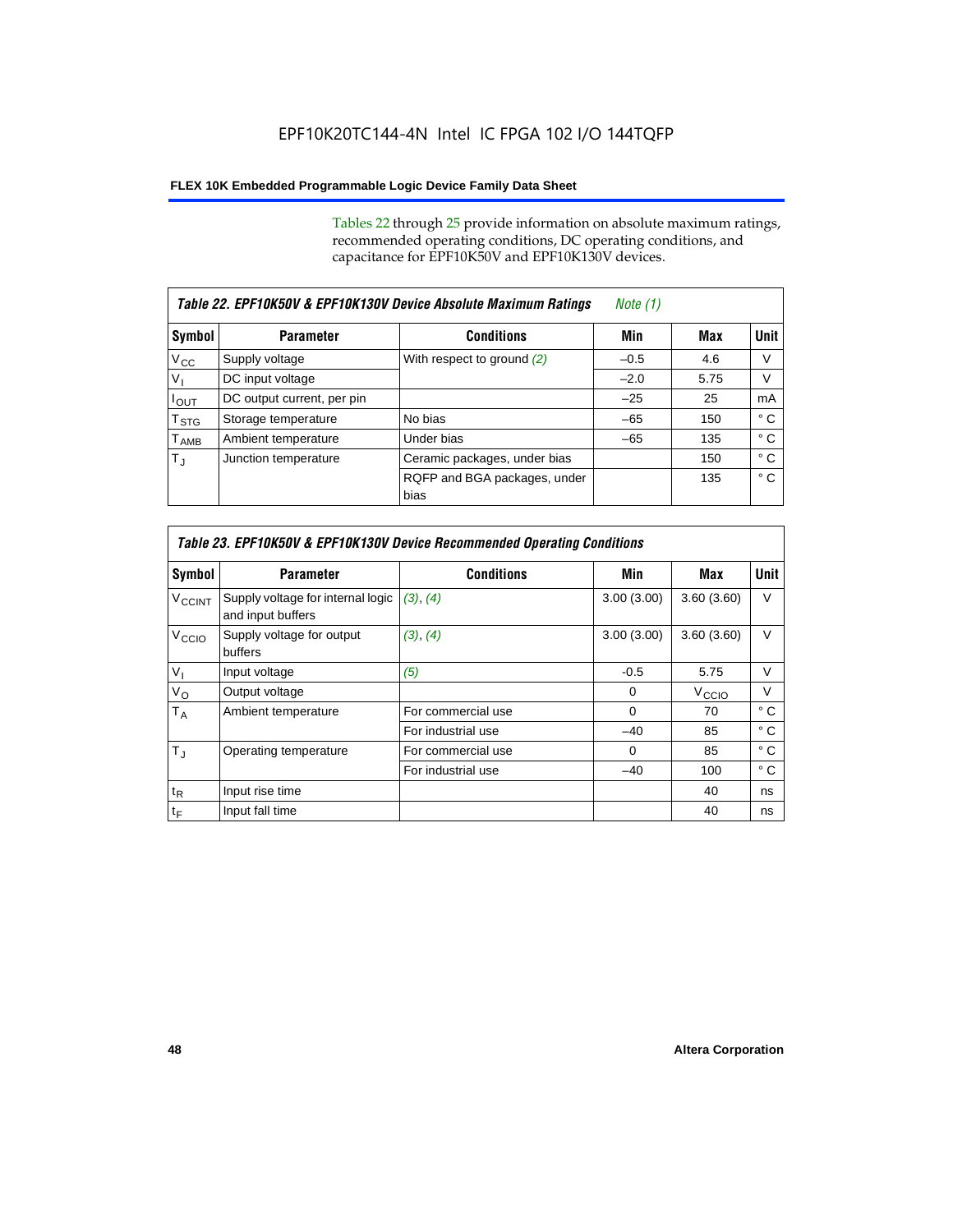Tables 22 through 25 provide information on absolute maximum ratings, recommended operating conditions, DC operating conditions, and capacitance for EPF10K50V and EPF10K130V devices.

| *Table 22. EPF10K50V & EPF10K130V Device Absolute Maximum Ratings* *Note (1)* | | | | | |
|---|---|---|---|---|---|
| **Symbol** | **Parameter** | **Conditions** | **Min** | **Max** | **Unit** |
| $V_{CC}$ | Supply voltage | With respect to ground *(2)* | –0.5 | 4.6 | V |
| $V_I$ | DC input voltage | | –2.0 | 5.75 | V |
| $I_{OUT}$ | DC output current, per pin | | –25 | 25 | mA |
| $T_{STG}$ | Storage temperature | No bias | –65 | 150 | ° C |
| $T_{AMB}$ | Ambient temperature | Under bias | –65 | 135 | ° C |
| $T_J$ | Junction temperature | Ceramic packages, under bias | | 150 | ° C |
| | | RQFP and BGA packages, under bias | | 135 | ° C |

| *Table 23. EPF10K50V & EPF10K130V Device Recommended Operating Conditions* | | | | | |
|---|---|---|---|---|---|
| **Symbol** | **Parameter** | **Conditions** | **Min** | **Max** | **Unit** |
| $V_{CCINT}$ | Supply voltage for internal logic and input buffers | *(3)*, *(4)* | 3.00 (3.00) | 3.60 (3.60) | V |
| $V_{CCIO}$ | Supply voltage for output buffers | *(3)*, *(4)* | 3.00 (3.00) | 3.60 (3.60) | V |
| $V_I$ | Input voltage | *(5)* | -0.5 | 5.75 | V |
| $V_O$ | Output voltage | | 0 | $V_{CCIO}$ | V |
| $T_A$ | Ambient temperature | For commercial use | 0 | 70 | ° C |
| | | For industrial use | –40 | 85 | ° C |
| $T_J$ | Operating temperature | For commercial use | 0 | 85 | ° C |
| | | For industrial use | –40 | 100 | ° C |
| $t_R$ | Input rise time | | | 40 | ns |
| $t_F$ | Input fall time | | | 40 | ns |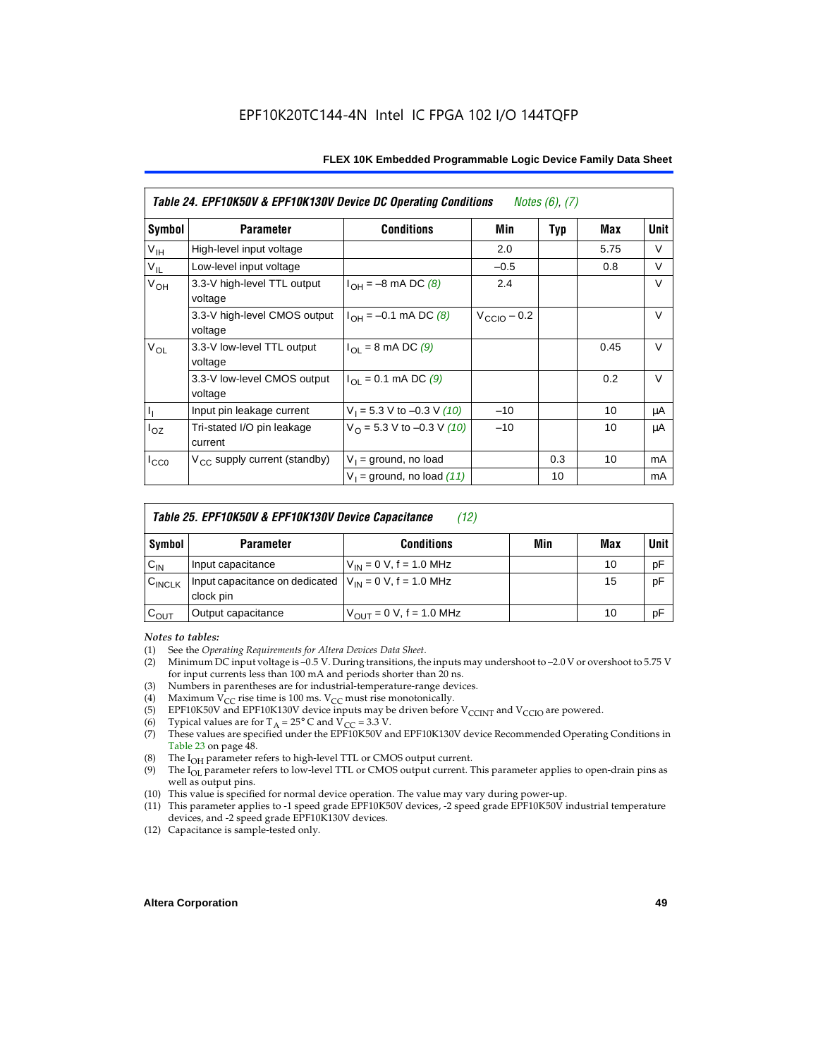**Table 24. EPF10K50V & EPF10K130V Device DC Operating Conditions** *Notes (6), (7)*

| Symbol | Parameter | Conditions | Min | Typ | Max | Unit |
|---|---|---|---|---|---|---|
| $V_{IH}$ | High-level input voltage | | 2.0 | | 5.75 | V |
| $V_{IL}$ | Low-level input voltage | | –0.5 | | 0.8 | V |
| $V_{OH}$ | 3.3-V high-level TTL output voltage | $I_{OH}$ = –8 mA DC *(8)* | 2.4 | | | V |
| | 3.3-V high-level CMOS output voltage | $I_{OH}$ = –0.1 mA DC *(8)* | $V_{CCIO}$ – 0.2 | | | V |
| $V_{OL}$ | 3.3-V low-level TTL output voltage | $I_{OL}$ = 8 mA DC *(9)* | | | 0.45 | V |
| | 3.3-V low-level CMOS output voltage | $I_{OL}$ = 0.1 mA DC *(9)* | | | 0.2 | V |
| $I_I$ | Input pin leakage current | $V_I$ = 5.3 V to –0.3 V *(10)* | –10 | | 10 | μA |
| $I_{OZ}$ | Tri-stated I/O pin leakage current | $V_O$ = 5.3 V to –0.3 V *(10)* | –10 | | 10 | μA |
| $I_{CC0}$ | $V_{CC}$ supply current (standby) | $V_I$ = ground, no load | | 0.3 | 10 | mA |
| | | $V_I$ = ground, no load *(11)* | | 10 | | mA |

**Table 25. EPF10K50V & EPF10K130V Device Capacitance** *(12)*

| Symbol | Parameter | Conditions | Min | Max | Unit |
|---|---|---|---|---|---|
| $C_{IN}$ | Input capacitance | $V_{IN}$ = 0 V, f = 1.0 MHz | | 10 | pF |
| $C_{INCLK}$ | Input capacitance on dedicated clock pin | $V_{IN}$ = 0 V, f = 1.0 MHz | | 15 | pF |
| $C_{OUT}$ | Output capacitance | $V_{OUT}$ = 0 V, f = 1.0 MHz | | 10 | pF |

*Notes to tables:*

(1) See the *Operating Requirements for Altera Devices Data Sheet*.
(2) Minimum DC input voltage is –0.5 V. During transitions, the inputs may undershoot to –2.0 V or overshoot to 5.75 V for input currents less than 100 mA and periods shorter than 20 ns.
(3) Numbers in parentheses are for industrial-temperature-range devices.
(4) Maximum $V_{CC}$ rise time is 100 ms. $V_{CC}$ must rise monotonically.
(5) EPF10K50V and EPF10K130V device inputs may be driven before $V_{CCINT}$ and $V_{CCIO}$ are powered.
(6) Typical values are for $T_A$ = 25° C and $V_{CC}$ = 3.3 V.
(7) These values are specified under the EPF10K50V and EPF10K130V device Recommended Operating Conditions in Table 23 on page 48.
(8) The $I_{OH}$ parameter refers to high-level TTL or CMOS output current.
(9) The $I_{OL}$ parameter refers to low-level TTL or CMOS output current. This parameter applies to open-drain pins as well as output pins.
(10) This value is specified for normal device operation. The value may vary during power-up.
(11) This parameter applies to -1 speed grade EPF10K50V devices, -2 speed grade EPF10K50V industrial temperature devices, and -2 speed grade EPF10K130V devices.
(12) Capacitance is sample-tested only.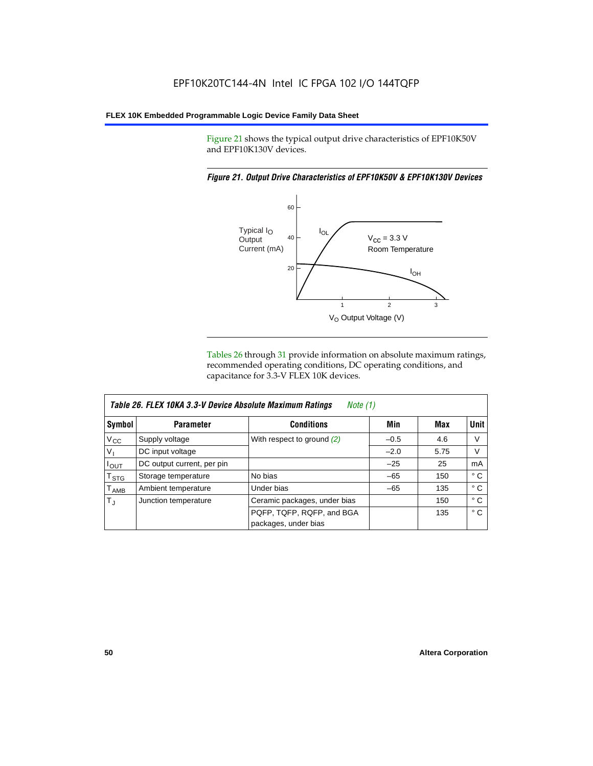Figure 21 shows the typical output drive characteristics of EPF10K50V and EPF10K130V devices.

*Figure 21. Output Drive Characteristics of EPF10K50V & EPF10K130V Devices*

Tables 26 through 31 provide information on absolute maximum ratings, recommended operating conditions, DC operating conditions, and capacitance for 3.3-V FLEX 10K devices.

*Table 26. FLEX 10KA 3.3-V Device Absolute Maximum Ratings* *Note (1)*

| Symbol | Parameter | Conditions | Min | Max | Unit |
|---|---|---|---|---|---|
| $V_{CC}$ | Supply voltage | With respect to ground *(2)* | –0.5 | 4.6 | V |
| $V_I$ | DC input voltage | | –2.0 | 5.75 | V |
| $I_{OUT}$ | DC output current, per pin | | –25 | 25 | mA |
| $T_{STG}$ | Storage temperature | No bias | –65 | 150 | ° C |
| $T_{AMB}$ | Ambient temperature | Under bias | –65 | 135 | ° C |
| $T_J$ | Junction temperature | Ceramic packages, under bias | | 150 | ° C |
| | | PQFP, TQFP, RQFP, and BGA packages, under bias | | 135 | ° C |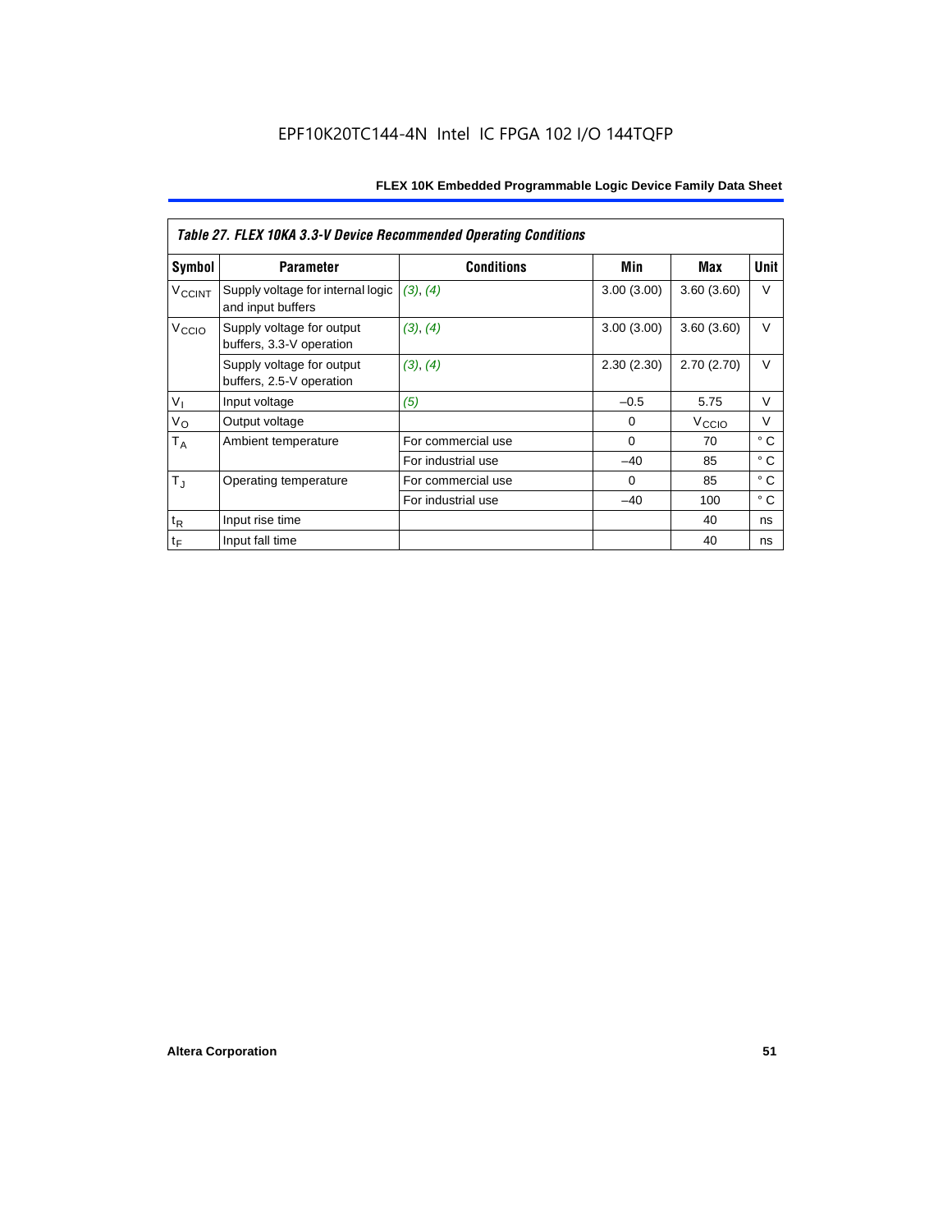EPF10K20TC144-4N Intel IC FPGA 102 I/O 144TQFP

| *Table 27. FLEX 10KA 3.3-V Device Recommended Operating Conditions* | | | | | |
|---|---|---|---|---|---|
| **Symbol** | **Parameter** | **Conditions** | **Min** | **Max** | **Unit** |
| $V_{CCINT}$ | Supply voltage for internal logic and input buffers | *(3)*, *(4)* | 3.00 (3.00) | 3.60 (3.60) | V |
| $V_{CCIO}$ | Supply voltage for output buffers, 3.3-V operation | *(3)*, *(4)* | 3.00 (3.00) | 3.60 (3.60) | V |
| | Supply voltage for output buffers, 2.5-V operation | *(3)*, *(4)* | 2.30 (2.30) | 2.70 (2.70) | V |
| $V_I$ | Input voltage | *(5)* | –0.5 | 5.75 | V |
| $V_O$ | Output voltage | | 0 | $V_{CCIO}$ | V |
| $T_A$ | Ambient temperature | For commercial use | 0 | 70 | ° C |
| | | For industrial use | –40 | 85 | ° C |
| $T_J$ | Operating temperature | For commercial use | 0 | 85 | ° C |
| | | For industrial use | –40 | 100 | ° C |
| $t_R$ | Input rise time | | | 40 | ns |
| $t_F$ | Input fall time | | | 40 | ns |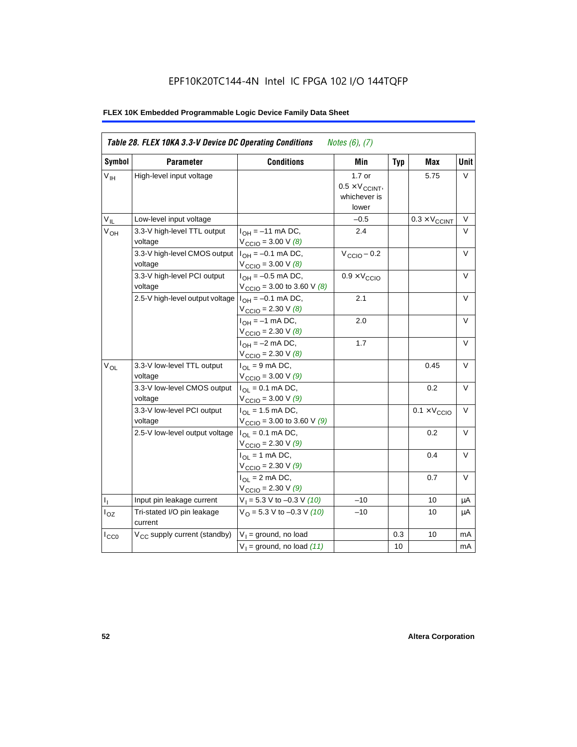## Table 28. FLEX 10KA 3.3-V Device DC Operating Conditions *Notes (6), (7)*

| Symbol | Parameter | Conditions | Min | Typ | Max | Unit |
|---|---|---|---|---|---|---|
| $V_{IH}$ | High-level input voltage | | 1.7 or 0.5 × $V_{CCINT}$, whichever is lower | | 5.75 | V |
| $V_{IL}$ | Low-level input voltage | | –0.5 | | 0.3 × $V_{CCINT}$ | V |
| $V_{OH}$ | 3.3-V high-level TTL output voltage | $I_{OH}$ = –11 mA DC, $V_{CCIO}$ = 3.00 V *(8)* | 2.4 | | | V |
| | 3.3-V high-level CMOS output voltage | $I_{OH}$ = –0.1 mA DC, $V_{CCIO}$ = 3.00 V *(8)* | $V_{CCIO}$ – 0.2 | | | V |
| | 3.3-V high-level PCI output voltage | $I_{OH}$ = –0.5 mA DC, $V_{CCIO}$ = 3.00 to 3.60 V *(8)* | 0.9 × $V_{CCIO}$ | | | V |
| | 2.5-V high-level output voltage | $I_{OH}$ = –0.1 mA DC, $V_{CCIO}$ = 2.30 V *(8)* | 2.1 | | | V |
| | | $I_{OH}$ = –1 mA DC, $V_{CCIO}$ = 2.30 V *(8)* | 2.0 | | | V |
| | | $I_{OH}$ = –2 mA DC, $V_{CCIO}$ = 2.30 V *(8)* | 1.7 | | | V |
| $V_{OL}$ | 3.3-V low-level TTL output voltage | $I_{OL}$ = 9 mA DC, $V_{CCIO}$ = 3.00 V *(9)* | | | 0.45 | V |
| | 3.3-V low-level CMOS output voltage | $I_{OL}$ = 0.1 mA DC, $V_{CCIO}$ = 3.00 V *(9)* | | | 0.2 | V |
| | 3.3-V low-level PCI output voltage | $I_{OL}$ = 1.5 mA DC, $V_{CCIO}$ = 3.00 to 3.60 V *(9)* | | | 0.1 × $V_{CCIO}$ | V |
| | 2.5-V low-level output voltage | $I_{OL}$ = 0.1 mA DC, $V_{CCIO}$ = 2.30 V *(9)* | | | 0.2 | V |
| | | $I_{OL}$ = 1 mA DC, $V_{CCIO}$ = 2.30 V *(9)* | | | 0.4 | V |
| | | $I_{OL}$ = 2 mA DC, $V_{CCIO}$ = 2.30 V *(9)* | | | 0.7 | V |
| $I_I$ | Input pin leakage current | $V_I$ = 5.3 V to –0.3 V *(10)* | –10 | | 10 | μA |
| $I_{OZ}$ | Tri-stated I/O pin leakage current | $V_O$ = 5.3 V to –0.3 V *(10)* | –10 | | 10 | μA |
| $I_{CC0}$ | $V_{CC}$ supply current (standby) | $V_I$ = ground, no load | | 0.3 | 10 | mA |
| | | $V_I$ = ground, no load *(11)* | | 10 | | mA |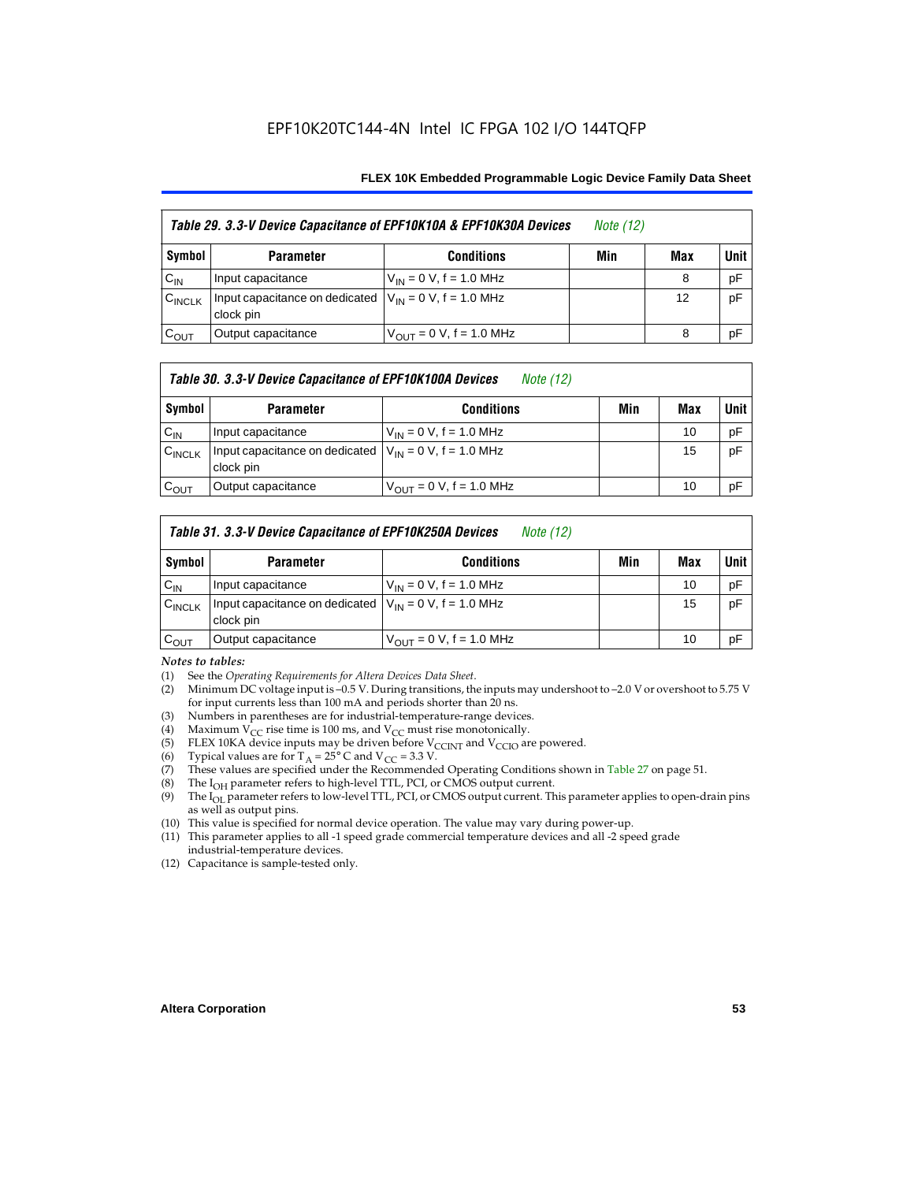*Table 29. 3.3-V Device Capacitance of EPF10K10A & EPF10K30A Devices* *Note (12)*

| Symbol | Parameter | Conditions | Min | Max | Unit |
|---|---|---|---|---|---|
| $C_{IN}$ | Input capacitance | $V_{IN}$ = 0 V, f = 1.0 MHz | | 8 | pF |
| $C_{INCLK}$ | Input capacitance on dedicated clock pin | $V_{IN}$ = 0 V, f = 1.0 MHz | | 12 | pF |
| $C_{OUT}$ | Output capacitance | $V_{OUT}$ = 0 V, f = 1.0 MHz | | 8 | pF |

*Table 30. 3.3-V Device Capacitance of EPF10K100A Devices* *Note (12)*

| Symbol | Parameter | Conditions | Min | Max | Unit |
|---|---|---|---|---|---|
| $C_{IN}$ | Input capacitance | $V_{IN}$ = 0 V, f = 1.0 MHz | | 10 | pF |
| $C_{INCLK}$ | Input capacitance on dedicated clock pin | $V_{IN}$ = 0 V, f = 1.0 MHz | | 15 | pF |
| $C_{OUT}$ | Output capacitance | $V_{OUT}$ = 0 V, f = 1.0 MHz | | 10 | pF |

*Table 31. 3.3-V Device Capacitance of EPF10K250A Devices* *Note (12)*

| Symbol | Parameter | Conditions | Min | Max | Unit |
|---|---|---|---|---|---|
| $C_{IN}$ | Input capacitance | $V_{IN}$ = 0 V, f = 1.0 MHz | | 10 | pF |
| $C_{INCLK}$ | Input capacitance on dedicated clock pin | $V_{IN}$ = 0 V, f = 1.0 MHz | | 15 | pF |
| $C_{OUT}$ | Output capacitance | $V_{OUT}$ = 0 V, f = 1.0 MHz | | 10 | pF |

*Notes to tables:*

(1) See the *Operating Requirements for Altera Devices Data Sheet*.
(2) Minimum DC voltage input is –0.5 V. During transitions, the inputs may undershoot to –2.0 V or overshoot to 5.75 V for input currents less than 100 mA and periods shorter than 20 ns.
(3) Numbers in parentheses are for industrial-temperature-range devices.
(4) Maximum $V_{CC}$ rise time is 100 ms, and $V_{CC}$ must rise monotonically.
(5) FLEX 10KA device inputs may be driven before $V_{CCINT}$ and $V_{CCIO}$ are powered.
(6) Typical values are for $T_A$ = 25° C and $V_{CC}$ = 3.3 V.
(7) These values are specified under the Recommended Operating Conditions shown in Table 27 on page 51.
(8) The $I_{OH}$ parameter refers to high-level TTL, PCI, or CMOS output current.
(9) The $I_{OL}$ parameter refers to low-level TTL, PCI, or CMOS output current. This parameter applies to open-drain pins as well as output pins.
(10) This value is specified for normal device operation. The value may vary during power-up.
(11) This parameter applies to all -1 speed grade commercial temperature devices and all -2 speed grade industrial-temperature devices.
(12) Capacitance is sample-tested only.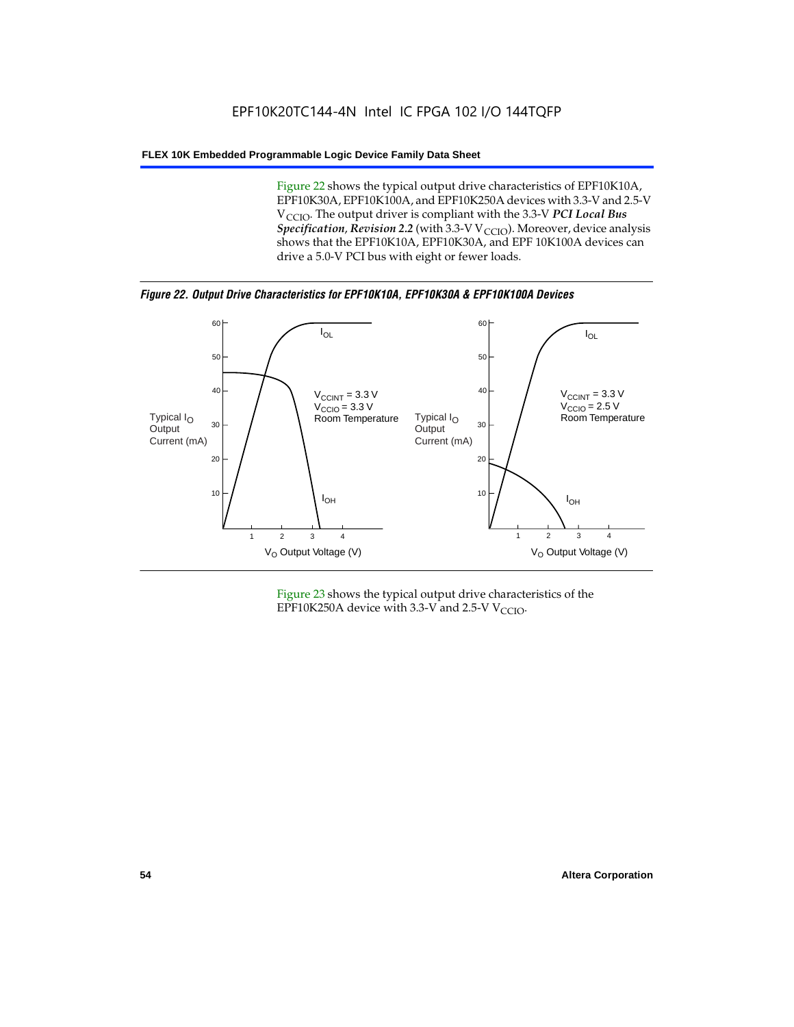Figure 22 shows the typical output drive characteristics of EPF10K10A, EPF10K30A, EPF10K100A, and EPF10K250A devices with 3.3-V and 2.5-V $V_{CCIO}$. The output driver is compliant with the 3.3-V ***PCI Local Bus Specification*, *Revision 2.2*** (with 3.3-V $V_{CCIO}$). Moreover, device analysis shows that the EPF10K10A, EPF10K30A, and EPF 10K100A devices can drive a 5.0-V PCI bus with eight or fewer loads.

***Figure 22. Output Drive Characteristics for EPF10K10A, EPF10K30A & EPF10K100A Devices***

Figure 23 shows the typical output drive characteristics of the EPF10K250A device with 3.3-V and 2.5-V $V_{CCIO}$.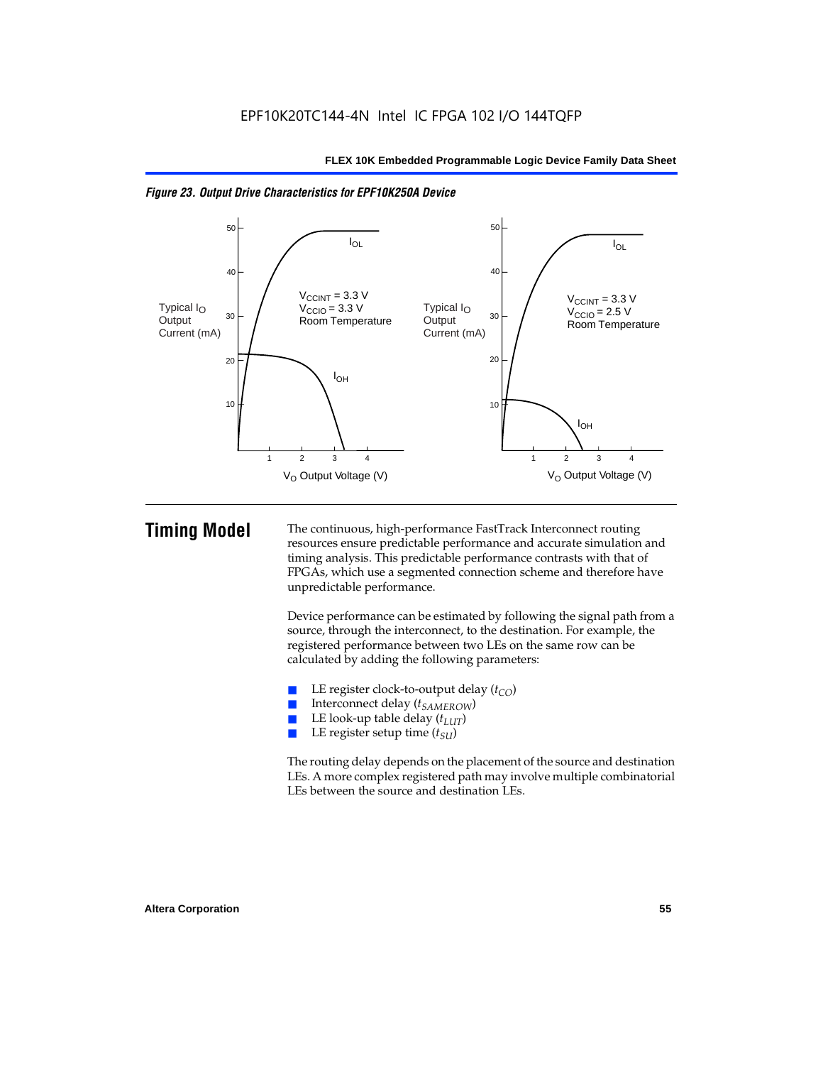*Figure 23. Output Drive Characteristics for EPF10K250A Device*

# Timing Model

The continuous, high-performance FastTrack Interconnect routing resources ensure predictable performance and accurate simulation and timing analysis. This predictable performance contrasts with that of FPGAs, which use a segmented connection scheme and therefore have unpredictable performance.

Device performance can be estimated by following the signal path from a source, through the interconnect, to the destination. For example, the registered performance between two LEs on the same row can be calculated by adding the following parameters:

- LE register clock-to-output delay ($t_{CO}$)
- Interconnect delay ($t_{SAMEROW}$)
- LE look-up table delay ($t_{LUT}$)
- LE register setup time ($t_{SU}$)

The routing delay depends on the placement of the source and destination LEs. A more complex registered path may involve multiple combinatorial LEs between the source and destination LEs.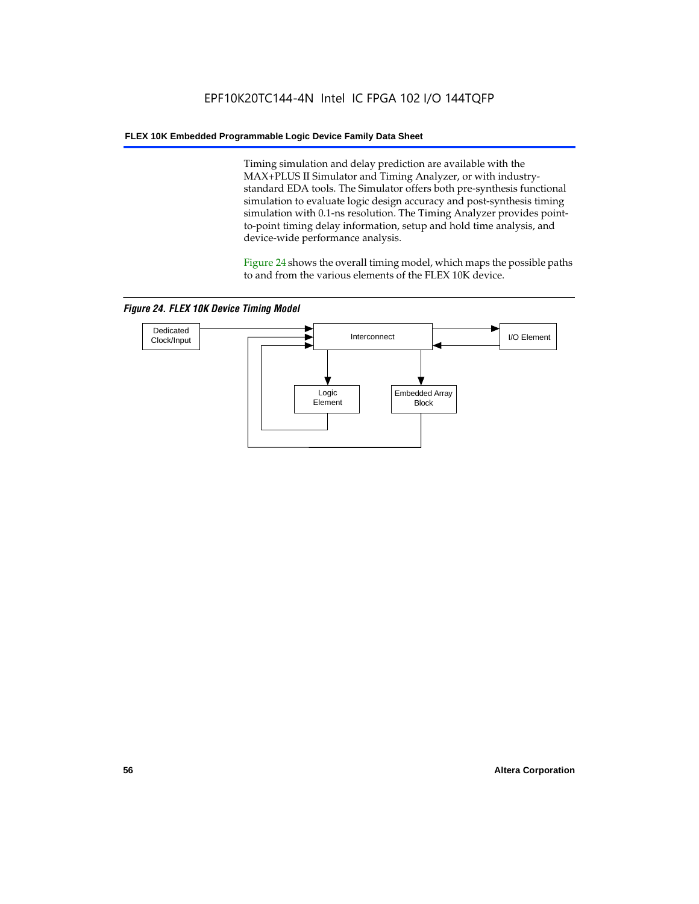Timing simulation and delay prediction are available with the MAX+PLUS II Simulator and Timing Analyzer, or with industry-standard EDA tools. The Simulator offers both pre-synthesis functional simulation to evaluate logic design accuracy and post-synthesis timing simulation with 0.1-ns resolution. The Timing Analyzer provides point-to-point timing delay information, setup and hold time analysis, and device-wide performance analysis.

Figure 24 shows the overall timing model, which maps the possible paths to and from the various elements of the FLEX 10K device.

*Figure 24. FLEX 10K Device Timing Model*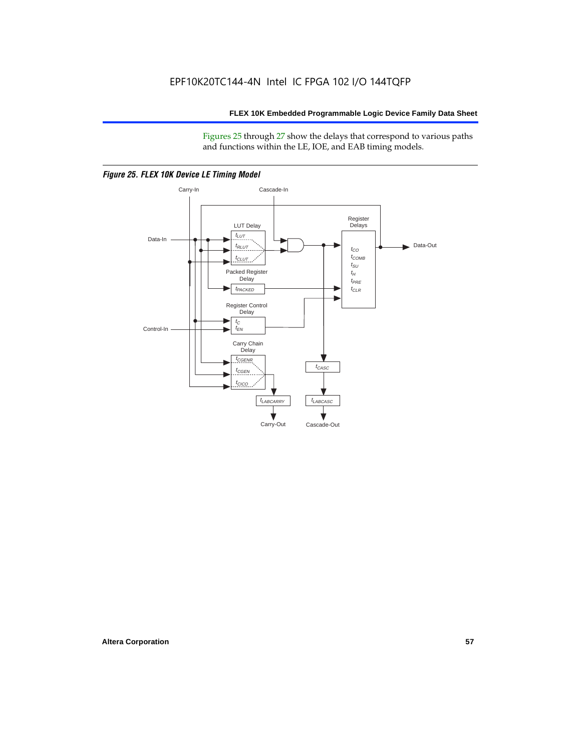Figures 25 through 27 show the delays that correspond to various paths and functions within the LE, IOE, and EAB timing models.

*Figure 25. FLEX 10K Device LE Timing Model*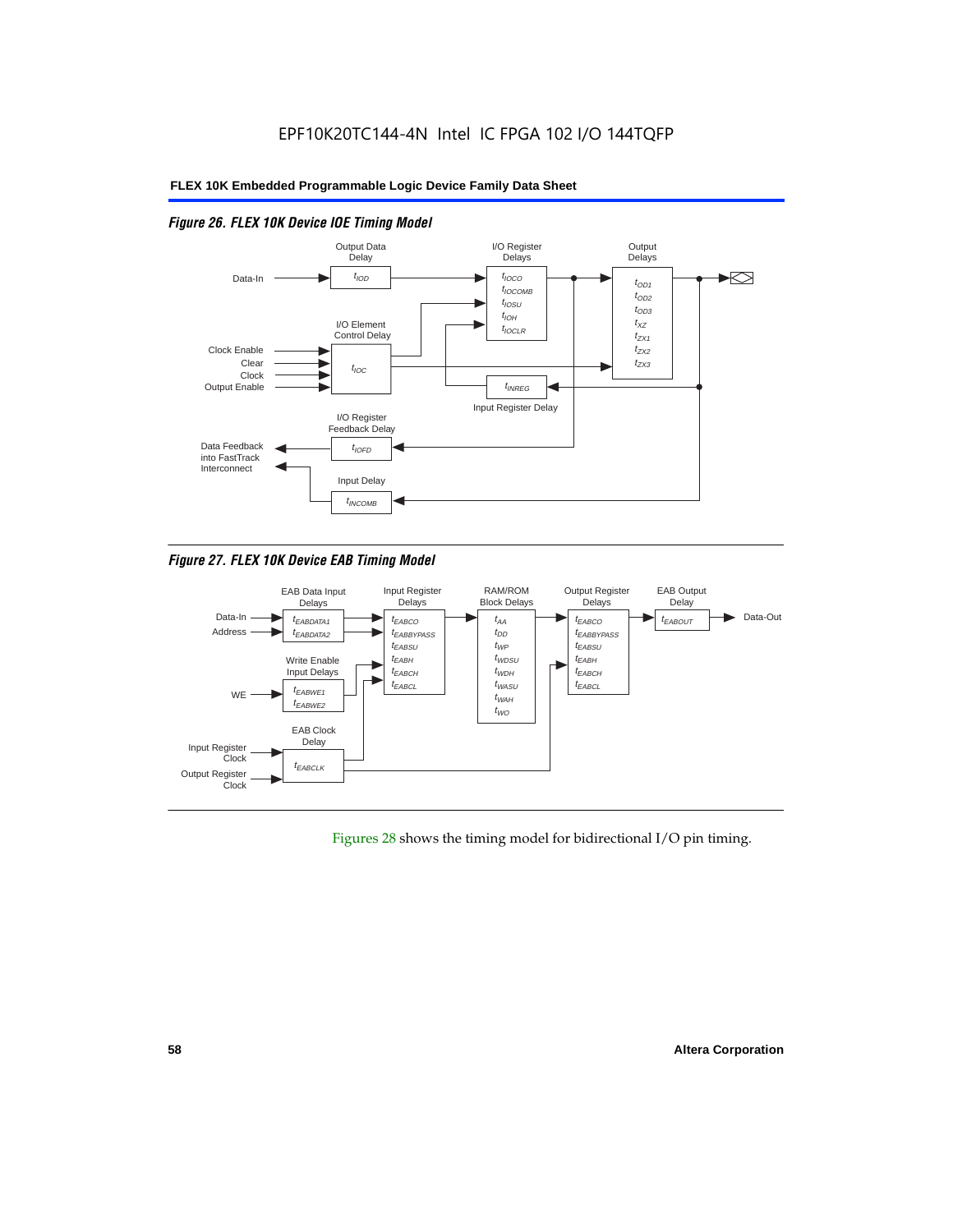### Figure 26. FLEX 10K Device IOE Timing Model

Output Data Delay: $t_{IOD}$

I/O Register Delays: $t_{IOCO}$, $t_{IOCOMB}$, $t_{IOSU}$, $t_{IOH}$, $t_{IOCLR}$

Output Delays: $t_{OD1}$, $t_{OD2}$, $t_{OD3}$, $t_{XZ}$, $t_{ZX1}$, $t_{ZX2}$, $t_{ZX3}$

I/O Element Control Delay: $t_{IOC}$ (inputs: Clock Enable, Clear, Clock, Output Enable)

Input Register Delay: $t_{INREG}$

I/O Register Feedback Delay: $t_{IOFD}$

Input Delay: $t_{INCOMB}$

Data-In; Data Feedback into FastTrack Interconnect

### Figure 27. FLEX 10K Device EAB Timing Model

EAB Data Input Delays: $t_{EABDATA1}$, $t_{EABDATA2}$ (inputs: Data-In, Address)

Write Enable Input Delays: $t_{EABWE1}$, $t_{EABWE2}$ (input: WE)

EAB Clock Delay: $t_{EABCLK}$ (inputs: Input Register Clock, Output Register Clock)

Input Register Delays: $t_{EABCO}$, $t_{EABBYPASS}$, $t_{EABSU}$, $t_{EABH}$, $t_{EABCH}$, $t_{EABCL}$

RAM/ROM Block Delays: $t_{AA}$, $t_{DD}$, $t_{WP}$, $t_{WDSU}$, $t_{WDH}$, $t_{WASU}$, $t_{WAH}$, $t_{WO}$

Output Register Delays: $t_{EABCO}$, $t_{EABBYPASS}$, $t_{EABSU}$, $t_{EABH}$, $t_{EABCH}$, $t_{EABCL}$

EAB Output Delay: $t_{EABOUT}$ → Data-Out

Figures 28 shows the timing model for bidirectional I/O pin timing.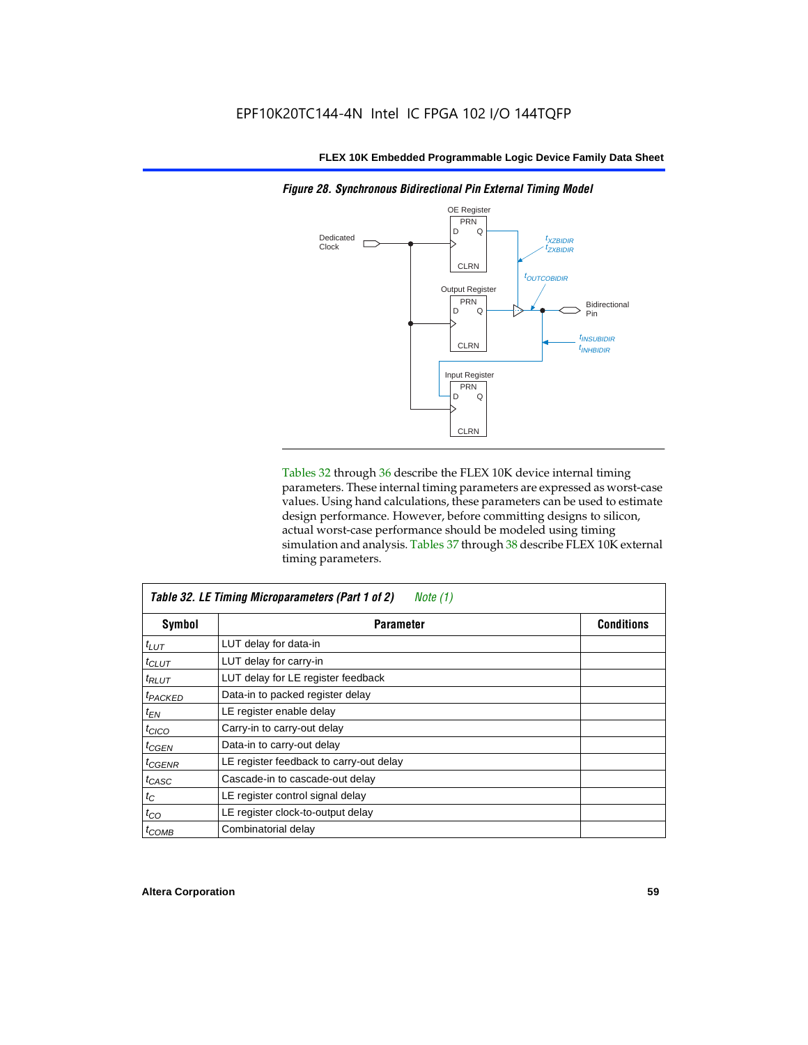**Figure 28. Synchronous Bidirectional Pin External Timing Model**

Tables 32 through 36 describe the FLEX 10K device internal timing parameters. These internal timing parameters are expressed as worst-case values. Using hand calculations, these parameters can be used to estimate design performance. However, before committing designs to silicon, actual worst-case performance should be modeled using timing simulation and analysis. Tables 37 through 38 describe FLEX 10K external timing parameters.

**Table 32. LE Timing Microparameters (Part 1 of 2)** *Note (1)*

| Symbol | Parameter | Conditions |
|---|---|---|
| $t_{LUT}$ | LUT delay for data-in | |
| $t_{CLUT}$ | LUT delay for carry-in | |
| $t_{RLUT}$ | LUT delay for LE register feedback | |
| $t_{PACKED}$ | Data-in to packed register delay | |
| $t_{EN}$ | LE register enable delay | |
| $t_{CICO}$ | Carry-in to carry-out delay | |
| $t_{CGEN}$ | Data-in to carry-out delay | |
| $t_{CGENR}$ | LE register feedback to carry-out delay | |
| $t_{CASC}$ | Cascade-in to cascade-out delay | |
| $t_{C}$ | LE register control signal delay | |
| $t_{CO}$ | LE register clock-to-output delay | |
| $t_{COMB}$ | Combinatorial delay | |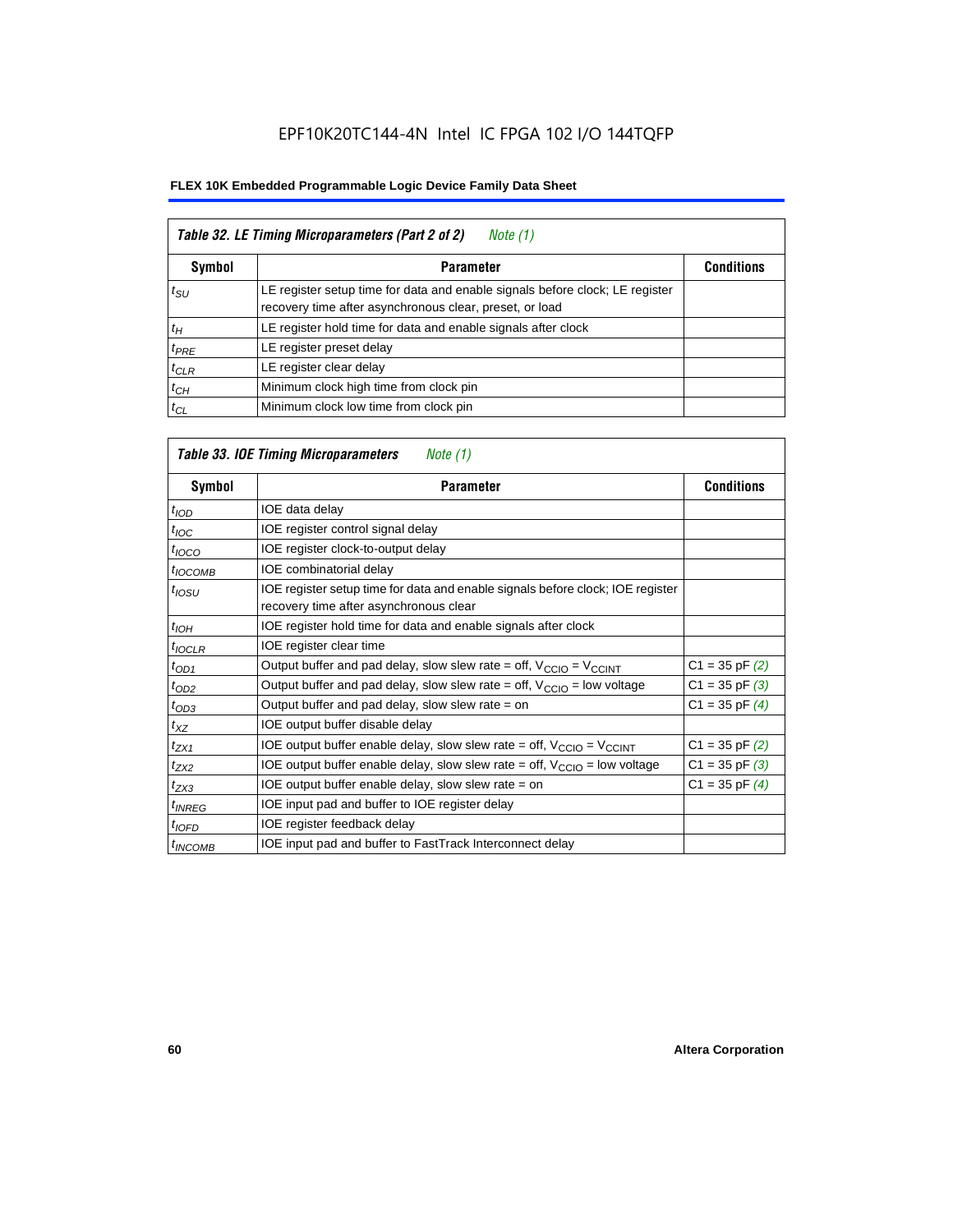EPF10K20TC144-4N Intel IC FPGA 102 I/O 144TQFP

**FLEX 10K Embedded Programmable Logic Device Family Data Sheet**

| *Table 32. LE Timing Microparameters (Part 2 of 2) Note (1)* | | |
|---|---|---|
| **Symbol** | **Parameter** | **Conditions** |
| $t_{SU}$ | LE register setup time for data and enable signals before clock; LE register recovery time after asynchronous clear, preset, or load | |
| $t_H$ | LE register hold time for data and enable signals after clock | |
| $t_{PRE}$ | LE register preset delay | |
| $t_{CLR}$ | LE register clear delay | |
| $t_{CH}$ | Minimum clock high time from clock pin | |
| $t_{CL}$ | Minimum clock low time from clock pin | |

| *Table 33. IOE Timing Microparameters Note (1)* | | |
|---|---|---|
| **Symbol** | **Parameter** | **Conditions** |
| $t_{IOD}$ | IOE data delay | |
| $t_{IOC}$ | IOE register control signal delay | |
| $t_{IOCO}$ | IOE register clock-to-output delay | |
| $t_{IOCOMB}$ | IOE combinatorial delay | |
| $t_{IOSU}$ | IOE register setup time for data and enable signals before clock; IOE register recovery time after asynchronous clear | |
| $t_{IOH}$ | IOE register hold time for data and enable signals after clock | |
| $t_{IOCLR}$ | IOE register clear time | |
| $t_{OD1}$ | Output buffer and pad delay, slow slew rate = off, $V_{CCIO}$ = $V_{CCINT}$ | C1 = 35 pF *(2)* |
| $t_{OD2}$ | Output buffer and pad delay, slow slew rate = off, $V_{CCIO}$ = low voltage | C1 = 35 pF *(3)* |
| $t_{OD3}$ | Output buffer and pad delay, slow slew rate = on | C1 = 35 pF *(4)* |
| $t_{XZ}$ | IOE output buffer disable delay | |
| $t_{ZX1}$ | IOE output buffer enable delay, slow slew rate = off, $V_{CCIO}$ = $V_{CCINT}$ | C1 = 35 pF *(2)* |
| $t_{ZX2}$ | IOE output buffer enable delay, slow slew rate = off, $V_{CCIO}$ = low voltage | C1 = 35 pF *(3)* |
| $t_{ZX3}$ | IOE output buffer enable delay, slow slew rate = on | C1 = 35 pF *(4)* |
| $t_{INREG}$ | IOE input pad and buffer to IOE register delay | |
| $t_{IOFD}$ | IOE register feedback delay | |
| $t_{INCOMB}$ | IOE input pad and buffer to FastTrack Interconnect delay | |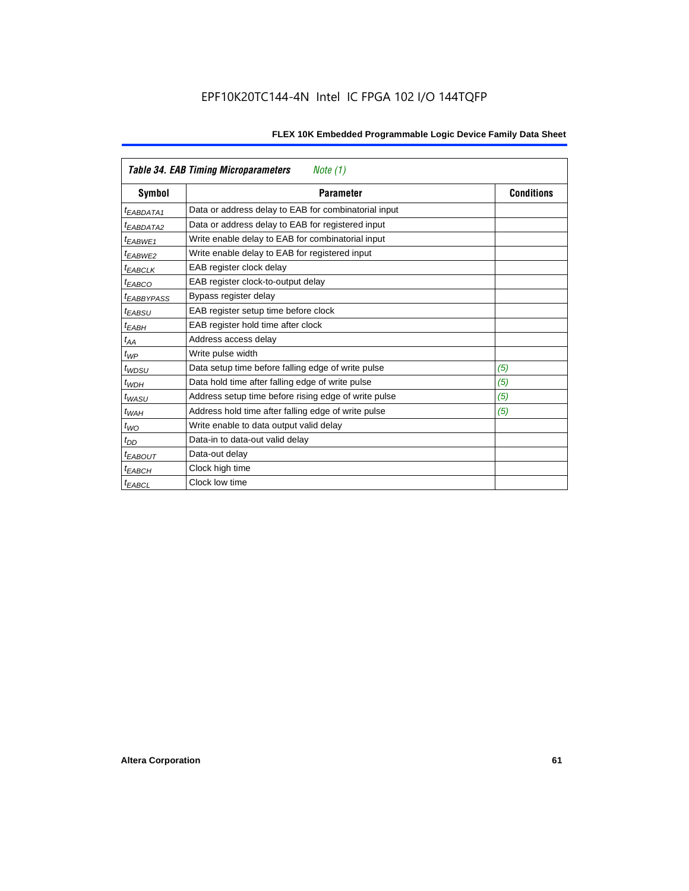| *Table 34. EAB Timing Microparameters* *Note (1)* | | |
|---|---|---|
| **Symbol** | **Parameter** | **Conditions** |
| $t_{EABDATA1}$ | Data or address delay to EAB for combinatorial input | |
| $t_{EABDATA2}$ | Data or address delay to EAB for registered input | |
| $t_{EABWE1}$ | Write enable delay to EAB for combinatorial input | |
| $t_{EABWE2}$ | Write enable delay to EAB for registered input | |
| $t_{EABCLK}$ | EAB register clock delay | |
| $t_{EABCO}$ | EAB register clock-to-output delay | |
| $t_{EABBYPASS}$ | Bypass register delay | |
| $t_{EABSU}$ | EAB register setup time before clock | |
| $t_{EABH}$ | EAB register hold time after clock | |
| $t_{AA}$ | Address access delay | |
| $t_{WP}$ | Write pulse width | |
| $t_{WDSU}$ | Data setup time before falling edge of write pulse | *(5)* |
| $t_{WDH}$ | Data hold time after falling edge of write pulse | *(5)* |
| $t_{WASU}$ | Address setup time before rising edge of write pulse | *(5)* |
| $t_{WAH}$ | Address hold time after falling edge of write pulse | *(5)* |
| $t_{WO}$ | Write enable to data output valid delay | |
| $t_{DD}$ | Data-in to data-out valid delay | |
| $t_{EABOUT}$ | Data-out delay | |
| $t_{EABCH}$ | Clock high time | |
| $t_{EABCL}$ | Clock low time | |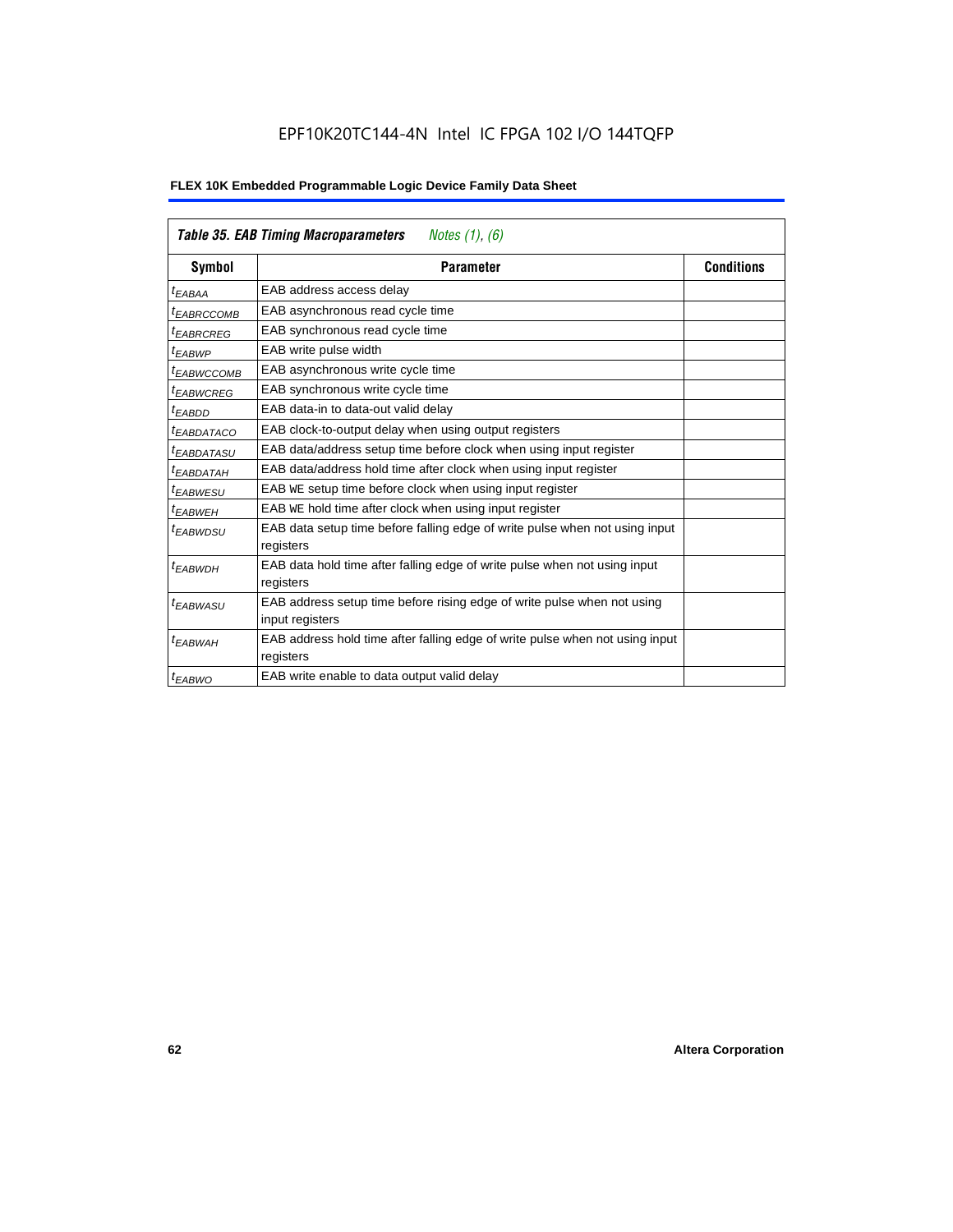EPF10K20TC144-4N Intel IC FPGA 102 I/O 144TQFP

**Table 35. EAB Timing Macroparameters** *Notes (1), (6)*

| Symbol | Parameter | Conditions |
|---|---|---|
| $t_{EABAA}$ | EAB address access delay | |
| $t_{EABRCCOMB}$ | EAB asynchronous read cycle time | |
| $t_{EABRCREG}$ | EAB synchronous read cycle time | |
| $t_{EABWP}$ | EAB write pulse width | |
| $t_{EABWCCOMB}$ | EAB asynchronous write cycle time | |
| $t_{EABWCREG}$ | EAB synchronous write cycle time | |
| $t_{EABDD}$ | EAB data-in to data-out valid delay | |
| $t_{EABDATACO}$ | EAB clock-to-output delay when using output registers | |
| $t_{EABDATASU}$ | EAB data/address setup time before clock when using input register | |
| $t_{EABDATAH}$ | EAB data/address hold time after clock when using input register | |
| $t_{EABWESU}$ | EAB WE setup time before clock when using input register | |
| $t_{EABWEH}$ | EAB WE hold time after clock when using input register | |
| $t_{EABWDSU}$ | EAB data setup time before falling edge of write pulse when not using input registers | |
| $t_{EABWDH}$ | EAB data hold time after falling edge of write pulse when not using input registers | |
| $t_{EABWASU}$ | EAB address setup time before rising edge of write pulse when not using input registers | |
| $t_{EABWAH}$ | EAB address hold time after falling edge of write pulse when not using input registers | |
| $t_{EABWO}$ | EAB write enable to data output valid delay | |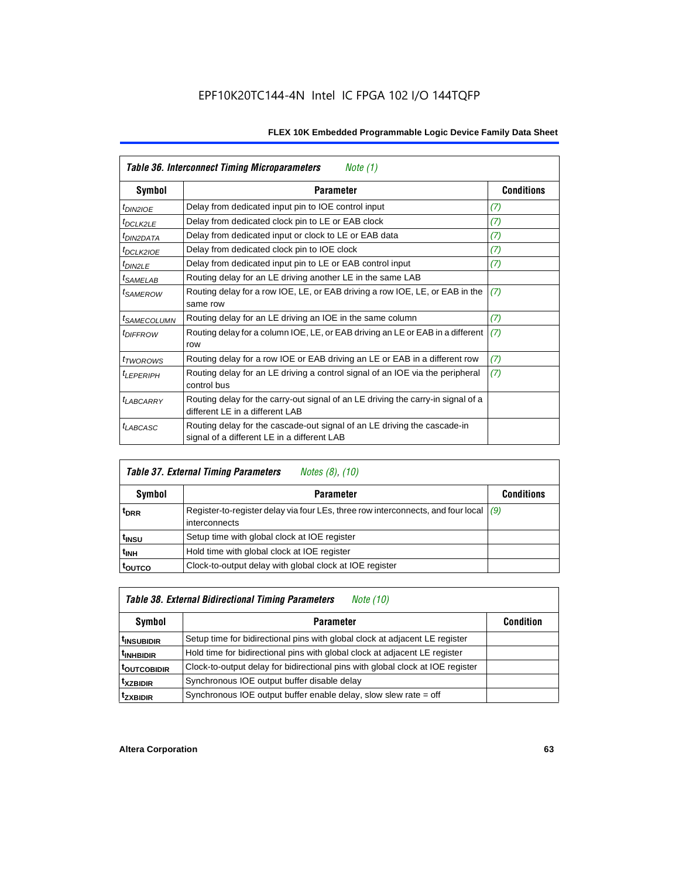### Table 36. Interconnect Timing Microparameters *Note (1)*

| Symbol | Parameter | Conditions |
|---|---|---|
| $t_{DIN2IOE}$ | Delay from dedicated input pin to IOE control input | *(7)* |
| $t_{DCLK2LE}$ | Delay from dedicated clock pin to LE or EAB clock | *(7)* |
| $t_{DIN2DATA}$ | Delay from dedicated input or clock to LE or EAB data | *(7)* |
| $t_{DCLK2IOE}$ | Delay from dedicated clock pin to IOE clock | *(7)* |
| $t_{DIN2LE}$ | Delay from dedicated input pin to LE or EAB control input | *(7)* |
| $t_{SAMELAB}$ | Routing delay for an LE driving another LE in the same LAB | |
| $t_{SAMEROW}$ | Routing delay for a row IOE, LE, or EAB driving a row IOE, LE, or EAB in the same row | *(7)* |
| $t_{SAMECOLUMN}$ | Routing delay for an LE driving an IOE in the same column | *(7)* |
| $t_{DIFFROW}$ | Routing delay for a column IOE, LE, or EAB driving an LE or EAB in a different row | *(7)* |
| $t_{TWOROWS}$ | Routing delay for a row IOE or EAB driving an LE or EAB in a different row | *(7)* |
| $t_{LEPERIPH}$ | Routing delay for an LE driving a control signal of an IOE via the peripheral control bus | *(7)* |
| $t_{LABCARRY}$ | Routing delay for the carry-out signal of an LE driving the carry-in signal of a different LE in a different LAB | |
| $t_{LABCASC}$ | Routing delay for the cascade-out signal of an LE driving the cascade-in signal of a different LE in a different LAB | |

### Table 37. External Timing Parameters *Notes (8), (10)*

| Symbol | Parameter | Conditions |
|---|---|---|
| $t_{DRR}$ | Register-to-register delay via four LEs, three row interconnects, and four local interconnects | *(9)* |
| $t_{INSU}$ | Setup time with global clock at IOE register | |
| $t_{INH}$ | Hold time with global clock at IOE register | |
| $t_{OUTCO}$ | Clock-to-output delay with global clock at IOE register | |

### Table 38. External Bidirectional Timing Parameters *Note (10)*

| Symbol | Parameter | Condition |
|---|---|---|
| $t_{INSUBIDIR}$ | Setup time for bidirectional pins with global clock at adjacent LE register | |
| $t_{INHBIDIR}$ | Hold time for bidirectional pins with global clock at adjacent LE register | |
| $t_{OUTCOBIDIR}$ | Clock-to-output delay for bidirectional pins with global clock at IOE register | |
| $t_{XZBIDIR}$ | Synchronous IOE output buffer disable delay | |
| $t_{ZXBIDIR}$ | Synchronous IOE output buffer enable delay, slow slew rate = off | |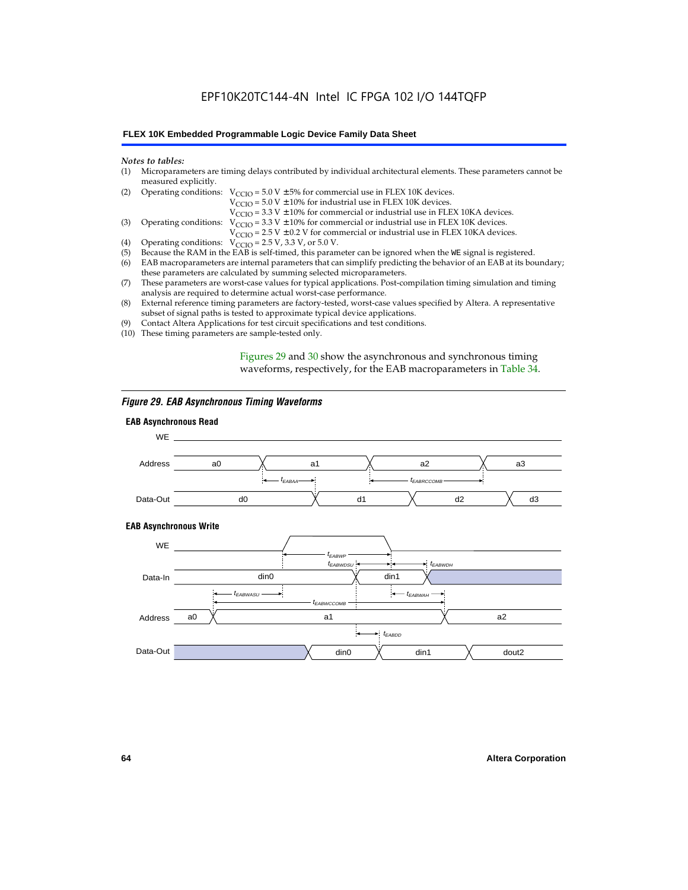*Notes to tables:*

(1) Microparameters are timing delays contributed by individual architectural elements. These parameters cannot be measured explicitly.

(2) Operating conditions: $V_{CCIO}$ = 5.0 V ± 5% for commercial use in FLEX 10K devices.
$V_{CCIO}$ = 5.0 V ± 10% for industrial use in FLEX 10K devices.
$V_{CCIO}$ = 3.3 V ± 10% for commercial or industrial use in FLEX 10KA devices.

(3) Operating conditions: $V_{CCIO}$ = 3.3 V ± 10% for commercial or industrial use in FLEX 10K devices.
$V_{CCIO}$ = 2.5 V ± 0.2 V for commercial or industrial use in FLEX 10KA devices.

(4) Operating conditions: $V_{CCIO}$ = 2.5 V, 3.3 V, or 5.0 V.

(5) Because the RAM in the EAB is self-timed, this parameter can be ignored when the WE signal is registered.

(6) EAB macroparameters are internal parameters that can simplify predicting the behavior of an EAB at its boundary; these parameters are calculated by summing selected microparameters.

(7) These parameters are worst-case values for typical applications. Post-compilation timing simulation and timing analysis are required to determine actual worst-case performance.

(8) External reference timing parameters are factory-tested, worst-case values specified by Altera. A representative subset of signal paths is tested to approximate typical device applications.

(9) Contact Altera Applications for test circuit specifications and test conditions.

(10) These timing parameters are sample-tested only.

Figures 29 and 30 show the asynchronous and synchronous timing waveforms, respectively, for the EAB macroparameters in Table 34.

*Figure 29. EAB Asynchronous Timing Waveforms*

**EAB Asynchronous Read**

WE

Address: a0, a1, a2, a3

$t_{EABAA}$, $t_{EABRCCOMB}$

Data-Out: d0, d1, d2, d3

**EAB Asynchronous Write**

WE

$t_{EABWP}$, $t_{EABWDSU}$, $t_{EABWDH}$

Data-In: din0, din1

$t_{EABWASU}$, $t_{EABWAH}$, $t_{EABWCCOMB}$

Address: a0, a1, a2

$t_{EABDD}$

Data-Out: din0, din1, dout2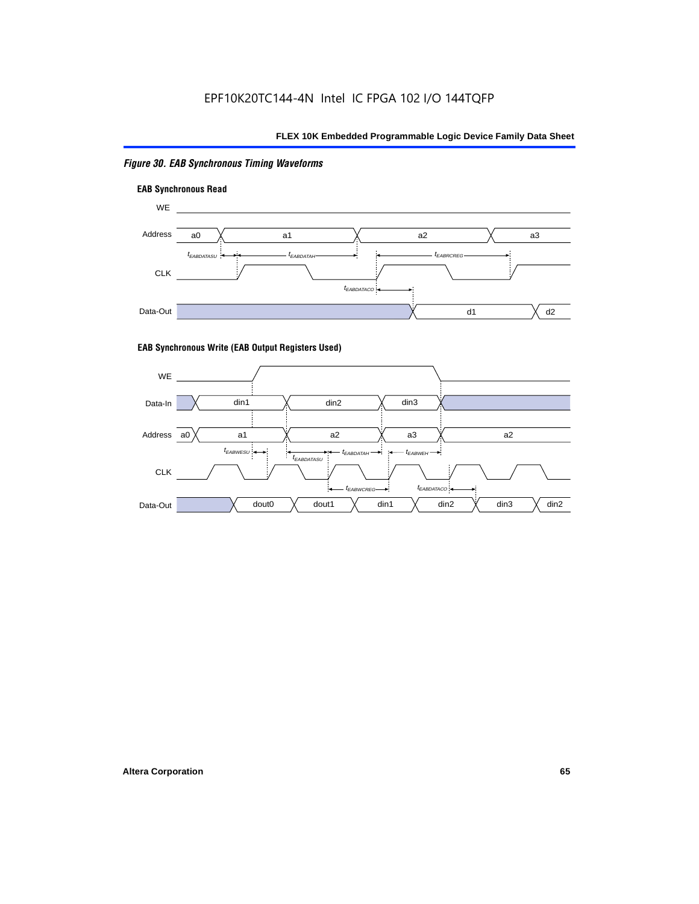*Figure 30. EAB Synchronous Timing Waveforms*

**EAB Synchronous Read**

WE

Address a0 a1 a2 a3

$t_{EABDATASU}$ $t_{EABDATAH}$ $t_{EABRCREG}$

CLK

$t_{EABDATACO}$

Data-Out d1 d2

**EAB Synchronous Write (EAB Output Registers Used)**

WE

Data-In din1 din2 din3

Address a0 a1 a2 a3 a2

$t_{EABWESU}$ $t_{EABDATASU}$ $t_{EABDATAH}$ $t_{EABWEH}$

CLK

$t_{EABWCREG}$ $t_{EABDATACO}$

Data-Out dout0 dout1 din1 din2 din3 din2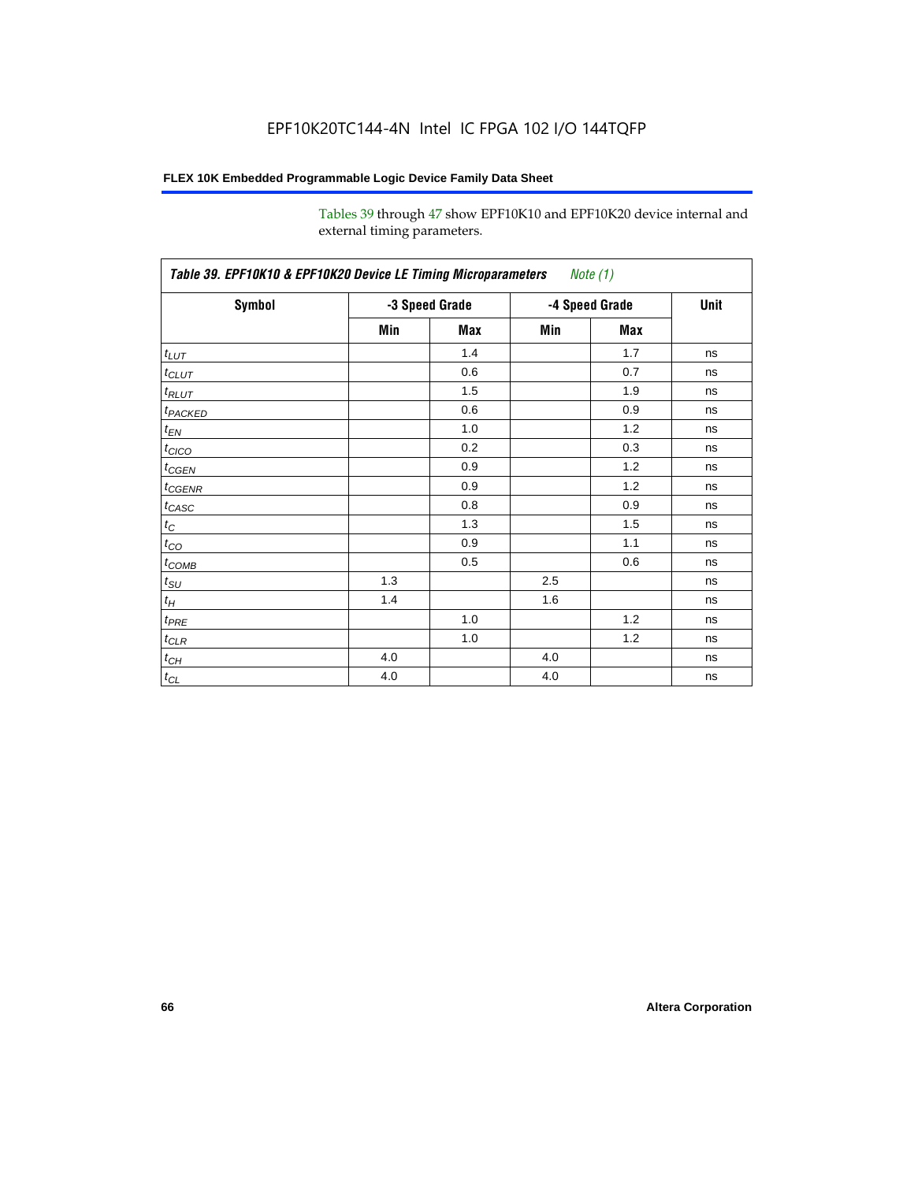Tables 39 through 47 show EPF10K10 and EPF10K20 device internal and external timing parameters.

**Table 39. EPF10K10 & EPF10K20 Device LE Timing Microparameters** *Note (1)*

| Symbol | -3 Speed Grade | | -4 Speed Grade | | Unit |
|---|---|---|---|---|---|
| | Min | Max | Min | Max | |
| $t_{LUT}$ | | 1.4 | | 1.7 | ns |
| $t_{CLUT}$ | | 0.6 | | 0.7 | ns |
| $t_{RLUT}$ | | 1.5 | | 1.9 | ns |
| $t_{PACKED}$ | | 0.6 | | 0.9 | ns |
| $t_{EN}$ | | 1.0 | | 1.2 | ns |
| $t_{CICO}$ | | 0.2 | | 0.3 | ns |
| $t_{CGEN}$ | | 0.9 | | 1.2 | ns |
| $t_{CGENR}$ | | 0.9 | | 1.2 | ns |
| $t_{CASC}$ | | 0.8 | | 0.9 | ns |
| $t_{C}$ | | 1.3 | | 1.5 | ns |
| $t_{CO}$ | | 0.9 | | 1.1 | ns |
| $t_{COMB}$ | | 0.5 | | 0.6 | ns |
| $t_{SU}$ | 1.3 | | 2.5 | | ns |
| $t_{H}$ | 1.4 | | 1.6 | | ns |
| $t_{PRE}$ | | 1.0 | | 1.2 | ns |
| $t_{CLR}$ | | 1.0 | | 1.2 | ns |
| $t_{CH}$ | 4.0 | | 4.0 | | ns |
| $t_{CL}$ | 4.0 | | 4.0 | | ns |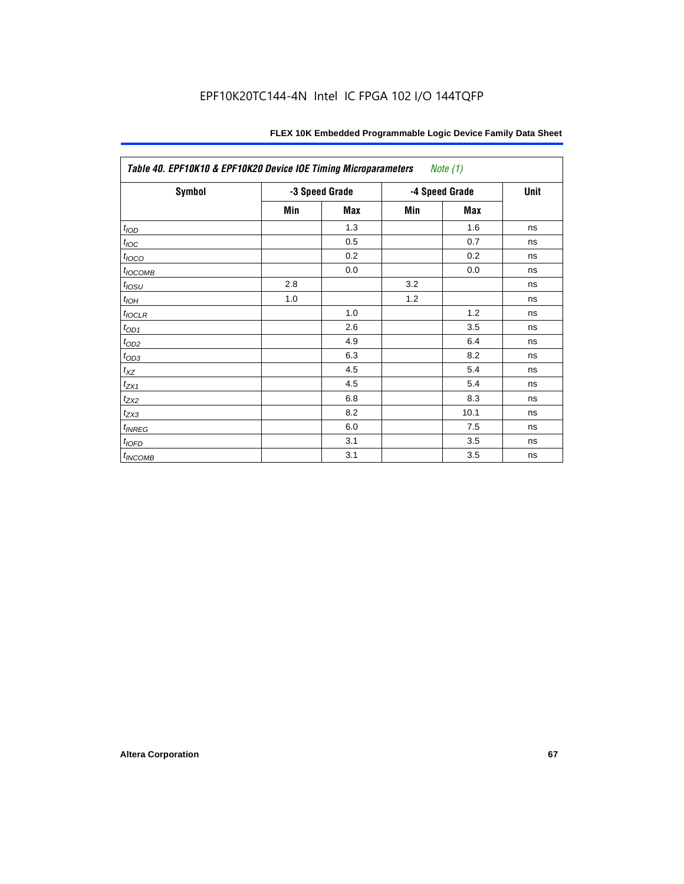Table 40. EPF10K10 & EPF10K20 Device IOE Timing Microparameters *Note (1)*

| Symbol | -3 Speed Grade | | -4 Speed Grade | | Unit |
|---|---|---|---|---|---|
| | Min | Max | Min | Max | |
| $t_{IOD}$ | | 1.3 | | 1.6 | ns |
| $t_{IOC}$ | | 0.5 | | 0.7 | ns |
| $t_{IOCO}$ | | 0.2 | | 0.2 | ns |
| $t_{IOCOMB}$ | | 0.0 | | 0.0 | ns |
| $t_{IOSU}$ | 2.8 | | 3.2 | | ns |
| $t_{IOH}$ | 1.0 | | 1.2 | | ns |
| $t_{IOCLR}$ | | 1.0 | | 1.2 | ns |
| $t_{OD1}$ | | 2.6 | | 3.5 | ns |
| $t_{OD2}$ | | 4.9 | | 6.4 | ns |
| $t_{OD3}$ | | 6.3 | | 8.2 | ns |
| $t_{XZ}$ | | 4.5 | | 5.4 | ns |
| $t_{ZX1}$ | | 4.5 | | 5.4 | ns |
| $t_{ZX2}$ | | 6.8 | | 8.3 | ns |
| $t_{ZX3}$ | | 8.2 | | 10.1 | ns |
| $t_{INREG}$ | | 6.0 | | 7.5 | ns |
| $t_{IOFD}$ | | 3.1 | | 3.5 | ns |
| $t_{INCOMB}$ | | 3.1 | | 3.5 | ns |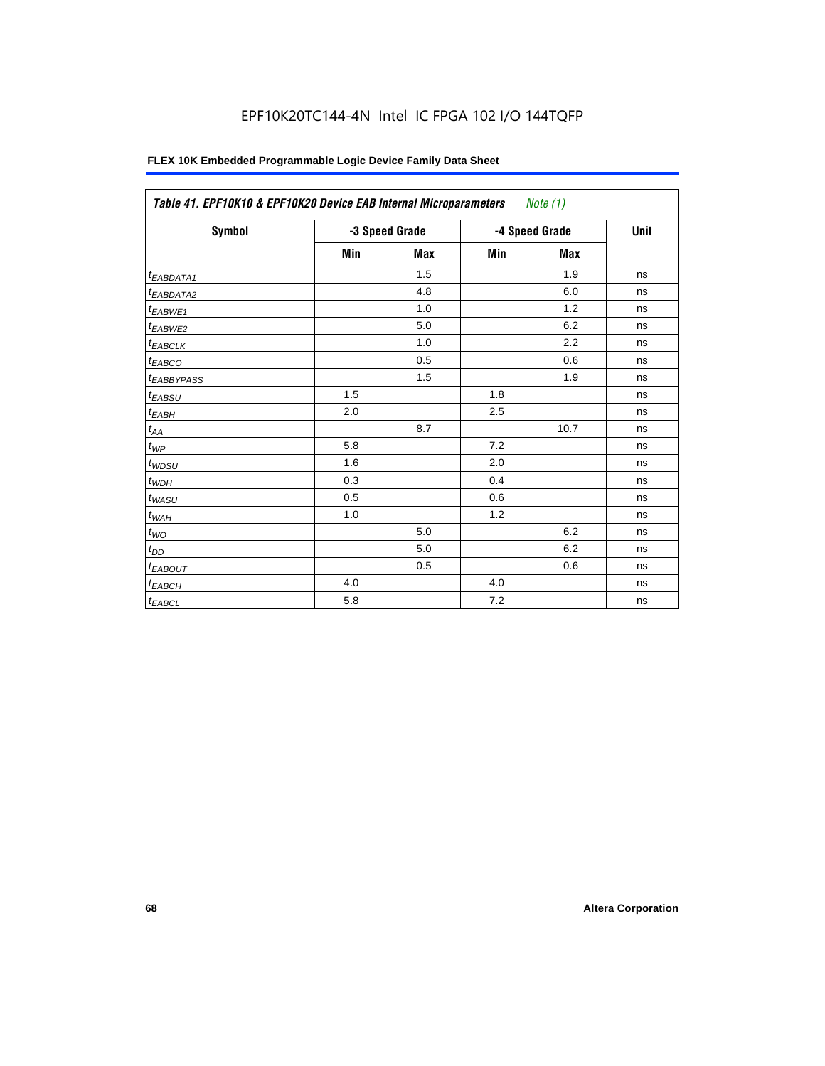EPF10K20TC144-4N Intel IC FPGA 102 I/O 144TQFP

**FLEX 10K Embedded Programmable Logic Device Family Data Sheet**

| *Table 41. EPF10K10 & EPF10K20 Device EAB Internal Microparameters Note (1)* | | | | | |
|---|---|---|---|---|---|
| **Symbol** | **-3 Speed Grade** | | **-4 Speed Grade** | | **Unit** |
| | **Min** | **Max** | **Min** | **Max** | |
| $t_{EABDATA1}$ | | 1.5 | | 1.9 | ns |
| $t_{EABDATA2}$ | | 4.8 | | 6.0 | ns |
| $t_{EABWE1}$ | | 1.0 | | 1.2 | ns |
| $t_{EABWE2}$ | | 5.0 | | 6.2 | ns |
| $t_{EABCLK}$ | | 1.0 | | 2.2 | ns |
| $t_{EABCO}$ | | 0.5 | | 0.6 | ns |
| $t_{EABBYPASS}$ | | 1.5 | | 1.9 | ns |
| $t_{EABSU}$ | 1.5 | | 1.8 | | ns |
| $t_{EABH}$ | 2.0 | | 2.5 | | ns |
| $t_{AA}$ | | 8.7 | | 10.7 | ns |
| $t_{WP}$ | 5.8 | | 7.2 | | ns |
| $t_{WDSU}$ | 1.6 | | 2.0 | | ns |
| $t_{WDH}$ | 0.3 | | 0.4 | | ns |
| $t_{WASU}$ | 0.5 | | 0.6 | | ns |
| $t_{WAH}$ | 1.0 | | 1.2 | | ns |
| $t_{WO}$ | | 5.0 | | 6.2 | ns |
| $t_{DD}$ | | 5.0 | | 6.2 | ns |
| $t_{EABOUT}$ | | 0.5 | | 0.6 | ns |
| $t_{EABCH}$ | 4.0 | | 4.0 | | ns |
| $t_{EABCL}$ | 5.8 | | 7.2 | | ns |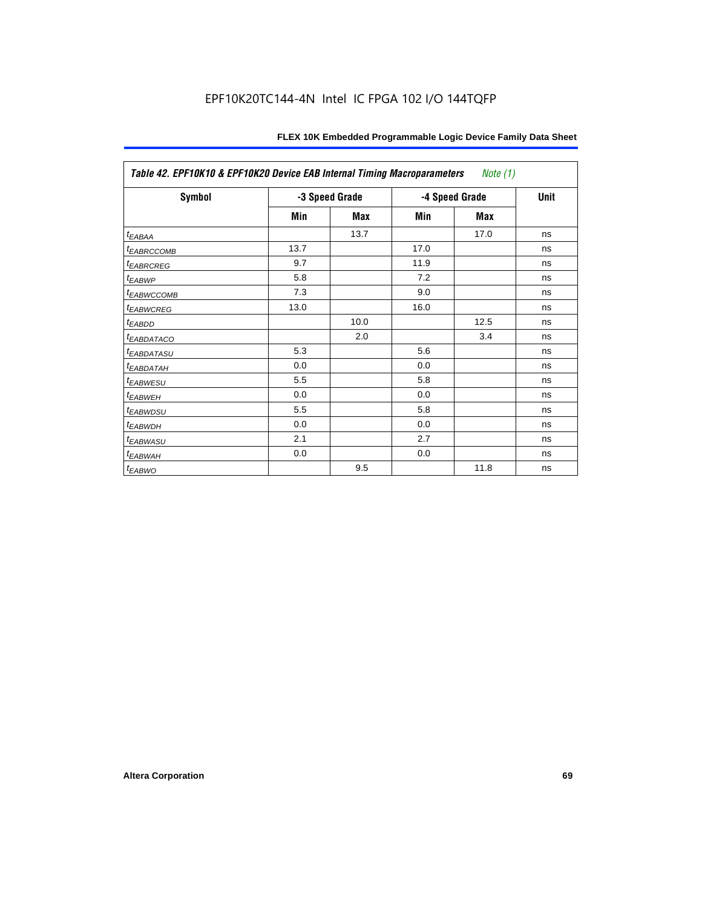**Table 42. EPF10K10 & EPF10K20 Device EAB Internal Timing Macroparameters** *Note (1)*

| Symbol | -3 Speed Grade | | -4 Speed Grade | | Unit |
|---|---|---|---|---|---|
| | Min | Max | Min | Max | |
| $t_{EABAA}$ | | 13.7 | | 17.0 | ns |
| $t_{EABRCCOMB}$ | 13.7 | | 17.0 | | ns |
| $t_{EABRCREG}$ | 9.7 | | 11.9 | | ns |
| $t_{EABWP}$ | 5.8 | | 7.2 | | ns |
| $t_{EABWCCOMB}$ | 7.3 | | 9.0 | | ns |
| $t_{EABWCREG}$ | 13.0 | | 16.0 | | ns |
| $t_{EABDD}$ | | 10.0 | | 12.5 | ns |
| $t_{EABDATACO}$ | | 2.0 | | 3.4 | ns |
| $t_{EABDATASU}$ | 5.3 | | 5.6 | | ns |
| $t_{EABDATAH}$ | 0.0 | | 0.0 | | ns |
| $t_{EABWESU}$ | 5.5 | | 5.8 | | ns |
| $t_{EABWEH}$ | 0.0 | | 0.0 | | ns |
| $t_{EABWDSU}$ | 5.5 | | 5.8 | | ns |
| $t_{EABWDH}$ | 0.0 | | 0.0 | | ns |
| $t_{EABWASU}$ | 2.1 | | 2.7 | | ns |
| $t_{EABWAH}$ | 0.0 | | 0.0 | | ns |
| $t_{EABWO}$ | | 9.5 | | 11.8 | ns |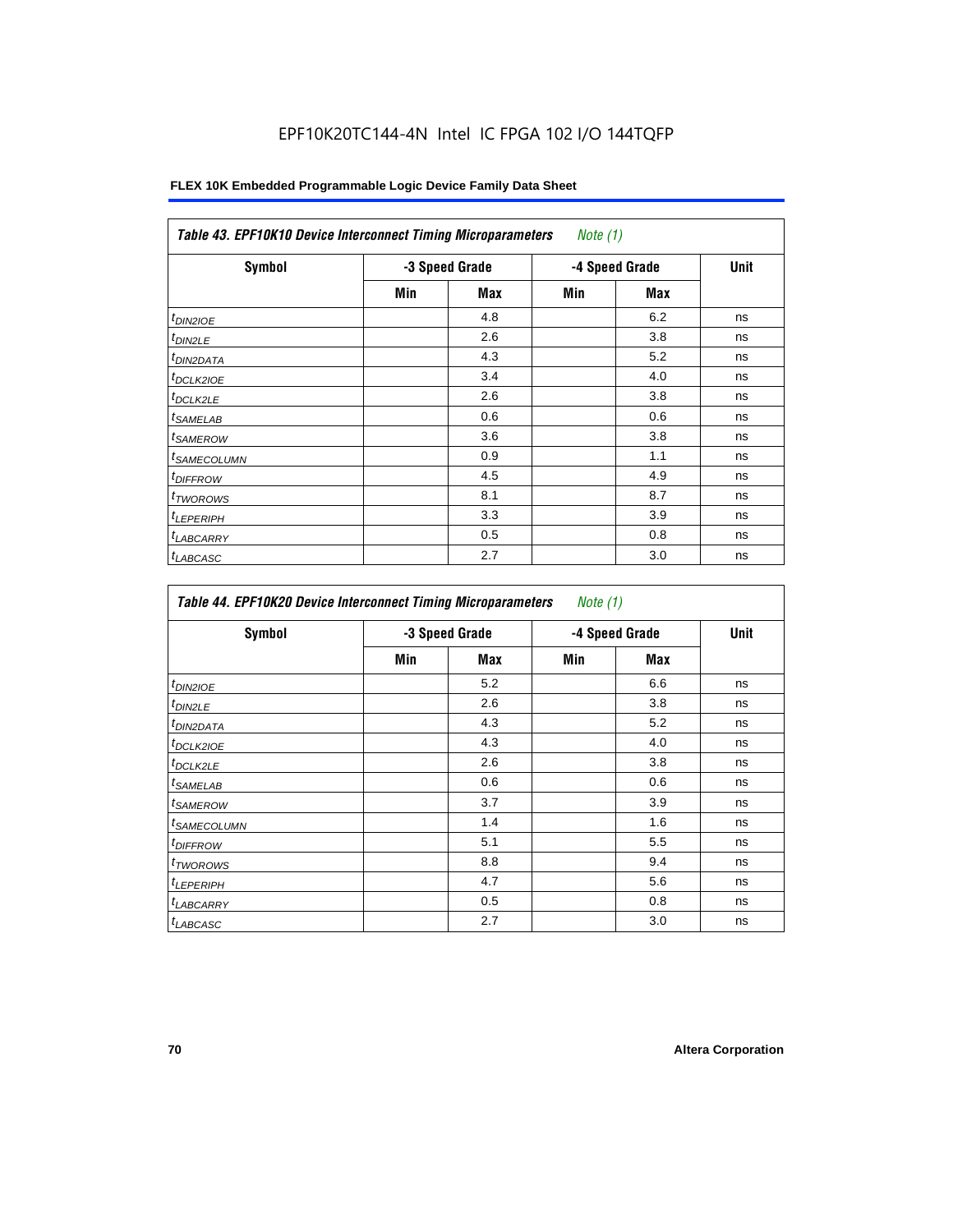EPF10K20TC144-4N Intel IC FPGA 102 I/O 144TQFP

**FLEX 10K Embedded Programmable Logic Device Family Data Sheet**

| *Table 43. EPF10K10 Device Interconnect Timing Microparameters* *Note (1)* | | | | | |
|---|---|---|---|---|---|
| **Symbol** | **-3 Speed Grade** | | **-4 Speed Grade** | | **Unit** |
| | **Min** | **Max** | **Min** | **Max** | |
| $t_{DIN2IOE}$ | | 4.8 | | 6.2 | ns |
| $t_{DIN2LE}$ | | 2.6 | | 3.8 | ns |
| $t_{DIN2DATA}$ | | 4.3 | | 5.2 | ns |
| $t_{DCLK2IOE}$ | | 3.4 | | 4.0 | ns |
| $t_{DCLK2LE}$ | | 2.6 | | 3.8 | ns |
| $t_{SAMELAB}$ | | 0.6 | | 0.6 | ns |
| $t_{SAMEROW}$ | | 3.6 | | 3.8 | ns |
| $t_{SAMECOLUMN}$ | | 0.9 | | 1.1 | ns |
| $t_{DIFFROW}$ | | 4.5 | | 4.9 | ns |
| $t_{TWOROWS}$ | | 8.1 | | 8.7 | ns |
| $t_{LEPERIPH}$ | | 3.3 | | 3.9 | ns |
| $t_{LABCARRY}$ | | 0.5 | | 0.8 | ns |
| $t_{LABCASC}$ | | 2.7 | | 3.0 | ns |

| *Table 44. EPF10K20 Device Interconnect Timing Microparameters* *Note (1)* | | | | | |
|---|---|---|---|---|---|
| **Symbol** | **-3 Speed Grade** | | **-4 Speed Grade** | | **Unit** |
| | **Min** | **Max** | **Min** | **Max** | |
| $t_{DIN2IOE}$ | | 5.2 | | 6.6 | ns |
| $t_{DIN2LE}$ | | 2.6 | | 3.8 | ns |
| $t_{DIN2DATA}$ | | 4.3 | | 5.2 | ns |
| $t_{DCLK2IOE}$ | | 4.3 | | 4.0 | ns |
| $t_{DCLK2LE}$ | | 2.6 | | 3.8 | ns |
| $t_{SAMELAB}$ | | 0.6 | | 0.6 | ns |
| $t_{SAMEROW}$ | | 3.7 | | 3.9 | ns |
| $t_{SAMECOLUMN}$ | | 1.4 | | 1.6 | ns |
| $t_{DIFFROW}$ | | 5.1 | | 5.5 | ns |
| $t_{TWOROWS}$ | | 8.8 | | 9.4 | ns |
| $t_{LEPERIPH}$ | | 4.7 | | 5.6 | ns |
| $t_{LABCARRY}$ | | 0.5 | | 0.8 | ns |
| $t_{LABCASC}$ | | 2.7 | | 3.0 | ns |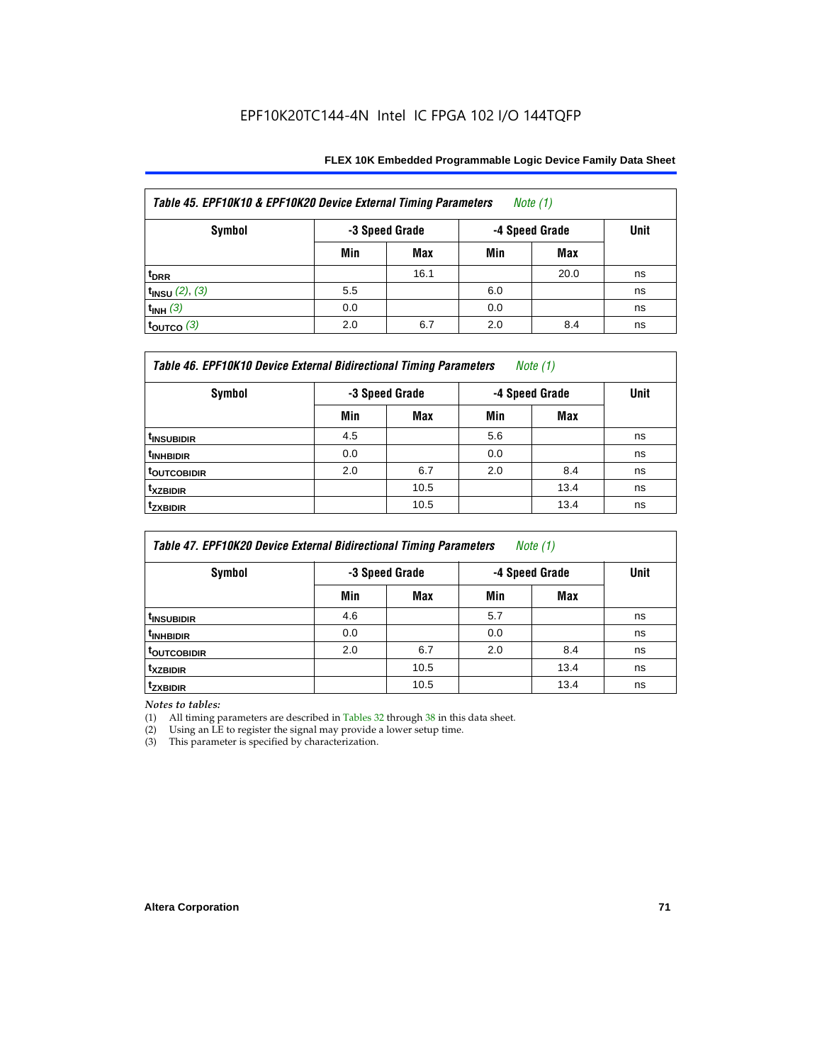Table 45. EPF10K10 & EPF10K20 Device External Timing Parameters *Note (1)*

| Symbol | -3 Speed Grade | | -4 Speed Grade | | Unit |
|---|---|---|---|---|---|
| | Min | Max | Min | Max | |
| $t_{DRR}$ | | 16.1 | | 20.0 | ns |
| $t_{INSU}$ *(2), (3)* | 5.5 | | 6.0 | | ns |
| $t_{INH}$ *(3)* | 0.0 | | 0.0 | | ns |
| $t_{OUTCO}$ *(3)* | 2.0 | 6.7 | 2.0 | 8.4 | ns |

Table 46. EPF10K10 Device External Bidirectional Timing Parameters *Note (1)*

| Symbol | -3 Speed Grade | | -4 Speed Grade | | Unit |
|---|---|---|---|---|---|
| | Min | Max | Min | Max | |
| $t_{INSUBIDIR}$ | 4.5 | | 5.6 | | ns |
| $t_{INHBIDIR}$ | 0.0 | | 0.0 | | ns |
| $t_{OUTCOBIDIR}$ | 2.0 | 6.7 | 2.0 | 8.4 | ns |
| $t_{XZBIDIR}$ | | 10.5 | | 13.4 | ns |
| $t_{ZXBIDIR}$ | | 10.5 | | 13.4 | ns |

Table 47. EPF10K20 Device External Bidirectional Timing Parameters *Note (1)*

| Symbol | -3 Speed Grade | | -4 Speed Grade | | Unit |
|---|---|---|---|---|---|
| | Min | Max | Min | Max | |
| $t_{INSUBIDIR}$ | 4.6 | | 5.7 | | ns |
| $t_{INHBIDIR}$ | 0.0 | | 0.0 | | ns |
| $t_{OUTCOBIDIR}$ | 2.0 | 6.7 | 2.0 | 8.4 | ns |
| $t_{XZBIDIR}$ | | 10.5 | | 13.4 | ns |
| $t_{ZXBIDIR}$ | | 10.5 | | 13.4 | ns |

*Notes to tables:*

(1) All timing parameters are described in Tables 32 through 38 in this data sheet.
(2) Using an LE to register the signal may provide a lower setup time.
(3) This parameter is specified by characterization.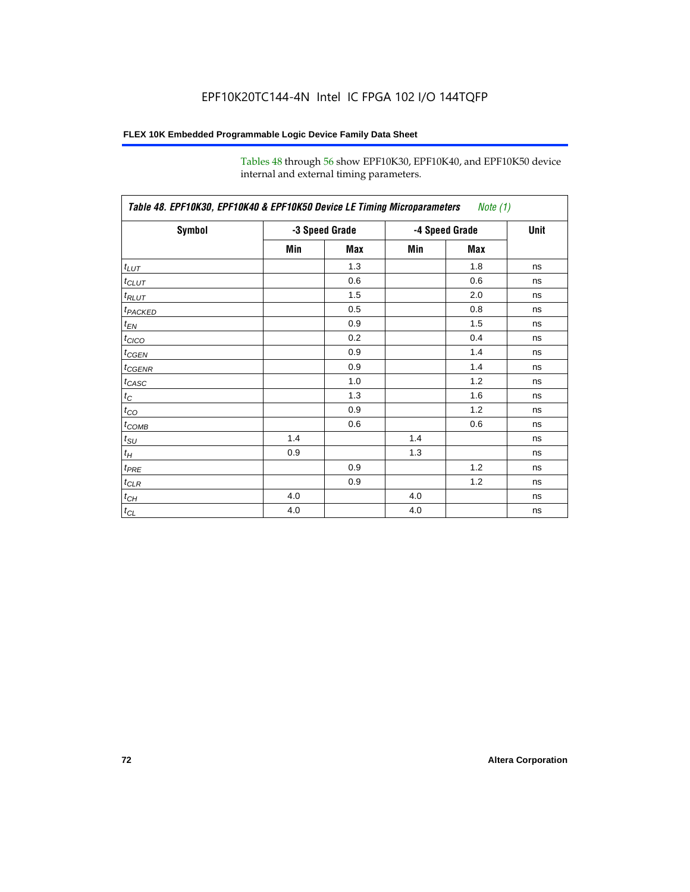Tables 48 through 56 show EPF10K30, EPF10K40, and EPF10K50 device internal and external timing parameters.

**Table 48. EPF10K30, EPF10K40 & EPF10K50 Device LE Timing Microparameters** *Note (1)*

| Symbol | -3 Speed Grade | | -4 Speed Grade | | Unit |
|---|---|---|---|---|---|
| | Min | Max | Min | Max | |
| $t_{LUT}$ | | 1.3 | | 1.8 | ns |
| $t_{CLUT}$ | | 0.6 | | 0.6 | ns |
| $t_{RLUT}$ | | 1.5 | | 2.0 | ns |
| $t_{PACKED}$ | | 0.5 | | 0.8 | ns |
| $t_{EN}$ | | 0.9 | | 1.5 | ns |
| $t_{CICO}$ | | 0.2 | | 0.4 | ns |
| $t_{CGEN}$ | | 0.9 | | 1.4 | ns |
| $t_{CGENR}$ | | 0.9 | | 1.4 | ns |
| $t_{CASC}$ | | 1.0 | | 1.2 | ns |
| $t_{C}$ | | 1.3 | | 1.6 | ns |
| $t_{CO}$ | | 0.9 | | 1.2 | ns |
| $t_{COMB}$ | | 0.6 | | 0.6 | ns |
| $t_{SU}$ | 1.4 | | 1.4 | | ns |
| $t_{H}$ | 0.9 | | 1.3 | | ns |
| $t_{PRE}$ | | 0.9 | | 1.2 | ns |
| $t_{CLR}$ | | 0.9 | | 1.2 | ns |
| $t_{CH}$ | 4.0 | | 4.0 | | ns |
| $t_{CL}$ | 4.0 | | 4.0 | | ns |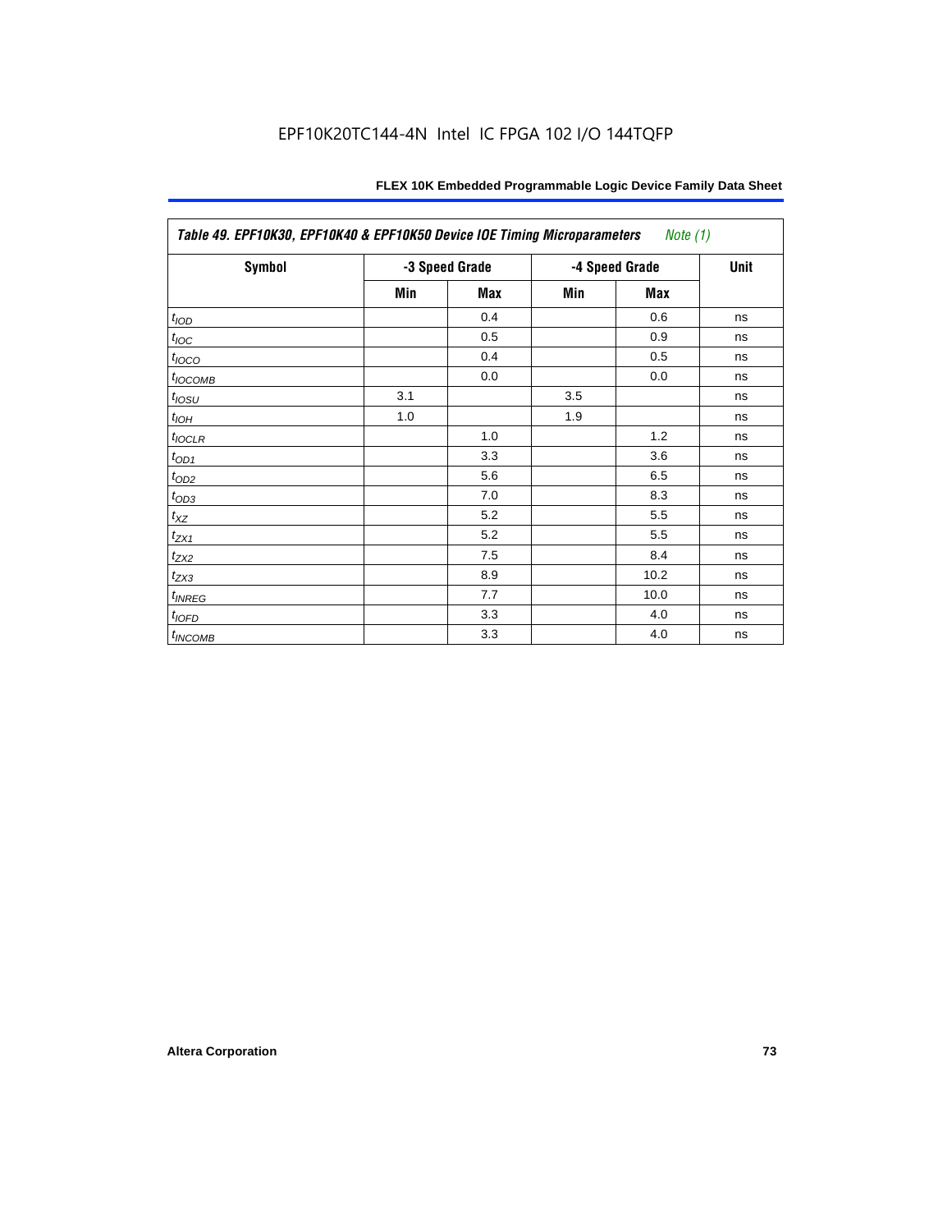| *Table 49. EPF10K30, EPF10K40 & EPF10K50 Device IOE Timing Microparameters* *Note (1)* | | | | | |
|---|---|---|---|---|---|
| **Symbol** | **-3 Speed Grade** | | **-4 Speed Grade** | | **Unit** |
| | **Min** | **Max** | **Min** | **Max** | |
| $t_{IOD}$ | | 0.4 | | 0.6 | ns |
| $t_{IOC}$ | | 0.5 | | 0.9 | ns |
| $t_{IOCO}$ | | 0.4 | | 0.5 | ns |
| $t_{IOCOMB}$ | | 0.0 | | 0.0 | ns |
| $t_{IOSU}$ | 3.1 | | 3.5 | | ns |
| $t_{IOH}$ | 1.0 | | 1.9 | | ns |
| $t_{IOCLR}$ | | 1.0 | | 1.2 | ns |
| $t_{OD1}$ | | 3.3 | | 3.6 | ns |
| $t_{OD2}$ | | 5.6 | | 6.5 | ns |
| $t_{OD3}$ | | 7.0 | | 8.3 | ns |
| $t_{XZ}$ | | 5.2 | | 5.5 | ns |
| $t_{ZX1}$ | | 5.2 | | 5.5 | ns |
| $t_{ZX2}$ | | 7.5 | | 8.4 | ns |
| $t_{ZX3}$ | | 8.9 | | 10.2 | ns |
| $t_{INREG}$ | | 7.7 | | 10.0 | ns |
| $t_{IOFD}$ | | 3.3 | | 4.0 | ns |
| $t_{INCOMB}$ | | 3.3 | | 4.0 | ns |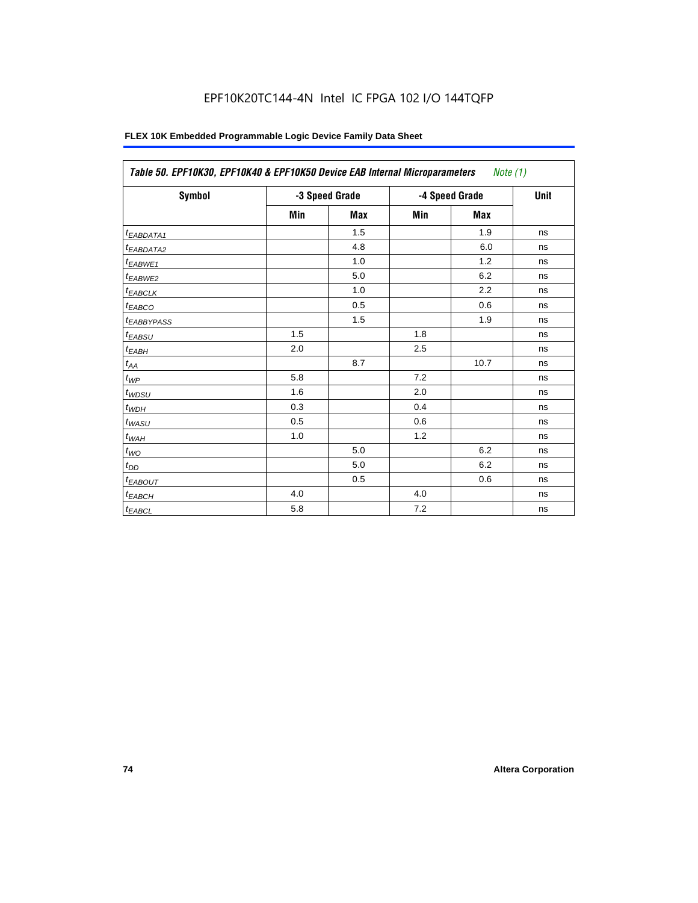EPF10K20TC144-4N Intel IC FPGA 102 I/O 144TQFP

**FLEX 10K Embedded Programmable Logic Device Family Data Sheet**

| *Table 50. EPF10K30, EPF10K40 & EPF10K50 Device EAB Internal Microparameters* *Note (1)* | | | | | |
|---|---|---|---|---|---|
| **Symbol** | **-3 Speed Grade** | | **-4 Speed Grade** | | **Unit** |
| | **Min** | **Max** | **Min** | **Max** | |
| $t_{EABDATA1}$ | | 1.5 | | 1.9 | ns |
| $t_{EABDATA2}$ | | 4.8 | | 6.0 | ns |
| $t_{EABWE1}$ | | 1.0 | | 1.2 | ns |
| $t_{EABWE2}$ | | 5.0 | | 6.2 | ns |
| $t_{EABCLK}$ | | 1.0 | | 2.2 | ns |
| $t_{EABCO}$ | | 0.5 | | 0.6 | ns |
| $t_{EABBYPASS}$ | | 1.5 | | 1.9 | ns |
| $t_{EABSU}$ | 1.5 | | 1.8 | | ns |
| $t_{EABH}$ | 2.0 | | 2.5 | | ns |
| $t_{AA}$ | | 8.7 | | 10.7 | ns |
| $t_{WP}$ | 5.8 | | 7.2 | | ns |
| $t_{WDSU}$ | 1.6 | | 2.0 | | ns |
| $t_{WDH}$ | 0.3 | | 0.4 | | ns |
| $t_{WASU}$ | 0.5 | | 0.6 | | ns |
| $t_{WAH}$ | 1.0 | | 1.2 | | ns |
| $t_{WO}$ | | 5.0 | | 6.2 | ns |
| $t_{DD}$ | | 5.0 | | 6.2 | ns |
| $t_{EABOUT}$ | | 0.5 | | 0.6 | ns |
| $t_{EABCH}$ | 4.0 | | 4.0 | | ns |
| $t_{EABCL}$ | 5.8 | | 7.2 | | ns |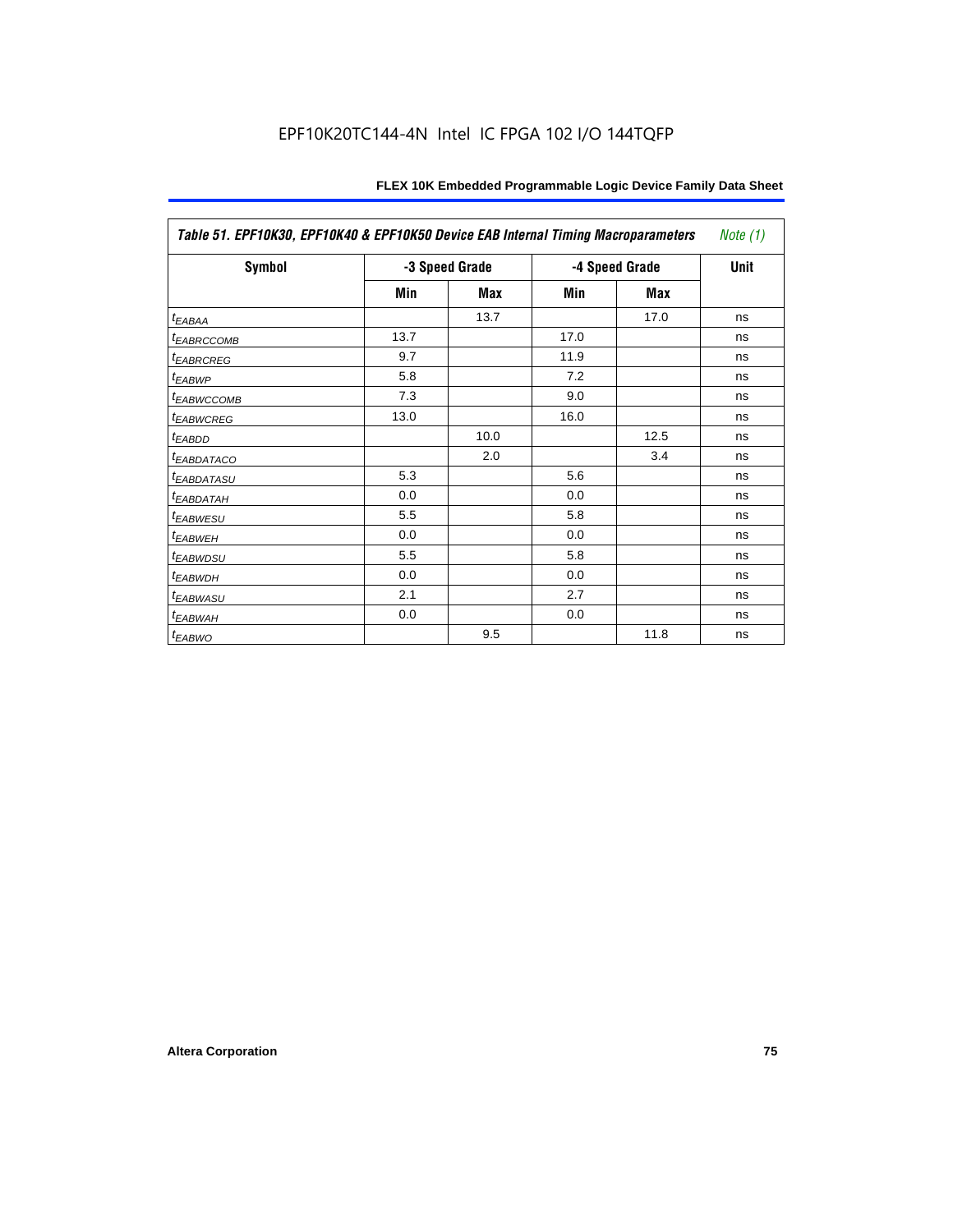**Table 51. EPF10K30, EPF10K40 & EPF10K50 Device EAB Internal Timing Macroparameters** *Note (1)*

| Symbol | -3 Speed Grade | | -4 Speed Grade | | Unit |
|---|---|---|---|---|---|
| | Min | Max | Min | Max | |
| $t_{EABAA}$ | | 13.7 | | 17.0 | ns |
| $t_{EABRCCOMB}$ | 13.7 | | 17.0 | | ns |
| $t_{EABRCREG}$ | 9.7 | | 11.9 | | ns |
| $t_{EABWP}$ | 5.8 | | 7.2 | | ns |
| $t_{EABWCCOMB}$ | 7.3 | | 9.0 | | ns |
| $t_{EABWCREG}$ | 13.0 | | 16.0 | | ns |
| $t_{EABDD}$ | | 10.0 | | 12.5 | ns |
| $t_{EABDATACO}$ | | 2.0 | | 3.4 | ns |
| $t_{EABDATASU}$ | 5.3 | | 5.6 | | ns |
| $t_{EABDATAH}$ | 0.0 | | 0.0 | | ns |
| $t_{EABWESU}$ | 5.5 | | 5.8 | | ns |
| $t_{EABWEH}$ | 0.0 | | 0.0 | | ns |
| $t_{EABWDSU}$ | 5.5 | | 5.8 | | ns |
| $t_{EABWDH}$ | 0.0 | | 0.0 | | ns |
| $t_{EABWASU}$ | 2.1 | | 2.7 | | ns |
| $t_{EABWAH}$ | 0.0 | | 0.0 | | ns |
| $t_{EABWO}$ | | 9.5 | | 11.8 | ns |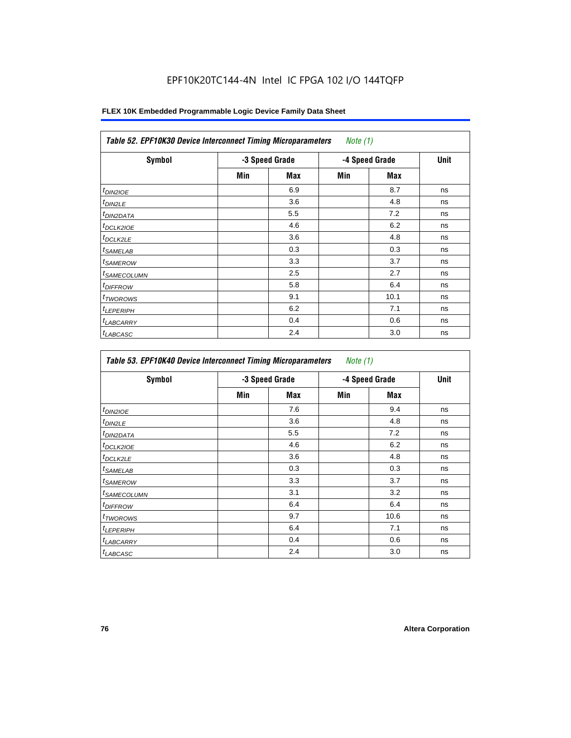EPF10K20TC144-4N Intel IC FPGA 102 I/O 144TQFP

**FLEX 10K Embedded Programmable Logic Device Family Data Sheet**

| *Table 52. EPF10K30 Device Interconnect Timing Microparameters* *Note (1)* | | | | | |
|---|---|---|---|---|---|
| **Symbol** | **-3 Speed Grade** | | **-4 Speed Grade** | | **Unit** |
| | **Min** | **Max** | **Min** | **Max** | |
| $t_{DIN2IOE}$ | | 6.9 | | 8.7 | ns |
| $t_{DIN2LE}$ | | 3.6 | | 4.8 | ns |
| $t_{DIN2DATA}$ | | 5.5 | | 7.2 | ns |
| $t_{DCLK2IOE}$ | | 4.6 | | 6.2 | ns |
| $t_{DCLK2LE}$ | | 3.6 | | 4.8 | ns |
| $t_{SAMELAB}$ | | 0.3 | | 0.3 | ns |
| $t_{SAMEROW}$ | | 3.3 | | 3.7 | ns |
| $t_{SAMECOLUMN}$ | | 2.5 | | 2.7 | ns |
| $t_{DIFFROW}$ | | 5.8 | | 6.4 | ns |
| $t_{TWOROWS}$ | | 9.1 | | 10.1 | ns |
| $t_{LEPERIPH}$ | | 6.2 | | 7.1 | ns |
| $t_{LABCARRY}$ | | 0.4 | | 0.6 | ns |
| $t_{LABCASC}$ | | 2.4 | | 3.0 | ns |

| *Table 53. EPF10K40 Device Interconnect Timing Microparameters* *Note (1)* | | | | | |
|---|---|---|---|---|---|
| **Symbol** | **-3 Speed Grade** | | **-4 Speed Grade** | | **Unit** |
| | **Min** | **Max** | **Min** | **Max** | |
| $t_{DIN2IOE}$ | | 7.6 | | 9.4 | ns |
| $t_{DIN2LE}$ | | 3.6 | | 4.8 | ns |
| $t_{DIN2DATA}$ | | 5.5 | | 7.2 | ns |
| $t_{DCLK2IOE}$ | | 4.6 | | 6.2 | ns |
| $t_{DCLK2LE}$ | | 3.6 | | 4.8 | ns |
| $t_{SAMELAB}$ | | 0.3 | | 0.3 | ns |
| $t_{SAMEROW}$ | | 3.3 | | 3.7 | ns |
| $t_{SAMECOLUMN}$ | | 3.1 | | 3.2 | ns |
| $t_{DIFFROW}$ | | 6.4 | | 6.4 | ns |
| $t_{TWOROWS}$ | | 9.7 | | 10.6 | ns |
| $t_{LEPERIPH}$ | | 6.4 | | 7.1 | ns |
| $t_{LABCARRY}$ | | 0.4 | | 0.6 | ns |
| $t_{LABCASC}$ | | 2.4 | | 3.0 | ns |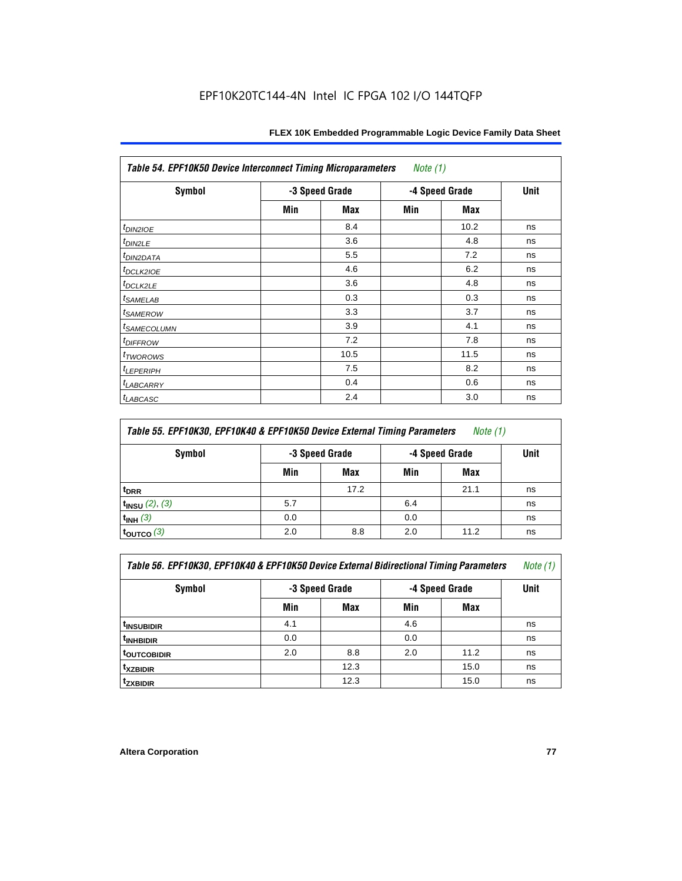**Table 54. EPF10K50 Device Interconnect Timing Microparameters** *Note (1)*

| Symbol | -3 Speed Grade | | -4 Speed Grade | | Unit |
|---|---|---|---|---|---|
| | Min | Max | Min | Max | |
| $t_{DIN2IOE}$ | | 8.4 | | 10.2 | ns |
| $t_{DIN2LE}$ | | 3.6 | | 4.8 | ns |
| $t_{DIN2DATA}$ | | 5.5 | | 7.2 | ns |
| $t_{DCLK2IOE}$ | | 4.6 | | 6.2 | ns |
| $t_{DCLK2LE}$ | | 3.6 | | 4.8 | ns |
| $t_{SAMELAB}$ | | 0.3 | | 0.3 | ns |
| $t_{SAMEROW}$ | | 3.3 | | 3.7 | ns |
| $t_{SAMECOLUMN}$ | | 3.9 | | 4.1 | ns |
| $t_{DIFFROW}$ | | 7.2 | | 7.8 | ns |
| $t_{TWOROWS}$ | | 10.5 | | 11.5 | ns |
| $t_{LEPERIPH}$ | | 7.5 | | 8.2 | ns |
| $t_{LABCARRY}$ | | 0.4 | | 0.6 | ns |
| $t_{LABCASC}$ | | 2.4 | | 3.0 | ns |

**Table 55. EPF10K30, EPF10K40 & EPF10K50 Device External Timing Parameters** *Note (1)*

| Symbol | -3 Speed Grade | | -4 Speed Grade | | Unit |
|---|---|---|---|---|---|
| | Min | Max | Min | Max | |
| $t_{DRR}$ | | 17.2 | | 21.1 | ns |
| $t_{INSU}$ *(2), (3)* | 5.7 | | 6.4 | | ns |
| $t_{INH}$ *(3)* | 0.0 | | 0.0 | | ns |
| $t_{OUTCO}$ *(3)* | 2.0 | 8.8 | 2.0 | 11.2 | ns |

**Table 56. EPF10K30, EPF10K40 & EPF10K50 Device External Bidirectional Timing Parameters** *Note (1)*

| Symbol | -3 Speed Grade | | -4 Speed Grade | | Unit |
|---|---|---|---|---|---|
| | Min | Max | Min | Max | |
| $t_{INSUBIDIR}$ | 4.1 | | 4.6 | | ns |
| $t_{INHBIDIR}$ | 0.0 | | 0.0 | | ns |
| $t_{OUTCOBIDIR}$ | 2.0 | 8.8 | 2.0 | 11.2 | ns |
| $t_{XZBIDIR}$ | | 12.3 | | 15.0 | ns |
| $t_{ZXBIDIR}$ | | 12.3 | | 15.0 | ns |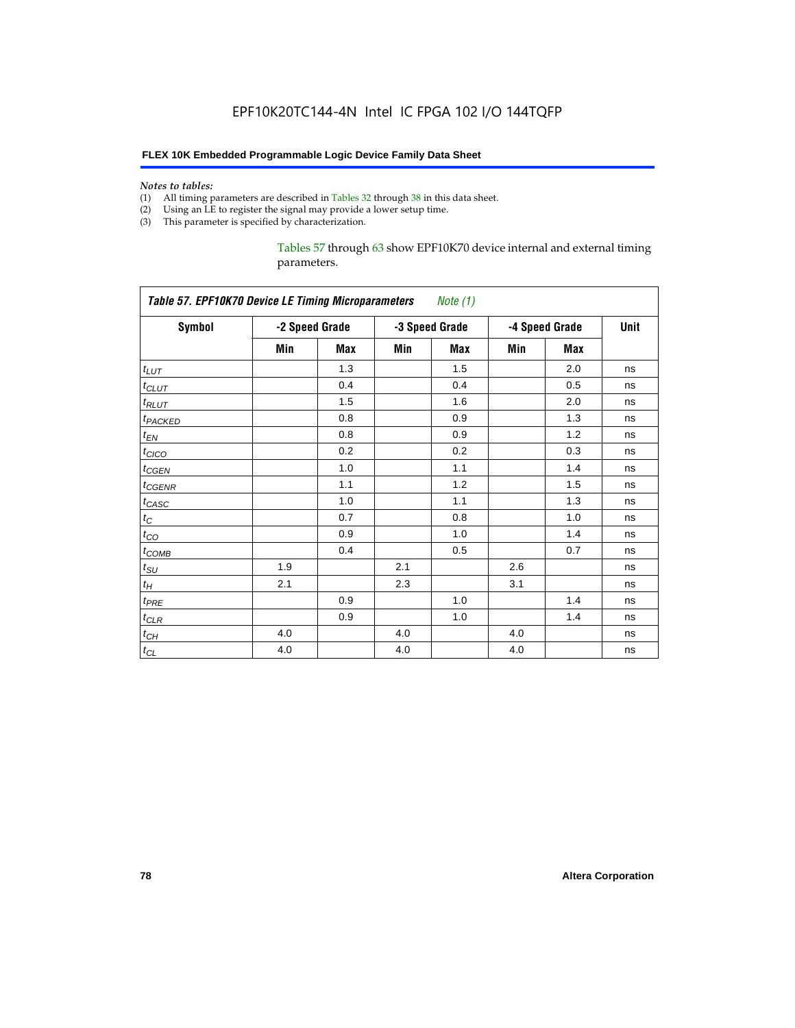*Notes to tables:*

(1) All timing parameters are described in Tables 32 through 38 in this data sheet.
(2) Using an LE to register the signal may provide a lower setup time.
(3) This parameter is specified by characterization.

Tables 57 through 63 show EPF10K70 device internal and external timing parameters.

**Table 57. EPF10K70 Device LE Timing Microparameters** *Note (1)*

| Symbol | -2 Speed Grade | | -3 Speed Grade | | -4 Speed Grade | | Unit |
|---|---|---|---|---|---|---|---|
| | Min | Max | Min | Max | Min | Max | |
| $t_{LUT}$ | | 1.3 | | 1.5 | | 2.0 | ns |
| $t_{CLUT}$ | | 0.4 | | 0.4 | | 0.5 | ns |
| $t_{RLUT}$ | | 1.5 | | 1.6 | | 2.0 | ns |
| $t_{PACKED}$ | | 0.8 | | 0.9 | | 1.3 | ns |
| $t_{EN}$ | | 0.8 | | 0.9 | | 1.2 | ns |
| $t_{CICO}$ | | 0.2 | | 0.2 | | 0.3 | ns |
| $t_{CGEN}$ | | 1.0 | | 1.1 | | 1.4 | ns |
| $t_{CGENR}$ | | 1.1 | | 1.2 | | 1.5 | ns |
| $t_{CASC}$ | | 1.0 | | 1.1 | | 1.3 | ns |
| $t_C$ | | 0.7 | | 0.8 | | 1.0 | ns |
| $t_{CO}$ | | 0.9 | | 1.0 | | 1.4 | ns |
| $t_{COMB}$ | | 0.4 | | 0.5 | | 0.7 | ns |
| $t_{SU}$ | 1.9 | | 2.1 | | 2.6 | | ns |
| $t_H$ | 2.1 | | 2.3 | | 3.1 | | ns |
| $t_{PRE}$ | | 0.9 | | 1.0 | | 1.4 | ns |
| $t_{CLR}$ | | 0.9 | | 1.0 | | 1.4 | ns |
| $t_{CH}$ | 4.0 | | 4.0 | | 4.0 | | ns |
| $t_{CL}$ | 4.0 | | 4.0 | | 4.0 | | ns |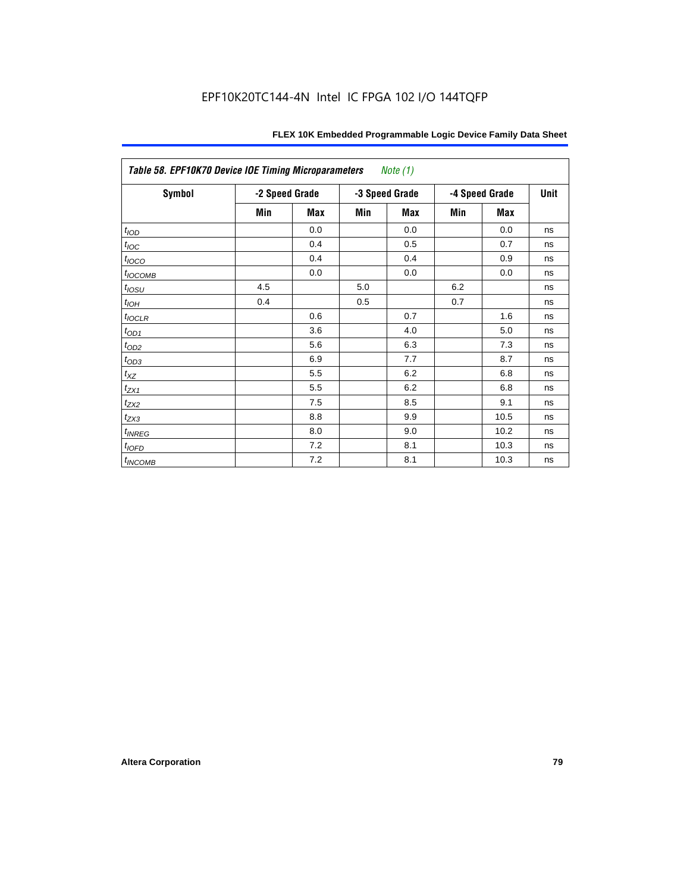**Table 58. EPF10K70 Device IOE Timing Microparameters** *Note (1)*

| Symbol | -2 Speed Grade | | -3 Speed Grade | | -4 Speed Grade | | Unit |
|---|---|---|---|---|---|---|---|
| | Min | Max | Min | Max | Min | Max | |
| $t_{IOD}$ | | 0.0 | | 0.0 | | 0.0 | ns |
| $t_{IOC}$ | | 0.4 | | 0.5 | | 0.7 | ns |
| $t_{IOCO}$ | | 0.4 | | 0.4 | | 0.9 | ns |
| $t_{IOCOMB}$ | | 0.0 | | 0.0 | | 0.0 | ns |
| $t_{IOSU}$ | 4.5 | | 5.0 | | 6.2 | | ns |
| $t_{IOH}$ | 0.4 | | 0.5 | | 0.7 | | ns |
| $t_{IOCLR}$ | | 0.6 | | 0.7 | | 1.6 | ns |
| $t_{OD1}$ | | 3.6 | | 4.0 | | 5.0 | ns |
| $t_{OD2}$ | | 5.6 | | 6.3 | | 7.3 | ns |
| $t_{OD3}$ | | 6.9 | | 7.7 | | 8.7 | ns |
| $t_{XZ}$ | | 5.5 | | 6.2 | | 6.8 | ns |
| $t_{ZX1}$ | | 5.5 | | 6.2 | | 6.8 | ns |
| $t_{ZX2}$ | | 7.5 | | 8.5 | | 9.1 | ns |
| $t_{ZX3}$ | | 8.8 | | 9.9 | | 10.5 | ns |
| $t_{INREG}$ | | 8.0 | | 9.0 | | 10.2 | ns |
| $t_{IOFD}$ | | 7.2 | | 8.1 | | 10.3 | ns |
| $t_{INCOMB}$ | | 7.2 | | 8.1 | | 10.3 | ns |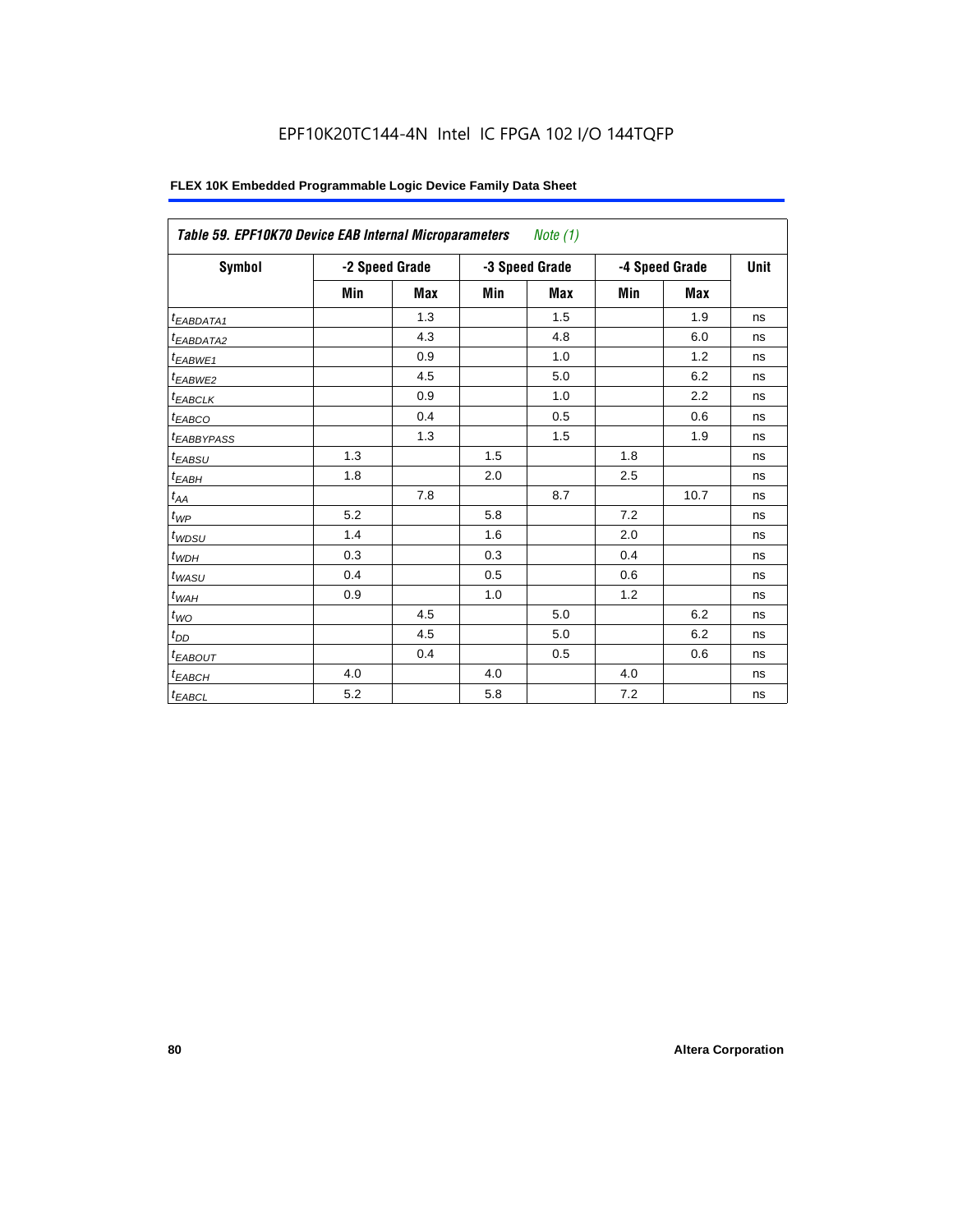EPF10K20TC144-4N Intel IC FPGA 102 I/O 144TQFP

| Table 59. EPF10K70 Device EAB Internal Microparameters *Note (1)* | | | | | | | |
|---|---|---|---|---|---|---|---|
| Symbol | -2 Speed Grade | | -3 Speed Grade | | -4 Speed Grade | | Unit |
| | Min | Max | Min | Max | Min | Max | |
| $t_{EABDATA1}$ | | 1.3 | | 1.5 | | 1.9 | ns |
| $t_{EABDATA2}$ | | 4.3 | | 4.8 | | 6.0 | ns |
| $t_{EABWE1}$ | | 0.9 | | 1.0 | | 1.2 | ns |
| $t_{EABWE2}$ | | 4.5 | | 5.0 | | 6.2 | ns |
| $t_{EABCLK}$ | | 0.9 | | 1.0 | | 2.2 | ns |
| $t_{EABCO}$ | | 0.4 | | 0.5 | | 0.6 | ns |
| $t_{EABBYPASS}$ | | 1.3 | | 1.5 | | 1.9 | ns |
| $t_{EABSU}$ | 1.3 | | 1.5 | | 1.8 | | ns |
| $t_{EABH}$ | 1.8 | | 2.0 | | 2.5 | | ns |
| $t_{AA}$ | | 7.8 | | 8.7 | | 10.7 | ns |
| $t_{WP}$ | 5.2 | | 5.8 | | 7.2 | | ns |
| $t_{WDSU}$ | 1.4 | | 1.6 | | 2.0 | | ns |
| $t_{WDH}$ | 0.3 | | 0.3 | | 0.4 | | ns |
| $t_{WASU}$ | 0.4 | | 0.5 | | 0.6 | | ns |
| $t_{WAH}$ | 0.9 | | 1.0 | | 1.2 | | ns |
| $t_{WO}$ | | 4.5 | | 5.0 | | 6.2 | ns |
| $t_{DD}$ | | 4.5 | | 5.0 | | 6.2 | ns |
| $t_{EABOUT}$ | | 0.4 | | 0.5 | | 0.6 | ns |
| $t_{EABCH}$ | 4.0 | | 4.0 | | 4.0 | | ns |
| $t_{EABCL}$ | 5.2 | | 5.8 | | 7.2 | | ns |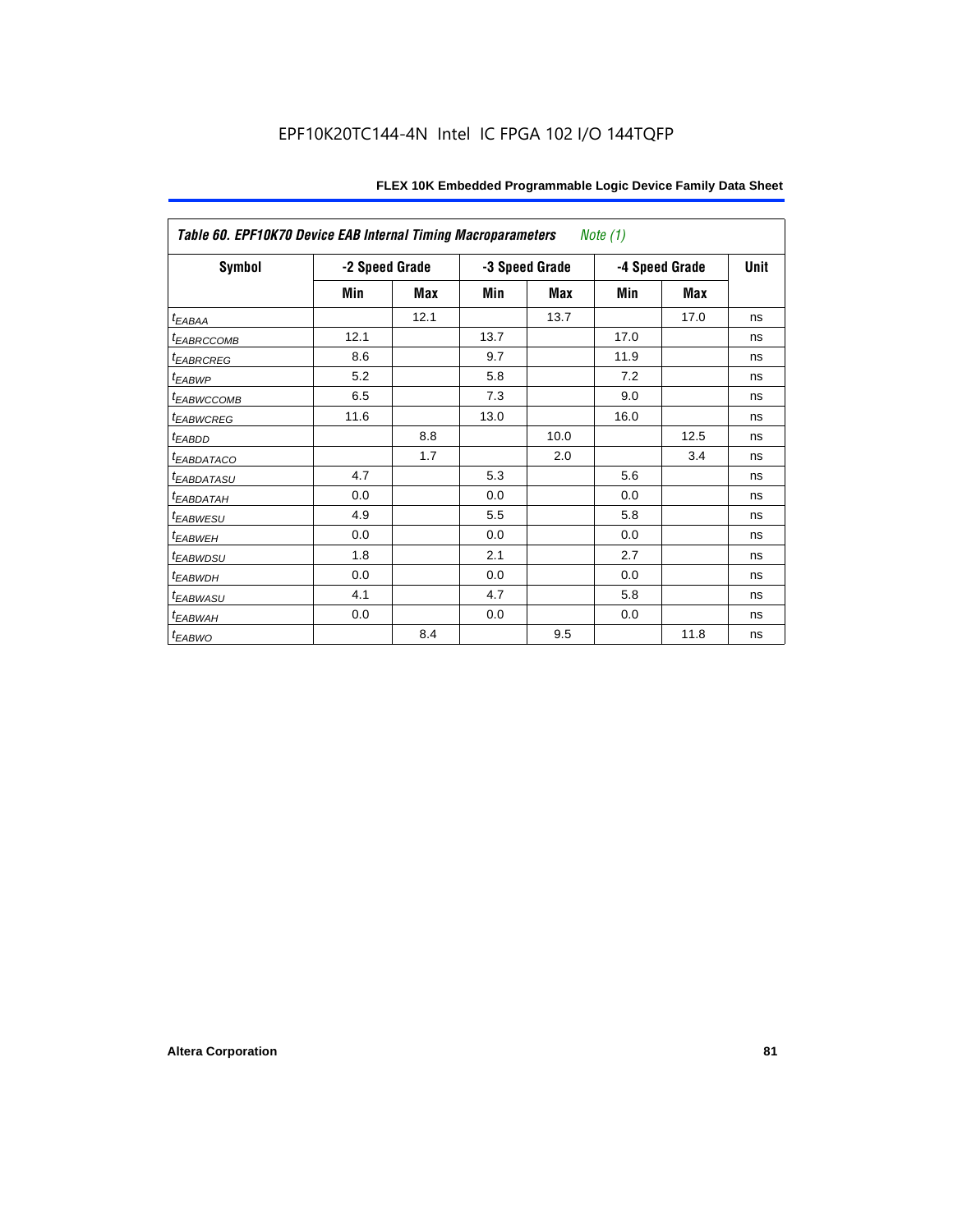EPF10K20TC144-4N Intel IC FPGA 102 I/O 144TQFP

| *Table 60. EPF10K70 Device EAB Internal Timing Macroparameters* *Note (1)* | | | | | | | |
|---|---|---|---|---|---|---|---|
| **Symbol** | **-2 Speed Grade** | | **-3 Speed Grade** | | **-4 Speed Grade** | | **Unit** |
| | **Min** | **Max** | **Min** | **Max** | **Min** | **Max** | |
| $t_{EABAA}$ | | 12.1 | | 13.7 | | 17.0 | ns |
| $t_{EABRCCOMB}$ | 12.1 | | 13.7 | | 17.0 | | ns |
| $t_{EABRCREG}$ | 8.6 | | 9.7 | | 11.9 | | ns |
| $t_{EABWP}$ | 5.2 | | 5.8 | | 7.2 | | ns |
| $t_{EABWCCOMB}$ | 6.5 | | 7.3 | | 9.0 | | ns |
| $t_{EABWCREG}$ | 11.6 | | 13.0 | | 16.0 | | ns |
| $t_{EABDD}$ | | 8.8 | | 10.0 | | 12.5 | ns |
| $t_{EABDATACO}$ | | 1.7 | | 2.0 | | 3.4 | ns |
| $t_{EABDATASU}$ | 4.7 | | 5.3 | | 5.6 | | ns |
| $t_{EABDATAH}$ | 0.0 | | 0.0 | | 0.0 | | ns |
| $t_{EABWESU}$ | 4.9 | | 5.5 | | 5.8 | | ns |
| $t_{EABWEH}$ | 0.0 | | 0.0 | | 0.0 | | ns |
| $t_{EABWDSU}$ | 1.8 | | 2.1 | | 2.7 | | ns |
| $t_{EABWDH}$ | 0.0 | | 0.0 | | 0.0 | | ns |
| $t_{EABWASU}$ | 4.1 | | 4.7 | | 5.8 | | ns |
| $t_{EABWAH}$ | 0.0 | | 0.0 | | 0.0 | | ns |
| $t_{EABWO}$ | | 8.4 | | 9.5 | | 11.8 | ns |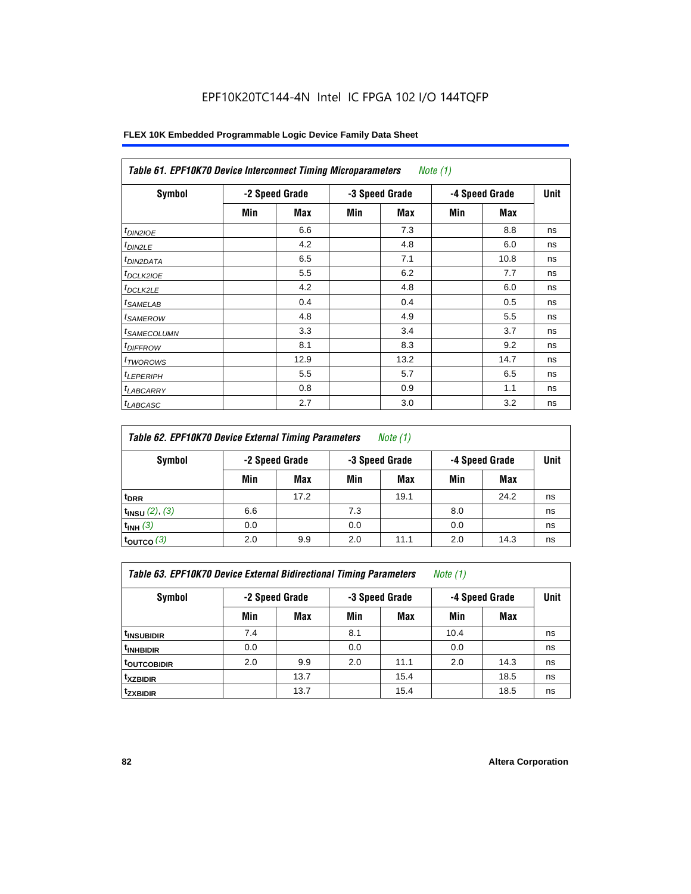EPF10K20TC144-4N Intel IC FPGA 102 I/O 144TQFP

**FLEX 10K Embedded Programmable Logic Device Family Data Sheet**

| *Table 61. EPF10K70 Device Interconnect Timing Microparameters* *Note (1)* | | | | | | | |
|---|---|---|---|---|---|---|---|
| **Symbol** | **-2 Speed Grade** | | **-3 Speed Grade** | | **-4 Speed Grade** | | **Unit** |
| | **Min** | **Max** | **Min** | **Max** | **Min** | **Max** | |
| $t_{DIN2IOE}$ | | 6.6 | | 7.3 | | 8.8 | ns |
| $t_{DIN2LE}$ | | 4.2 | | 4.8 | | 6.0 | ns |
| $t_{DIN2DATA}$ | | 6.5 | | 7.1 | | 10.8 | ns |
| $t_{DCLK2IOE}$ | | 5.5 | | 6.2 | | 7.7 | ns |
| $t_{DCLK2LE}$ | | 4.2 | | 4.8 | | 6.0 | ns |
| $t_{SAMELAB}$ | | 0.4 | | 0.4 | | 0.5 | ns |
| $t_{SAMEROW}$ | | 4.8 | | 4.9 | | 5.5 | ns |
| $t_{SAMECOLUMN}$ | | 3.3 | | 3.4 | | 3.7 | ns |
| $t_{DIFFROW}$ | | 8.1 | | 8.3 | | 9.2 | ns |
| $t_{TWOROWS}$ | | 12.9 | | 13.2 | | 14.7 | ns |
| $t_{LEPERIPH}$ | | 5.5 | | 5.7 | | 6.5 | ns |
| $t_{LABCARRY}$ | | 0.8 | | 0.9 | | 1.1 | ns |
| $t_{LABCASC}$ | | 2.7 | | 3.0 | | 3.2 | ns |

| *Table 62. EPF10K70 Device External Timing Parameters* *Note (1)* | | | | | | | |
|---|---|---|---|---|---|---|---|
| **Symbol** | **-2 Speed Grade** | | **-3 Speed Grade** | | **-4 Speed Grade** | | **Unit** |
| | **Min** | **Max** | **Min** | **Max** | **Min** | **Max** | |
| $t_{DRR}$ | | 17.2 | | 19.1 | | 24.2 | ns |
| $t_{INSU}$ *(2)*, *(3)* | 6.6 | | 7.3 | | 8.0 | | ns |
| $t_{INH}$ *(3)* | 0.0 | | 0.0 | | 0.0 | | ns |
| $t_{OUTCO}$ *(3)* | 2.0 | 9.9 | 2.0 | 11.1 | 2.0 | 14.3 | ns |

| *Table 63. EPF10K70 Device External Bidirectional Timing Parameters* *Note (1)* | | | | | | | |
|---|---|---|---|---|---|---|---|
| **Symbol** | **-2 Speed Grade** | | **-3 Speed Grade** | | **-4 Speed Grade** | | **Unit** |
| | **Min** | **Max** | **Min** | **Max** | **Min** | **Max** | |
| $t_{INSUBIDIR}$ | 7.4 | | 8.1 | | 10.4 | | ns |
| $t_{INHBIDIR}$ | 0.0 | | 0.0 | | 0.0 | | ns |
| $t_{OUTCOBIDIR}$ | 2.0 | 9.9 | 2.0 | 11.1 | 2.0 | 14.3 | ns |
| $t_{XZBIDIR}$ | | 13.7 | | 15.4 | | 18.5 | ns |
| $t_{ZXBIDIR}$ | | 13.7 | | 15.4 | | 18.5 | ns |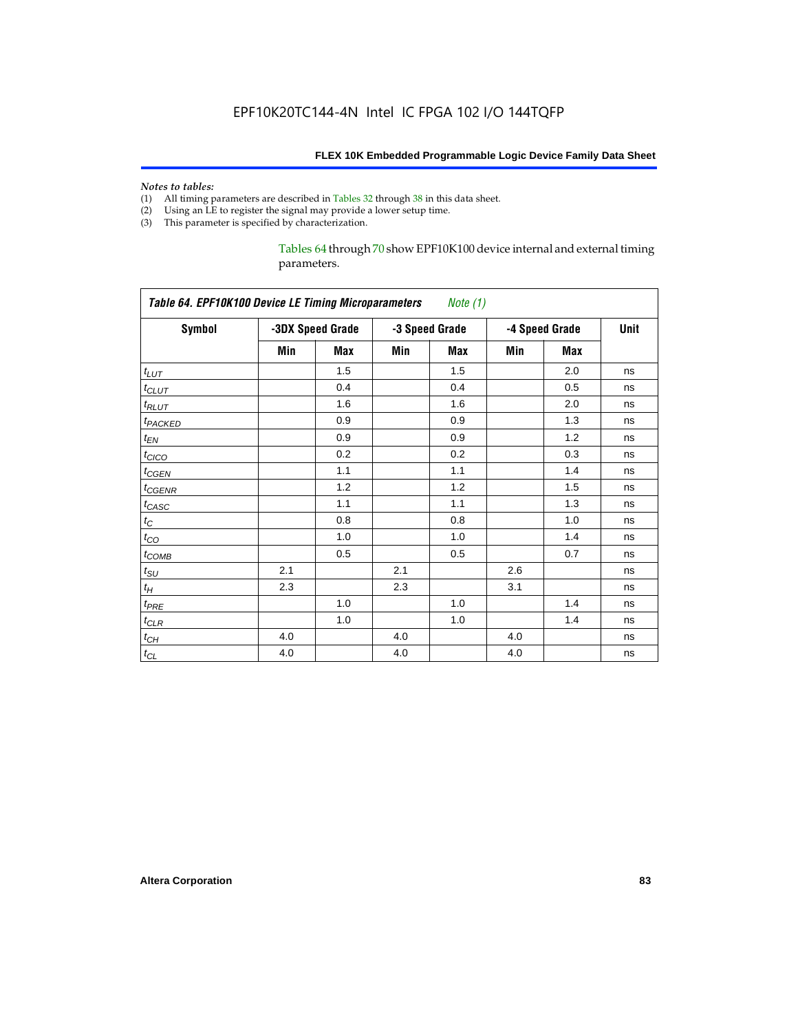*Notes to tables:*

(1) All timing parameters are described in Tables 32 through 38 in this data sheet.
(2) Using an LE to register the signal may provide a lower setup time.
(3) This parameter is specified by characterization.

Tables 64 through 70 show EPF10K100 device internal and external timing parameters.

| *Table 64. EPF10K100 Device LE Timing Microparameters* *Note (1)* | | | | | | | |
|---|---|---|---|---|---|---|---|
| **Symbol** | **-3DX Speed Grade** | | **-3 Speed Grade** | | **-4 Speed Grade** | | **Unit** |
| | **Min** | **Max** | **Min** | **Max** | **Min** | **Max** | |
| $t_{LUT}$ | | 1.5 | | 1.5 | | 2.0 | ns |
| $t_{CLUT}$ | | 0.4 | | 0.4 | | 0.5 | ns |
| $t_{RLUT}$ | | 1.6 | | 1.6 | | 2.0 | ns |
| $t_{PACKED}$ | | 0.9 | | 0.9 | | 1.3 | ns |
| $t_{EN}$ | | 0.9 | | 0.9 | | 1.2 | ns |
| $t_{CICO}$ | | 0.2 | | 0.2 | | 0.3 | ns |
| $t_{CGEN}$ | | 1.1 | | 1.1 | | 1.4 | ns |
| $t_{CGENR}$ | | 1.2 | | 1.2 | | 1.5 | ns |
| $t_{CASC}$ | | 1.1 | | 1.1 | | 1.3 | ns |
| $t_{C}$ | | 0.8 | | 0.8 | | 1.0 | ns |
| $t_{CO}$ | | 1.0 | | 1.0 | | 1.4 | ns |
| $t_{COMB}$ | | 0.5 | | 0.5 | | 0.7 | ns |
| $t_{SU}$ | 2.1 | | 2.1 | | 2.6 | | ns |
| $t_{H}$ | 2.3 | | 2.3 | | 3.1 | | ns |
| $t_{PRE}$ | | 1.0 | | 1.0 | | 1.4 | ns |
| $t_{CLR}$ | | 1.0 | | 1.0 | | 1.4 | ns |
| $t_{CH}$ | 4.0 | | 4.0 | | 4.0 | | ns |
| $t_{CL}$ | 4.0 | | 4.0 | | 4.0 | | ns |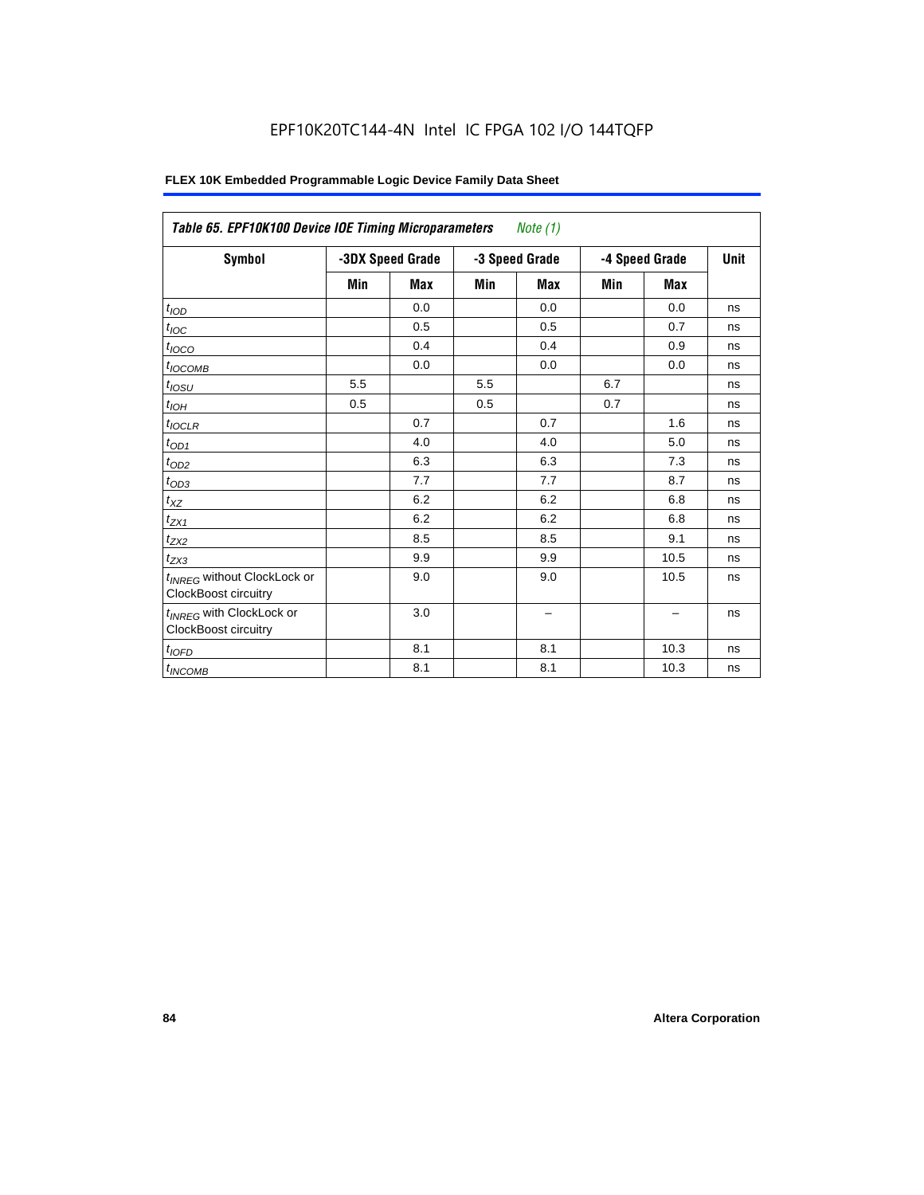EPF10K20TC144-4N Intel IC FPGA 102 I/O 144TQFP

**FLEX 10K Embedded Programmable Logic Device Family Data Sheet**

| *Table 65. EPF10K100 Device IOE Timing Microparameters* *Note (1)* | | | | | | | |
|---|---|---|---|---|---|---|---|
| **Symbol** | **-3DX Speed Grade** | | **-3 Speed Grade** | | **-4 Speed Grade** | | **Unit** |
| | **Min** | **Max** | **Min** | **Max** | **Min** | **Max** | |
| $t_{IOD}$ | | 0.0 | | 0.0 | | 0.0 | ns |
| $t_{IOC}$ | | 0.5 | | 0.5 | | 0.7 | ns |
| $t_{IOCO}$ | | 0.4 | | 0.4 | | 0.9 | ns |
| $t_{IOCOMB}$ | | 0.0 | | 0.0 | | 0.0 | ns |
| $t_{IOSU}$ | 5.5 | | 5.5 | | 6.7 | | ns |
| $t_{IOH}$ | 0.5 | | 0.5 | | 0.7 | | ns |
| $t_{IOCLR}$ | | 0.7 | | 0.7 | | 1.6 | ns |
| $t_{OD1}$ | | 4.0 | | 4.0 | | 5.0 | ns |
| $t_{OD2}$ | | 6.3 | | 6.3 | | 7.3 | ns |
| $t_{OD3}$ | | 7.7 | | 7.7 | | 8.7 | ns |
| $t_{XZ}$ | | 6.2 | | 6.2 | | 6.8 | ns |
| $t_{ZX1}$ | | 6.2 | | 6.2 | | 6.8 | ns |
| $t_{ZX2}$ | | 8.5 | | 8.5 | | 9.1 | ns |
| $t_{ZX3}$ | | 9.9 | | 9.9 | | 10.5 | ns |
| $t_{INREG}$ without ClockLock or ClockBoost circuitry | | 9.0 | | 9.0 | | 10.5 | ns |
| $t_{INREG}$ with ClockLock or ClockBoost circuitry | | 3.0 | | – | | – | ns |
| $t_{IOFD}$ | | 8.1 | | 8.1 | | 10.3 | ns |
| $t_{INCOMB}$ | | 8.1 | | 8.1 | | 10.3 | ns |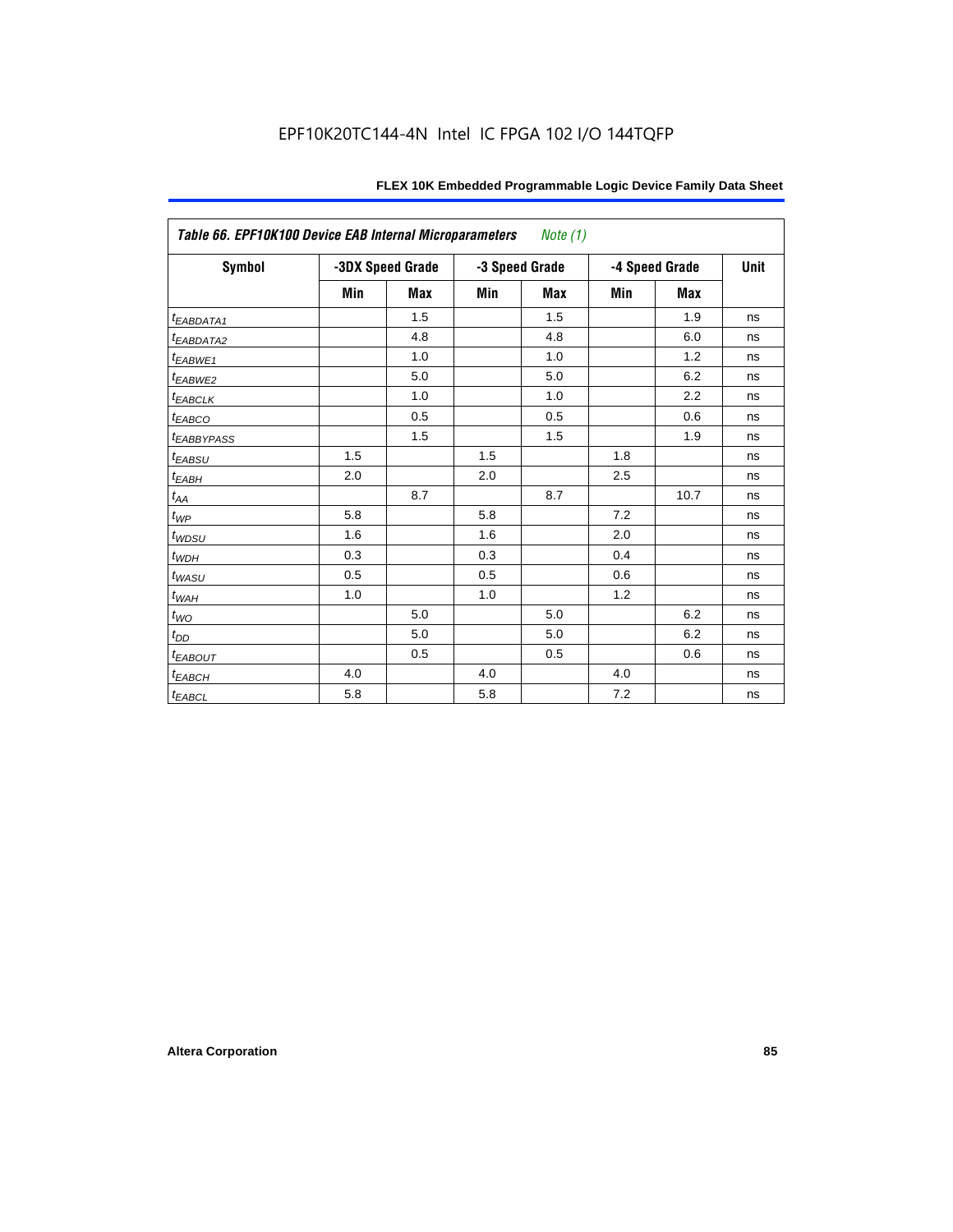| Table 66. EPF10K100 Device EAB Internal Microparameters *Note (1)* | | | | | | | |
|---|---|---|---|---|---|---|---|
| Symbol | -3DX Speed Grade | | -3 Speed Grade | | -4 Speed Grade | | Unit |
| | Min | Max | Min | Max | Min | Max | |
| $t_{EABDATA1}$ | | 1.5 | | 1.5 | | 1.9 | ns |
| $t_{EABDATA2}$ | | 4.8 | | 4.8 | | 6.0 | ns |
| $t_{EABWE1}$ | | 1.0 | | 1.0 | | 1.2 | ns |
| $t_{EABWE2}$ | | 5.0 | | 5.0 | | 6.2 | ns |
| $t_{EABCLK}$ | | 1.0 | | 1.0 | | 2.2 | ns |
| $t_{EABCO}$ | | 0.5 | | 0.5 | | 0.6 | ns |
| $t_{EABBYPASS}$ | | 1.5 | | 1.5 | | 1.9 | ns |
| $t_{EABSU}$ | 1.5 | | 1.5 | | 1.8 | | ns |
| $t_{EABH}$ | 2.0 | | 2.0 | | 2.5 | | ns |
| $t_{AA}$ | | 8.7 | | 8.7 | | 10.7 | ns |
| $t_{WP}$ | 5.8 | | 5.8 | | 7.2 | | ns |
| $t_{WDSU}$ | 1.6 | | 1.6 | | 2.0 | | ns |
| $t_{WDH}$ | 0.3 | | 0.3 | | 0.4 | | ns |
| $t_{WASU}$ | 0.5 | | 0.5 | | 0.6 | | ns |
| $t_{WAH}$ | 1.0 | | 1.0 | | 1.2 | | ns |
| $t_{WO}$ | | 5.0 | | 5.0 | | 6.2 | ns |
| $t_{DD}$ | | 5.0 | | 5.0 | | 6.2 | ns |
| $t_{EABOUT}$ | | 0.5 | | 0.5 | | 0.6 | ns |
| $t_{EABCH}$ | 4.0 | | 4.0 | | 4.0 | | ns |
| $t_{EABCL}$ | 5.8 | | 5.8 | | 7.2 | | ns |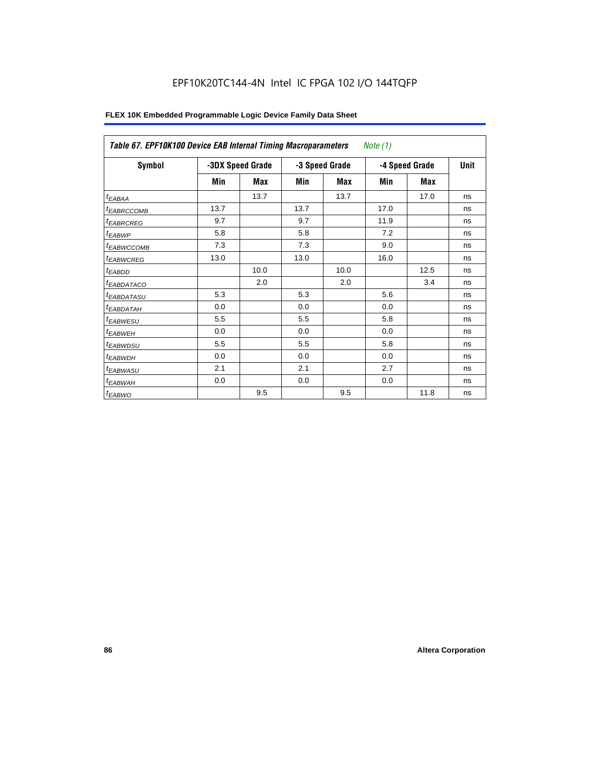EPF10K20TC144-4N Intel IC FPGA 102 I/O 144TQFP

**FLEX 10K Embedded Programmable Logic Device Family Data Sheet**

| *Table 67. EPF10K100 Device EAB Internal Timing Macroparameters* *Note (1)* | | | | | | | |
|---|---|---|---|---|---|---|---|
| **Symbol** | **-3DX Speed Grade** | | **-3 Speed Grade** | | **-4 Speed Grade** | | **Unit** |
| | **Min** | **Max** | **Min** | **Max** | **Min** | **Max** | |
| $t_{EABAA}$ | | 13.7 | | 13.7 | | 17.0 | ns |
| $t_{EABRCCOMB}$ | 13.7 | | 13.7 | | 17.0 | | ns |
| $t_{EABRCREG}$ | 9.7 | | 9.7 | | 11.9 | | ns |
| $t_{EABWP}$ | 5.8 | | 5.8 | | 7.2 | | ns |
| $t_{EABWCCOMB}$ | 7.3 | | 7.3 | | 9.0 | | ns |
| $t_{EABWCREG}$ | 13.0 | | 13.0 | | 16.0 | | ns |
| $t_{EABDD}$ | | 10.0 | | 10.0 | | 12.5 | ns |
| $t_{EABDATACO}$ | | 2.0 | | 2.0 | | 3.4 | ns |
| $t_{EABDATASU}$ | 5.3 | | 5.3 | | 5.6 | | ns |
| $t_{EABDATAH}$ | 0.0 | | 0.0 | | 0.0 | | ns |
| $t_{EABWESU}$ | 5.5 | | 5.5 | | 5.8 | | ns |
| $t_{EABWEH}$ | 0.0 | | 0.0 | | 0.0 | | ns |
| $t_{EABWDSU}$ | 5.5 | | 5.5 | | 5.8 | | ns |
| $t_{EABWDH}$ | 0.0 | | 0.0 | | 0.0 | | ns |
| $t_{EABWASU}$ | 2.1 | | 2.1 | | 2.7 | | ns |
| $t_{EABWAH}$ | 0.0 | | 0.0 | | 0.0 | | ns |
| $t_{EABWO}$ | | 9.5 | | 9.5 | | 11.8 | ns |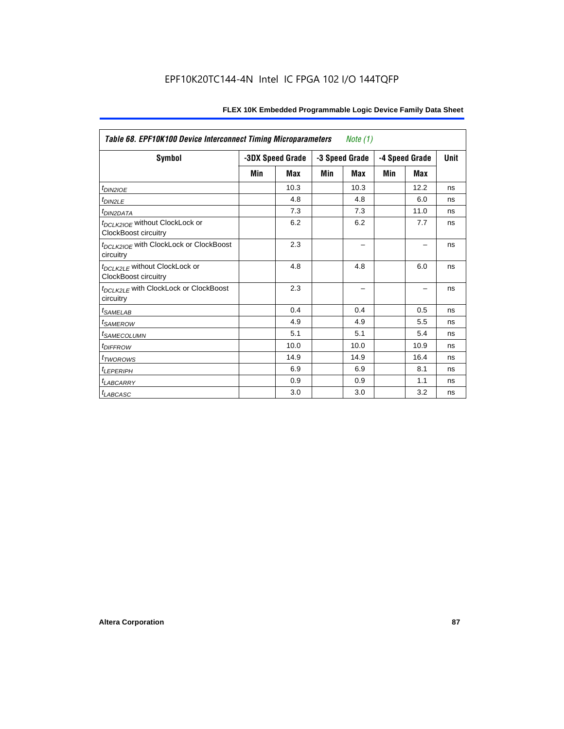*Table 68. EPF10K100 Device Interconnect Timing Microparameters* *Note (1)*

| Symbol | -3DX Speed Grade | | -3 Speed Grade | | -4 Speed Grade | | Unit |
|---|---|---|---|---|---|---|---|
| | Min | Max | Min | Max | Min | Max | |
| $t_{DIN2IOE}$ | | 10.3 | | 10.3 | | 12.2 | ns |
| $t_{DIN2LE}$ | | 4.8 | | 4.8 | | 6.0 | ns |
| $t_{DIN2DATA}$ | | 7.3 | | 7.3 | | 11.0 | ns |
| $t_{DCLK2IOE}$ without ClockLock or ClockBoost circuitry | | 6.2 | | 6.2 | | 7.7 | ns |
| $t_{DCLK2IOE}$ with ClockLock or ClockBoost circuitry | | 2.3 | | – | | – | ns |
| $t_{DCLK2LE}$ without ClockLock or ClockBoost circuitry | | 4.8 | | 4.8 | | 6.0 | ns |
| $t_{DCLK2LE}$ with ClockLock or ClockBoost circuitry | | 2.3 | | – | | – | ns |
| $t_{SAMELAB}$ | | 0.4 | | 0.4 | | 0.5 | ns |
| $t_{SAMEROW}$ | | 4.9 | | 4.9 | | 5.5 | ns |
| $t_{SAMECOLUMN}$ | | 5.1 | | 5.1 | | 5.4 | ns |
| $t_{DIFFROW}$ | | 10.0 | | 10.0 | | 10.9 | ns |
| $t_{TWOROWS}$ | | 14.9 | | 14.9 | | 16.4 | ns |
| $t_{LEPERIPH}$ | | 6.9 | | 6.9 | | 8.1 | ns |
| $t_{LABCARRY}$ | | 0.9 | | 0.9 | | 1.1 | ns |
| $t_{LABCASC}$ | | 3.0 | | 3.0 | | 3.2 | ns |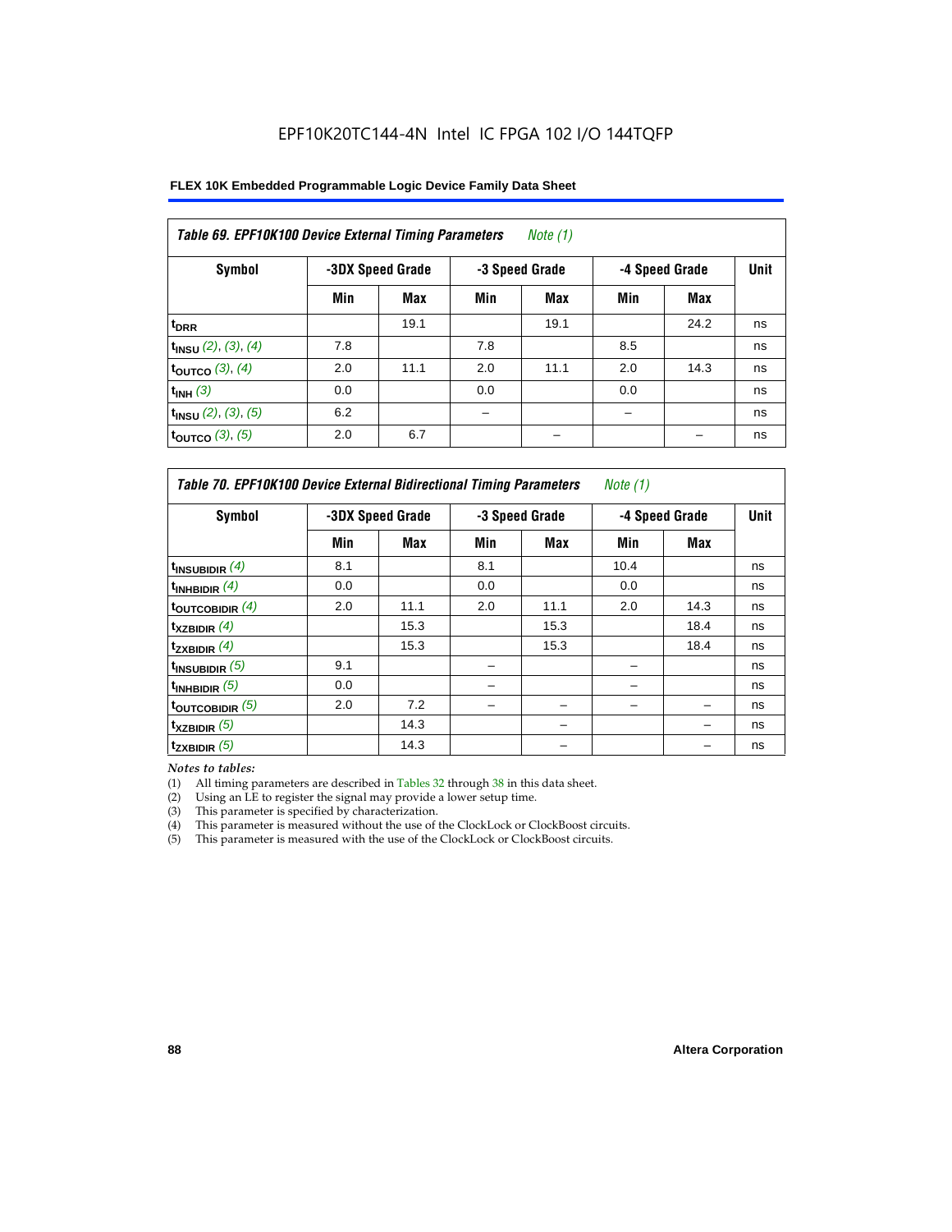EPF10K20TC144-4N Intel IC FPGA 102 I/O 144TQFP

**FLEX 10K Embedded Programmable Logic Device Family Data Sheet**

*Table 69. EPF10K100 Device External Timing Parameters* *Note (1)*

| Symbol | -3DX Speed Grade | | -3 Speed Grade | | -4 Speed Grade | | Unit |
|---|---|---|---|---|---|---|---|
| | Min | Max | Min | Max | Min | Max | |
| $t_{DRR}$ | | 19.1 | | 19.1 | | 24.2 | ns |
| $t_{INSU}$ *(2), (3), (4)* | 7.8 | | 7.8 | | 8.5 | | ns |
| $t_{OUTCO}$ *(3), (4)* | 2.0 | 11.1 | 2.0 | 11.1 | 2.0 | 14.3 | ns |
| $t_{INH}$ *(3)* | 0.0 | | 0.0 | | 0.0 | | ns |
| $t_{INSU}$ *(2), (3), (5)* | 6.2 | | – | | – | | ns |
| $t_{OUTCO}$ *(3), (5)* | 2.0 | 6.7 | | – | | – | ns |

*Table 70. EPF10K100 Device External Bidirectional Timing Parameters* *Note (1)*

| Symbol | -3DX Speed Grade | | -3 Speed Grade | | -4 Speed Grade | | Unit |
|---|---|---|---|---|---|---|---|
| | Min | Max | Min | Max | Min | Max | |
| $t_{INSUBIDIR}$ *(4)* | 8.1 | | 8.1 | | 10.4 | | ns |
| $t_{INHBIDIR}$ *(4)* | 0.0 | | 0.0 | | 0.0 | | ns |
| $t_{OUTCOBIDIR}$ *(4)* | 2.0 | 11.1 | 2.0 | 11.1 | 2.0 | 14.3 | ns |
| $t_{XZBIDIR}$ *(4)* | | 15.3 | | 15.3 | | 18.4 | ns |
| $t_{ZXBIDIR}$ *(4)* | | 15.3 | | 15.3 | | 18.4 | ns |
| $t_{INSUBIDIR}$ *(5)* | 9.1 | | – | | – | | ns |
| $t_{INHBIDIR}$ *(5)* | 0.0 | | – | | – | | ns |
| $t_{OUTCOBIDIR}$ *(5)* | 2.0 | 7.2 | – | – | – | – | ns |
| $t_{XZBIDIR}$ *(5)* | | 14.3 | | – | | – | ns |
| $t_{ZXBIDIR}$ *(5)* | | 14.3 | | – | | – | ns |

*Notes to tables:*

(1) All timing parameters are described in Tables 32 through 38 in this data sheet.
(2) Using an LE to register the signal may provide a lower setup time.
(3) This parameter is specified by characterization.
(4) This parameter is measured without the use of the ClockLock or ClockBoost circuits.
(5) This parameter is measured with the use of the ClockLock or ClockBoost circuits.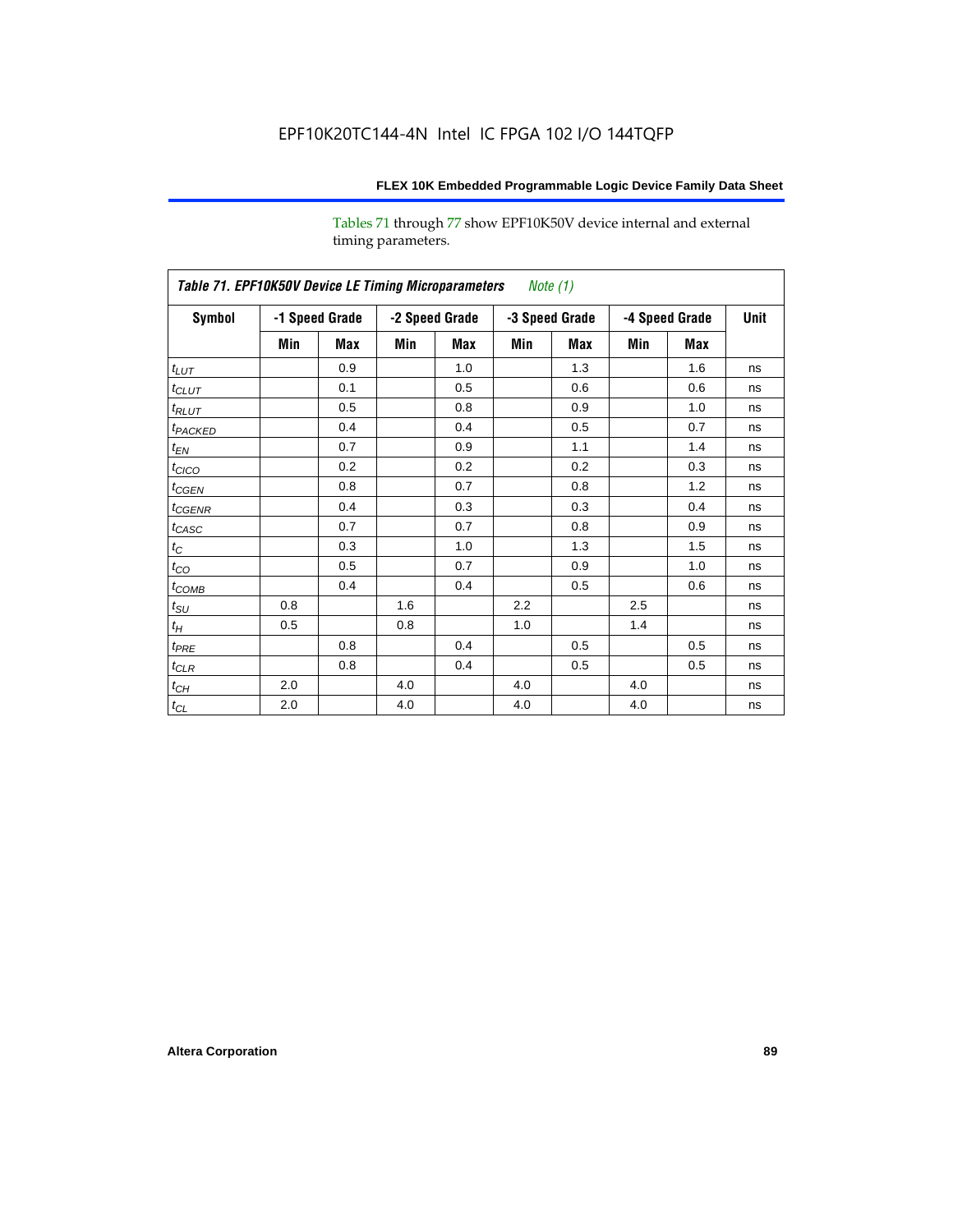Tables 71 through 77 show EPF10K50V device internal and external timing parameters.

**Table 71. EPF10K50V Device LE Timing Microparameters** *Note (1)*

| Symbol | -1 Speed Grade | | -2 Speed Grade | | -3 Speed Grade | | -4 Speed Grade | | Unit |
|---|---|---|---|---|---|---|---|---|---|
| | Min | Max | Min | Max | Min | Max | Min | Max | |
| $t_{LUT}$ | | 0.9 | | 1.0 | | 1.3 | | 1.6 | ns |
| $t_{CLUT}$ | | 0.1 | | 0.5 | | 0.6 | | 0.6 | ns |
| $t_{RLUT}$ | | 0.5 | | 0.8 | | 0.9 | | 1.0 | ns |
| $t_{PACKED}$ | | 0.4 | | 0.4 | | 0.5 | | 0.7 | ns |
| $t_{EN}$ | | 0.7 | | 0.9 | | 1.1 | | 1.4 | ns |
| $t_{CICO}$ | | 0.2 | | 0.2 | | 0.2 | | 0.3 | ns |
| $t_{CGEN}$ | | 0.8 | | 0.7 | | 0.8 | | 1.2 | ns |
| $t_{CGENR}$ | | 0.4 | | 0.3 | | 0.3 | | 0.4 | ns |
| $t_{CASC}$ | | 0.7 | | 0.7 | | 0.8 | | 0.9 | ns |
| $t_{C}$ | | 0.3 | | 1.0 | | 1.3 | | 1.5 | ns |
| $t_{CO}$ | | 0.5 | | 0.7 | | 0.9 | | 1.0 | ns |
| $t_{COMB}$ | | 0.4 | | 0.4 | | 0.5 | | 0.6 | ns |
| $t_{SU}$ | 0.8 | | 1.6 | | 2.2 | | 2.5 | | ns |
| $t_{H}$ | 0.5 | | 0.8 | | 1.0 | | 1.4 | | ns |
| $t_{PRE}$ | | 0.8 | | 0.4 | | 0.5 | | 0.5 | ns |
| $t_{CLR}$ | | 0.8 | | 0.4 | | 0.5 | | 0.5 | ns |
| $t_{CH}$ | 2.0 | | 4.0 | | 4.0 | | 4.0 | | ns |
| $t_{CL}$ | 2.0 | | 4.0 | | 4.0 | | 4.0 | | ns |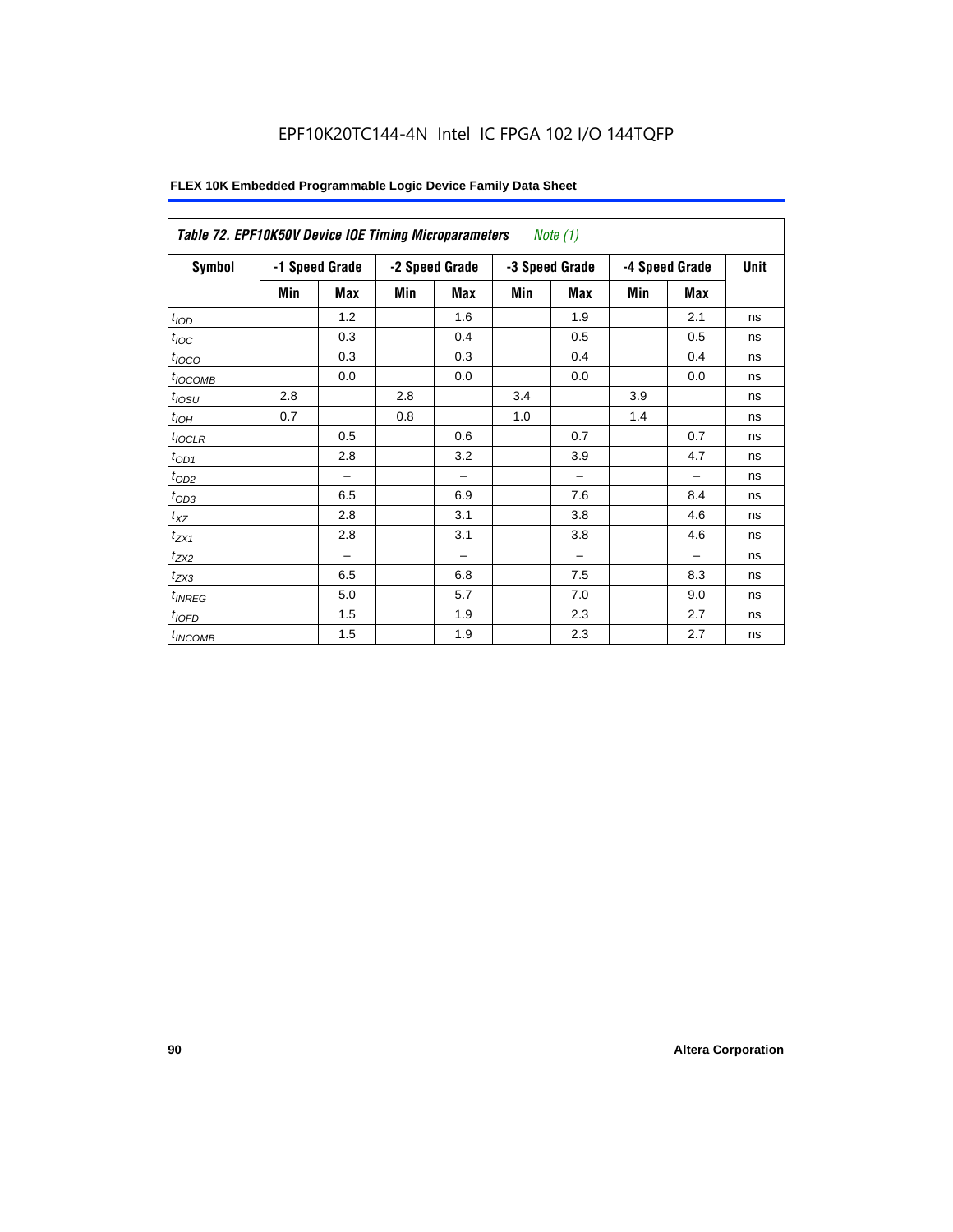EPF10K20TC144-4N Intel IC FPGA 102 I/O 144TQFP

**FLEX 10K Embedded Programmable Logic Device Family Data Sheet**

| *Table 72. EPF10K50V Device IOE Timing Microparameters Note (1)* | | | | | | | | | |
|---|---|---|---|---|---|---|---|---|---|
| **Symbol** | **-1 Speed Grade** | | **-2 Speed Grade** | | **-3 Speed Grade** | | **-4 Speed Grade** | | **Unit** |
| | **Min** | **Max** | **Min** | **Max** | **Min** | **Max** | **Min** | **Max** | |
| $t_{IOD}$ | | 1.2 | | 1.6 | | 1.9 | | 2.1 | ns |
| $t_{IOC}$ | | 0.3 | | 0.4 | | 0.5 | | 0.5 | ns |
| $t_{IOCO}$ | | 0.3 | | 0.3 | | 0.4 | | 0.4 | ns |
| $t_{IOCOMB}$ | | 0.0 | | 0.0 | | 0.0 | | 0.0 | ns |
| $t_{IOSU}$ | 2.8 | | 2.8 | | 3.4 | | 3.9 | | ns |
| $t_{IOH}$ | 0.7 | | 0.8 | | 1.0 | | 1.4 | | ns |
| $t_{IOCLR}$ | | 0.5 | | 0.6 | | 0.7 | | 0.7 | ns |
| $t_{OD1}$ | | 2.8 | | 3.2 | | 3.9 | | 4.7 | ns |
| $t_{OD2}$ | | – | | – | | – | | – | ns |
| $t_{OD3}$ | | 6.5 | | 6.9 | | 7.6 | | 8.4 | ns |
| $t_{XZ}$ | | 2.8 | | 3.1 | | 3.8 | | 4.6 | ns |
| $t_{ZX1}$ | | 2.8 | | 3.1 | | 3.8 | | 4.6 | ns |
| $t_{ZX2}$ | | – | | – | | – | | – | ns |
| $t_{ZX3}$ | | 6.5 | | 6.8 | | 7.5 | | 8.3 | ns |
| $t_{INREG}$ | | 5.0 | | 5.7 | | 7.0 | | 9.0 | ns |
| $t_{IOFD}$ | | 1.5 | | 1.9 | | 2.3 | | 2.7 | ns |
| $t_{INCOMB}$ | | 1.5 | | 1.9 | | 2.3 | | 2.7 | ns |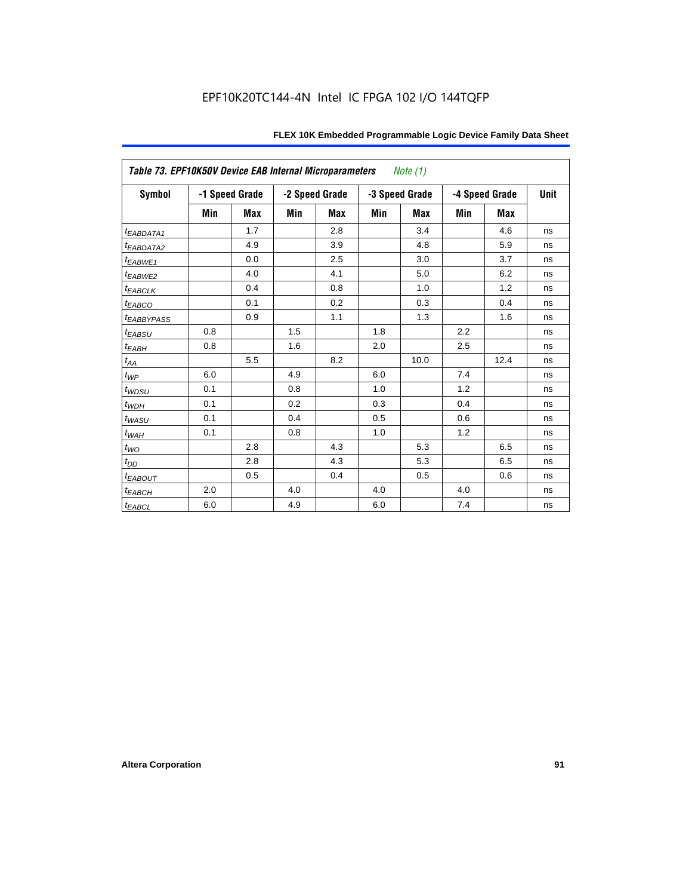EPF10K20TC144-4N Intel IC FPGA 102 I/O 144TQFP

| *Table 73. EPF10K50V Device EAB Internal Microparameters* *Note (1)* | | | | | | | | | |
|---|---|---|---|---|---|---|---|---|---|
| **Symbol** | **-1 Speed Grade** | | **-2 Speed Grade** | | **-3 Speed Grade** | | **-4 Speed Grade** | | **Unit** |
| | **Min** | **Max** | **Min** | **Max** | **Min** | **Max** | **Min** | **Max** | |
| $t_{EABDATA1}$ | | 1.7 | | 2.8 | | 3.4 | | 4.6 | ns |
| $t_{EABDATA2}$ | | 4.9 | | 3.9 | | 4.8 | | 5.9 | ns |
| $t_{EABWE1}$ | | 0.0 | | 2.5 | | 3.0 | | 3.7 | ns |
| $t_{EABWE2}$ | | 4.0 | | 4.1 | | 5.0 | | 6.2 | ns |
| $t_{EABCLK}$ | | 0.4 | | 0.8 | | 1.0 | | 1.2 | ns |
| $t_{EABCO}$ | | 0.1 | | 0.2 | | 0.3 | | 0.4 | ns |
| $t_{EABBYPASS}$ | | 0.9 | | 1.1 | | 1.3 | | 1.6 | ns |
| $t_{EABSU}$ | 0.8 | | 1.5 | | 1.8 | | 2.2 | | ns |
| $t_{EABH}$ | 0.8 | | 1.6 | | 2.0 | | 2.5 | | ns |
| $t_{AA}$ | | 5.5 | | 8.2 | | 10.0 | | 12.4 | ns |
| $t_{WP}$ | 6.0 | | 4.9 | | 6.0 | | 7.4 | | ns |
| $t_{WDSU}$ | 0.1 | | 0.8 | | 1.0 | | 1.2 | | ns |
| $t_{WDH}$ | 0.1 | | 0.2 | | 0.3 | | 0.4 | | ns |
| $t_{WASU}$ | 0.1 | | 0.4 | | 0.5 | | 0.6 | | ns |
| $t_{WAH}$ | 0.1 | | 0.8 | | 1.0 | | 1.2 | | ns |
| $t_{WO}$ | | 2.8 | | 4.3 | | 5.3 | | 6.5 | ns |
| $t_{DD}$ | | 2.8 | | 4.3 | | 5.3 | | 6.5 | ns |
| $t_{EABOUT}$ | | 0.5 | | 0.4 | | 0.5 | | 0.6 | ns |
| $t_{EABCH}$ | 2.0 | | 4.0 | | 4.0 | | 4.0 | | ns |
| $t_{EABCL}$ | 6.0 | | 4.9 | | 6.0 | | 7.4 | | ns |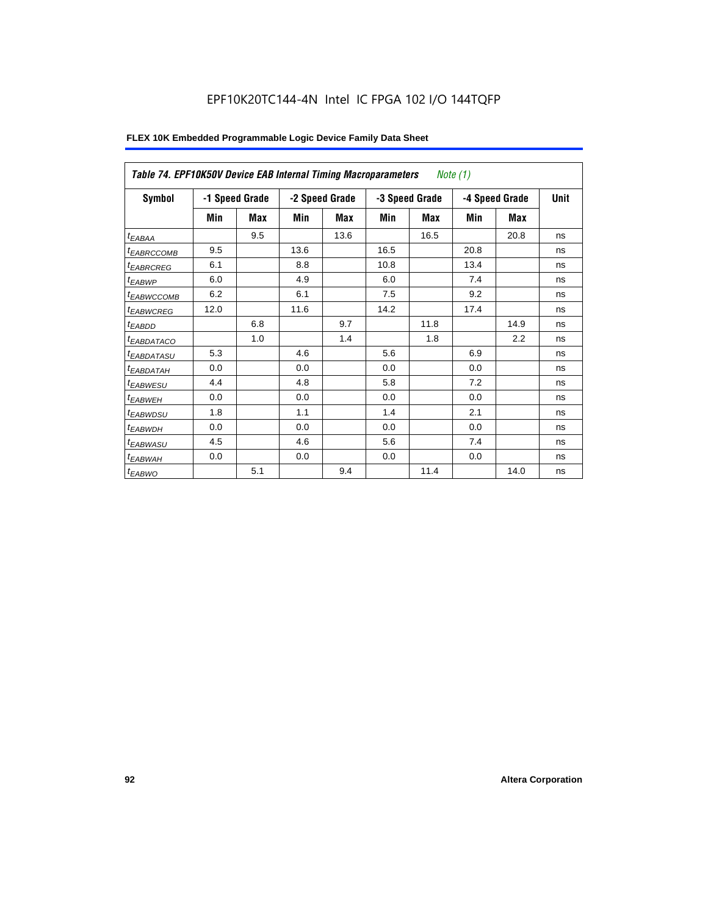EPF10K20TC144-4N Intel IC FPGA 102 I/O 144TQFP

**FLEX 10K Embedded Programmable Logic Device Family Data Sheet**

| *Table 74. EPF10K50V Device EAB Internal Timing Macroparameters* *Note (1)* | | | | | | | | | |
|---|---|---|---|---|---|---|---|---|---|
| **Symbol** | **-1 Speed Grade** | | **-2 Speed Grade** | | **-3 Speed Grade** | | **-4 Speed Grade** | | **Unit** |
| | **Min** | **Max** | **Min** | **Max** | **Min** | **Max** | **Min** | **Max** | |
| $t_{EABAA}$ | | 9.5 | | 13.6 | | 16.5 | | 20.8 | ns |
| $t_{EABRCCOMB}$ | 9.5 | | 13.6 | | 16.5 | | 20.8 | | ns |
| $t_{EABRCREG}$ | 6.1 | | 8.8 | | 10.8 | | 13.4 | | ns |
| $t_{EABWP}$ | 6.0 | | 4.9 | | 6.0 | | 7.4 | | ns |
| $t_{EABWCCOMB}$ | 6.2 | | 6.1 | | 7.5 | | 9.2 | | ns |
| $t_{EABWCREG}$ | 12.0 | | 11.6 | | 14.2 | | 17.4 | | ns |
| $t_{EABDD}$ | | 6.8 | | 9.7 | | 11.8 | | 14.9 | ns |
| $t_{EABDATACO}$ | | 1.0 | | 1.4 | | 1.8 | | 2.2 | ns |
| $t_{EABDATASU}$ | 5.3 | | 4.6 | | 5.6 | | 6.9 | | ns |
| $t_{EABDATAH}$ | 0.0 | | 0.0 | | 0.0 | | 0.0 | | ns |
| $t_{EABWESU}$ | 4.4 | | 4.8 | | 5.8 | | 7.2 | | ns |
| $t_{EABWEH}$ | 0.0 | | 0.0 | | 0.0 | | 0.0 | | ns |
| $t_{EABWDSU}$ | 1.8 | | 1.1 | | 1.4 | | 2.1 | | ns |
| $t_{EABWDH}$ | 0.0 | | 0.0 | | 0.0 | | 0.0 | | ns |
| $t_{EABWASU}$ | 4.5 | | 4.6 | | 5.6 | | 7.4 | | ns |
| $t_{EABWAH}$ | 0.0 | | 0.0 | | 0.0 | | 0.0 | | ns |
| $t_{EABWO}$ | | 5.1 | | 9.4 | | 11.4 | | 14.0 | ns |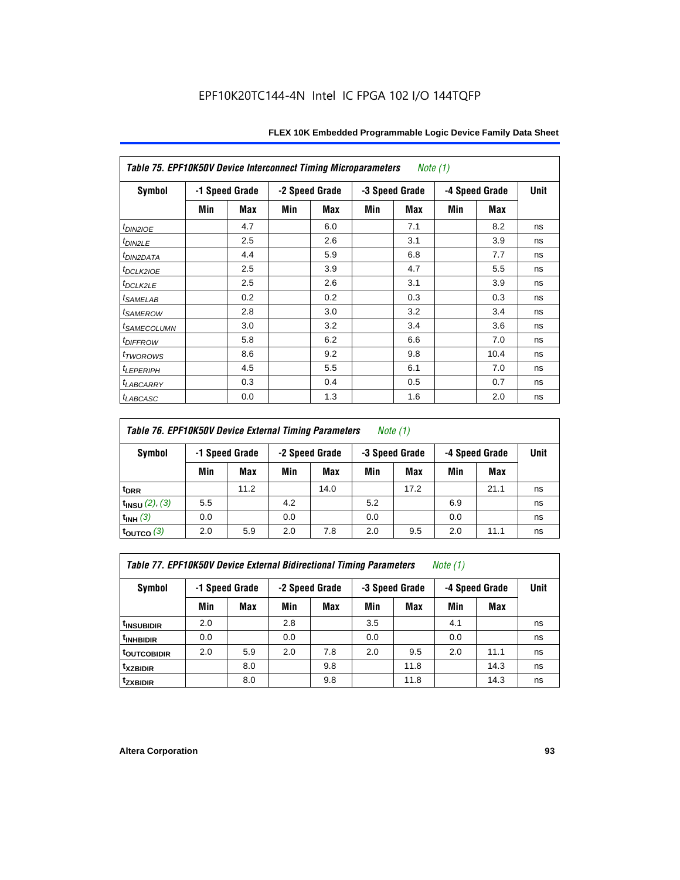EPF10K20TC144-4N Intel IC FPGA 102 I/O 144TQFP

| *Table 75. EPF10K50V Device Interconnect Timing Microparameters Note (1)* | | | | | | | | | |
|---|---|---|---|---|---|---|---|---|---|
| Symbol | -1 Speed Grade | | -2 Speed Grade | | -3 Speed Grade | | -4 Speed Grade | | Unit |
| | Min | Max | Min | Max | Min | Max | Min | Max | |
| $t_{DIN2IOE}$ | | 4.7 | | 6.0 | | 7.1 | | 8.2 | ns |
| $t_{DIN2LE}$ | | 2.5 | | 2.6 | | 3.1 | | 3.9 | ns |
| $t_{DIN2DATA}$ | | 4.4 | | 5.9 | | 6.8 | | 7.7 | ns |
| $t_{DCLK2IOE}$ | | 2.5 | | 3.9 | | 4.7 | | 5.5 | ns |
| $t_{DCLK2LE}$ | | 2.5 | | 2.6 | | 3.1 | | 3.9 | ns |
| $t_{SAMELAB}$ | | 0.2 | | 0.2 | | 0.3 | | 0.3 | ns |
| $t_{SAMEROW}$ | | 2.8 | | 3.0 | | 3.2 | | 3.4 | ns |
| $t_{SAMECOLUMN}$ | | 3.0 | | 3.2 | | 3.4 | | 3.6 | ns |
| $t_{DIFFROW}$ | | 5.8 | | 6.2 | | 6.6 | | 7.0 | ns |
| $t_{TWOROWS}$ | | 8.6 | | 9.2 | | 9.8 | | 10.4 | ns |
| $t_{LEPERIPH}$ | | 4.5 | | 5.5 | | 6.1 | | 7.0 | ns |
| $t_{LABCARRY}$ | | 0.3 | | 0.4 | | 0.5 | | 0.7 | ns |
| $t_{LABCASC}$ | | 0.0 | | 1.3 | | 1.6 | | 2.0 | ns |

| *Table 76. EPF10K50V Device External Timing Parameters Note (1)* | | | | | | | | | |
|---|---|---|---|---|---|---|---|---|---|
| Symbol | -1 Speed Grade | | -2 Speed Grade | | -3 Speed Grade | | -4 Speed Grade | | Unit |
| | Min | Max | Min | Max | Min | Max | Min | Max | |
| $t_{DRR}$ | | 11.2 | | 14.0 | | 17.2 | | 21.1 | ns |
| $t_{INSU}$ *(2), (3)* | 5.5 | | 4.2 | | 5.2 | | 6.9 | | ns |
| $t_{INH}$ *(3)* | 0.0 | | 0.0 | | 0.0 | | 0.0 | | ns |
| $t_{OUTCO}$ *(3)* | 2.0 | 5.9 | 2.0 | 7.8 | 2.0 | 9.5 | 2.0 | 11.1 | ns |

| *Table 77. EPF10K50V Device External Bidirectional Timing Parameters Note (1)* | | | | | | | | | |
|---|---|---|---|---|---|---|---|---|---|
| Symbol | -1 Speed Grade | | -2 Speed Grade | | -3 Speed Grade | | -4 Speed Grade | | Unit |
| | Min | Max | Min | Max | Min | Max | Min | Max | |
| $t_{INSUBIDIR}$ | 2.0 | | 2.8 | | 3.5 | | 4.1 | | ns |
| $t_{INHBIDIR}$ | 0.0 | | 0.0 | | 0.0 | | 0.0 | | ns |
| $t_{OUTCOBIDIR}$ | 2.0 | 5.9 | 2.0 | 7.8 | 2.0 | 9.5 | 2.0 | 11.1 | ns |
| $t_{XZBIDIR}$ | | 8.0 | | 9.8 | | 11.8 | | 14.3 | ns |
| $t_{ZXBIDIR}$ | | 8.0 | | 9.8 | | 11.8 | | 14.3 | ns |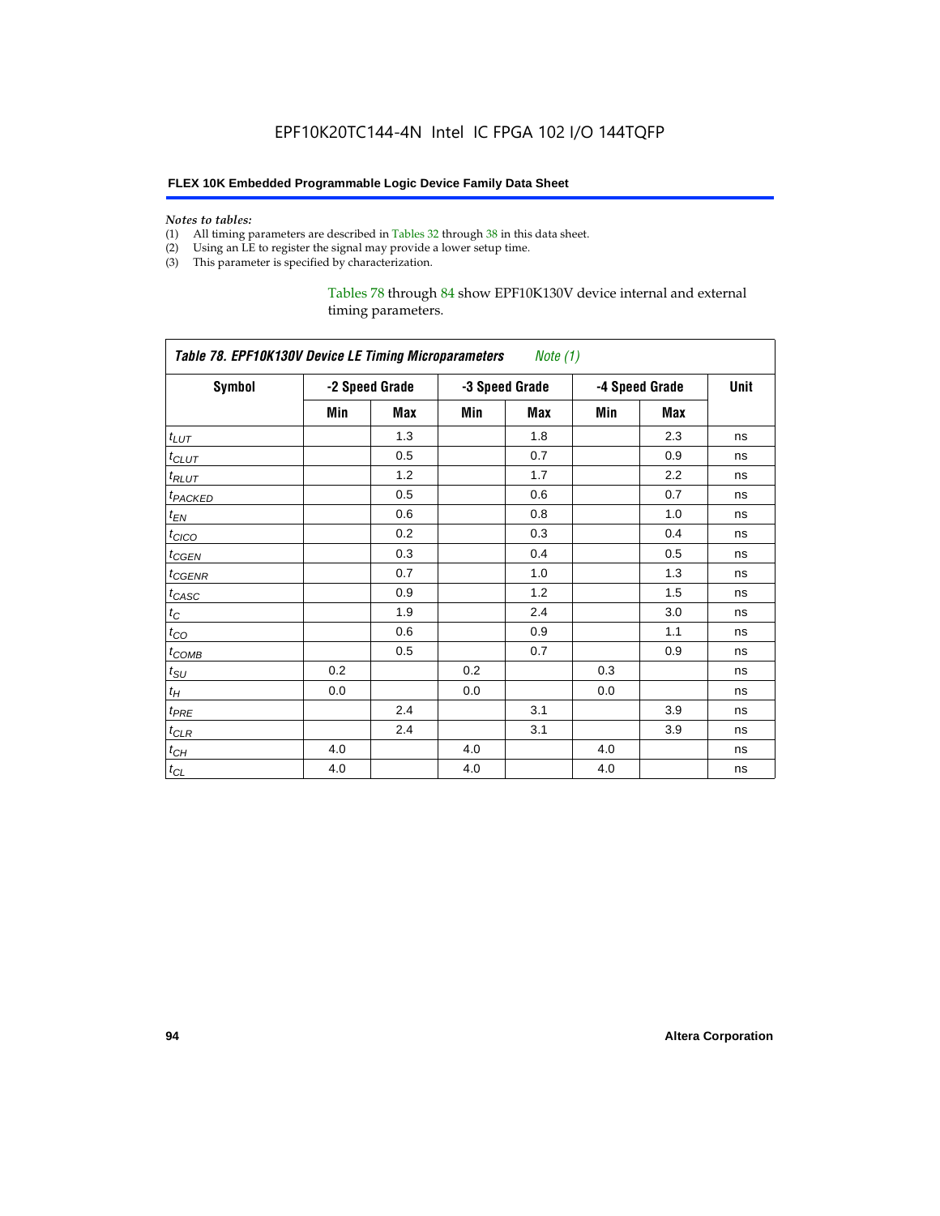*Notes to tables:*

(1) All timing parameters are described in Tables 32 through 38 in this data sheet.
(2) Using an LE to register the signal may provide a lower setup time.
(3) This parameter is specified by characterization.

Tables 78 through 84 show EPF10K130V device internal and external timing parameters.

**Table 78. EPF10K130V Device LE Timing Microparameters** *Note (1)*

| Symbol | -2 Speed Grade | | -3 Speed Grade | | -4 Speed Grade | | Unit |
|---|---|---|---|---|---|---|---|
| | Min | Max | Min | Max | Min | Max | |
| $t_{LUT}$ | | 1.3 | | 1.8 | | 2.3 | ns |
| $t_{CLUT}$ | | 0.5 | | 0.7 | | 0.9 | ns |
| $t_{RLUT}$ | | 1.2 | | 1.7 | | 2.2 | ns |
| $t_{PACKED}$ | | 0.5 | | 0.6 | | 0.7 | ns |
| $t_{EN}$ | | 0.6 | | 0.8 | | 1.0 | ns |
| $t_{CICO}$ | | 0.2 | | 0.3 | | 0.4 | ns |
| $t_{CGEN}$ | | 0.3 | | 0.4 | | 0.5 | ns |
| $t_{CGENR}$ | | 0.7 | | 1.0 | | 1.3 | ns |
| $t_{CASC}$ | | 0.9 | | 1.2 | | 1.5 | ns |
| $t_{C}$ | | 1.9 | | 2.4 | | 3.0 | ns |
| $t_{CO}$ | | 0.6 | | 0.9 | | 1.1 | ns |
| $t_{COMB}$ | | 0.5 | | 0.7 | | 0.9 | ns |
| $t_{SU}$ | 0.2 | | 0.2 | | 0.3 | | ns |
| $t_{H}$ | 0.0 | | 0.0 | | 0.0 | | ns |
| $t_{PRE}$ | | 2.4 | | 3.1 | | 3.9 | ns |
| $t_{CLR}$ | | 2.4 | | 3.1 | | 3.9 | ns |
| $t_{CH}$ | 4.0 | | 4.0 | | 4.0 | | ns |
| $t_{CL}$ | 4.0 | | 4.0 | | 4.0 | | ns |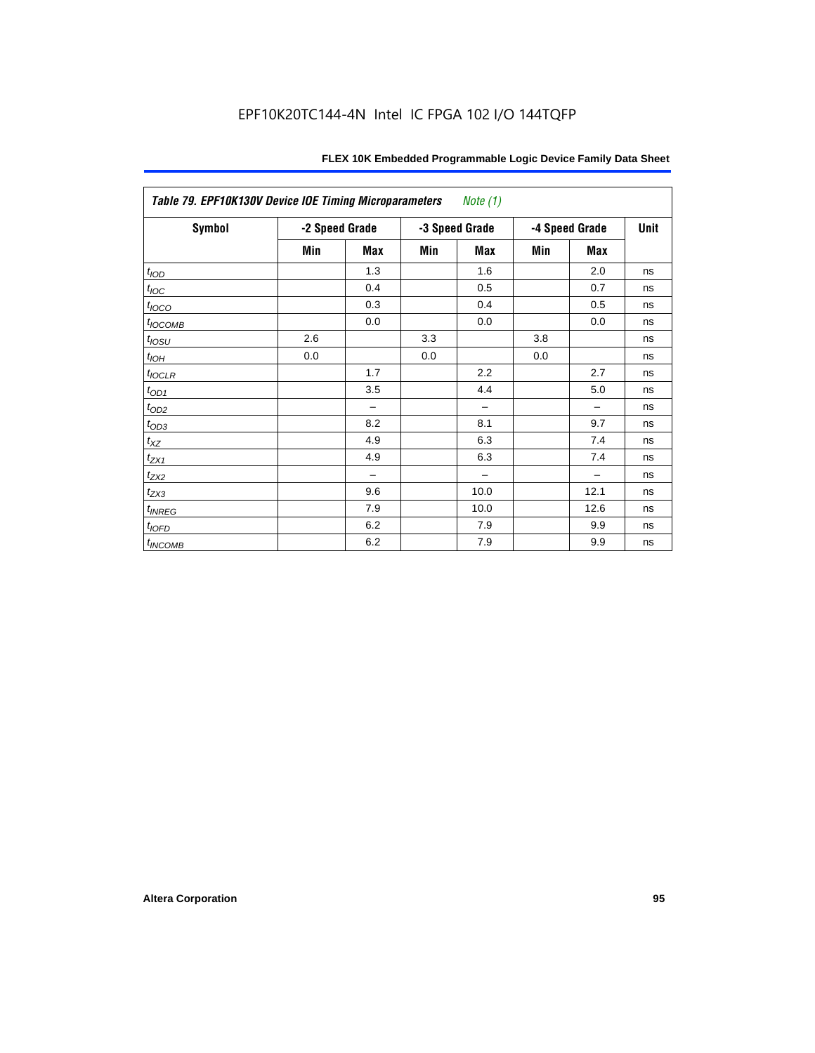| Table 79. EPF10K130V Device IOE Timing Microparameters *Note (1)* | | | | | | | |
|---|---|---|---|---|---|---|---|
| Symbol | -2 Speed Grade | | -3 Speed Grade | | -4 Speed Grade | | Unit |
| | Min | Max | Min | Max | Min | Max | |
| $t_{IOD}$ | | 1.3 | | 1.6 | | 2.0 | ns |
| $t_{IOC}$ | | 0.4 | | 0.5 | | 0.7 | ns |
| $t_{IOCO}$ | | 0.3 | | 0.4 | | 0.5 | ns |
| $t_{IOCOMB}$ | | 0.0 | | 0.0 | | 0.0 | ns |
| $t_{IOSU}$ | 2.6 | | 3.3 | | 3.8 | | ns |
| $t_{IOH}$ | 0.0 | | 0.0 | | 0.0 | | ns |
| $t_{IOCLR}$ | | 1.7 | | 2.2 | | 2.7 | ns |
| $t_{OD1}$ | | 3.5 | | 4.4 | | 5.0 | ns |
| $t_{OD2}$ | | – | | – | | – | ns |
| $t_{OD3}$ | | 8.2 | | 8.1 | | 9.7 | ns |
| $t_{XZ}$ | | 4.9 | | 6.3 | | 7.4 | ns |
| $t_{ZX1}$ | | 4.9 | | 6.3 | | 7.4 | ns |
| $t_{ZX2}$ | | – | | – | | – | ns |
| $t_{ZX3}$ | | 9.6 | | 10.0 | | 12.1 | ns |
| $t_{INREG}$ | | 7.9 | | 10.0 | | 12.6 | ns |
| $t_{IOFD}$ | | 6.2 | | 7.9 | | 9.9 | ns |
| $t_{INCOMB}$ | | 6.2 | | 7.9 | | 9.9 | ns |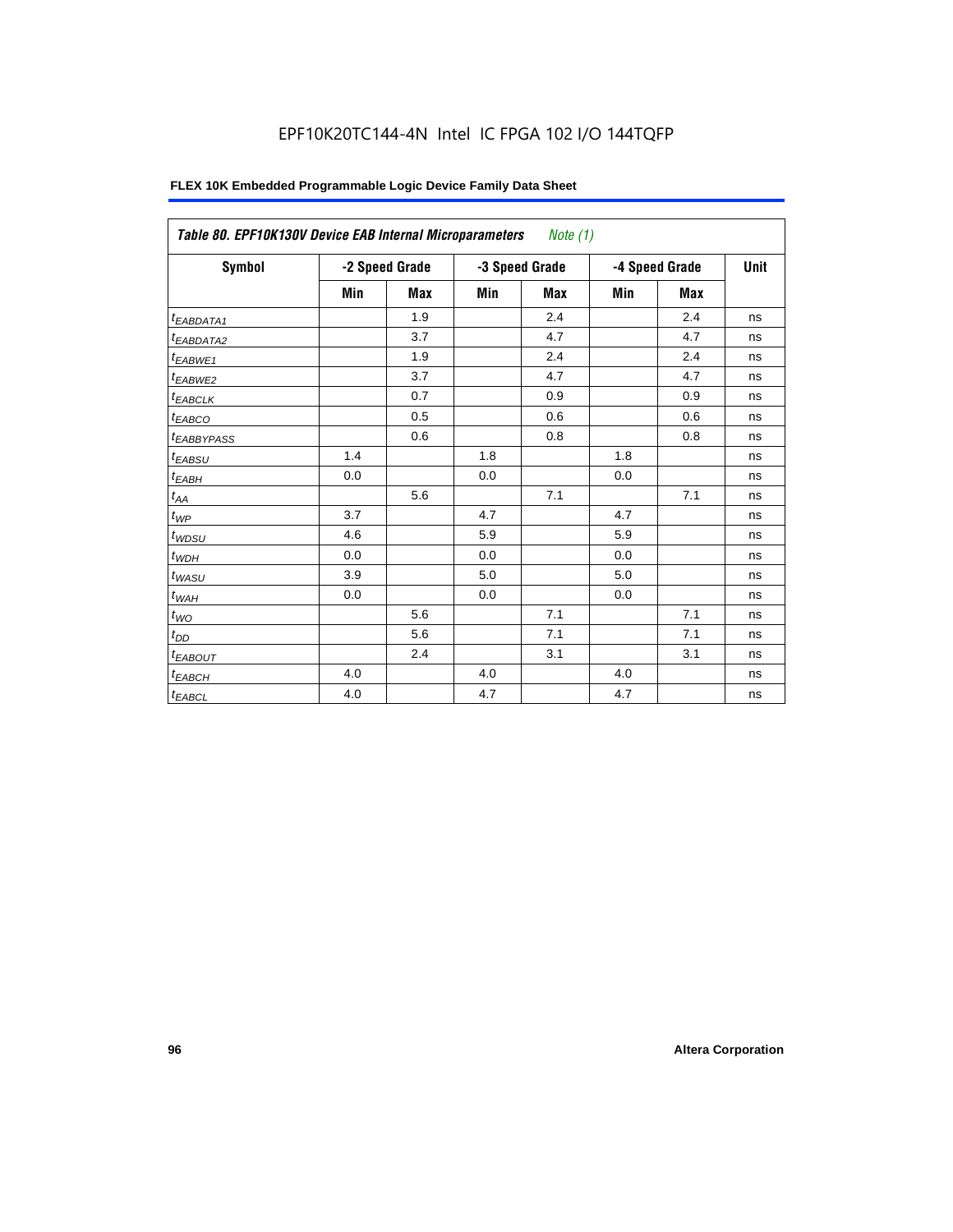EPF10K20TC144-4N Intel IC FPGA 102 I/O 144TQFP

**FLEX 10K Embedded Programmable Logic Device Family Data Sheet**

| *Table 80. EPF10K130V Device EAB Internal Microparameters Note (1)* | | | | | | | |
|---|---|---|---|---|---|---|---|
| **Symbol** | **-2 Speed Grade** | | **-3 Speed Grade** | | **-4 Speed Grade** | | **Unit** |
| | **Min** | **Max** | **Min** | **Max** | **Min** | **Max** | |
| $t_{EABDATA1}$ | | 1.9 | | 2.4 | | 2.4 | ns |
| $t_{EABDATA2}$ | | 3.7 | | 4.7 | | 4.7 | ns |
| $t_{EABWE1}$ | | 1.9 | | 2.4 | | 2.4 | ns |
| $t_{EABWE2}$ | | 3.7 | | 4.7 | | 4.7 | ns |
| $t_{EABCLK}$ | | 0.7 | | 0.9 | | 0.9 | ns |
| $t_{EABCO}$ | | 0.5 | | 0.6 | | 0.6 | ns |
| $t_{EABBYPASS}$ | | 0.6 | | 0.8 | | 0.8 | ns |
| $t_{EABSU}$ | 1.4 | | 1.8 | | 1.8 | | ns |
| $t_{EABH}$ | 0.0 | | 0.0 | | 0.0 | | ns |
| $t_{AA}$ | | 5.6 | | 7.1 | | 7.1 | ns |
| $t_{WP}$ | 3.7 | | 4.7 | | 4.7 | | ns |
| $t_{WDSU}$ | 4.6 | | 5.9 | | 5.9 | | ns |
| $t_{WDH}$ | 0.0 | | 0.0 | | 0.0 | | ns |
| $t_{WASU}$ | 3.9 | | 5.0 | | 5.0 | | ns |
| $t_{WAH}$ | 0.0 | | 0.0 | | 0.0 | | ns |
| $t_{WO}$ | | 5.6 | | 7.1 | | 7.1 | ns |
| $t_{DD}$ | | 5.6 | | 7.1 | | 7.1 | ns |
| $t_{EABOUT}$ | | 2.4 | | 3.1 | | 3.1 | ns |
| $t_{EABCH}$ | 4.0 | | 4.0 | | 4.0 | | ns |
| $t_{EABCL}$ | 4.0 | | 4.7 | | 4.7 | | ns |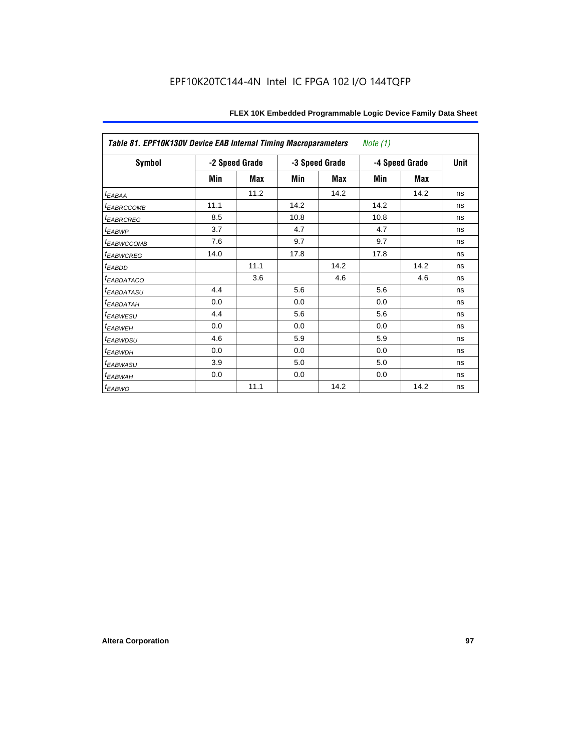EPF10K20TC144-4N Intel IC FPGA 102 I/O 144TQFP

| *Table 81. EPF10K130V Device EAB Internal Timing Macroparameters* *Note (1)* | | | | | | | |
|---|---|---|---|---|---|---|---|
| **Symbol** | **-2 Speed Grade** | | **-3 Speed Grade** | | **-4 Speed Grade** | | **Unit** |
| | **Min** | **Max** | **Min** | **Max** | **Min** | **Max** | |
| $t_{EABAA}$ | | 11.2 | | 14.2 | | 14.2 | ns |
| $t_{EABRCCOMB}$ | 11.1 | | 14.2 | | 14.2 | | ns |
| $t_{EABRCREG}$ | 8.5 | | 10.8 | | 10.8 | | ns |
| $t_{EABWP}$ | 3.7 | | 4.7 | | 4.7 | | ns |
| $t_{EABWCCOMB}$ | 7.6 | | 9.7 | | 9.7 | | ns |
| $t_{EABWCREG}$ | 14.0 | | 17.8 | | 17.8 | | ns |
| $t_{EABDD}$ | | 11.1 | | 14.2 | | 14.2 | ns |
| $t_{EABDATACO}$ | | 3.6 | | 4.6 | | 4.6 | ns |
| $t_{EABDATASU}$ | 4.4 | | 5.6 | | 5.6 | | ns |
| $t_{EABDATAH}$ | 0.0 | | 0.0 | | 0.0 | | ns |
| $t_{EABWESU}$ | 4.4 | | 5.6 | | 5.6 | | ns |
| $t_{EABWEH}$ | 0.0 | | 0.0 | | 0.0 | | ns |
| $t_{EABWDSU}$ | 4.6 | | 5.9 | | 5.9 | | ns |
| $t_{EABWDH}$ | 0.0 | | 0.0 | | 0.0 | | ns |
| $t_{EABWASU}$ | 3.9 | | 5.0 | | 5.0 | | ns |
| $t_{EABWAH}$ | 0.0 | | 0.0 | | 0.0 | | ns |
| $t_{EABWO}$ | | 11.1 | | 14.2 | | 14.2 | ns |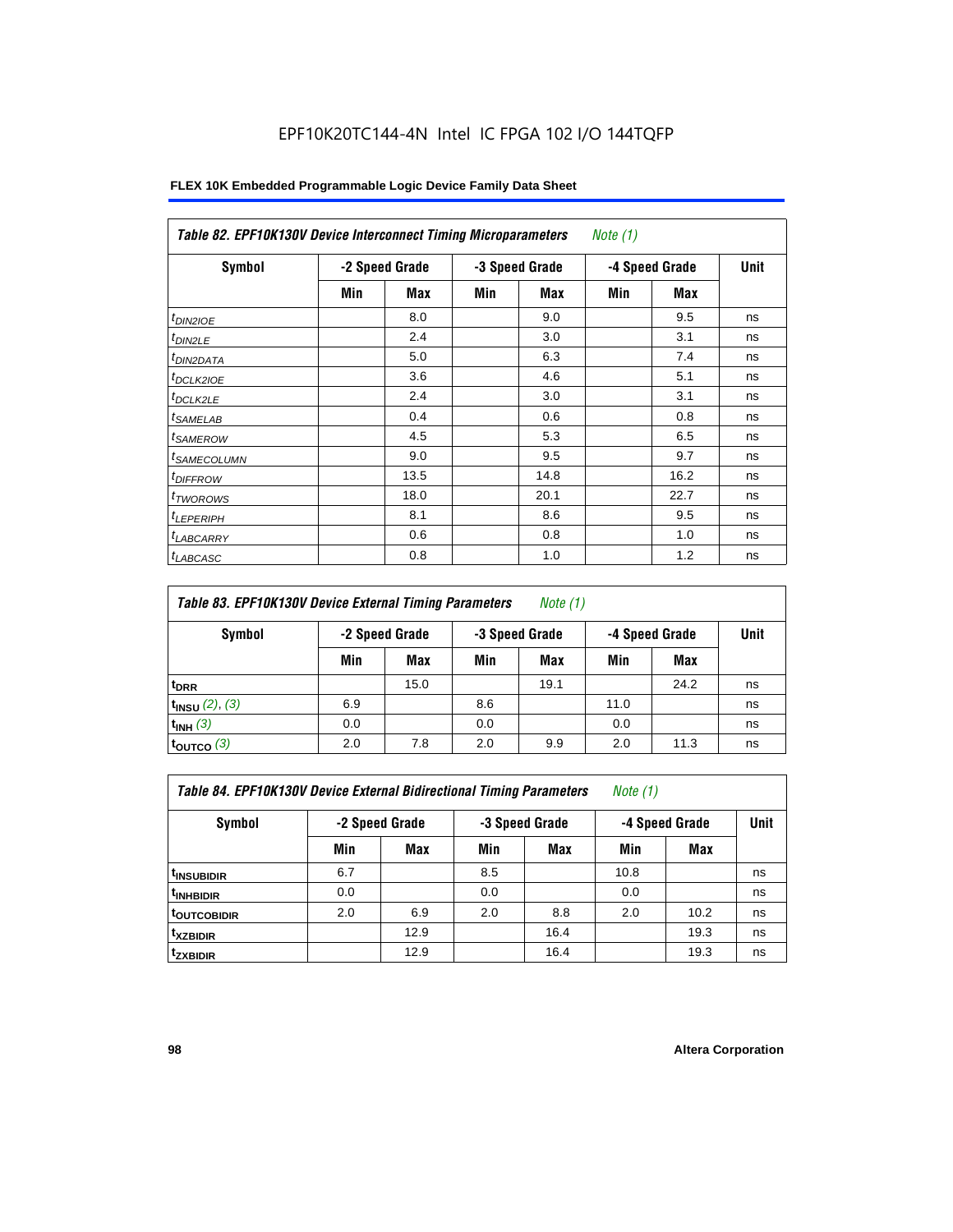EPF10K20TC144-4N Intel IC FPGA 102 I/O 144TQFP

**FLEX 10K Embedded Programmable Logic Device Family Data Sheet**

| *Table 82. EPF10K130V Device Interconnect Timing Microparameters* *Note (1)* | | | | | | | |
|---|---|---|---|---|---|---|---|
| **Symbol** | **-2 Speed Grade** | | **-3 Speed Grade** | | **-4 Speed Grade** | | **Unit** |
| | **Min** | **Max** | **Min** | **Max** | **Min** | **Max** | |
| $t_{DIN2IOE}$ | | 8.0 | | 9.0 | | 9.5 | ns |
| $t_{DIN2LE}$ | | 2.4 | | 3.0 | | 3.1 | ns |
| $t_{DIN2DATA}$ | | 5.0 | | 6.3 | | 7.4 | ns |
| $t_{DCLK2IOE}$ | | 3.6 | | 4.6 | | 5.1 | ns |
| $t_{DCLK2LE}$ | | 2.4 | | 3.0 | | 3.1 | ns |
| $t_{SAMELAB}$ | | 0.4 | | 0.6 | | 0.8 | ns |
| $t_{SAMEROW}$ | | 4.5 | | 5.3 | | 6.5 | ns |
| $t_{SAMECOLUMN}$ | | 9.0 | | 9.5 | | 9.7 | ns |
| $t_{DIFFROW}$ | | 13.5 | | 14.8 | | 16.2 | ns |
| $t_{TWOROWS}$ | | 18.0 | | 20.1 | | 22.7 | ns |
| $t_{LEPERIPH}$ | | 8.1 | | 8.6 | | 9.5 | ns |
| $t_{LABCARRY}$ | | 0.6 | | 0.8 | | 1.0 | ns |
| $t_{LABCASC}$ | | 0.8 | | 1.0 | | 1.2 | ns |

| *Table 83. EPF10K130V Device External Timing Parameters* *Note (1)* | | | | | | | |
|---|---|---|---|---|---|---|---|
| **Symbol** | **-2 Speed Grade** | | **-3 Speed Grade** | | **-4 Speed Grade** | | **Unit** |
| | **Min** | **Max** | **Min** | **Max** | **Min** | **Max** | |
| $t_{DRR}$ | | 15.0 | | 19.1 | | 24.2 | ns |
| $t_{INSU}$ *(2)*, *(3)* | 6.9 | | 8.6 | | 11.0 | | ns |
| $t_{INH}$ *(3)* | 0.0 | | 0.0 | | 0.0 | | ns |
| $t_{OUTCO}$ *(3)* | 2.0 | 7.8 | 2.0 | 9.9 | 2.0 | 11.3 | ns |

| *Table 84. EPF10K130V Device External Bidirectional Timing Parameters* *Note (1)* | | | | | | | |
|---|---|---|---|---|---|---|---|
| **Symbol** | **-2 Speed Grade** | | **-3 Speed Grade** | | **-4 Speed Grade** | | **Unit** |
| | **Min** | **Max** | **Min** | **Max** | **Min** | **Max** | |
| $t_{INSUBIDIR}$ | 6.7 | | 8.5 | | 10.8 | | ns |
| $t_{INHBIDIR}$ | 0.0 | | 0.0 | | 0.0 | | ns |
| $t_{OUTCOBIDIR}$ | 2.0 | 6.9 | 2.0 | 8.8 | 2.0 | 10.2 | ns |
| $t_{XZBIDIR}$ | | 12.9 | | 16.4 | | 19.3 | ns |
| $t_{ZXBIDIR}$ | | 12.9 | | 16.4 | | 19.3 | ns |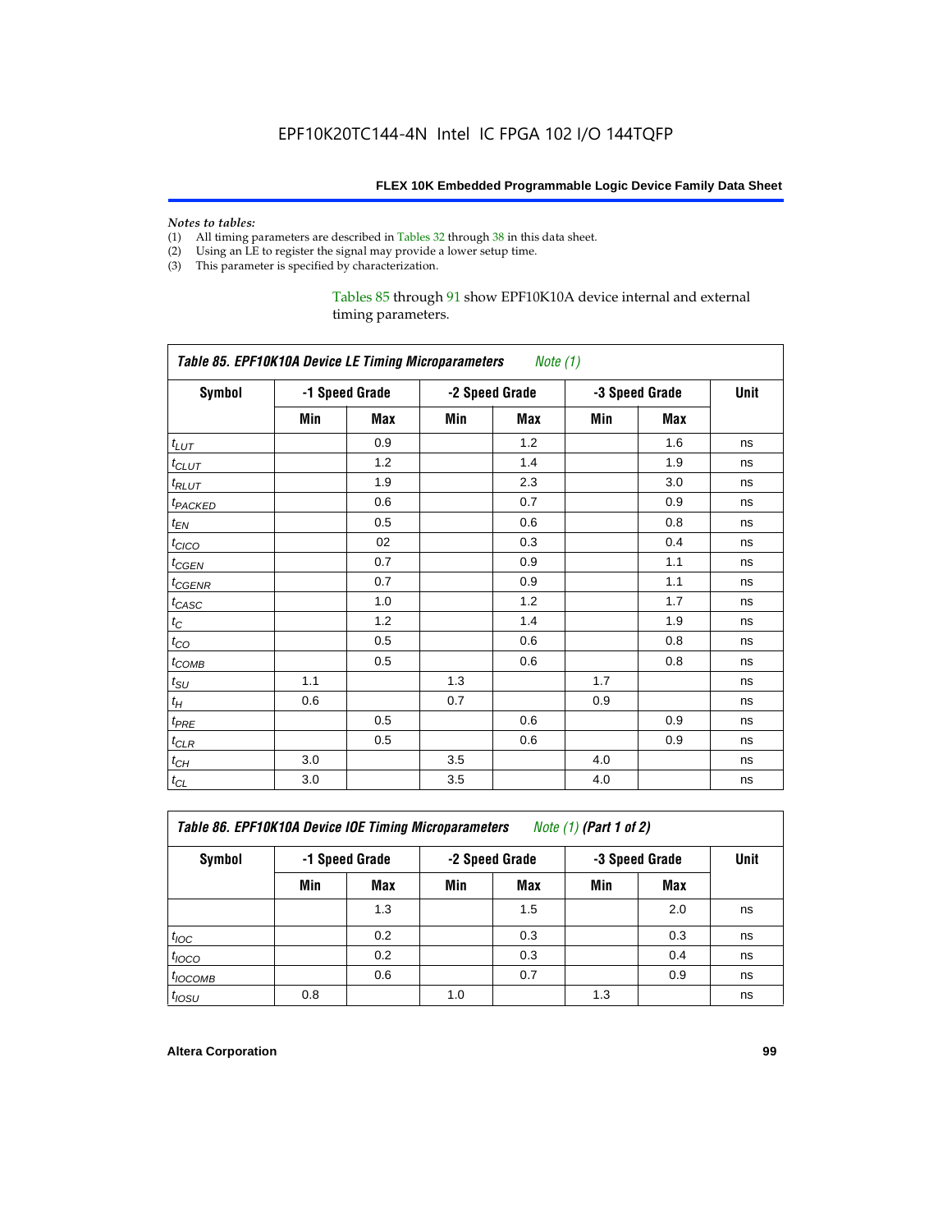EPF10K20TC144-4N Intel IC FPGA 102 I/O 144TQFP

*Notes to tables:*
(1) All timing parameters are described in Tables 32 through 38 in this data sheet.
(2) Using an LE to register the signal may provide a lower setup time.
(3) This parameter is specified by characterization.

Tables 85 through 91 show EPF10K10A device internal and external timing parameters.

**Table 85. EPF10K10A Device LE Timing Microparameters** *Note (1)*

| Symbol | -1 Speed Grade | | -2 Speed Grade | | -3 Speed Grade | | Unit |
|---|---|---|---|---|---|---|---|
| | Min | Max | Min | Max | Min | Max | |
| $t_{LUT}$ | | 0.9 | | 1.2 | | 1.6 | ns |
| $t_{CLUT}$ | | 1.2 | | 1.4 | | 1.9 | ns |
| $t_{RLUT}$ | | 1.9 | | 2.3 | | 3.0 | ns |
| $t_{PACKED}$ | | 0.6 | | 0.7 | | 0.9 | ns |
| $t_{EN}$ | | 0.5 | | 0.6 | | 0.8 | ns |
| $t_{CICO}$ | | 02 | | 0.3 | | 0.4 | ns |
| $t_{CGEN}$ | | 0.7 | | 0.9 | | 1.1 | ns |
| $t_{CGENR}$ | | 0.7 | | 0.9 | | 1.1 | ns |
| $t_{CASC}$ | | 1.0 | | 1.2 | | 1.7 | ns |
| $t_{C}$ | | 1.2 | | 1.4 | | 1.9 | ns |
| $t_{CO}$ | | 0.5 | | 0.6 | | 0.8 | ns |
| $t_{COMB}$ | | 0.5 | | 0.6 | | 0.8 | ns |
| $t_{SU}$ | 1.1 | | 1.3 | | 1.7 | | ns |
| $t_{H}$ | 0.6 | | 0.7 | | 0.9 | | ns |
| $t_{PRE}$ | | 0.5 | | 0.6 | | 0.9 | ns |
| $t_{CLR}$ | | 0.5 | | 0.6 | | 0.9 | ns |
| $t_{CH}$ | 3.0 | | 3.5 | | 4.0 | | ns |
| $t_{CL}$ | 3.0 | | 3.5 | | 4.0 | | ns |

**Table 86. EPF10K10A Device IOE Timing Microparameters** *Note (1)* ***(Part 1 of 2)***

| Symbol | -1 Speed Grade | | -2 Speed Grade | | -3 Speed Grade | | Unit |
|---|---|---|---|---|---|---|---|
| | Min | Max | Min | Max | Min | Max | |
| | | 1.3 | | 1.5 | | 2.0 | ns |
| $t_{IOC}$ | | 0.2 | | 0.3 | | 0.3 | ns |
| $t_{IOCO}$ | | 0.2 | | 0.3 | | 0.4 | ns |
| $t_{IOCOMB}$ | | 0.6 | | 0.7 | | 0.9 | ns |
| $t_{IOSU}$ | 0.8 | | 1.0 | | 1.3 | | ns |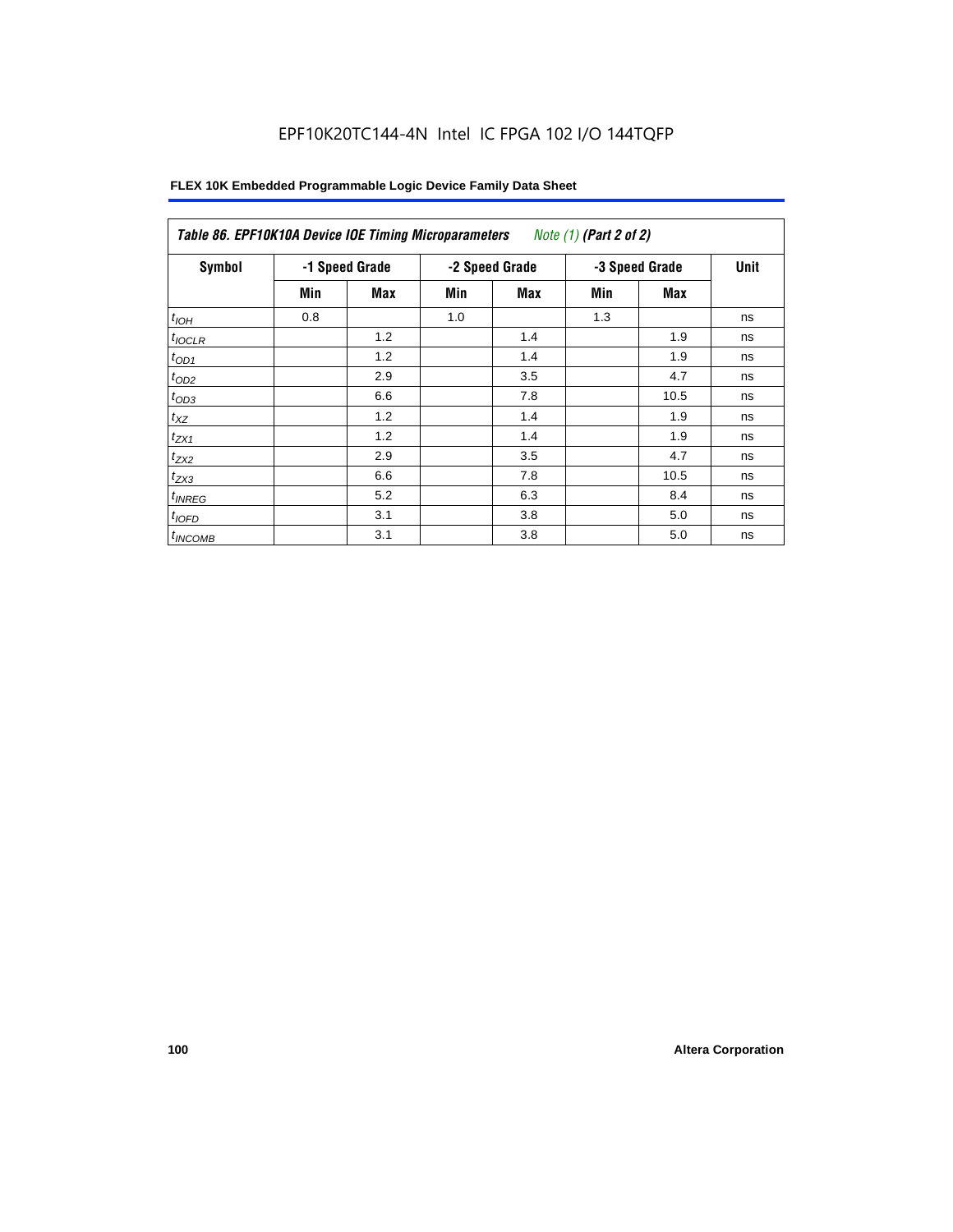EPF10K20TC144-4N Intel IC FPGA 102 I/O 144TQFP

| *Table 86. EPF10K10A Device IOE Timing Microparameters* *Note (1)* ***(Part 2 of 2)*** | | | | | | | |
|---|---|---|---|---|---|---|---|
| **Symbol** | **-1 Speed Grade** | | **-2 Speed Grade** | | **-3 Speed Grade** | | **Unit** |
| | **Min** | **Max** | **Min** | **Max** | **Min** | **Max** | |
| $t_{IOH}$ | 0.8 | | 1.0 | | 1.3 | | ns |
| $t_{IOCLR}$ | | 1.2 | | 1.4 | | 1.9 | ns |
| $t_{OD1}$ | | 1.2 | | 1.4 | | 1.9 | ns |
| $t_{OD2}$ | | 2.9 | | 3.5 | | 4.7 | ns |
| $t_{OD3}$ | | 6.6 | | 7.8 | | 10.5 | ns |
| $t_{XZ}$ | | 1.2 | | 1.4 | | 1.9 | ns |
| $t_{ZX1}$ | | 1.2 | | 1.4 | | 1.9 | ns |
| $t_{ZX2}$ | | 2.9 | | 3.5 | | 4.7 | ns |
| $t_{ZX3}$ | | 6.6 | | 7.8 | | 10.5 | ns |
| $t_{INREG}$ | | 5.2 | | 6.3 | | 8.4 | ns |
| $t_{IOFD}$ | | 3.1 | | 3.8 | | 5.0 | ns |
| $t_{INCOMB}$ | | 3.1 | | 3.8 | | 5.0 | ns |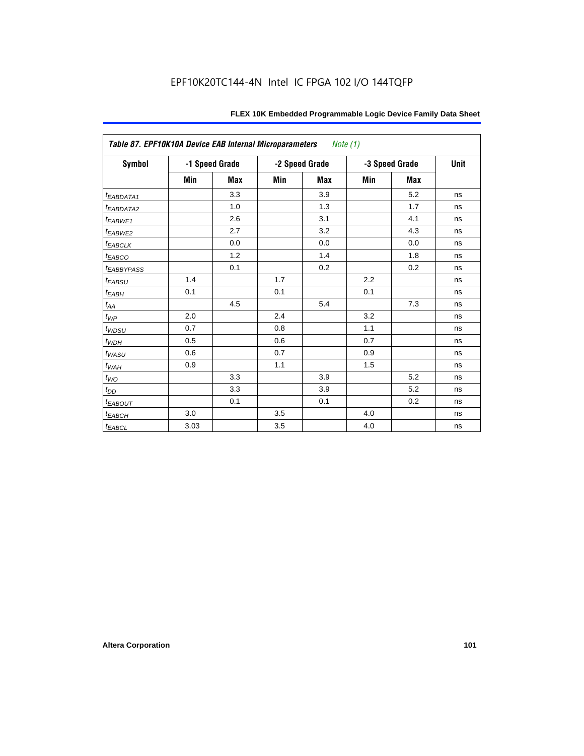EPF10K20TC144-4N Intel IC FPGA 102 I/O 144TQFP

| *Table 87. EPF10K10A Device EAB Internal Microparameters* *Note (1)* | | | | | | | |
|---|---|---|---|---|---|---|---|
| **Symbol** | **-1 Speed Grade** | | **-2 Speed Grade** | | **-3 Speed Grade** | | **Unit** |
| | **Min** | **Max** | **Min** | **Max** | **Min** | **Max** | |
| $t_{EABDATA1}$ | | 3.3 | | 3.9 | | 5.2 | ns |
| $t_{EABDATA2}$ | | 1.0 | | 1.3 | | 1.7 | ns |
| $t_{EABWE1}$ | | 2.6 | | 3.1 | | 4.1 | ns |
| $t_{EABWE2}$ | | 2.7 | | 3.2 | | 4.3 | ns |
| $t_{EABCLK}$ | | 0.0 | | 0.0 | | 0.0 | ns |
| $t_{EABCO}$ | | 1.2 | | 1.4 | | 1.8 | ns |
| $t_{EABBYPASS}$ | | 0.1 | | 0.2 | | 0.2 | ns |
| $t_{EABSU}$ | 1.4 | | 1.7 | | 2.2 | | ns |
| $t_{EABH}$ | 0.1 | | 0.1 | | 0.1 | | ns |
| $t_{AA}$ | | 4.5 | | 5.4 | | 7.3 | ns |
| $t_{WP}$ | 2.0 | | 2.4 | | 3.2 | | ns |
| $t_{WDSU}$ | 0.7 | | 0.8 | | 1.1 | | ns |
| $t_{WDH}$ | 0.5 | | 0.6 | | 0.7 | | ns |
| $t_{WASU}$ | 0.6 | | 0.7 | | 0.9 | | ns |
| $t_{WAH}$ | 0.9 | | 1.1 | | 1.5 | | ns |
| $t_{WO}$ | | 3.3 | | 3.9 | | 5.2 | ns |
| $t_{DD}$ | | 3.3 | | 3.9 | | 5.2 | ns |
| $t_{EABOUT}$ | | 0.1 | | 0.1 | | 0.2 | ns |
| $t_{EABCH}$ | 3.0 | | 3.5 | | 4.0 | | ns |
| $t_{EABCL}$ | 3.03 | | 3.5 | | 4.0 | | ns |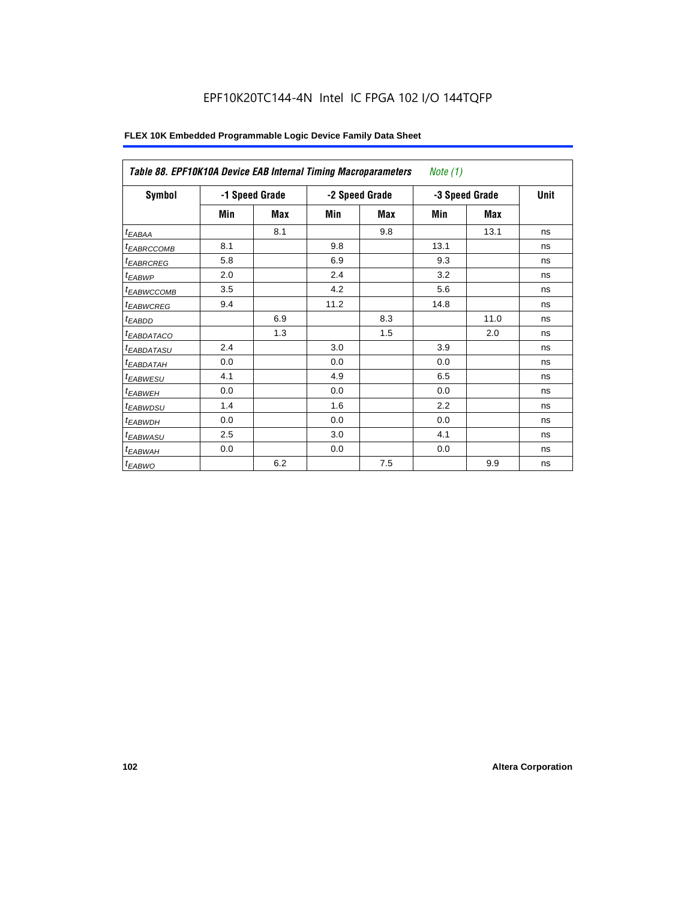EPF10K20TC144-4N Intel IC FPGA 102 I/O 144TQFP

| Table 88. EPF10K10A Device EAB Internal Timing Macroparameters *Note (1)* | | | | | | | |
|---|---|---|---|---|---|---|---|
| Symbol | -1 Speed Grade | | -2 Speed Grade | | -3 Speed Grade | | Unit |
| | Min | Max | Min | Max | Min | Max | |
| $t_{EABAA}$ | | 8.1 | | 9.8 | | 13.1 | ns |
| $t_{EABRCCOMB}$ | 8.1 | | 9.8 | | 13.1 | | ns |
| $t_{EABRCREG}$ | 5.8 | | 6.9 | | 9.3 | | ns |
| $t_{EABWP}$ | 2.0 | | 2.4 | | 3.2 | | ns |
| $t_{EABWCCOMB}$ | 3.5 | | 4.2 | | 5.6 | | ns |
| $t_{EABWCREG}$ | 9.4 | | 11.2 | | 14.8 | | ns |
| $t_{EABDD}$ | | 6.9 | | 8.3 | | 11.0 | ns |
| $t_{EABDATACO}$ | | 1.3 | | 1.5 | | 2.0 | ns |
| $t_{EABDATASU}$ | 2.4 | | 3.0 | | 3.9 | | ns |
| $t_{EABDATAH}$ | 0.0 | | 0.0 | | 0.0 | | ns |
| $t_{EABWESU}$ | 4.1 | | 4.9 | | 6.5 | | ns |
| $t_{EABWEH}$ | 0.0 | | 0.0 | | 0.0 | | ns |
| $t_{EABWDSU}$ | 1.4 | | 1.6 | | 2.2 | | ns |
| $t_{EABWDH}$ | 0.0 | | 0.0 | | 0.0 | | ns |
| $t_{EABWASU}$ | 2.5 | | 3.0 | | 4.1 | | ns |
| $t_{EABWAH}$ | 0.0 | | 0.0 | | 0.0 | | ns |
| $t_{EABWO}$ | | 6.2 | | 7.5 | | 9.9 | ns |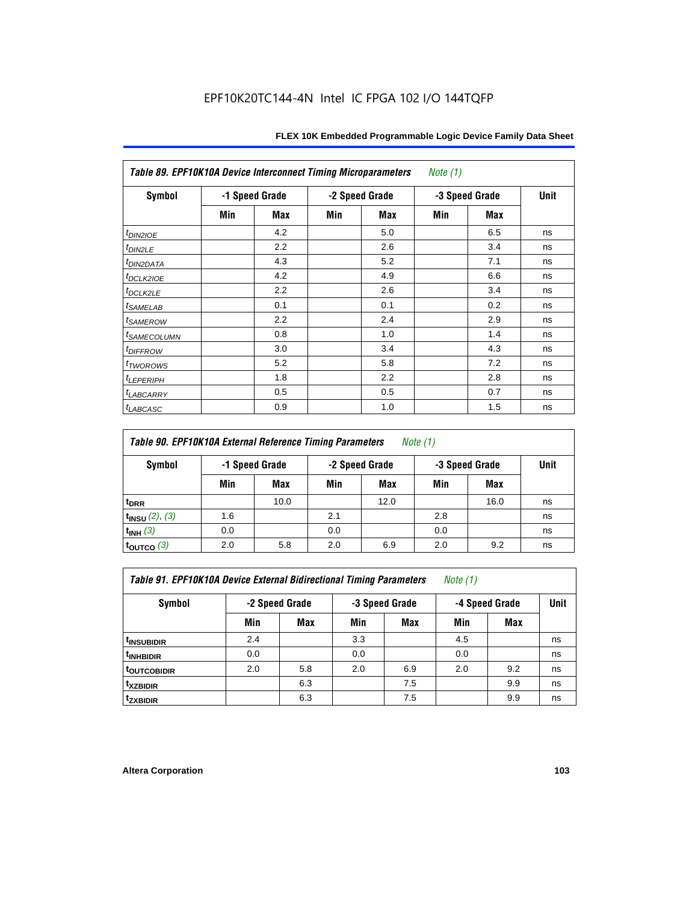EPF10K20TC144-4N Intel IC FPGA 102 I/O 144TQFP

| Table 89. EPF10K10A Device Interconnect Timing Microparameters *Note (1)* | | | | | | | |
|---|---|---|---|---|---|---|---|
| **Symbol** | **-1 Speed Grade** | | **-2 Speed Grade** | | **-3 Speed Grade** | | **Unit** |
| | **Min** | **Max** | **Min** | **Max** | **Min** | **Max** | |
| $t_{DIN2IOE}$ | | 4.2 | | 5.0 | | 6.5 | ns |
| $t_{DIN2LE}$ | | 2.2 | | 2.6 | | 3.4 | ns |
| $t_{DIN2DATA}$ | | 4.3 | | 5.2 | | 7.1 | ns |
| $t_{DCLK2IOE}$ | | 4.2 | | 4.9 | | 6.6 | ns |
| $t_{DCLK2LE}$ | | 2.2 | | 2.6 | | 3.4 | ns |
| $t_{SAMELAB}$ | | 0.1 | | 0.1 | | 0.2 | ns |
| $t_{SAMEROW}$ | | 2.2 | | 2.4 | | 2.9 | ns |
| $t_{SAMECOLUMN}$ | | 0.8 | | 1.0 | | 1.4 | ns |
| $t_{DIFFROW}$ | | 3.0 | | 3.4 | | 4.3 | ns |
| $t_{TWOROWS}$ | | 5.2 | | 5.8 | | 7.2 | ns |
| $t_{LEPERIPH}$ | | 1.8 | | 2.2 | | 2.8 | ns |
| $t_{LABCARRY}$ | | 0.5 | | 0.5 | | 0.7 | ns |
| $t_{LABCASC}$ | | 0.9 | | 1.0 | | 1.5 | ns |

| Table 90. EPF10K10A External Reference Timing Parameters *Note (1)* | | | | | | | |
|---|---|---|---|---|---|---|---|
| **Symbol** | **-1 Speed Grade** | | **-2 Speed Grade** | | **-3 Speed Grade** | | **Unit** |
| | **Min** | **Max** | **Min** | **Max** | **Min** | **Max** | |
| $t_{DRR}$ | | 10.0 | | 12.0 | | 16.0 | ns |
| $t_{INSU}$ *(2), (3)* | 1.6 | | 2.1 | | 2.8 | | ns |
| $t_{INH}$ *(3)* | 0.0 | | 0.0 | | 0.0 | | ns |
| $t_{OUTCO}$ *(3)* | 2.0 | 5.8 | 2.0 | 6.9 | 2.0 | 9.2 | ns |

| Table 91. EPF10K10A Device External Bidirectional Timing Parameters *Note (1)* | | | | | | | |
|---|---|---|---|---|---|---|---|
| **Symbol** | **-2 Speed Grade** | | **-3 Speed Grade** | | **-4 Speed Grade** | | **Unit** |
| | **Min** | **Max** | **Min** | **Max** | **Min** | **Max** | |
| $t_{INSUBIDIR}$ | 2.4 | | 3.3 | | 4.5 | | ns |
| $t_{INHBIDIR}$ | 0.0 | | 0.0 | | 0.0 | | ns |
| $t_{OUTCOBIDIR}$ | 2.0 | 5.8 | 2.0 | 6.9 | 2.0 | 9.2 | ns |
| $t_{XZBIDIR}$ | | 6.3 | | 7.5 | | 9.9 | ns |
| $t_{ZXBIDIR}$ | | 6.3 | | 7.5 | | 9.9 | ns |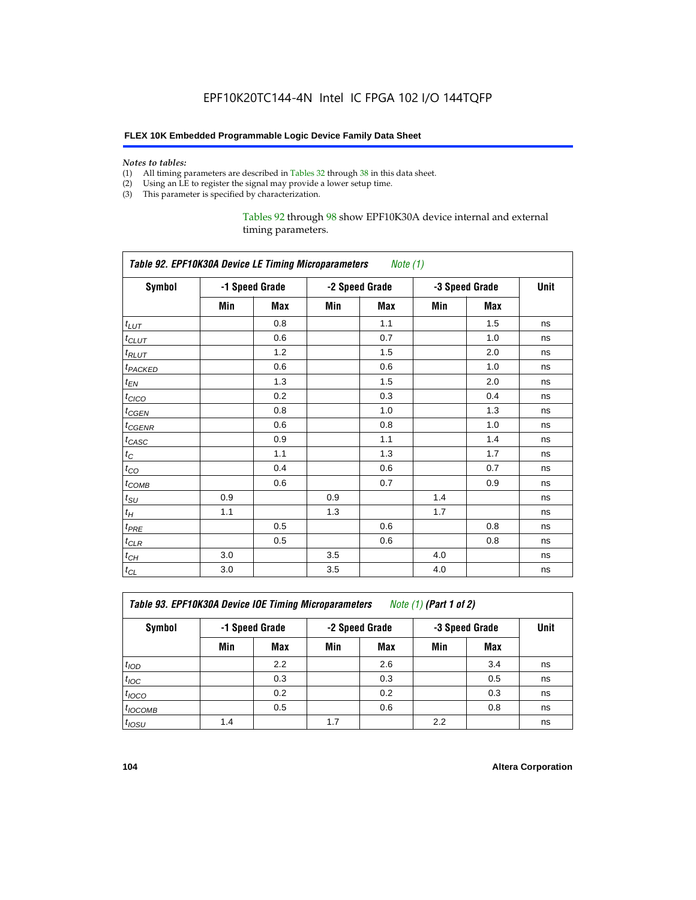EPF10K20TC144-4N Intel IC FPGA 102 I/O 144TQFP

*Notes to tables:*

(1) All timing parameters are described in Tables 32 through 38 in this data sheet.
(2) Using an LE to register the signal may provide a lower setup time.
(3) This parameter is specified by characterization.

Tables 92 through 98 show EPF10K30A device internal and external timing parameters.

**Table 92. EPF10K30A Device LE Timing Microparameters** *Note (1)*

| Symbol | -1 Speed Grade | | -2 Speed Grade | | -3 Speed Grade | | Unit |
|---|---|---|---|---|---|---|---|
| | Min | Max | Min | Max | Min | Max | |
| $t_{LUT}$ | | 0.8 | | 1.1 | | 1.5 | ns |
| $t_{CLUT}$ | | 0.6 | | 0.7 | | 1.0 | ns |
| $t_{RLUT}$ | | 1.2 | | 1.5 | | 2.0 | ns |
| $t_{PACKED}$ | | 0.6 | | 0.6 | | 1.0 | ns |
| $t_{EN}$ | | 1.3 | | 1.5 | | 2.0 | ns |
| $t_{CICO}$ | | 0.2 | | 0.3 | | 0.4 | ns |
| $t_{CGEN}$ | | 0.8 | | 1.0 | | 1.3 | ns |
| $t_{CGENR}$ | | 0.6 | | 0.8 | | 1.0 | ns |
| $t_{CASC}$ | | 0.9 | | 1.1 | | 1.4 | ns |
| $t_{C}$ | | 1.1 | | 1.3 | | 1.7 | ns |
| $t_{CO}$ | | 0.4 | | 0.6 | | 0.7 | ns |
| $t_{COMB}$ | | 0.6 | | 0.7 | | 0.9 | ns |
| $t_{SU}$ | 0.9 | | 0.9 | | 1.4 | | ns |
| $t_{H}$ | 1.1 | | 1.3 | | 1.7 | | ns |
| $t_{PRE}$ | | 0.5 | | 0.6 | | 0.8 | ns |
| $t_{CLR}$ | | 0.5 | | 0.6 | | 0.8 | ns |
| $t_{CH}$ | 3.0 | | 3.5 | | 4.0 | | ns |
| $t_{CL}$ | 3.0 | | 3.5 | | 4.0 | | ns |

**Table 93. EPF10K30A Device IOE Timing Microparameters** *Note (1)* **(Part 1 of 2)**

| Symbol | -1 Speed Grade | | -2 Speed Grade | | -3 Speed Grade | | Unit |
|---|---|---|---|---|---|---|---|
| | Min | Max | Min | Max | Min | Max | |
| $t_{IOD}$ | | 2.2 | | 2.6 | | 3.4 | ns |
| $t_{IOC}$ | | 0.3 | | 0.3 | | 0.5 | ns |
| $t_{IOCO}$ | | 0.2 | | 0.2 | | 0.3 | ns |
| $t_{IOCOMB}$ | | 0.5 | | 0.6 | | 0.8 | ns |
| $t_{IOSU}$ | 1.4 | | 1.7 | | 2.2 | | ns |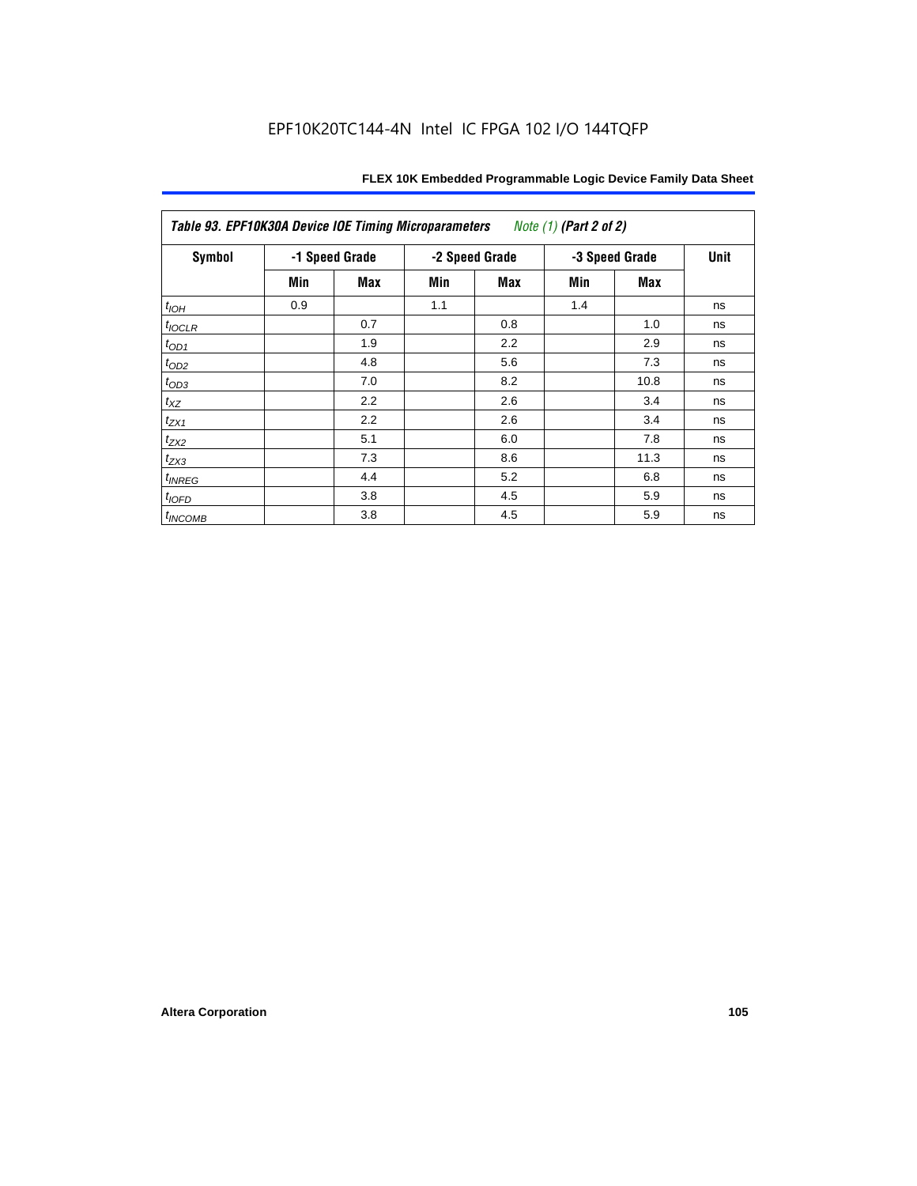EPF10K20TC144-4N Intel IC FPGA 102 I/O 144TQFP

| *Table 93. EPF10K30A Device IOE Timing Microparameters* *Note (1)* *(Part 2 of 2)* | | | | | | | |
|---|---|---|---|---|---|---|---|
| **Symbol** | **-1 Speed Grade** | | **-2 Speed Grade** | | **-3 Speed Grade** | | **Unit** |
| | **Min** | **Max** | **Min** | **Max** | **Min** | **Max** | |
| $t_{IOH}$ | 0.9 | | 1.1 | | 1.4 | | ns |
| $t_{IOCLR}$ | | 0.7 | | 0.8 | | 1.0 | ns |
| $t_{OD1}$ | | 1.9 | | 2.2 | | 2.9 | ns |
| $t_{OD2}$ | | 4.8 | | 5.6 | | 7.3 | ns |
| $t_{OD3}$ | | 7.0 | | 8.2 | | 10.8 | ns |
| $t_{XZ}$ | | 2.2 | | 2.6 | | 3.4 | ns |
| $t_{ZX1}$ | | 2.2 | | 2.6 | | 3.4 | ns |
| $t_{ZX2}$ | | 5.1 | | 6.0 | | 7.8 | ns |
| $t_{ZX3}$ | | 7.3 | | 8.6 | | 11.3 | ns |
| $t_{INREG}$ | | 4.4 | | 5.2 | | 6.8 | ns |
| $t_{IOFD}$ | | 3.8 | | 4.5 | | 5.9 | ns |
| $t_{INCOMB}$ | | 3.8 | | 4.5 | | 5.9 | ns |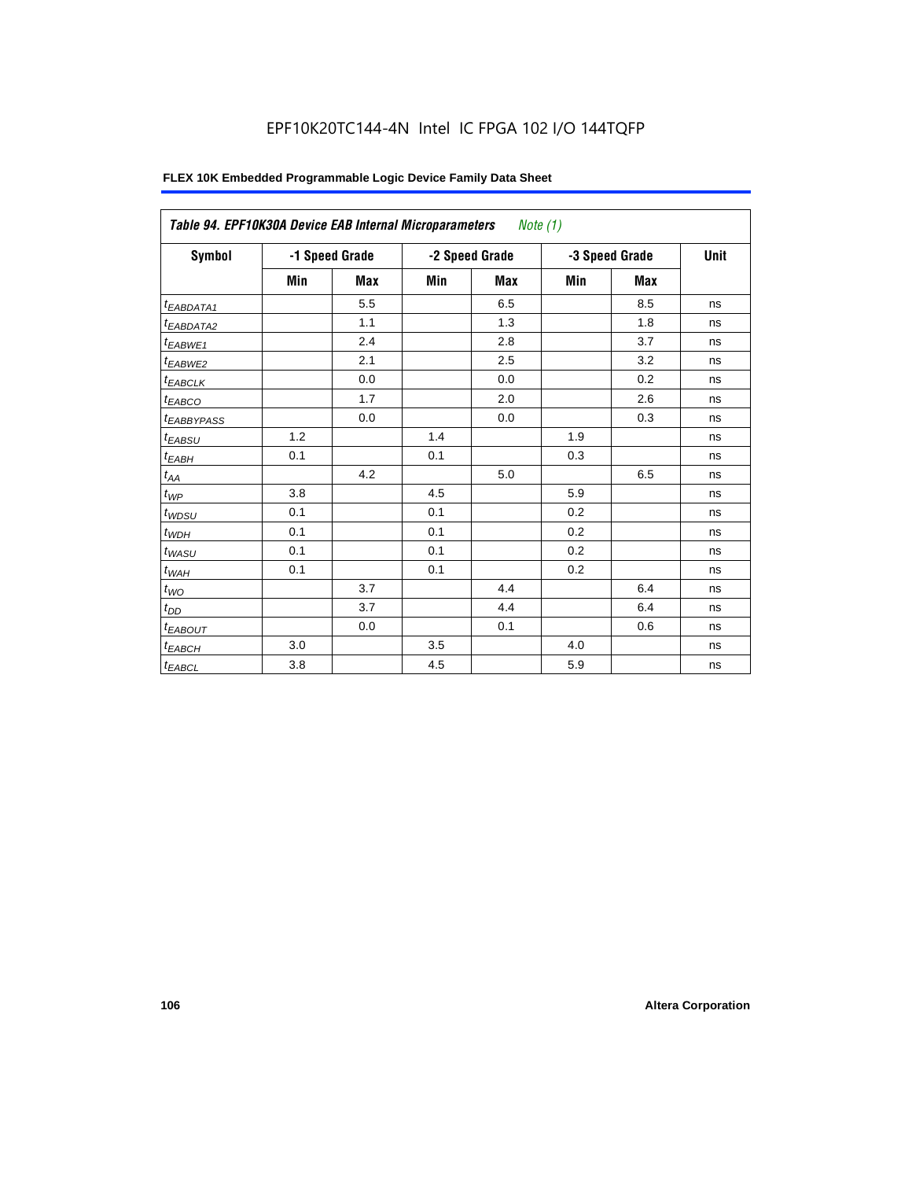EPF10K20TC144-4N Intel IC FPGA 102 I/O 144TQFP

**FLEX 10K Embedded Programmable Logic Device Family Data Sheet**

| *Table 94. EPF10K30A Device EAB Internal Microparameters* *Note (1)* | | | | | | | |
|---|---|---|---|---|---|---|---|
| **Symbol** | **-1 Speed Grade** | | **-2 Speed Grade** | | **-3 Speed Grade** | | **Unit** |
| | **Min** | **Max** | **Min** | **Max** | **Min** | **Max** | |
| $t_{EABDATA1}$ | | 5.5 | | 6.5 | | 8.5 | ns |
| $t_{EABDATA2}$ | | 1.1 | | 1.3 | | 1.8 | ns |
| $t_{EABWE1}$ | | 2.4 | | 2.8 | | 3.7 | ns |
| $t_{EABWE2}$ | | 2.1 | | 2.5 | | 3.2 | ns |
| $t_{EABCLK}$ | | 0.0 | | 0.0 | | 0.2 | ns |
| $t_{EABCO}$ | | 1.7 | | 2.0 | | 2.6 | ns |
| $t_{EABBYPASS}$ | | 0.0 | | 0.0 | | 0.3 | ns |
| $t_{EABSU}$ | 1.2 | | 1.4 | | 1.9 | | ns |
| $t_{EABH}$ | 0.1 | | 0.1 | | 0.3 | | ns |
| $t_{AA}$ | | 4.2 | | 5.0 | | 6.5 | ns |
| $t_{WP}$ | 3.8 | | 4.5 | | 5.9 | | ns |
| $t_{WDSU}$ | 0.1 | | 0.1 | | 0.2 | | ns |
| $t_{WDH}$ | 0.1 | | 0.1 | | 0.2 | | ns |
| $t_{WASU}$ | 0.1 | | 0.1 | | 0.2 | | ns |
| $t_{WAH}$ | 0.1 | | 0.1 | | 0.2 | | ns |
| $t_{WO}$ | | 3.7 | | 4.4 | | 6.4 | ns |
| $t_{DD}$ | | 3.7 | | 4.4 | | 6.4 | ns |
| $t_{EABOUT}$ | | 0.0 | | 0.1 | | 0.6 | ns |
| $t_{EABCH}$ | 3.0 | | 3.5 | | 4.0 | | ns |
| $t_{EABCL}$ | 3.8 | | 4.5 | | 5.9 | | ns |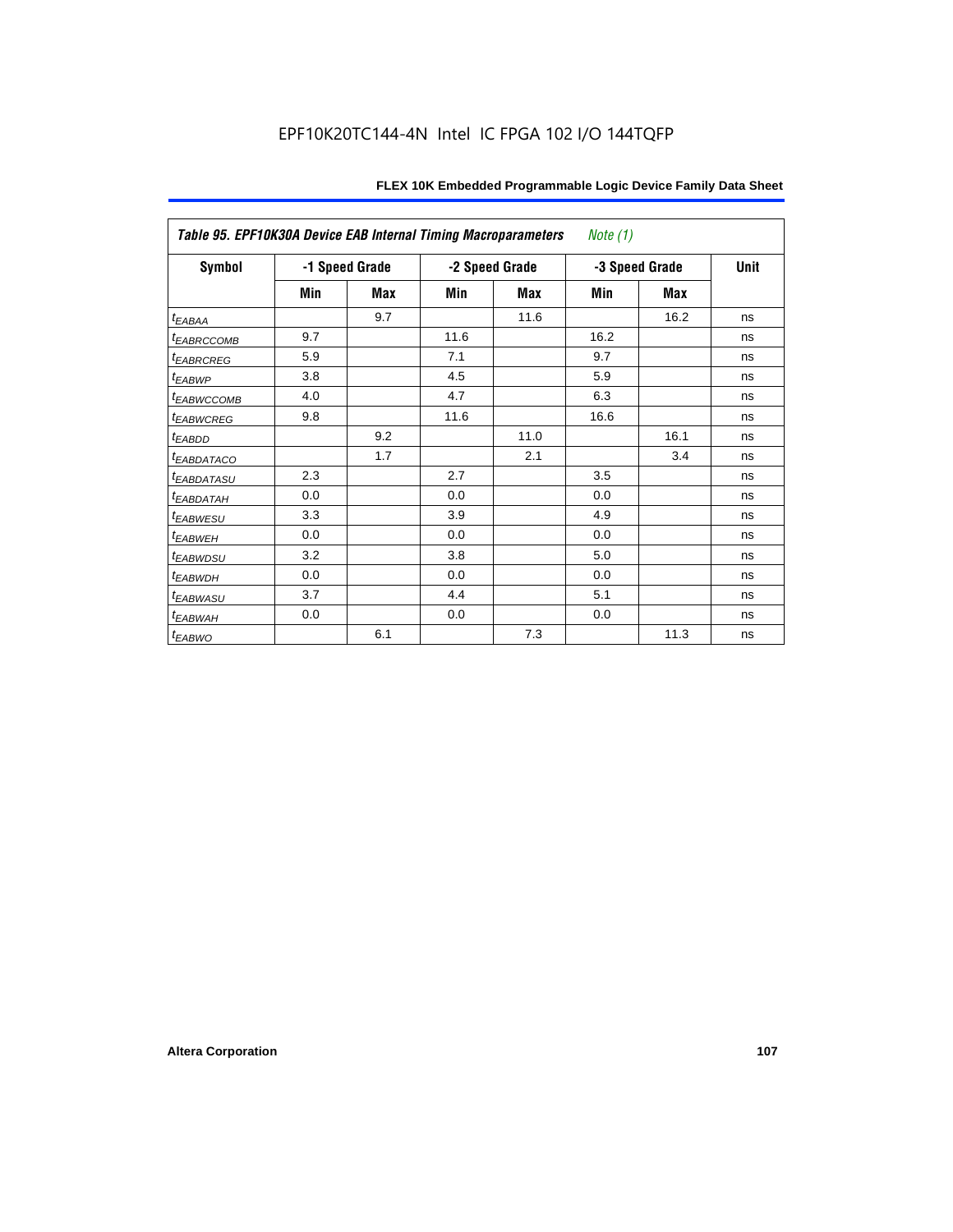| Table 95. EPF10K30A Device EAB Internal Timing Macroparameters *Note (1)* | | | | | | | |
|---|---|---|---|---|---|---|---|
| Symbol | -1 Speed Grade | | -2 Speed Grade | | -3 Speed Grade | | Unit |
| | Min | Max | Min | Max | Min | Max | |
| $t_{EABAA}$ | | 9.7 | | 11.6 | | 16.2 | ns |
| $t_{EABRCCOMB}$ | 9.7 | | 11.6 | | 16.2 | | ns |
| $t_{EABRCREG}$ | 5.9 | | 7.1 | | 9.7 | | ns |
| $t_{EABWP}$ | 3.8 | | 4.5 | | 5.9 | | ns |
| $t_{EABWCCOMB}$ | 4.0 | | 4.7 | | 6.3 | | ns |
| $t_{EABWCREG}$ | 9.8 | | 11.6 | | 16.6 | | ns |
| $t_{EABDD}$ | | 9.2 | | 11.0 | | 16.1 | ns |
| $t_{EABDATACO}$ | | 1.7 | | 2.1 | | 3.4 | ns |
| $t_{EABDATASU}$ | 2.3 | | 2.7 | | 3.5 | | ns |
| $t_{EABDATAH}$ | 0.0 | | 0.0 | | 0.0 | | ns |
| $t_{EABWESU}$ | 3.3 | | 3.9 | | 4.9 | | ns |
| $t_{EABWEH}$ | 0.0 | | 0.0 | | 0.0 | | ns |
| $t_{EABWDSU}$ | 3.2 | | 3.8 | | 5.0 | | ns |
| $t_{EABWDH}$ | 0.0 | | 0.0 | | 0.0 | | ns |
| $t_{EABWASU}$ | 3.7 | | 4.4 | | 5.1 | | ns |
| $t_{EABWAH}$ | 0.0 | | 0.0 | | 0.0 | | ns |
| $t_{EABWO}$ | | 6.1 | | 7.3 | | 11.3 | ns |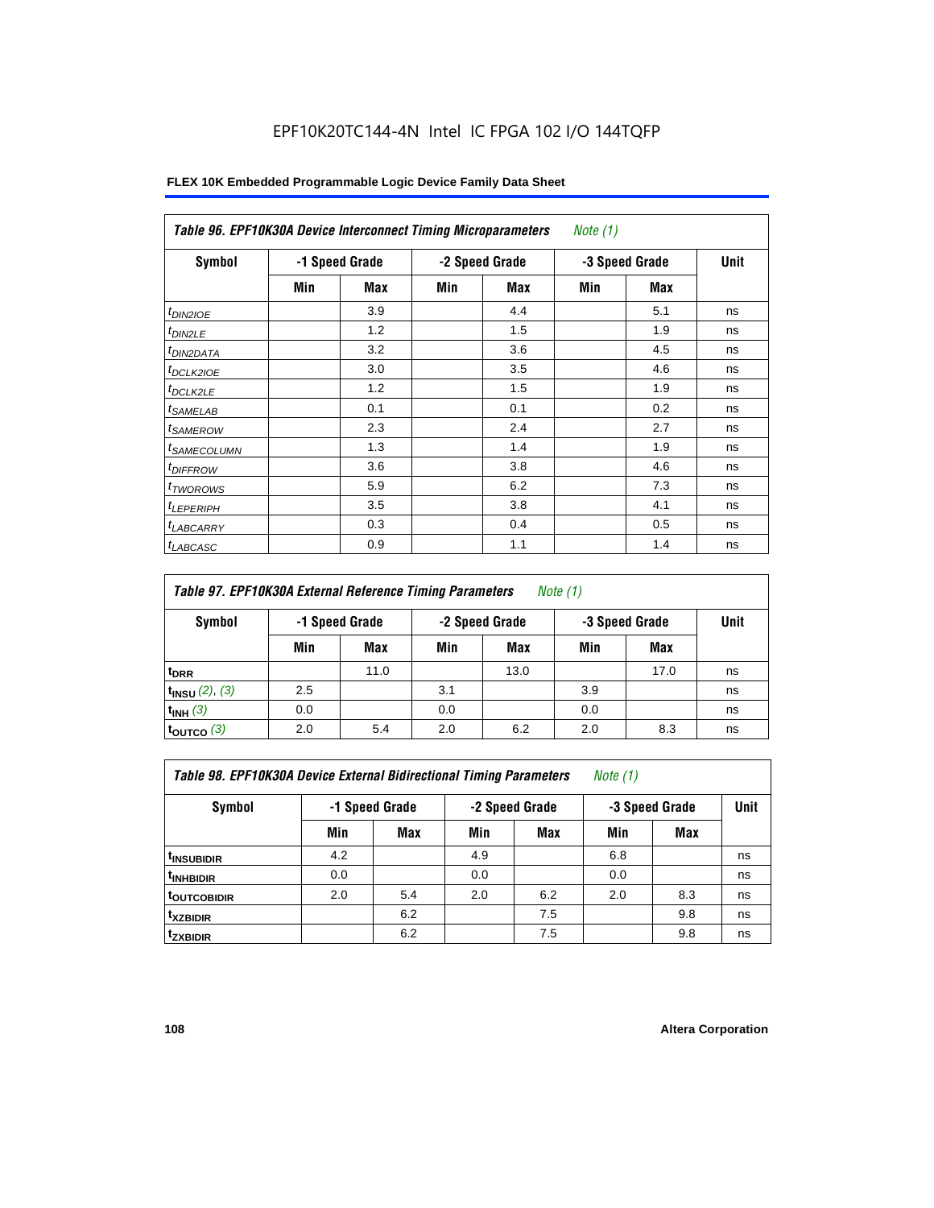EPF10K20TC144-4N Intel IC FPGA 102 I/O 144TQFP

**FLEX 10K Embedded Programmable Logic Device Family Data Sheet**

| *Table 96. EPF10K30A Device Interconnect Timing Microparameters* *Note (1)* | | | | | | | |
|---|---|---|---|---|---|---|---|
| **Symbol** | **-1 Speed Grade** | | **-2 Speed Grade** | | **-3 Speed Grade** | | **Unit** |
| | **Min** | **Max** | **Min** | **Max** | **Min** | **Max** | |
| $t_{DIN2IOE}$ | | 3.9 | | 4.4 | | 5.1 | ns |
| $t_{DIN2LE}$ | | 1.2 | | 1.5 | | 1.9 | ns |
| $t_{DIN2DATA}$ | | 3.2 | | 3.6 | | 4.5 | ns |
| $t_{DCLK2IOE}$ | | 3.0 | | 3.5 | | 4.6 | ns |
| $t_{DCLK2LE}$ | | 1.2 | | 1.5 | | 1.9 | ns |
| $t_{SAMELAB}$ | | 0.1 | | 0.1 | | 0.2 | ns |
| $t_{SAMEROW}$ | | 2.3 | | 2.4 | | 2.7 | ns |
| $t_{SAMECOLUMN}$ | | 1.3 | | 1.4 | | 1.9 | ns |
| $t_{DIFFROW}$ | | 3.6 | | 3.8 | | 4.6 | ns |
| $t_{TWOROWS}$ | | 5.9 | | 6.2 | | 7.3 | ns |
| $t_{LEPERIPH}$ | | 3.5 | | 3.8 | | 4.1 | ns |
| $t_{LABCARRY}$ | | 0.3 | | 0.4 | | 0.5 | ns |
| $t_{LABCASC}$ | | 0.9 | | 1.1 | | 1.4 | ns |

| *Table 97. EPF10K30A External Reference Timing Parameters* *Note (1)* | | | | | | | |
|---|---|---|---|---|---|---|---|
| **Symbol** | **-1 Speed Grade** | | **-2 Speed Grade** | | **-3 Speed Grade** | | **Unit** |
| | **Min** | **Max** | **Min** | **Max** | **Min** | **Max** | |
| $t_{DRR}$ | | 11.0 | | 13.0 | | 17.0 | ns |
| $t_{INSU}$ *(2), (3)* | 2.5 | | 3.1 | | 3.9 | | ns |
| $t_{INH}$ *(3)* | 0.0 | | 0.0 | | 0.0 | | ns |
| $t_{OUTCO}$ *(3)* | 2.0 | 5.4 | 2.0 | 6.2 | 2.0 | 8.3 | ns |

| *Table 98. EPF10K30A Device External Bidirectional Timing Parameters* *Note (1)* | | | | | | | |
|---|---|---|---|---|---|---|---|
| **Symbol** | **-1 Speed Grade** | | **-2 Speed Grade** | | **-3 Speed Grade** | | **Unit** |
| | **Min** | **Max** | **Min** | **Max** | **Min** | **Max** | |
| $t_{INSUBIDIR}$ | 4.2 | | 4.9 | | 6.8 | | ns |
| $t_{INHBIDIR}$ | 0.0 | | 0.0 | | 0.0 | | ns |
| $t_{OUTCOBIDIR}$ | 2.0 | 5.4 | 2.0 | 6.2 | 2.0 | 8.3 | ns |
| $t_{XZBIDIR}$ | | 6.2 | | 7.5 | | 9.8 | ns |
| $t_{ZXBIDIR}$ | | 6.2 | | 7.5 | | 9.8 | ns |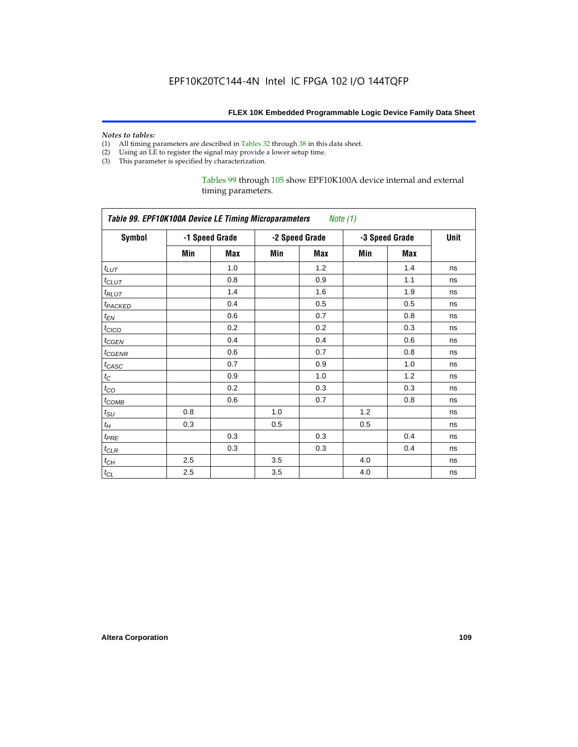*Notes to tables:*

(1) All timing parameters are described in Tables 32 through 38 in this data sheet.
(2) Using an LE to register the signal may provide a lower setup time.
(3) This parameter is specified by characterization.

Tables 99 through 105 show EPF10K100A device internal and external timing parameters.

*Table 99. EPF10K100A Device LE Timing Microparameters Note (1)*

| Symbol | -1 Speed Grade | | -2 Speed Grade | | -3 Speed Grade | | Unit |
|---|---|---|---|---|---|---|---|
| | Min | Max | Min | Max | Min | Max | |
| $t_{LUT}$ | | 1.0 | | 1.2 | | 1.4 | ns |
| $t_{CLUT}$ | | 0.8 | | 0.9 | | 1.1 | ns |
| $t_{RLUT}$ | | 1.4 | | 1.6 | | 1.9 | ns |
| $t_{PACKED}$ | | 0.4 | | 0.5 | | 0.5 | ns |
| $t_{EN}$ | | 0.6 | | 0.7 | | 0.8 | ns |
| $t_{CICO}$ | | 0.2 | | 0.2 | | 0.3 | ns |
| $t_{CGEN}$ | | 0.4 | | 0.4 | | 0.6 | ns |
| $t_{CGENR}$ | | 0.6 | | 0.7 | | 0.8 | ns |
| $t_{CASC}$ | | 0.7 | | 0.9 | | 1.0 | ns |
| $t_C$ | | 0.9 | | 1.0 | | 1.2 | ns |
| $t_{CO}$ | | 0.2 | | 0.3 | | 0.3 | ns |
| $t_{COMB}$ | | 0.6 | | 0.7 | | 0.8 | ns |
| $t_{SU}$ | 0.8 | | 1.0 | | 1.2 | | ns |
| $t_H$ | 0.3 | | 0.5 | | 0.5 | | ns |
| $t_{PRE}$ | | 0.3 | | 0.3 | | 0.4 | ns |
| $t_{CLR}$ | | 0.3 | | 0.3 | | 0.4 | ns |
| $t_{CH}$ | 2.5 | | 3.5 | | 4.0 | | ns |
| $t_{CL}$ | 2.5 | | 3.5 | | 4.0 | | ns |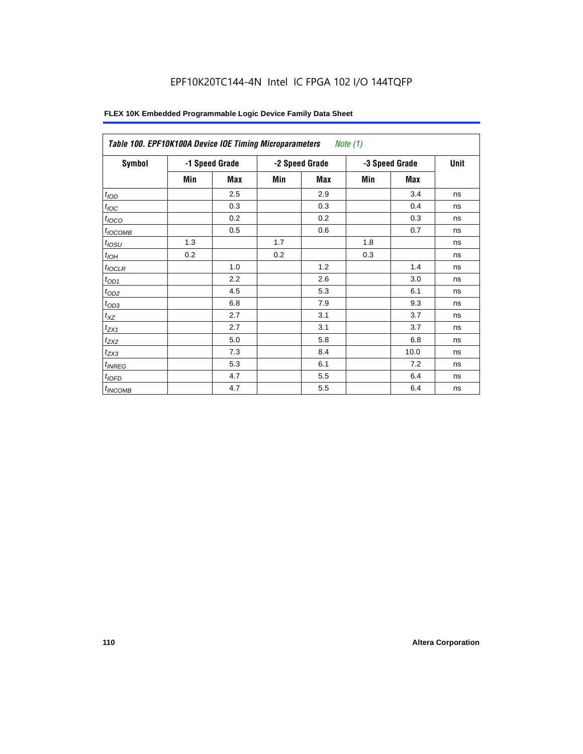# EPF10K20TC144-4N Intel IC FPGA 102 I/O 144TQFP

**FLEX 10K Embedded Programmable Logic Device Family Data Sheet**

| *Table 100. EPF10K100A Device IOE Timing Microparameters* *Note (1)* | | | | | | | |
|---|---|---|---|---|---|---|---|
| **Symbol** | **-1 Speed Grade** | | **-2 Speed Grade** | | **-3 Speed Grade** | | **Unit** |
| | **Min** | **Max** | **Min** | **Max** | **Min** | **Max** | |
| $t_{IOD}$ | | 2.5 | | 2.9 | | 3.4 | ns |
| $t_{IOC}$ | | 0.3 | | 0.3 | | 0.4 | ns |
| $t_{IOCO}$ | | 0.2 | | 0.2 | | 0.3 | ns |
| $t_{IOCOMB}$ | | 0.5 | | 0.6 | | 0.7 | ns |
| $t_{IOSU}$ | 1.3 | | 1.7 | | 1.8 | | ns |
| $t_{IOH}$ | 0.2 | | 0.2 | | 0.3 | | ns |
| $t_{IOCLR}$ | | 1.0 | | 1.2 | | 1.4 | ns |
| $t_{OD1}$ | | 2.2 | | 2.6 | | 3.0 | ns |
| $t_{OD2}$ | | 4.5 | | 5.3 | | 6.1 | ns |
| $t_{OD3}$ | | 6.8 | | 7.9 | | 9.3 | ns |
| $t_{XZ}$ | | 2.7 | | 3.1 | | 3.7 | ns |
| $t_{ZX1}$ | | 2.7 | | 3.1 | | 3.7 | ns |
| $t_{ZX2}$ | | 5.0 | | 5.8 | | 6.8 | ns |
| $t_{ZX3}$ | | 7.3 | | 8.4 | | 10.0 | ns |
| $t_{INREG}$ | | 5.3 | | 6.1 | | 7.2 | ns |
| $t_{IOFD}$ | | 4.7 | | 5.5 | | 6.4 | ns |
| $t_{INCOMB}$ | | 4.7 | | 5.5 | | 6.4 | ns |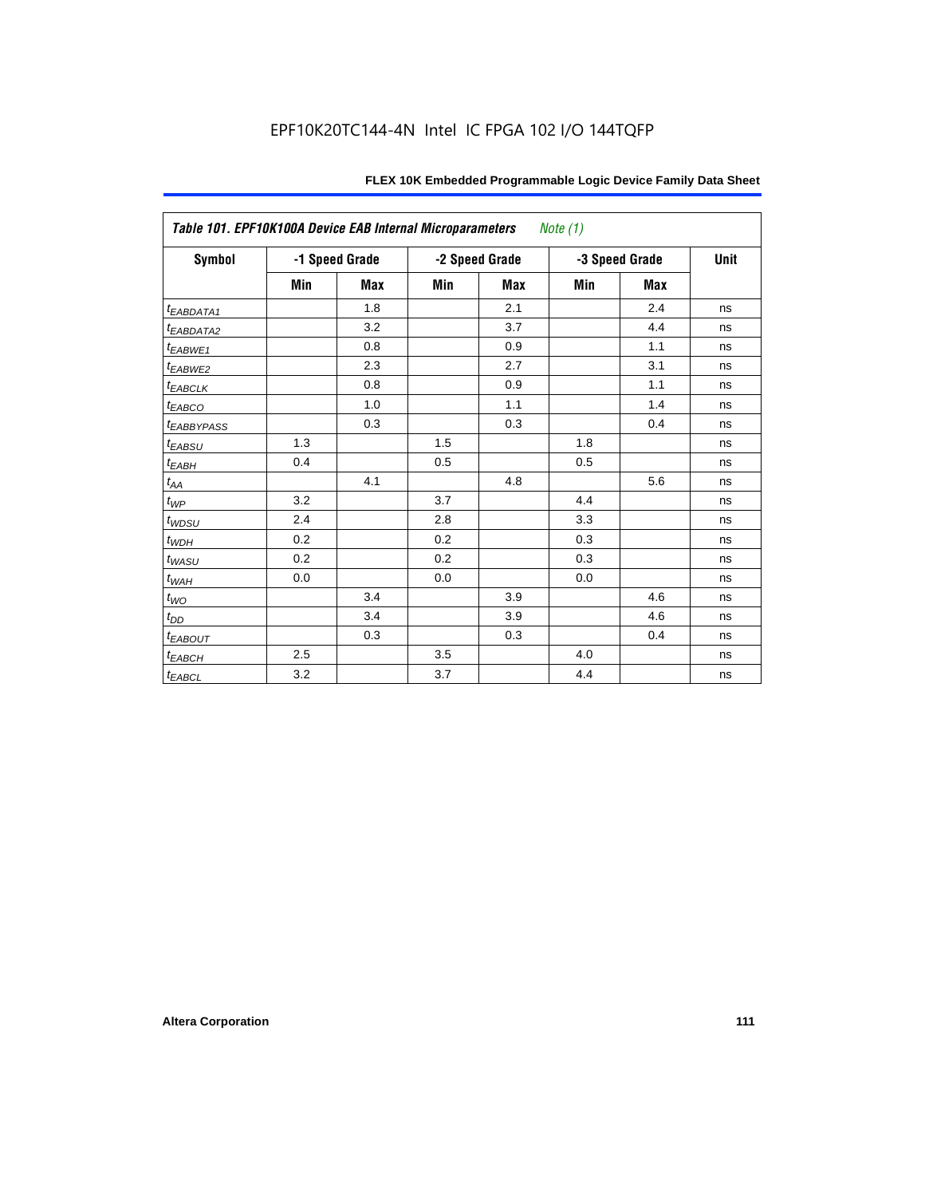**Table 101. EPF10K100A Device EAB Internal Microparameters** *Note (1)*

| Symbol | -1 Speed Grade | | -2 Speed Grade | | -3 Speed Grade | | Unit |
|---|---|---|---|---|---|---|---|
| | Min | Max | Min | Max | Min | Max | |
| $t_{EABDATA1}$ | | 1.8 | | 2.1 | | 2.4 | ns |
| $t_{EABDATA2}$ | | 3.2 | | 3.7 | | 4.4 | ns |
| $t_{EABWE1}$ | | 0.8 | | 0.9 | | 1.1 | ns |
| $t_{EABWE2}$ | | 2.3 | | 2.7 | | 3.1 | ns |
| $t_{EABCLK}$ | | 0.8 | | 0.9 | | 1.1 | ns |
| $t_{EABCO}$ | | 1.0 | | 1.1 | | 1.4 | ns |
| $t_{EABBYPASS}$ | | 0.3 | | 0.3 | | 0.4 | ns |
| $t_{EABSU}$ | 1.3 | | 1.5 | | 1.8 | | ns |
| $t_{EABH}$ | 0.4 | | 0.5 | | 0.5 | | ns |
| $t_{AA}$ | | 4.1 | | 4.8 | | 5.6 | ns |
| $t_{WP}$ | 3.2 | | 3.7 | | 4.4 | | ns |
| $t_{WDSU}$ | 2.4 | | 2.8 | | 3.3 | | ns |
| $t_{WDH}$ | 0.2 | | 0.2 | | 0.3 | | ns |
| $t_{WASU}$ | 0.2 | | 0.2 | | 0.3 | | ns |
| $t_{WAH}$ | 0.0 | | 0.0 | | 0.0 | | ns |
| $t_{WO}$ | | 3.4 | | 3.9 | | 4.6 | ns |
| $t_{DD}$ | | 3.4 | | 3.9 | | 4.6 | ns |
| $t_{EABOUT}$ | | 0.3 | | 0.3 | | 0.4 | ns |
| $t_{EABCH}$ | 2.5 | | 3.5 | | 4.0 | | ns |
| $t_{EABCL}$ | 3.2 | | 3.7 | | 4.4 | | ns |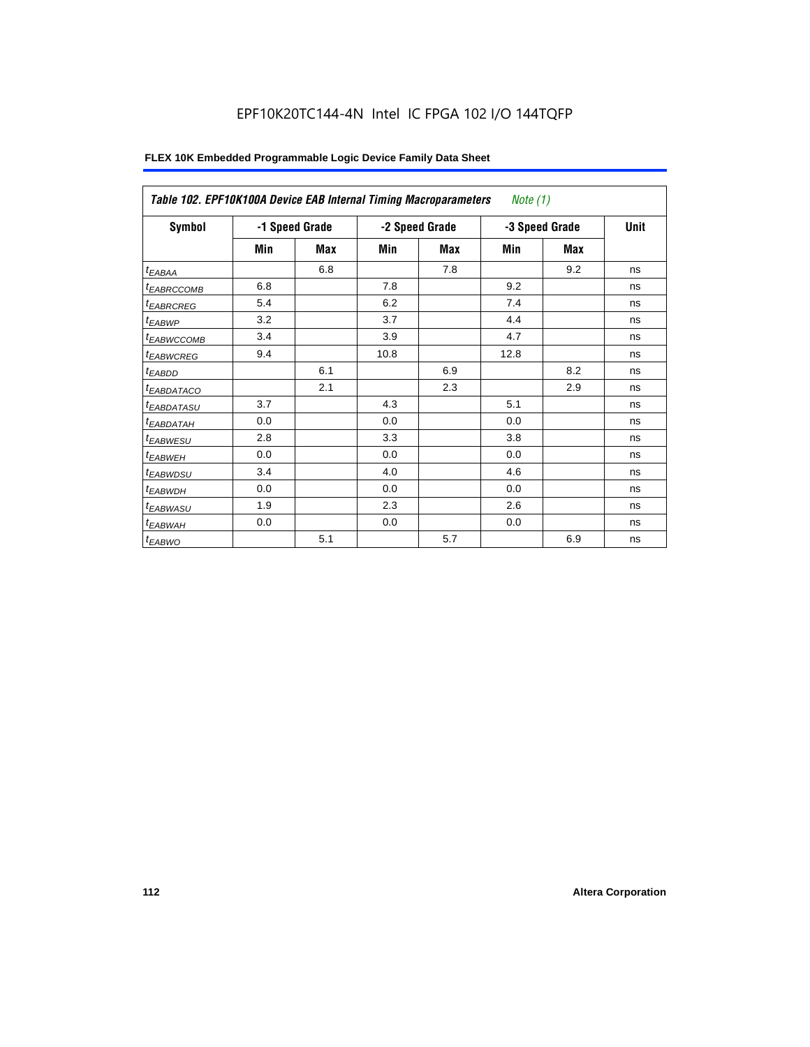EPF10K20TC144-4N Intel IC FPGA 102 I/O 144TQFP

**FLEX 10K Embedded Programmable Logic Device Family Data Sheet**

| *Table 102. EPF10K100A Device EAB Internal Timing Macroparameters* *Note (1)* | | | | | | | |
|---|---|---|---|---|---|---|---|
| **Symbol** | **-1 Speed Grade** | | **-2 Speed Grade** | | **-3 Speed Grade** | | **Unit** |
| | **Min** | **Max** | **Min** | **Max** | **Min** | **Max** | |
| $t_{EABAA}$ | | 6.8 | | 7.8 | | 9.2 | ns |
| $t_{EABRCCOMB}$ | 6.8 | | 7.8 | | 9.2 | | ns |
| $t_{EABRCREG}$ | 5.4 | | 6.2 | | 7.4 | | ns |
| $t_{EABWP}$ | 3.2 | | 3.7 | | 4.4 | | ns |
| $t_{EABWCCOMB}$ | 3.4 | | 3.9 | | 4.7 | | ns |
| $t_{EABWCREG}$ | 9.4 | | 10.8 | | 12.8 | | ns |
| $t_{EABDD}$ | | 6.1 | | 6.9 | | 8.2 | ns |
| $t_{EABDATACO}$ | | 2.1 | | 2.3 | | 2.9 | ns |
| $t_{EABDATASU}$ | 3.7 | | 4.3 | | 5.1 | | ns |
| $t_{EABDATAH}$ | 0.0 | | 0.0 | | 0.0 | | ns |
| $t_{EABWESU}$ | 2.8 | | 3.3 | | 3.8 | | ns |
| $t_{EABWEH}$ | 0.0 | | 0.0 | | 0.0 | | ns |
| $t_{EABWDSU}$ | 3.4 | | 4.0 | | 4.6 | | ns |
| $t_{EABWDH}$ | 0.0 | | 0.0 | | 0.0 | | ns |
| $t_{EABWASU}$ | 1.9 | | 2.3 | | 2.6 | | ns |
| $t_{EABWAH}$ | 0.0 | | 0.0 | | 0.0 | | ns |
| $t_{EABWO}$ | | 5.1 | | 5.7 | | 6.9 | ns |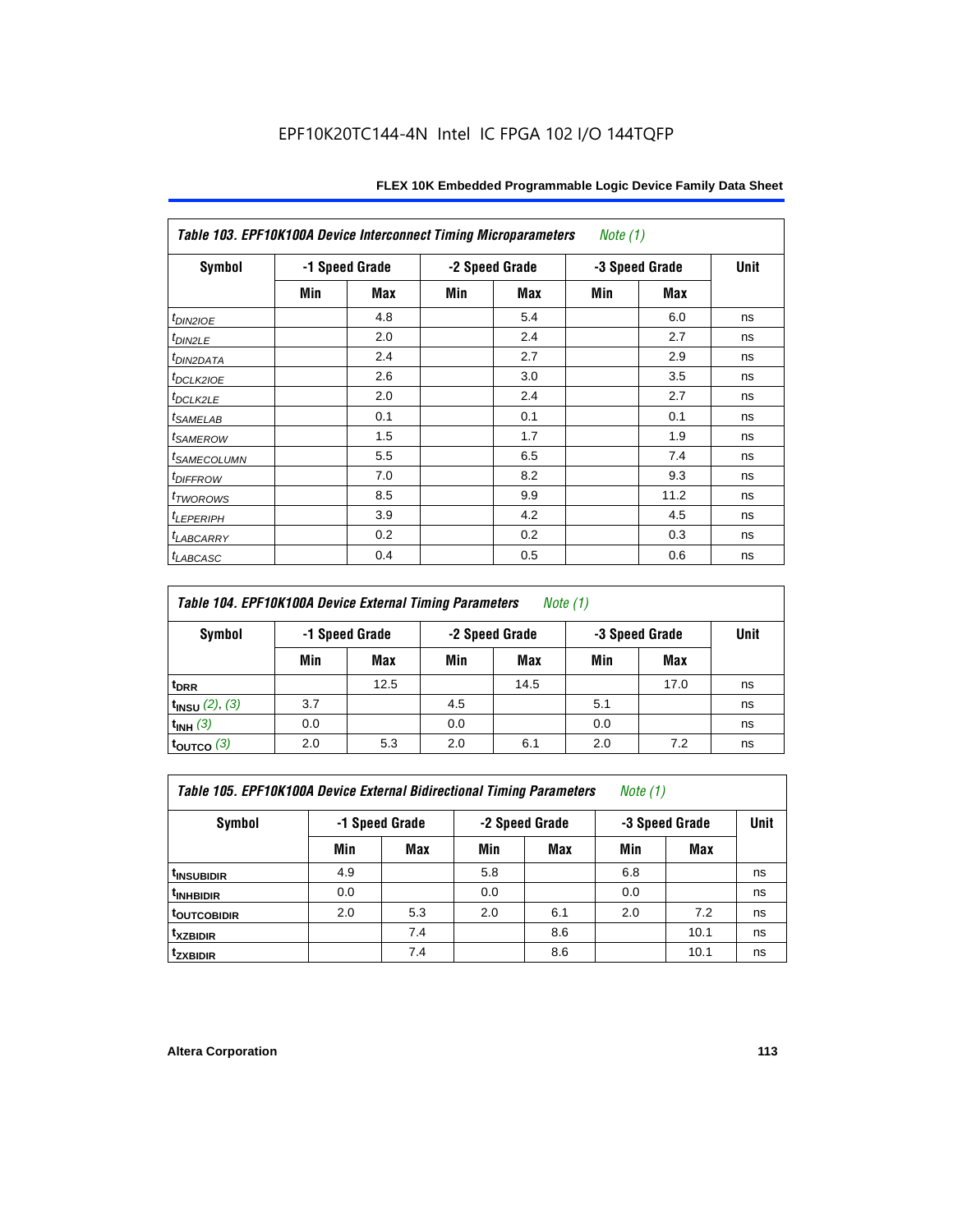EPF10K20TC144-4N Intel IC FPGA 102 I/O 144TQFP

| Table 103. EPF10K100A Device Interconnect Timing Microparameters *Note (1)* | | | | | | | |
|---|---|---|---|---|---|---|---|
| Symbol | -1 Speed Grade | | -2 Speed Grade | | -3 Speed Grade | | Unit |
| | Min | Max | Min | Max | Min | Max | |
| $t_{DIN2IOE}$ | | 4.8 | | 5.4 | | 6.0 | ns |
| $t_{DIN2LE}$ | | 2.0 | | 2.4 | | 2.7 | ns |
| $t_{DIN2DATA}$ | | 2.4 | | 2.7 | | 2.9 | ns |
| $t_{DCLK2IOE}$ | | 2.6 | | 3.0 | | 3.5 | ns |
| $t_{DCLK2LE}$ | | 2.0 | | 2.4 | | 2.7 | ns |
| $t_{SAMELAB}$ | | 0.1 | | 0.1 | | 0.1 | ns |
| $t_{SAMEROW}$ | | 1.5 | | 1.7 | | 1.9 | ns |
| $t_{SAMECOLUMN}$ | | 5.5 | | 6.5 | | 7.4 | ns |
| $t_{DIFFROW}$ | | 7.0 | | 8.2 | | 9.3 | ns |
| $t_{TWOROWS}$ | | 8.5 | | 9.9 | | 11.2 | ns |
| $t_{LEPERIPH}$ | | 3.9 | | 4.2 | | 4.5 | ns |
| $t_{LABCARRY}$ | | 0.2 | | 0.2 | | 0.3 | ns |
| $t_{LABCASC}$ | | 0.4 | | 0.5 | | 0.6 | ns |

| Table 104. EPF10K100A Device External Timing Parameters *Note (1)* | | | | | | | |
|---|---|---|---|---|---|---|---|
| Symbol | -1 Speed Grade | | -2 Speed Grade | | -3 Speed Grade | | Unit |
| | Min | Max | Min | Max | Min | Max | |
| $t_{DRR}$ | | 12.5 | | 14.5 | | 17.0 | ns |
| $t_{INSU}$ *(2), (3)* | 3.7 | | 4.5 | | 5.1 | | ns |
| $t_{INH}$ *(3)* | 0.0 | | 0.0 | | 0.0 | | ns |
| $t_{OUTCO}$ *(3)* | 2.0 | 5.3 | 2.0 | 6.1 | 2.0 | 7.2 | ns |

| Table 105. EPF10K100A Device External Bidirectional Timing Parameters *Note (1)* | | | | | | | |
|---|---|---|---|---|---|---|---|
| Symbol | -1 Speed Grade | | -2 Speed Grade | | -3 Speed Grade | | Unit |
| | Min | Max | Min | Max | Min | Max | |
| $t_{INSUBIDIR}$ | 4.9 | | 5.8 | | 6.8 | | ns |
| $t_{INHBIDIR}$ | 0.0 | | 0.0 | | 0.0 | | ns |
| $t_{OUTCOBIDIR}$ | 2.0 | 5.3 | 2.0 | 6.1 | 2.0 | 7.2 | ns |
| $t_{XZBIDIR}$ | | 7.4 | | 8.6 | | 10.1 | ns |
| $t_{ZXBIDIR}$ | | 7.4 | | 8.6 | | 10.1 | ns |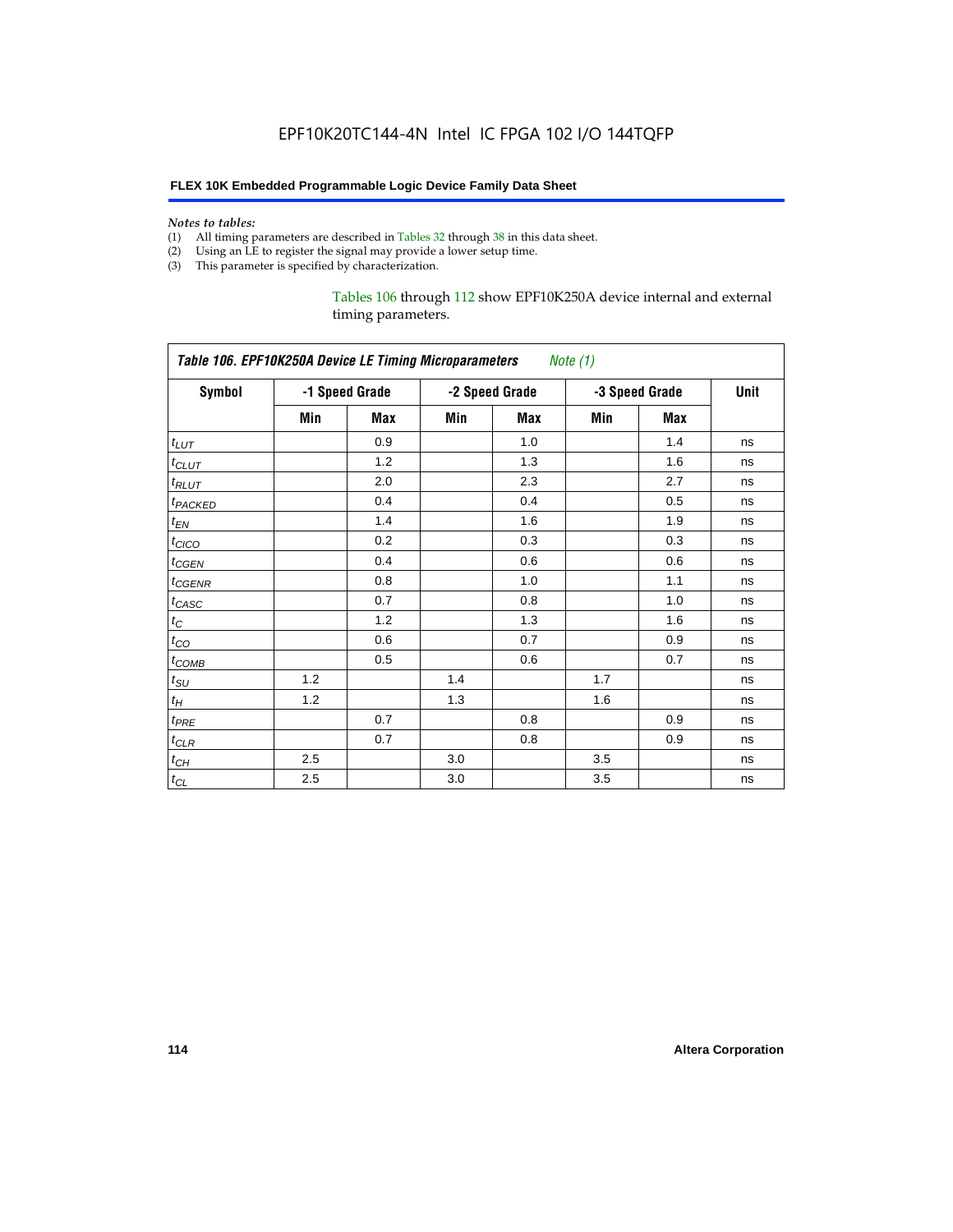EPF10K20TC144-4N Intel IC FPGA 102 I/O 144TQFP

**FLEX 10K Embedded Programmable Logic Device Family Data Sheet**

*Notes to tables:*

(1) All timing parameters are described in Tables 32 through 38 in this data sheet.
(2) Using an LE to register the signal may provide a lower setup time.
(3) This parameter is specified by characterization.

Tables 106 through 112 show EPF10K250A device internal and external timing parameters.

| *Table 106. EPF10K250A Device LE Timing Microparameters* *Note (1)* | | | | | | | |
|---|---|---|---|---|---|---|---|
| **Symbol** | **-1 Speed Grade** | | **-2 Speed Grade** | | **-3 Speed Grade** | | **Unit** |
| | **Min** | **Max** | **Min** | **Max** | **Min** | **Max** | |
| $t_{LUT}$ | | 0.9 | | 1.0 | | 1.4 | ns |
| $t_{CLUT}$ | | 1.2 | | 1.3 | | 1.6 | ns |
| $t_{RLUT}$ | | 2.0 | | 2.3 | | 2.7 | ns |
| $t_{PACKED}$ | | 0.4 | | 0.4 | | 0.5 | ns |
| $t_{EN}$ | | 1.4 | | 1.6 | | 1.9 | ns |
| $t_{CICO}$ | | 0.2 | | 0.3 | | 0.3 | ns |
| $t_{CGEN}$ | | 0.4 | | 0.6 | | 0.6 | ns |
| $t_{CGENR}$ | | 0.8 | | 1.0 | | 1.1 | ns |
| $t_{CASC}$ | | 0.7 | | 0.8 | | 1.0 | ns |
| $t_{C}$ | | 1.2 | | 1.3 | | 1.6 | ns |
| $t_{CO}$ | | 0.6 | | 0.7 | | 0.9 | ns |
| $t_{COMB}$ | | 0.5 | | 0.6 | | 0.7 | ns |
| $t_{SU}$ | 1.2 | | 1.4 | | 1.7 | | ns |
| $t_{H}$ | 1.2 | | 1.3 | | 1.6 | | ns |
| $t_{PRE}$ | | 0.7 | | 0.8 | | 0.9 | ns |
| $t_{CLR}$ | | 0.7 | | 0.8 | | 0.9 | ns |
| $t_{CH}$ | 2.5 | | 3.0 | | 3.5 | | ns |
| $t_{CL}$ | 2.5 | | 3.0 | | 3.5 | | ns |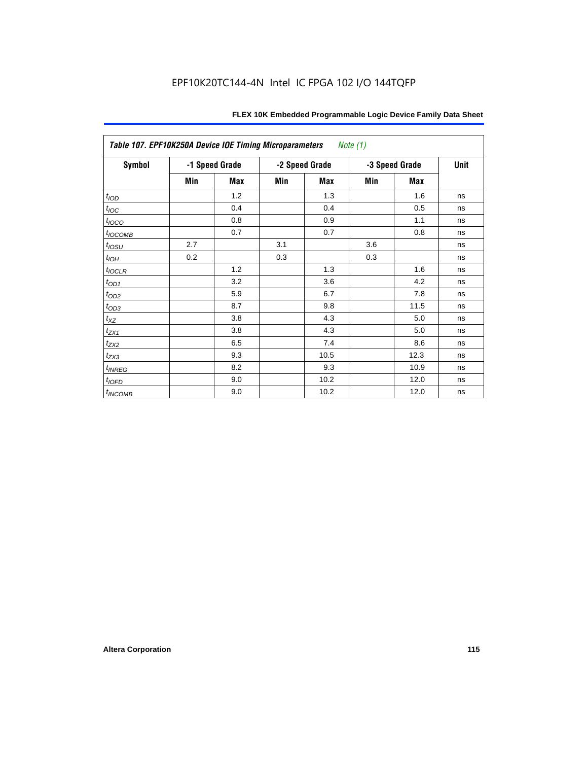EPF10K20TC144-4N Intel IC FPGA 102 I/O 144TQFP

| *Table 107. EPF10K250A Device IOE Timing Microparameters Note (1)* | | | | | | | |
|---|---|---|---|---|---|---|---|
| **Symbol** | **-1 Speed Grade** | | **-2 Speed Grade** | | **-3 Speed Grade** | | **Unit** |
| | **Min** | **Max** | **Min** | **Max** | **Min** | **Max** | |
| $t_{IOD}$ | | 1.2 | | 1.3 | | 1.6 | ns |
| $t_{IOC}$ | | 0.4 | | 0.4 | | 0.5 | ns |
| $t_{IOCO}$ | | 0.8 | | 0.9 | | 1.1 | ns |
| $t_{IOCOMB}$ | | 0.7 | | 0.7 | | 0.8 | ns |
| $t_{IOSU}$ | 2.7 | | 3.1 | | 3.6 | | ns |
| $t_{IOH}$ | 0.2 | | 0.3 | | 0.3 | | ns |
| $t_{IOCLR}$ | | 1.2 | | 1.3 | | 1.6 | ns |
| $t_{OD1}$ | | 3.2 | | 3.6 | | 4.2 | ns |
| $t_{OD2}$ | | 5.9 | | 6.7 | | 7.8 | ns |
| $t_{OD3}$ | | 8.7 | | 9.8 | | 11.5 | ns |
| $t_{XZ}$ | | 3.8 | | 4.3 | | 5.0 | ns |
| $t_{ZX1}$ | | 3.8 | | 4.3 | | 5.0 | ns |
| $t_{ZX2}$ | | 6.5 | | 7.4 | | 8.6 | ns |
| $t_{ZX3}$ | | 9.3 | | 10.5 | | 12.3 | ns |
| $t_{INREG}$ | | 8.2 | | 9.3 | | 10.9 | ns |
| $t_{IOFD}$ | | 9.0 | | 10.2 | | 12.0 | ns |
| $t_{INCOMB}$ | | 9.0 | | 10.2 | | 12.0 | ns |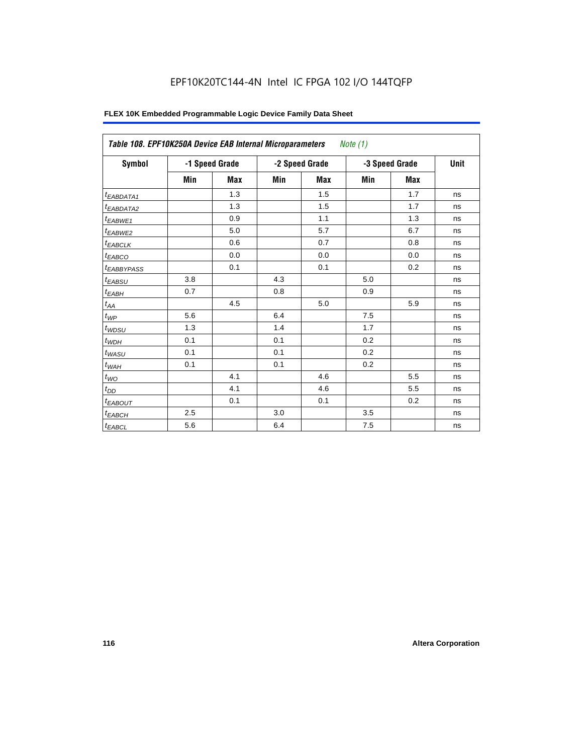EPF10K20TC144-4N Intel IC FPGA 102 I/O 144TQFP

**FLEX 10K Embedded Programmable Logic Device Family Data Sheet**

| *Table 108. EPF10K250A Device EAB Internal Microparameters* *Note (1)* | | | | | | | |
|---|---|---|---|---|---|---|---|
| **Symbol** | **-1 Speed Grade** | | **-2 Speed Grade** | | **-3 Speed Grade** | | **Unit** |
| | **Min** | **Max** | **Min** | **Max** | **Min** | **Max** | |
| $t_{EABDATA1}$ | | 1.3 | | 1.5 | | 1.7 | ns |
| $t_{EABDATA2}$ | | 1.3 | | 1.5 | | 1.7 | ns |
| $t_{EABWE1}$ | | 0.9 | | 1.1 | | 1.3 | ns |
| $t_{EABWE2}$ | | 5.0 | | 5.7 | | 6.7 | ns |
| $t_{EABCLK}$ | | 0.6 | | 0.7 | | 0.8 | ns |
| $t_{EABCO}$ | | 0.0 | | 0.0 | | 0.0 | ns |
| $t_{EABBYPASS}$ | | 0.1 | | 0.1 | | 0.2 | ns |
| $t_{EABSU}$ | 3.8 | | 4.3 | | 5.0 | | ns |
| $t_{EABH}$ | 0.7 | | 0.8 | | 0.9 | | ns |
| $t_{AA}$ | | 4.5 | | 5.0 | | 5.9 | ns |
| $t_{WP}$ | 5.6 | | 6.4 | | 7.5 | | ns |
| $t_{WDSU}$ | 1.3 | | 1.4 | | 1.7 | | ns |
| $t_{WDH}$ | 0.1 | | 0.1 | | 0.2 | | ns |
| $t_{WASU}$ | 0.1 | | 0.1 | | 0.2 | | ns |
| $t_{WAH}$ | 0.1 | | 0.1 | | 0.2 | | ns |
| $t_{WO}$ | | 4.1 | | 4.6 | | 5.5 | ns |
| $t_{DD}$ | | 4.1 | | 4.6 | | 5.5 | ns |
| $t_{EABOUT}$ | | 0.1 | | 0.1 | | 0.2 | ns |
| $t_{EABCH}$ | 2.5 | | 3.0 | | 3.5 | | ns |
| $t_{EABCL}$ | 5.6 | | 6.4 | | 7.5 | | ns |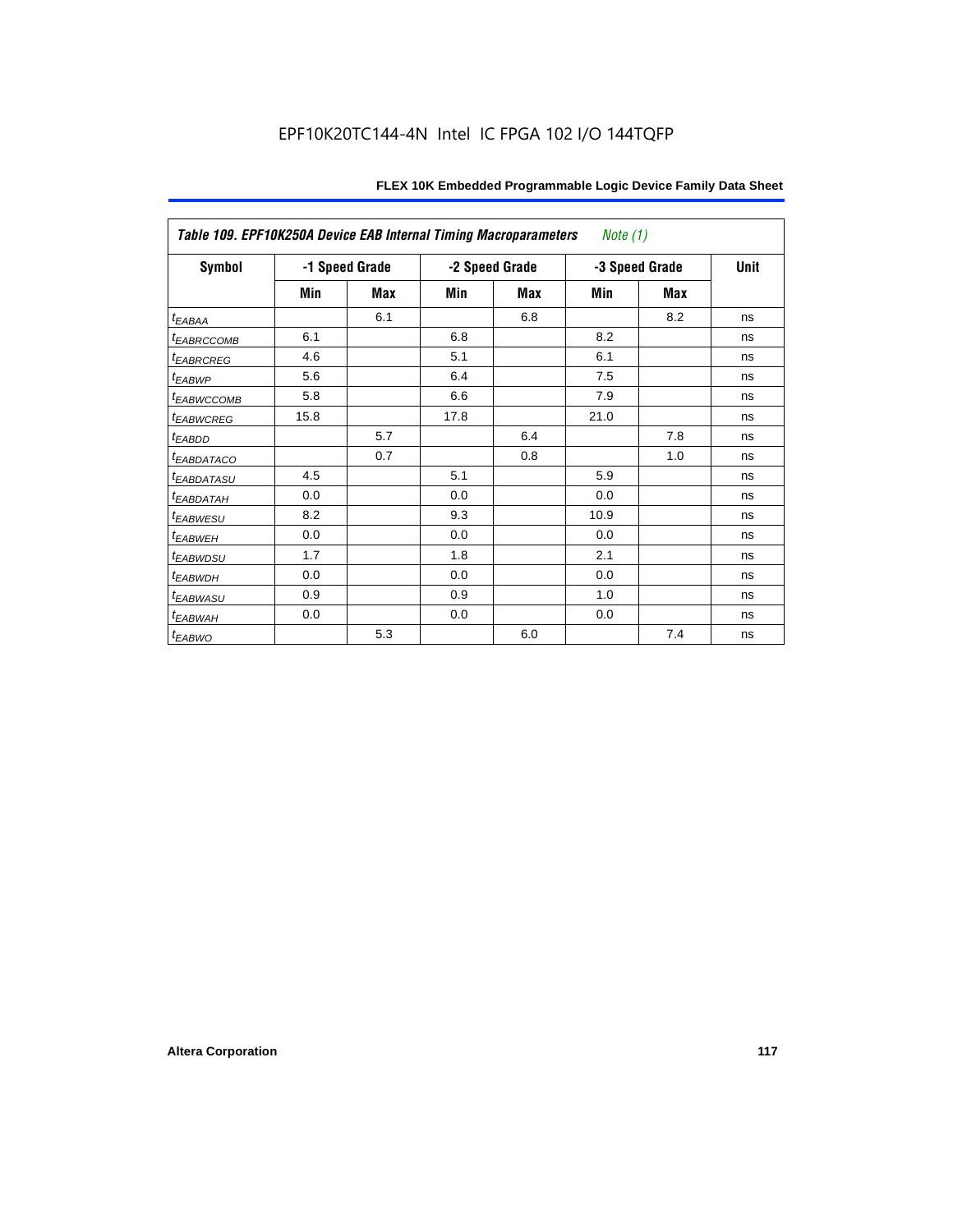| Table 109. EPF10K250A Device EAB Internal Timing Macroparameters *Note (1)* | | | | | | | |
|---|---|---|---|---|---|---|---|
| **Symbol** | **-1 Speed Grade** | | **-2 Speed Grade** | | **-3 Speed Grade** | | **Unit** |
| | **Min** | **Max** | **Min** | **Max** | **Min** | **Max** | |
| $t_{EABAA}$ | | 6.1 | | 6.8 | | 8.2 | ns |
| $t_{EABRCCOMB}$ | 6.1 | | 6.8 | | 8.2 | | ns |
| $t_{EABRCREG}$ | 4.6 | | 5.1 | | 6.1 | | ns |
| $t_{EABWP}$ | 5.6 | | 6.4 | | 7.5 | | ns |
| $t_{EABWCCOMB}$ | 5.8 | | 6.6 | | 7.9 | | ns |
| $t_{EABWCREG}$ | 15.8 | | 17.8 | | 21.0 | | ns |
| $t_{EABDD}$ | | 5.7 | | 6.4 | | 7.8 | ns |
| $t_{EABDATACO}$ | | 0.7 | | 0.8 | | 1.0 | ns |
| $t_{EABDATASU}$ | 4.5 | | 5.1 | | 5.9 | | ns |
| $t_{EABDATAH}$ | 0.0 | | 0.0 | | 0.0 | | ns |
| $t_{EABWESU}$ | 8.2 | | 9.3 | | 10.9 | | ns |
| $t_{EABWEH}$ | 0.0 | | 0.0 | | 0.0 | | ns |
| $t_{EABWDSU}$ | 1.7 | | 1.8 | | 2.1 | | ns |
| $t_{EABWDH}$ | 0.0 | | 0.0 | | 0.0 | | ns |
| $t_{EABWASU}$ | 0.9 | | 0.9 | | 1.0 | | ns |
| $t_{EABWAH}$ | 0.0 | | 0.0 | | 0.0 | | ns |
| $t_{EABWO}$ | | 5.3 | | 6.0 | | 7.4 | ns |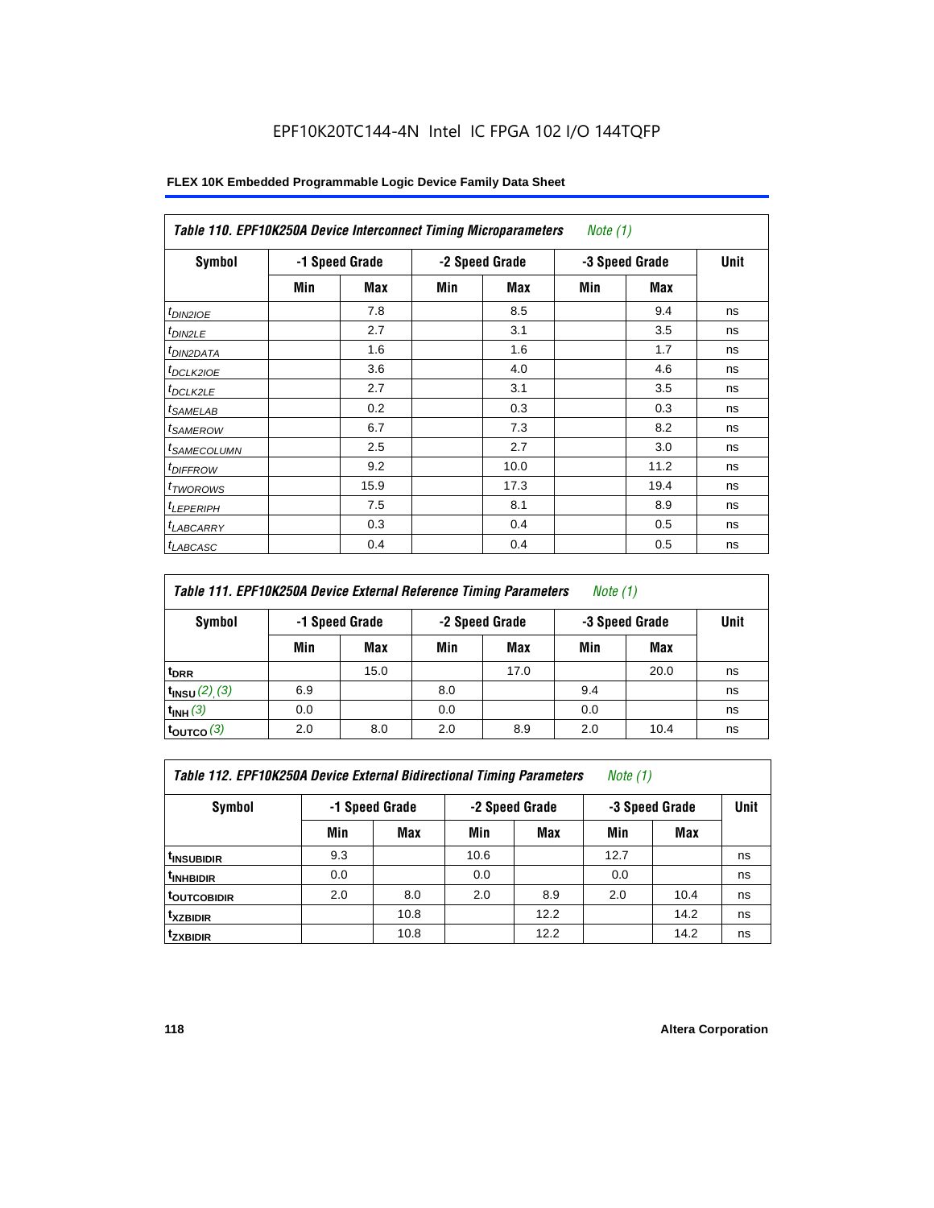EPF10K20TC144-4N Intel IC FPGA 102 I/O 144TQFP

**FLEX 10K Embedded Programmable Logic Device Family Data Sheet**

| *Table 110. EPF10K250A Device Interconnect Timing Microparameters* *Note (1)* | | | | | | | |
|---|---|---|---|---|---|---|---|
| **Symbol** | **-1 Speed Grade** | | **-2 Speed Grade** | | **-3 Speed Grade** | | **Unit** |
| | **Min** | **Max** | **Min** | **Max** | **Min** | **Max** | |
| $t_{DIN2IOE}$ | | 7.8 | | 8.5 | | 9.4 | ns |
| $t_{DIN2LE}$ | | 2.7 | | 3.1 | | 3.5 | ns |
| $t_{DIN2DATA}$ | | 1.6 | | 1.6 | | 1.7 | ns |
| $t_{DCLK2IOE}$ | | 3.6 | | 4.0 | | 4.6 | ns |
| $t_{DCLK2LE}$ | | 2.7 | | 3.1 | | 3.5 | ns |
| $t_{SAMELAB}$ | | 0.2 | | 0.3 | | 0.3 | ns |
| $t_{SAMEROW}$ | | 6.7 | | 7.3 | | 8.2 | ns |
| $t_{SAMECOLUMN}$ | | 2.5 | | 2.7 | | 3.0 | ns |
| $t_{DIFFROW}$ | | 9.2 | | 10.0 | | 11.2 | ns |
| $t_{TWOROWS}$ | | 15.9 | | 17.3 | | 19.4 | ns |
| $t_{LEPERIPH}$ | | 7.5 | | 8.1 | | 8.9 | ns |
| $t_{LABCARRY}$ | | 0.3 | | 0.4 | | 0.5 | ns |
| $t_{LABCASC}$ | | 0.4 | | 0.4 | | 0.5 | ns |

| *Table 111. EPF10K250A Device External Reference Timing Parameters* *Note (1)* | | | | | | | |
|---|---|---|---|---|---|---|---|
| **Symbol** | **-1 Speed Grade** | | **-2 Speed Grade** | | **-3 Speed Grade** | | **Unit** |
| | **Min** | **Max** | **Min** | **Max** | **Min** | **Max** | |
| $t_{DRR}$ | | 15.0 | | 17.0 | | 20.0 | ns |
| $t_{INSU}$ *(2), (3)* | 6.9 | | 8.0 | | 9.4 | | ns |
| $t_{INH}$ *(3)* | 0.0 | | 0.0 | | 0.0 | | ns |
| $t_{OUTCO}$ *(3)* | 2.0 | 8.0 | 2.0 | 8.9 | 2.0 | 10.4 | ns |

| *Table 112. EPF10K250A Device External Bidirectional Timing Parameters* *Note (1)* | | | | | | | |
|---|---|---|---|---|---|---|---|
| **Symbol** | **-1 Speed Grade** | | **-2 Speed Grade** | | **-3 Speed Grade** | | **Unit** |
| | **Min** | **Max** | **Min** | **Max** | **Min** | **Max** | |
| $t_{INSUBIDIR}$ | 9.3 | | 10.6 | | 12.7 | | ns |
| $t_{INHBIDIR}$ | 0.0 | | 0.0 | | 0.0 | | ns |
| $t_{OUTCOBIDIR}$ | 2.0 | 8.0 | 2.0 | 8.9 | 2.0 | 10.4 | ns |
| $t_{XZBIDIR}$ | | 10.8 | | 12.2 | | 14.2 | ns |
| $t_{ZXBIDIR}$ | | 10.8 | | 12.2 | | 14.2 | ns |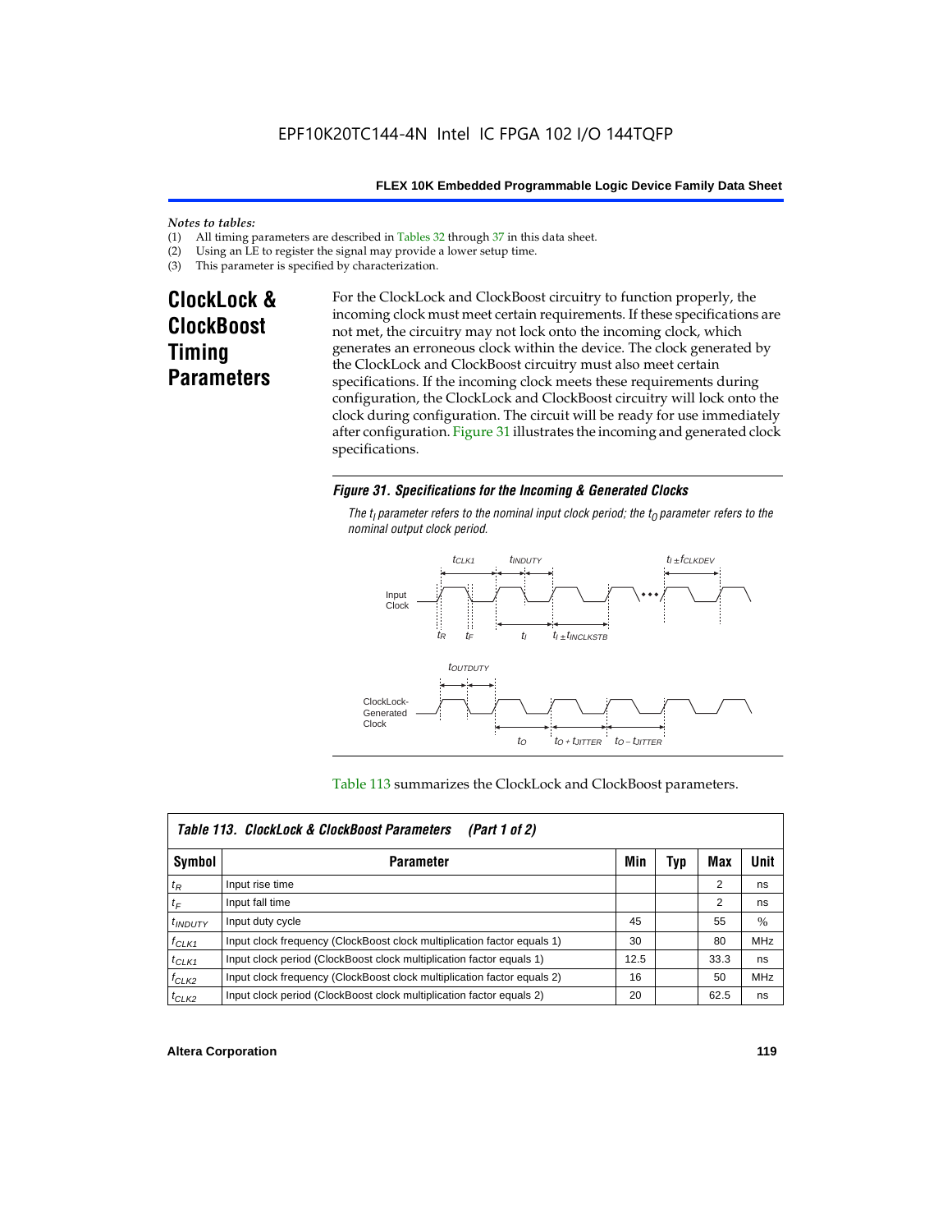*Notes to tables:*

(1) All timing parameters are described in Tables 32 through 37 in this data sheet.
(2) Using an LE to register the signal may provide a lower setup time.
(3) This parameter is specified by characterization.

## ClockLock & ClockBoost Timing Parameters

For the ClockLock and ClockBoost circuitry to function properly, the incoming clock must meet certain requirements. If these specifications are not met, the circuitry may not lock onto the incoming clock, which generates an erroneous clock within the device. The clock generated by the ClockLock and ClockBoost circuitry must also meet certain specifications. If the incoming clock meets these requirements during configuration, the ClockLock and ClockBoost circuitry will lock onto the clock during configuration. The circuit will be ready for use immediately after configuration. Figure 31 illustrates the incoming and generated clock specifications.

*Figure 31. Specifications for the Incoming & Generated Clocks*

*The $t_I$ parameter refers to the nominal input clock period; the $t_O$ parameter refers to the nominal output clock period.*

Table 113 summarizes the ClockLock and ClockBoost parameters.

| *Table 113. ClockLock & ClockBoost Parameters (Part 1 of 2)* | | | | | |
|---|---|---|---|---|---|
| **Symbol** | **Parameter** | **Min** | **Typ** | **Max** | **Unit** |
| $t_R$ | Input rise time | | | 2 | ns |
| $t_F$ | Input fall time | | | 2 | ns |
| $t_{INDUTY}$ | Input duty cycle | 45 | | 55 | % |
| $f_{CLK1}$ | Input clock frequency (ClockBoost clock multiplication factor equals 1) | 30 | | 80 | MHz |
| $t_{CLK1}$ | Input clock period (ClockBoost clock multiplication factor equals 1) | 12.5 | | 33.3 | ns |
| $f_{CLK2}$ | Input clock frequency (ClockBoost clock multiplication factor equals 2) | 16 | | 50 | MHz |
| $t_{CLK2}$ | Input clock period (ClockBoost clock multiplication factor equals 2) | 20 | | 62.5 | ns |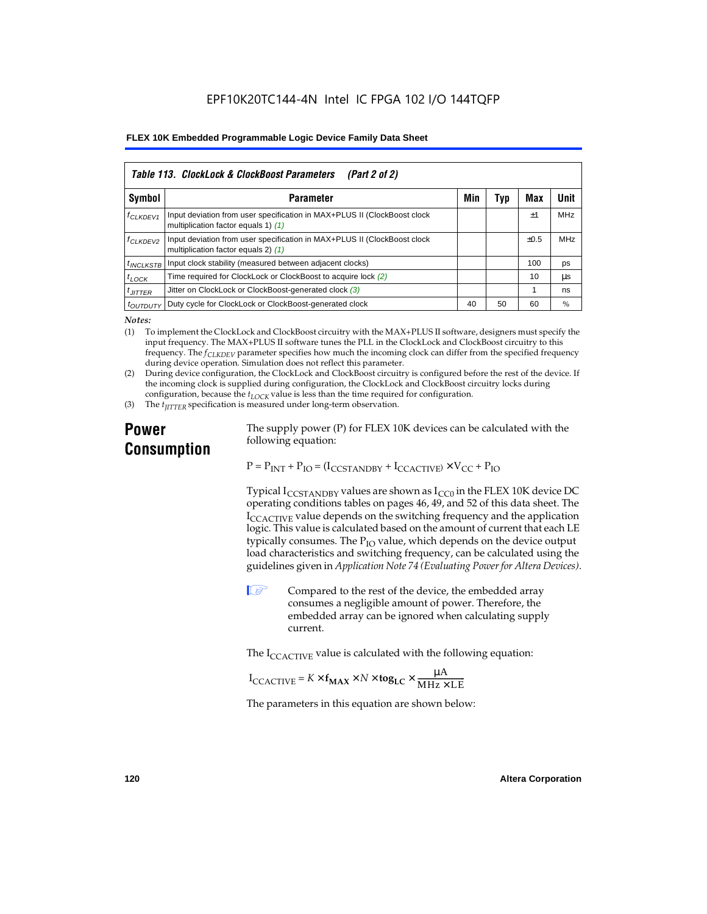| *Table 113. ClockLock & ClockBoost Parameters (Part 2 of 2)* | | | | | |
|---|---|---|---|---|---|
| Symbol | Parameter | Min | Typ | Max | Unit |
| $f_{CLKDEV1}$ | Input deviation from user specification in MAX+PLUS II (ClockBoost clock multiplication factor equals 1) *(1)* | | | ±1 | MHz |
| $f_{CLKDEV2}$ | Input deviation from user specification in MAX+PLUS II (ClockBoost clock multiplication factor equals 2) *(1)* | | | ±0.5 | MHz |
| $t_{INCLKSTB}$ | Input clock stability (measured between adjacent clocks) | | | 100 | ps |
| $t_{LOCK}$ | Time required for ClockLock or ClockBoost to acquire lock *(2)* | | | 10 | µs |
| $t_{JITTER}$ | Jitter on ClockLock or ClockBoost-generated clock *(3)* | | | 1 | ns |
| $t_{OUTDUTY}$ | Duty cycle for ClockLock or ClockBoost-generated clock | 40 | 50 | 60 | % |

*Notes:*

(1) To implement the ClockLock and ClockBoost circuitry with the MAX+PLUS II software, designers must specify the input frequency. The MAX+PLUS II software tunes the PLL in the ClockLock and ClockBoost circuitry to this frequency. The $f_{CLKDEV}$ parameter specifies how much the incoming clock can differ from the specified frequency during device operation. Simulation does not reflect this parameter.

(2) During device configuration, the ClockLock and ClockBoost circuitry is configured before the rest of the device. If the incoming clock is supplied during configuration, the ClockLock and ClockBoost circuitry locks during configuration, because the $t_{LOCK}$ value is less than the time required for configuration.

(3) The $t_{JITTER}$ specification is measured under long-term observation.

## Power Consumption

The supply power (P) for FLEX 10K devices can be calculated with the following equation:

$$P = P_{INT} + P_{IO} = (I_{CCSTANDBY} + I_{CCACTIVE}) \times V_{CC} + P_{IO}$$

Typical $I_{CCSTANDBY}$ values are shown as $I_{CC0}$ in the FLEX 10K device DC operating conditions tables on pages 46, 49, and 52 of this data sheet. The $I_{CCACTIVE}$ value depends on the switching frequency and the application logic. This value is calculated based on the amount of current that each LE typically consumes. The $P_{IO}$ value, which depends on the device output load characteristics and switching frequency, can be calculated using the guidelines given in *Application Note 74 (Evaluating Power for Altera Devices)*.

Compared to the rest of the device, the embedded array consumes a negligible amount of power. Therefore, the embedded array can be ignored when calculating supply current.

The $I_{CCACTIVE}$ value is calculated with the following equation:

$$I_{CCACTIVE} = K \times \mathbf{f_{MAX}} \times N \times \mathbf{tog_{LC}} \times \frac{\mu A}{MHz \times LE}$$

The parameters in this equation are shown below: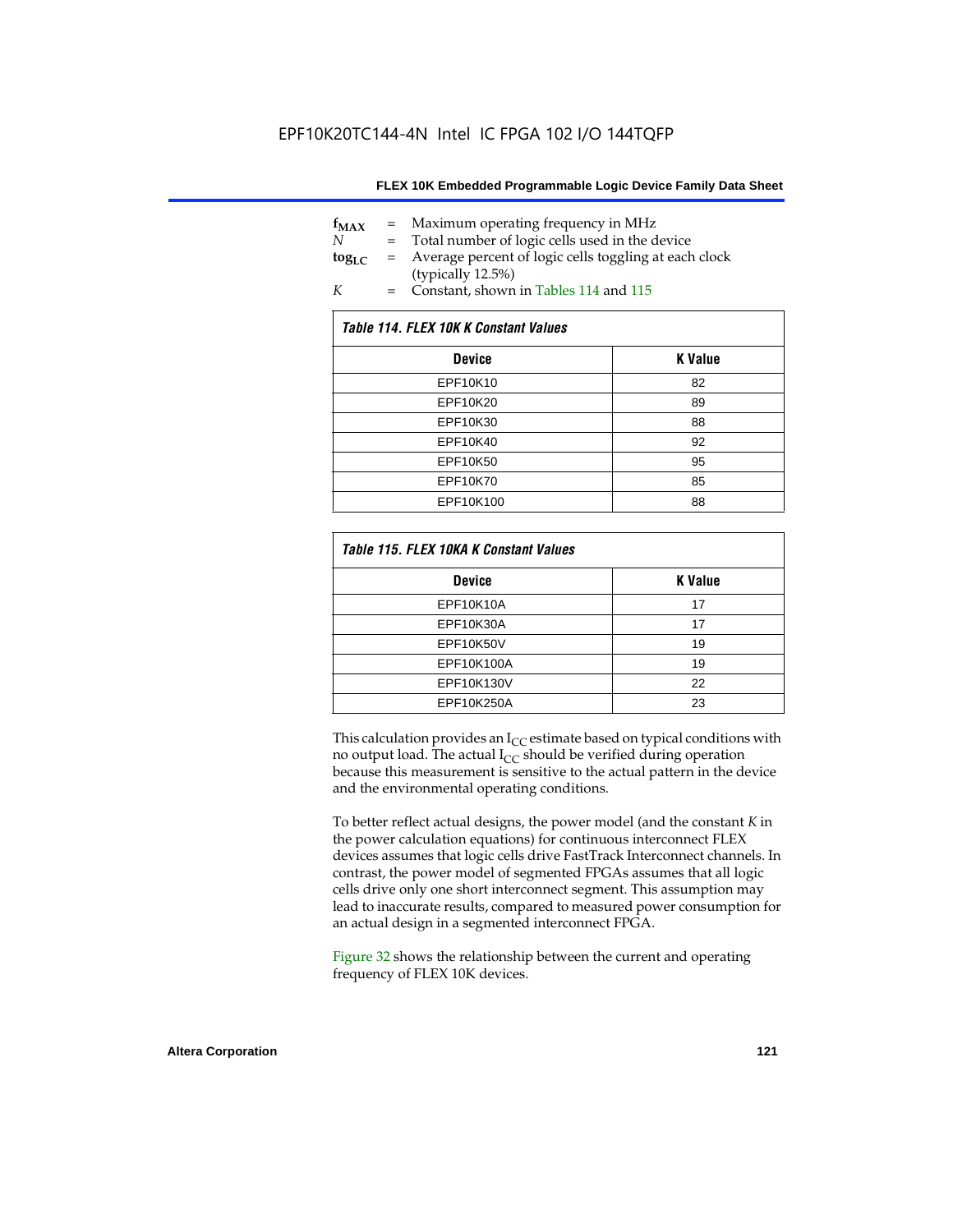$f_{MAX}$ = Maximum operating frequency in MHz
$N$ = Total number of logic cells used in the device
$tog_{LC}$ = Average percent of logic cells toggling at each clock (typically 12.5%)
$K$ = Constant, shown in Tables 114 and 115

*Table 114. FLEX 10K K Constant Values*

| Device | K Value |
|---|---|
| EPF10K10 | 82 |
| EPF10K20 | 89 |
| EPF10K30 | 88 |
| EPF10K40 | 92 |
| EPF10K50 | 95 |
| EPF10K70 | 85 |
| EPF10K100 | 88 |

*Table 115. FLEX 10KA K Constant Values*

| Device | K Value |
|---|---|
| EPF10K10A | 17 |
| EPF10K30A | 17 |
| EPF10K50V | 19 |
| EPF10K100A | 19 |
| EPF10K130V | 22 |
| EPF10K250A | 23 |

This calculation provides an $I_{CC}$ estimate based on typical conditions with no output load. The actual $I_{CC}$ should be verified during operation because this measurement is sensitive to the actual pattern in the device and the environmental operating conditions.

To better reflect actual designs, the power model (and the constant *K* in the power calculation equations) for continuous interconnect FLEX devices assumes that logic cells drive FastTrack Interconnect channels. In contrast, the power model of segmented FPGAs assumes that all logic cells drive only one short interconnect segment. This assumption may lead to inaccurate results, compared to measured power consumption for an actual design in a segmented interconnect FPGA.

Figure 32 shows the relationship between the current and operating frequency of FLEX 10K devices.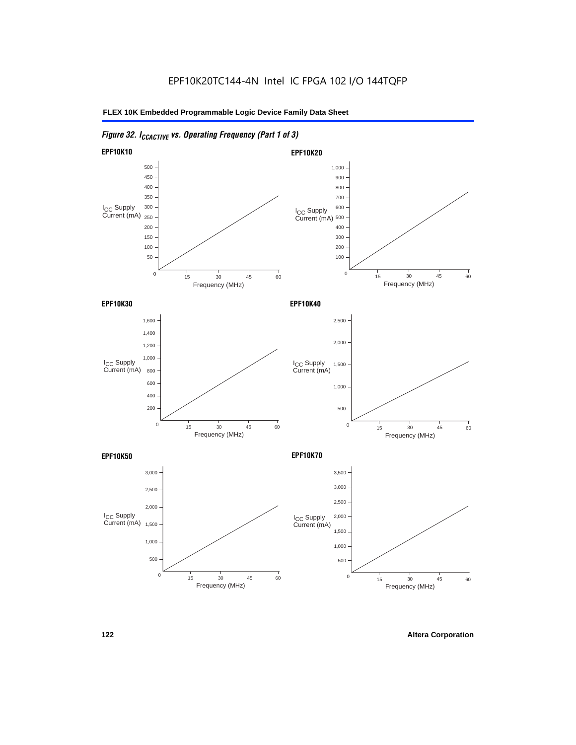EPF10K20TC144-4N Intel IC FPGA 102 I/O 144TQFP

*Figure 32. $I_{CCACTIVE}$ vs. Operating Frequency (Part 1 of 3)*

**EPF10K10**

$I_{CC}$ Supply Current (mA)

500, 450, 400, 350, 300, 250, 200, 150, 100, 50, 0

Frequency (MHz): 15, 30, 45, 60

**EPF10K20**

$I_{CC}$ Supply Current (mA)

1,000, 900, 800, 700, 600, 500, 400, 300, 200, 100, 0

Frequency (MHz): 15, 30, 45, 60

**EPF10K30**

$I_{CC}$ Supply Current (mA)

1,600, 1,400, 1,200, 1,000, 800, 600, 400, 200, 0

Frequency (MHz): 15, 30, 45, 60

**EPF10K40**

$I_{CC}$ Supply Current (mA)

2,500, 2,000, 1,500, 1,000, 500, 0

Frequency (MHz): 15, 30, 45, 60

**EPF10K50**

$I_{CC}$ Supply Current (mA)

3,000, 2,500, 2,000, 1,500, 1,000, 500, 0

Frequency (MHz): 15, 30, 45, 60

**EPF10K70**

$I_{CC}$ Supply Current (mA)

3,500, 3,000, 2,500, 2,000, 1,500, 1,000, 500, 0

Frequency (MHz): 15, 30, 45, 60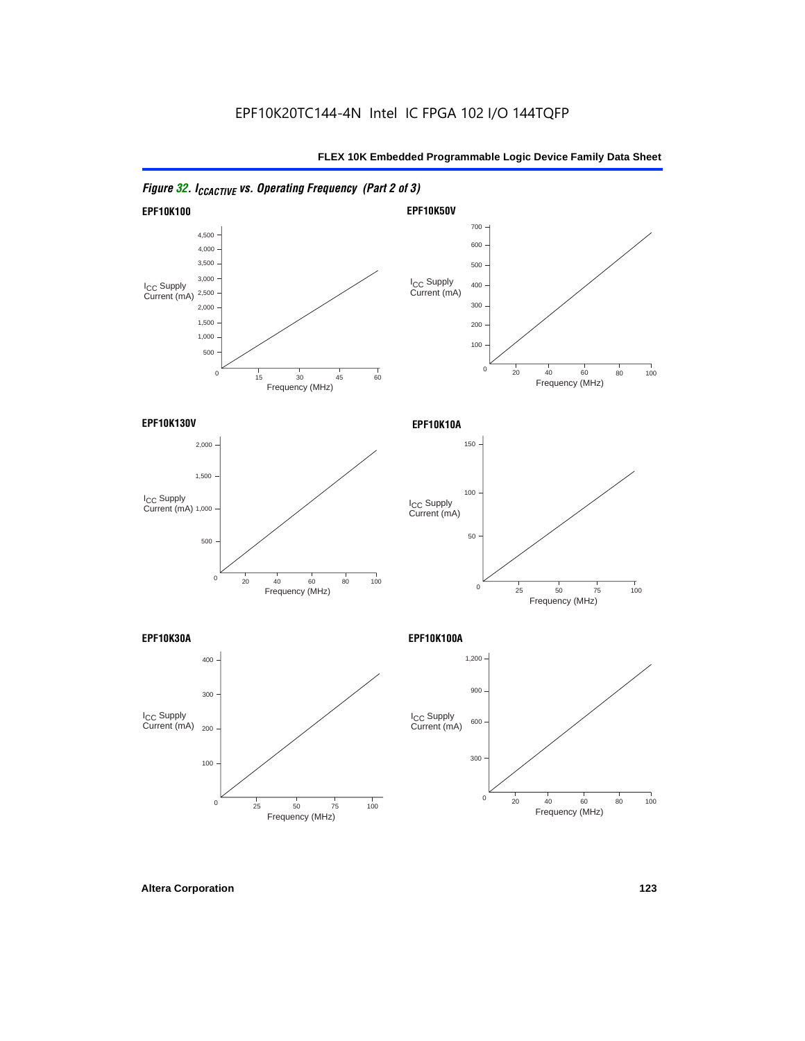*Figure 32. $I_{CCACTIVE}$ vs. Operating Frequency (Part 2 of 3)*

**EPF10K100**

$I_{CC}$ Supply Current (mA)

4,500, 4,000, 3,500, 3,000, 2,500, 2,000, 1,500, 1,000, 500

0, 15, 30, 45, 60

Frequency (MHz)

**EPF10K50V**

$I_{CC}$ Supply Current (mA)

700, 600, 500, 400, 300, 200, 100, 0

20, 40, 60, 80, 100

Frequency (MHz)

**EPF10K130V**

$I_{CC}$ Supply Current (mA)

2,000, 1,500, 1,000, 500, 0

20, 40, 60, 80, 100

Frequency (MHz)

**EPF10K10A**

$I_{CC}$ Supply Current (mA)

150, 100, 50, 0

25, 50, 75, 100

Frequency (MHz)

**EPF10K30A**

$I_{CC}$ Supply Current (mA)

400, 300, 200, 100, 0

25, 50, 75, 100

Frequency (MHz)

**EPF10K100A**

$I_{CC}$ Supply Current (mA)

1,200, 900, 600, 300, 0

20, 40, 60, 80, 100

Frequency (MHz)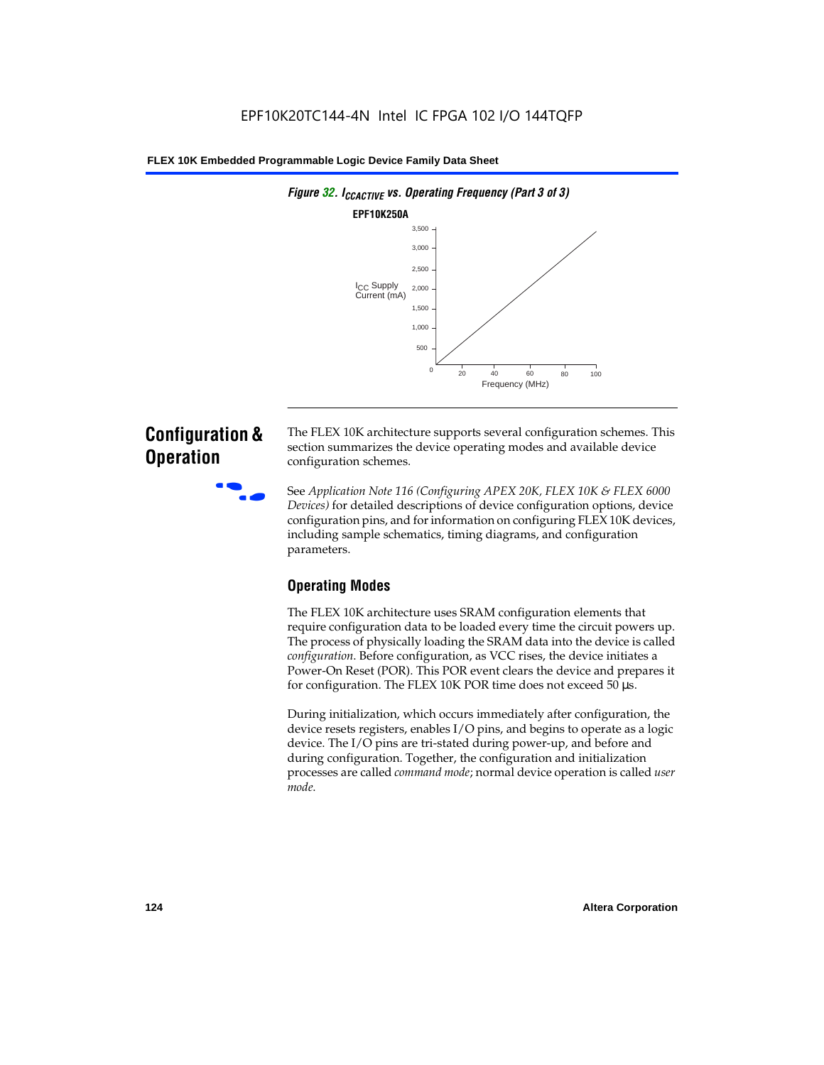*Figure 32. $I_{CCACTIVE}$ vs. Operating Frequency (Part 3 of 3)*

**EPF10K250A**

## Configuration & Operation

The FLEX 10K architecture supports several configuration schemes. This section summarizes the device operating modes and available device configuration schemes.

See *Application Note 116 (Configuring APEX 20K, FLEX 10K & FLEX 6000 Devices)* for detailed descriptions of device configuration options, device configuration pins, and for information on configuring FLEX 10K devices, including sample schematics, timing diagrams, and configuration parameters.

### Operating Modes

The FLEX 10K architecture uses SRAM configuration elements that require configuration data to be loaded every time the circuit powers up. The process of physically loading the SRAM data into the device is called *configuration*. Before configuration, as VCC rises, the device initiates a Power-On Reset (POR). This POR event clears the device and prepares it for configuration. The FLEX 10K POR time does not exceed 50 µs.

During initialization, which occurs immediately after configuration, the device resets registers, enables I/O pins, and begins to operate as a logic device. The I/O pins are tri-stated during power-up, and before and during configuration. Together, the configuration and initialization processes are called *command mode*; normal device operation is called *user mode*.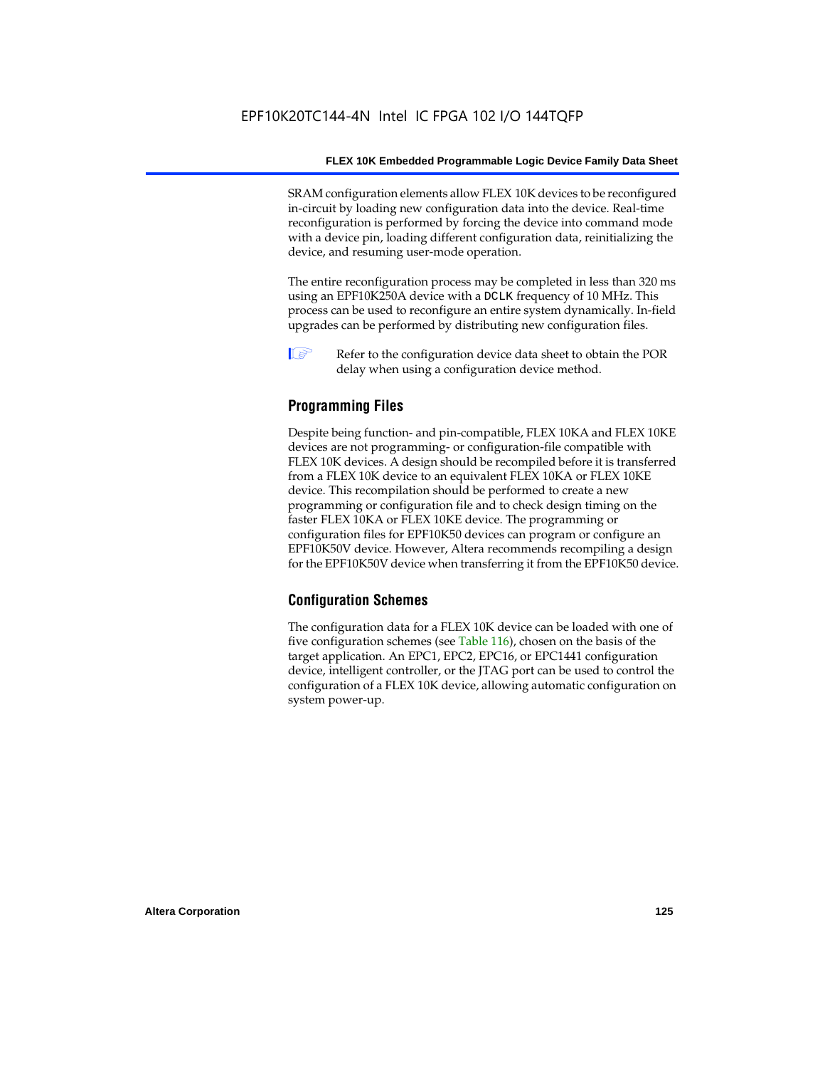SRAM configuration elements allow FLEX 10K devices to be reconfigured in-circuit by loading new configuration data into the device. Real-time reconfiguration is performed by forcing the device into command mode with a device pin, loading different configuration data, reinitializing the device, and resuming user-mode operation.

The entire reconfiguration process may be completed in less than 320 ms using an EPF10K250A device with a DCLK frequency of 10 MHz. This process can be used to reconfigure an entire system dynamically. In-field upgrades can be performed by distributing new configuration files.

Refer to the configuration device data sheet to obtain the POR delay when using a configuration device method.

### Programming Files

Despite being function- and pin-compatible, FLEX 10KA and FLEX 10KE devices are not programming- or configuration-file compatible with FLEX 10K devices. A design should be recompiled before it is transferred from a FLEX 10K device to an equivalent FLEX 10KA or FLEX 10KE device. This recompilation should be performed to create a new programming or configuration file and to check design timing on the faster FLEX 10KA or FLEX 10KE device. The programming or configuration files for EPF10K50 devices can program or configure an EPF10K50V device. However, Altera recommends recompiling a design for the EPF10K50V device when transferring it from the EPF10K50 device.

### Configuration Schemes

The configuration data for a FLEX 10K device can be loaded with one of five configuration schemes (see Table 116), chosen on the basis of the target application. An EPC1, EPC2, EPC16, or EPC1441 configuration device, intelligent controller, or the JTAG port can be used to control the configuration of a FLEX 10K device, allowing automatic configuration on system power-up.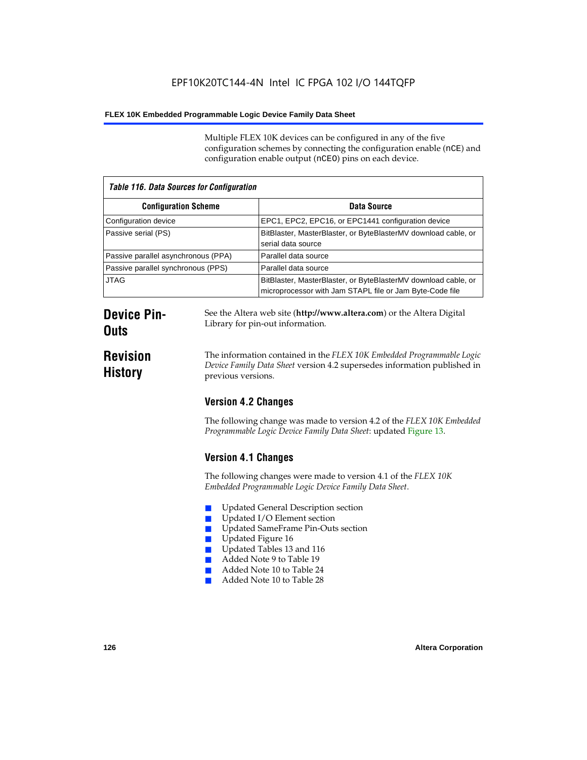Multiple FLEX 10K devices can be configured in any of the five configuration schemes by connecting the configuration enable (nCE) and configuration enable output (nCEO) pins on each device.

*Table 116. Data Sources for Configuration*

| Configuration Scheme | Data Source |
|---|---|
| Configuration device | EPC1, EPC2, EPC16, or EPC1441 configuration device |
| Passive serial (PS) | BitBlaster, MasterBlaster, or ByteBlasterMV download cable, or serial data source |
| Passive parallel asynchronous (PPA) | Parallel data source |
| Passive parallel synchronous (PPS) | Parallel data source |
| JTAG | BitBlaster, MasterBlaster, or ByteBlasterMV download cable, or microprocessor with Jam STAPL file or Jam Byte-Code file |

## Device Pin-Outs

See the Altera web site (**http://www.altera.com**) or the Altera Digital Library for pin-out information.

## Revision History

The information contained in the *FLEX 10K Embedded Programmable Logic Device Family Data Sheet* version 4.2 supersedes information published in previous versions.

### Version 4.2 Changes

The following change was made to version 4.2 of the *FLEX 10K Embedded Programmable Logic Device Family Data Sheet*: updated Figure 13.

### Version 4.1 Changes

The following changes were made to version 4.1 of the *FLEX 10K Embedded Programmable Logic Device Family Data Sheet*.

- Updated General Description section
- Updated I/O Element section
- Updated SameFrame Pin-Outs section
- Updated Figure 16
- Updated Tables 13 and 116
- Added Note 9 to Table 19
- Added Note 10 to Table 24
- Added Note 10 to Table 28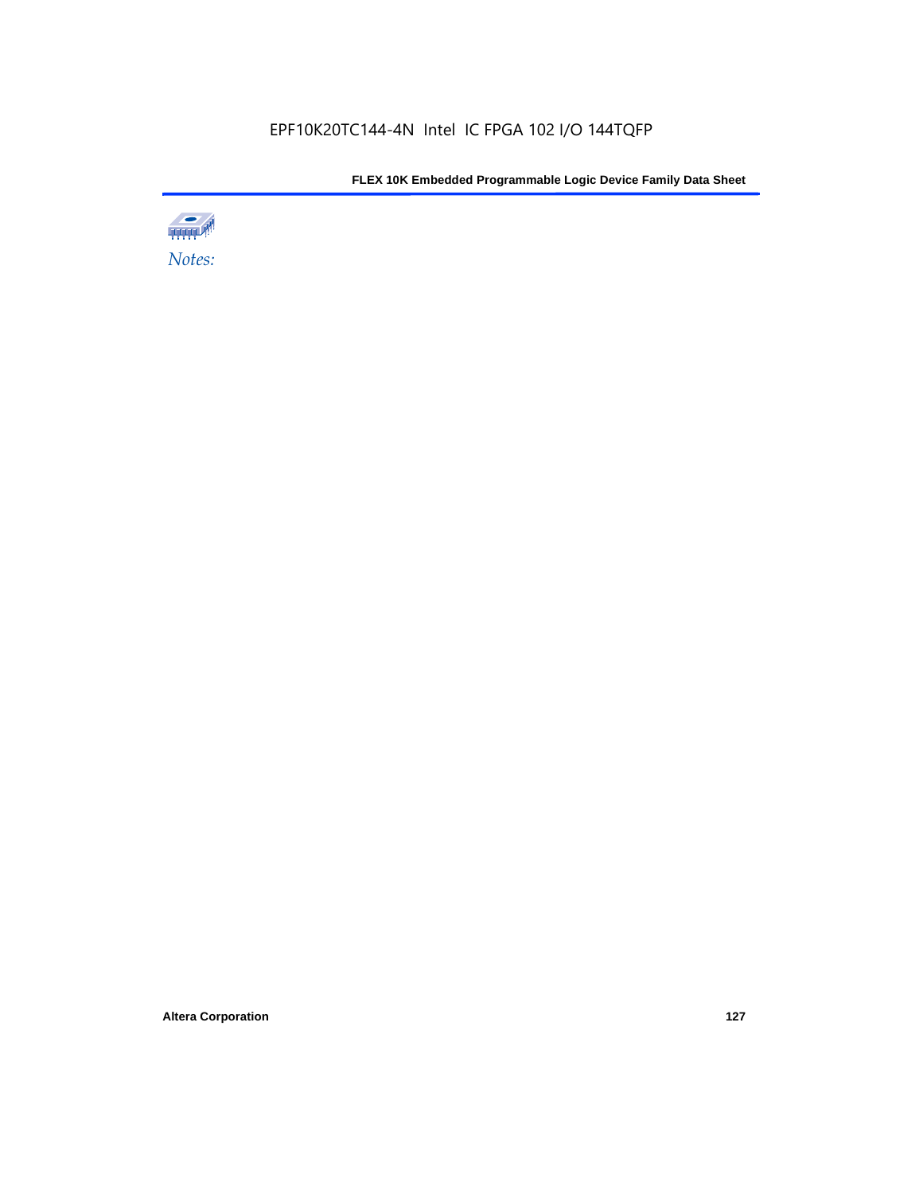*Notes:*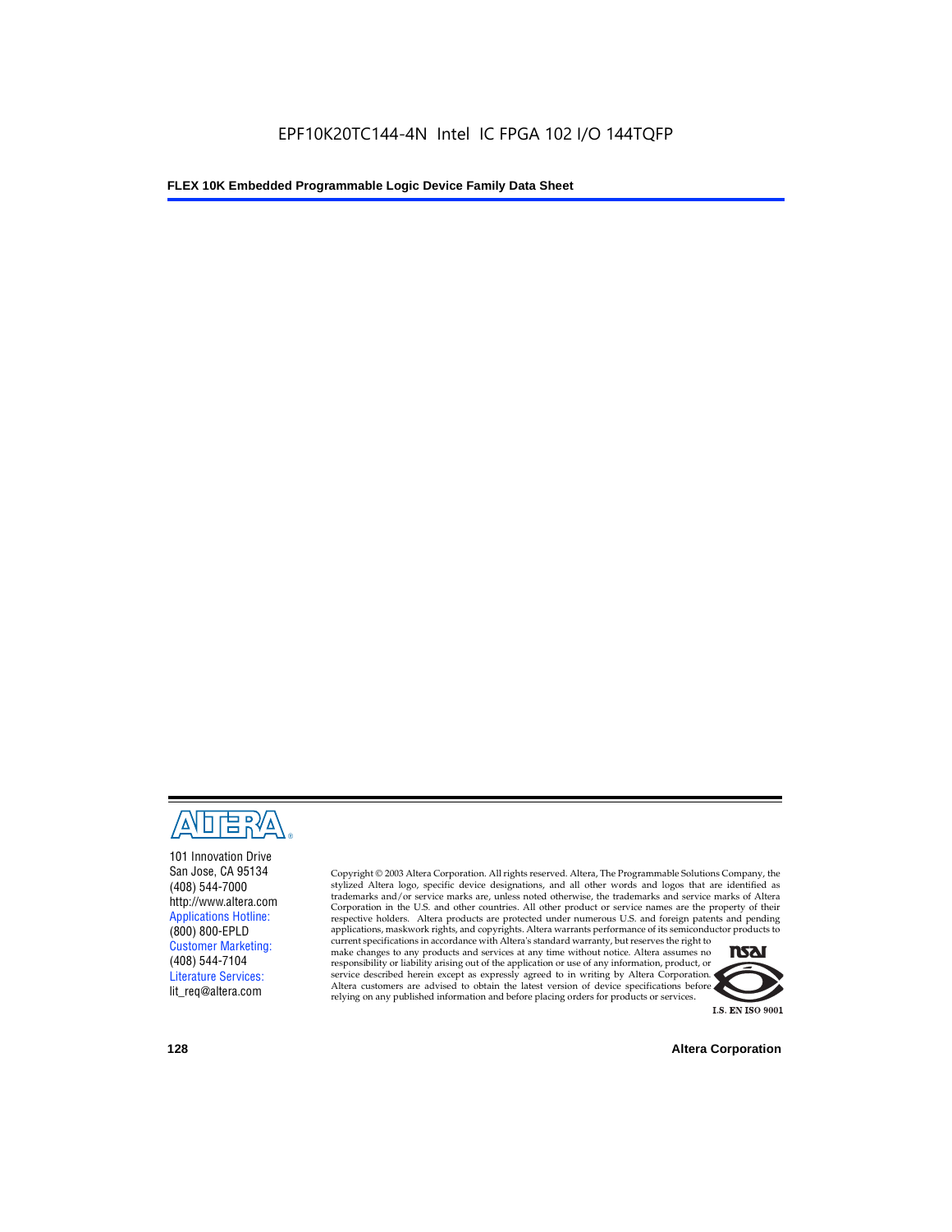EPF10K20TC144-4N Intel IC FPGA 102 I/O 144TQFP

101 Innovation Drive
San Jose, CA 95134
(408) 544-7000
http://www.altera.com
Applications Hotline:
(800) 800-EPLD
Customer Marketing:
(408) 544-7104
Literature Services:
lit_req@altera.com

Copyright © 2003 Altera Corporation. All rights reserved. Altera, The Programmable Solutions Company, the stylized Altera logo, specific device designations, and all other words and logos that are identified as trademarks and/or service marks are, unless noted otherwise, the trademarks and service marks of Altera Corporation in the U.S. and other countries. All other product or service names are the property of their respective holders. Altera products are protected under numerous U.S. and foreign patents and pending applications, maskwork rights, and copyrights. Altera warrants performance of its semiconductor products to current specifications in accordance with Altera's standard warranty, but reserves the right to make changes to any products and services at any time without notice. Altera assumes no responsibility or liability arising out of the application or use of any information, product, or service described herein except as expressly agreed to in writing by Altera Corporation. Altera customers are advised to obtain the latest version of device specifications before relying on any published information and before placing orders for products or services.

I.S. EN ISO 9001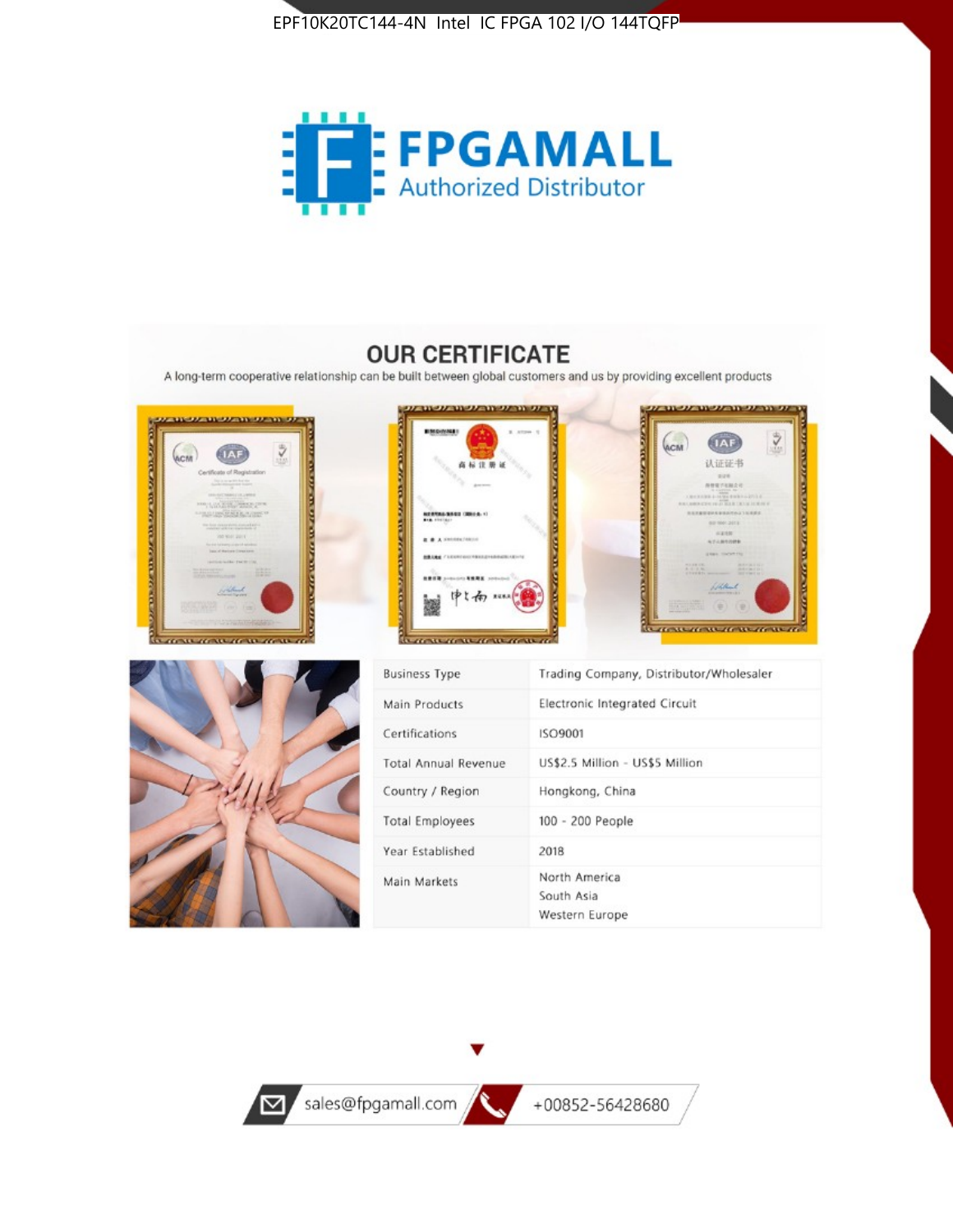FPGAMALL
Authorized Distributor

## OUR CERTIFICATE

A long-term cooperative relationship can be built between global customers and us by providing excellent products

| | |
|---|---|
| Business Type | Trading Company, Distributor/Wholesaler |
| Main Products | Electronic Integrated Circuit |
| Certifications | ISO9001 |
| Total Annual Revenue | US$2.5 Million - US$5 Million |
| Country / Region | Hongkong, China |
| Total Employees | 100 - 200 People |
| Year Established | 2018 |
| Main Markets | North America<br>South Asia<br>Western Europe |

sales@fpgamall.com

+00852-56428680